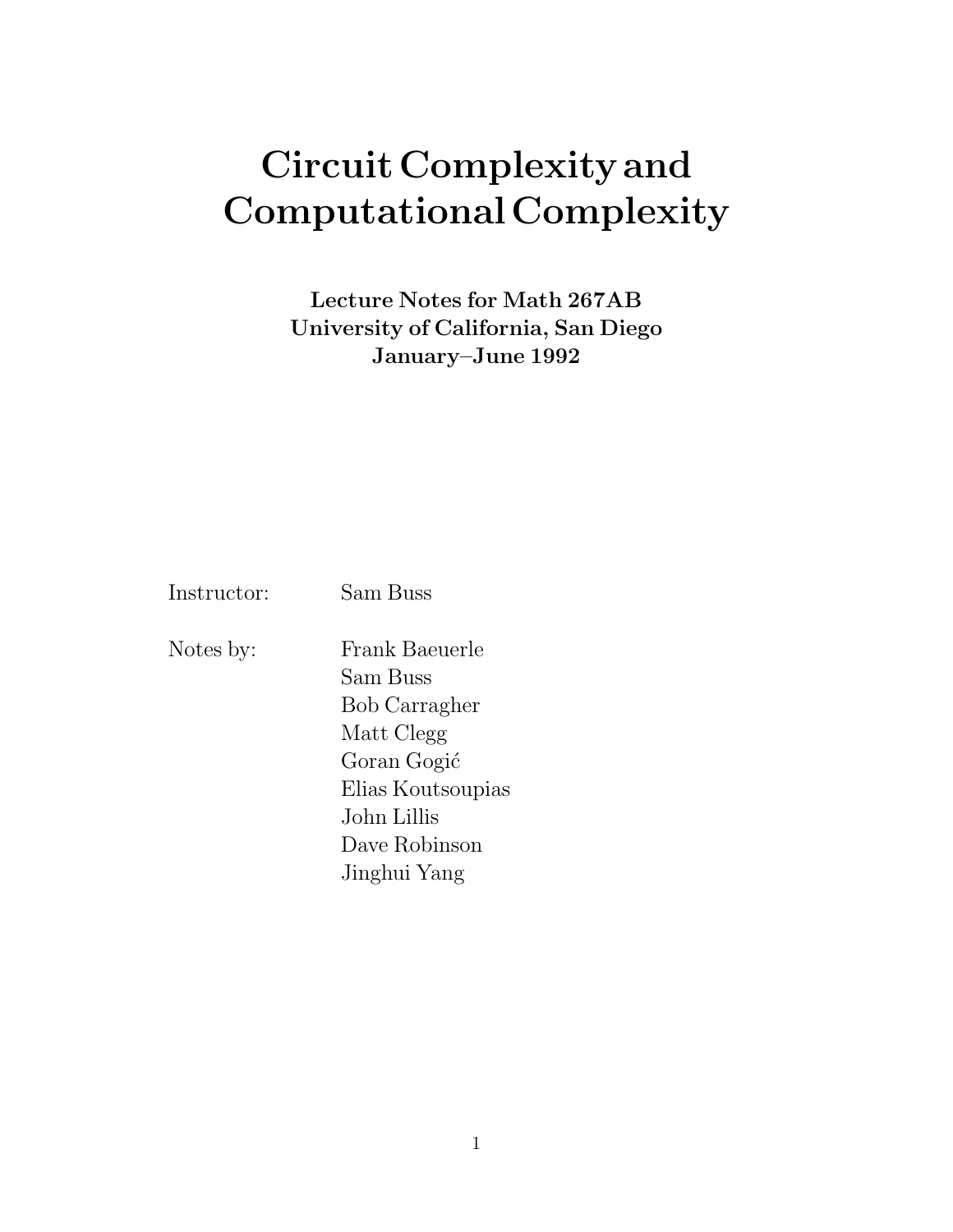# Circuit Complexity and Computational Complexity

**Lecture Notes for Math 267AB**
**University of California, San Diego**
**January–June 1992**

Instructor: Sam Buss

Notes by:
Frank Baeuerle
Sam Buss
Bob Carragher
Matt Clegg
Goran Gogić
Elias Koutsoupias
John Lillis
Dave Robinson
Jinghui Yang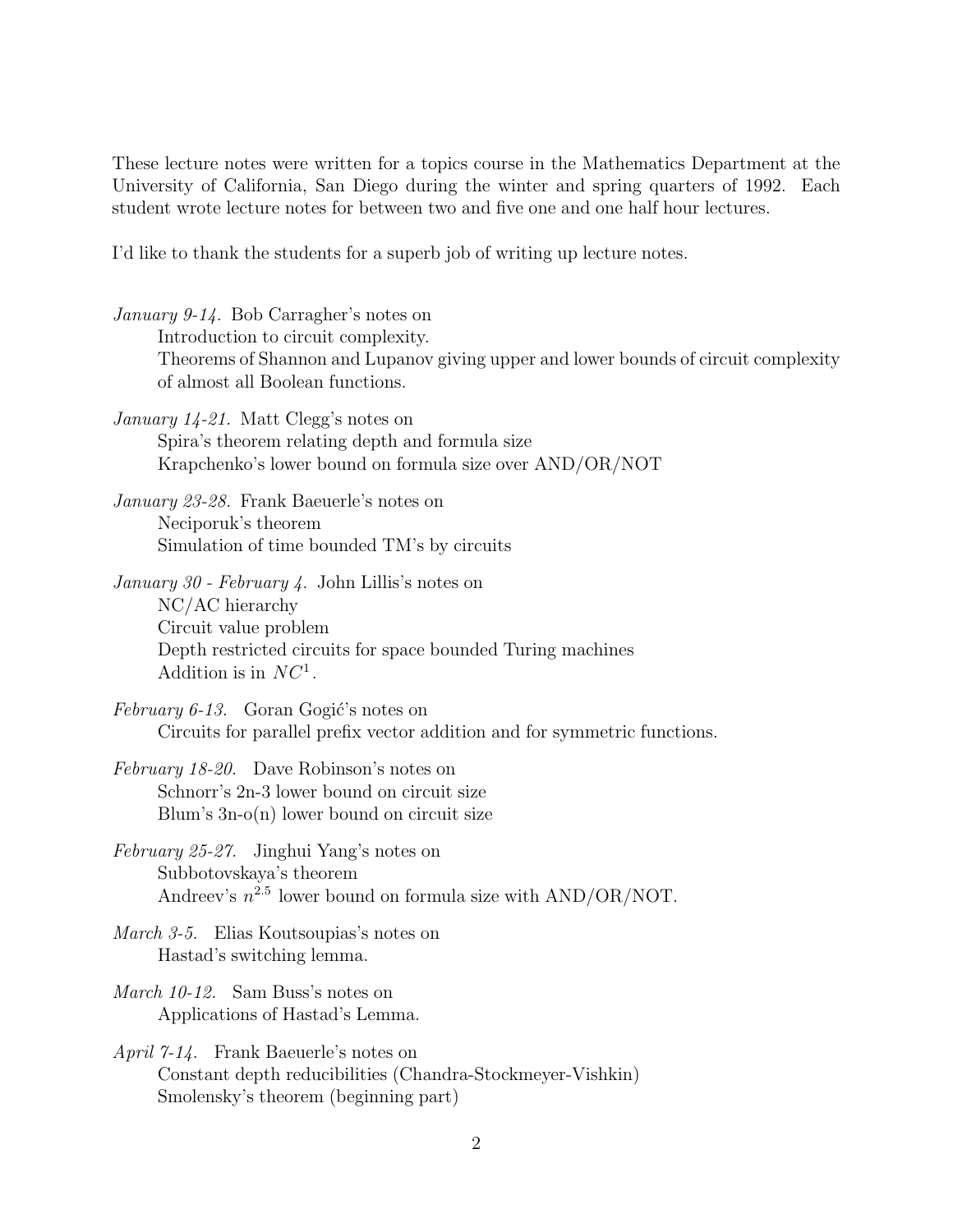These lecture notes were written for a topics course in the Mathematics Department at the University of California, San Diego during the winter and spring quarters of 1992. Each student wrote lecture notes for between two and five one and one half hour lectures.

I'd like to thank the students for a superb job of writing up lecture notes.

*January 9-14.* Bob Carragher's notes on
  Introduction to circuit complexity.
  Theorems of Shannon and Lupanov giving upper and lower bounds of circuit complexity of almost all Boolean functions.

*January 14-21.* Matt Clegg's notes on
  Spira's theorem relating depth and formula size
  Krapchenko's lower bound on formula size over AND/OR/NOT

*January 23-28.* Frank Baeuerle's notes on
  Neciporuk's theorem
  Simulation of time bounded TM's by circuits

*January 30 - February 4.* John Lillis's notes on
  NC/AC hierarchy
  Circuit value problem
  Depth restricted circuits for space bounded Turing machines
  Addition is in $NC^1$.

*February 6-13.* Goran Gogić's notes on
  Circuits for parallel prefix vector addition and for symmetric functions.

*February 18-20.* Dave Robinson's notes on
  Schnorr's 2n-3 lower bound on circuit size
  Blum's 3n-o(n) lower bound on circuit size

*February 25-27.* Jinghui Yang's notes on
  Subbotovskaya's theorem
  Andreev's $n^{2.5}$ lower bound on formula size with AND/OR/NOT.

*March 3-5.* Elias Koutsoupias's notes on
  Hastad's switching lemma.

*March 10-12.* Sam Buss's notes on
  Applications of Hastad's Lemma.

*April 7-14.* Frank Baeuerle's notes on
  Constant depth reducibilities (Chandra-Stockmeyer-Vishkin)
  Smolensky's theorem (beginning part)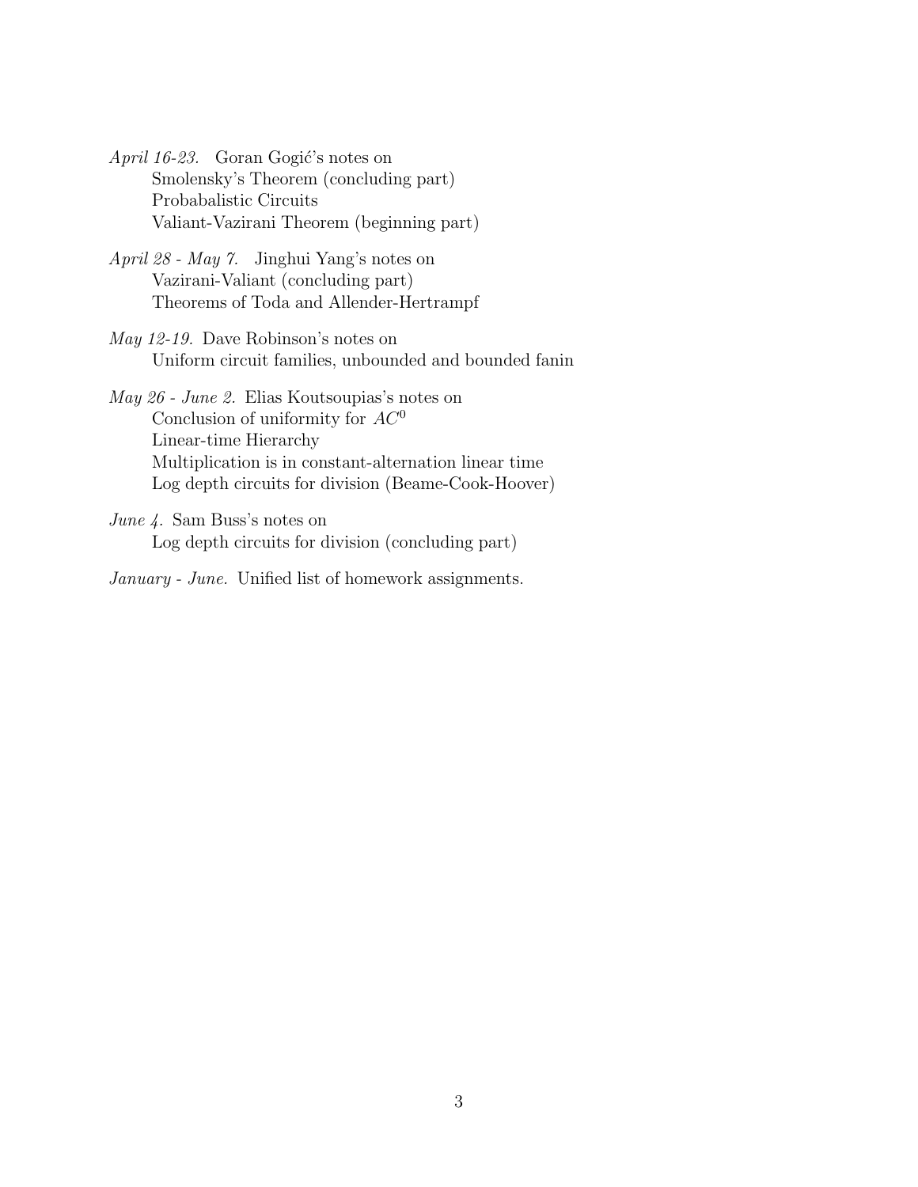*April 16-23.* Goran Gogić's notes on

Smolensky's Theorem (concluding part)
Probabalistic Circuits
Valiant-Vazirani Theorem (beginning part)

*April 28 - May 7.* Jinghui Yang's notes on

Vazirani-Valiant (concluding part)
Theorems of Toda and Allender-Hertrampf

*May 12-19.* Dave Robinson's notes on

Uniform circuit families, unbounded and bounded fanin

*May 26 - June 2.* Elias Koutsoupias's notes on

Conclusion of uniformity for $AC^0$
Linear-time Hierarchy
Multiplication is in constant-alternation linear time
Log depth circuits for division (Beame-Cook-Hoover)

*June 4.* Sam Buss's notes on

Log depth circuits for division (concluding part)

*January - June.* Unified list of homework assignments.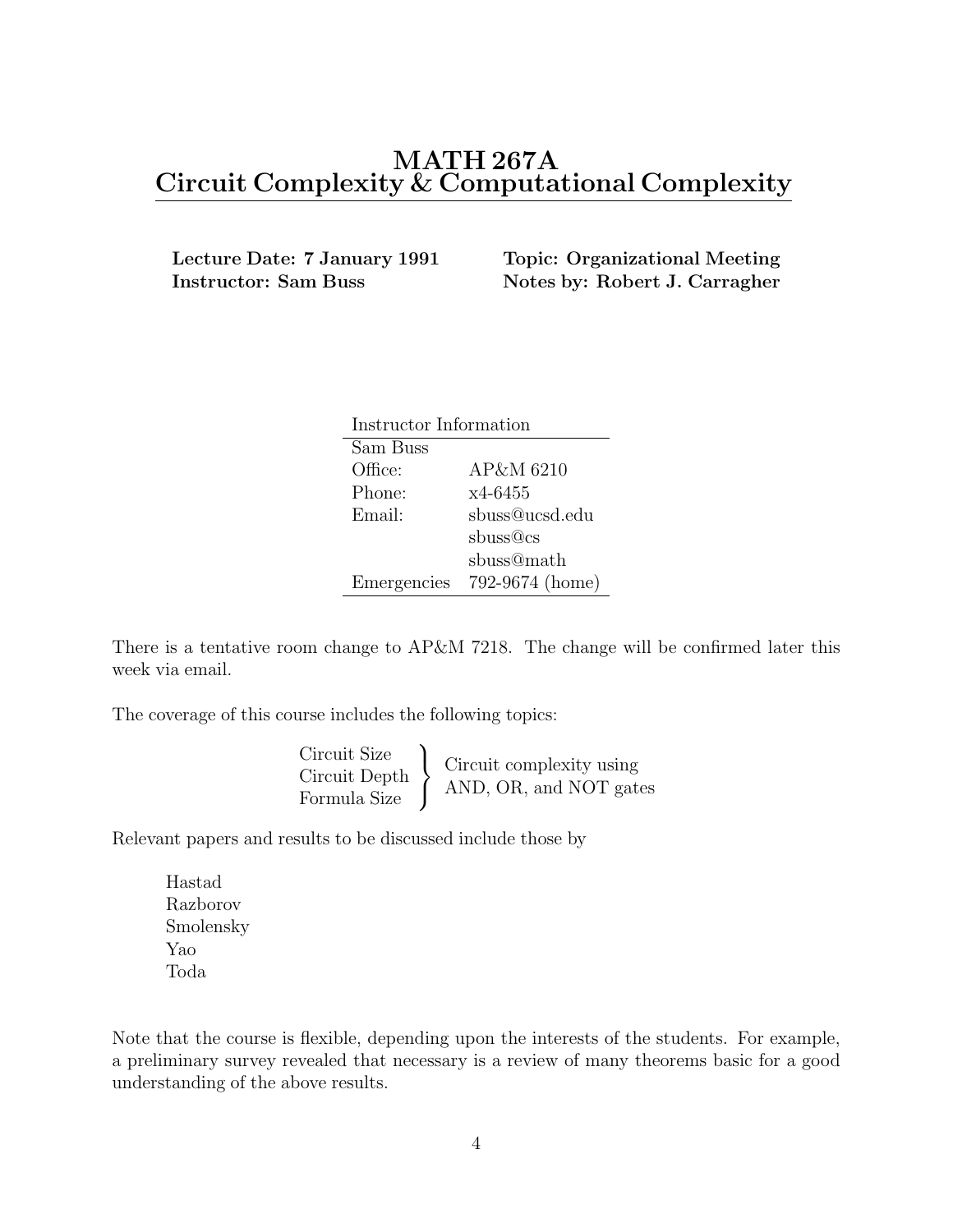# MATH 267A
# Circuit Complexity & Computational Complexity

**Lecture Date: 7 January 1991** | **Topic: Organizational Meeting**
**Instructor: Sam Buss** | **Notes by: Robert J. Carragher**

| Instructor Information | |
|---|---|
| Sam Buss | |
| Office: | AP&M 6210 |
| Phone: | x4-6455 |
| Email: | sbuss@ucsd.edu |
| | sbuss@cs |
| | sbuss@math |
| Emergencies | 792-9674 (home) |

There is a tentative room change to AP&M 7218. The change will be confirmed later this week via email.

The coverage of this course includes the following topics:

- Circuit Size
- Circuit Depth
- Formula Size

} Circuit complexity using AND, OR, and NOT gates

Relevant papers and results to be discussed include those by

- Hastad
- Razborov
- Smolensky
- Yao
- Toda

Note that the course is flexible, depending upon the interests of the students. For example, a preliminary survey revealed that necessary is a review of many theorems basic for a good understanding of the above results.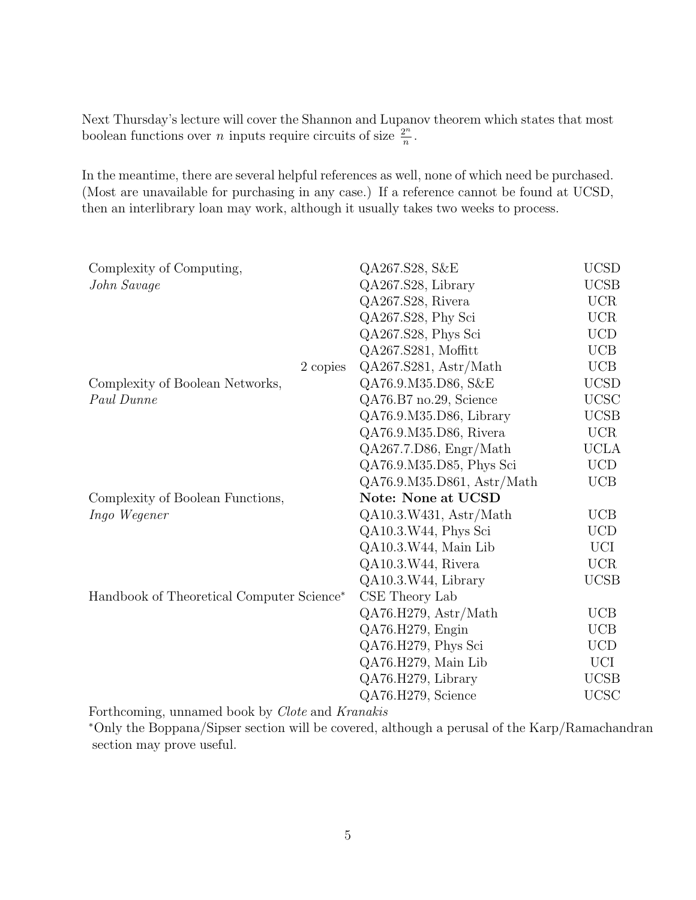Next Thursday's lecture will cover the Shannon and Lupanov theorem which states that most boolean functions over $n$ inputs require circuits of size $\frac{2^n}{n}$.

In the meantime, there are several helpful references as well, none of which need be purchased. (Most are unavailable for purchasing in any case.) If a reference cannot be found at UCSD, then an interlibrary loan may work, although it usually takes two weeks to process.

| | | |
|---|---|---|
| Complexity of Computing, | QA267.S28, S&E | UCSD |
| *John Savage* | QA267.S28, Library | UCSB |
| | QA267.S28, Rivera | UCR |
| | QA267.S28, Phy Sci | UCR |
| | QA267.S28, Phys Sci | UCD |
| | QA267.S281, Moffitt | UCB |
| 2 copies | QA267.S281, Astr/Math | UCB |
| Complexity of Boolean Networks, | QA76.9.M35.D86, S&E | UCSD |
| *Paul Dunne* | QA76.B7 no.29, Science | UCSC |
| | QA76.9.M35.D86, Library | UCSB |
| | QA76.9.M35.D86, Rivera | UCR |
| | QA267.7.D86, Engr/Math | UCLA |
| | QA76.9.M35.D85, Phys Sci | UCD |
| | QA76.9.M35.D861, Astr/Math | UCB |
| Complexity of Boolean Functions, | **Note: None at UCSD** | |
| *Ingo Wegener* | QA10.3.W431, Astr/Math | UCB |
| | QA10.3.W44, Phys Sci | UCD |
| | QA10.3.W44, Main Lib | UCI |
| | QA10.3.W44, Rivera | UCR |
| | QA10.3.W44, Library | UCSB |
| Handbook of Theoretical Computer Science* | CSE Theory Lab | |
| | QA76.H279, Astr/Math | UCB |
| | QA76.H279, Engin | UCB |
| | QA76.H279, Phys Sci | UCD |
| | QA76.H279, Main Lib | UCI |
| | QA76.H279, Library | UCSB |
| | QA76.H279, Science | UCSC |

Forthcoming, unnamed book by *Clote* and *Kranakis*

*Only the Boppana/Sipser section will be covered, although a perusal of the Karp/Ramachandran section may prove useful.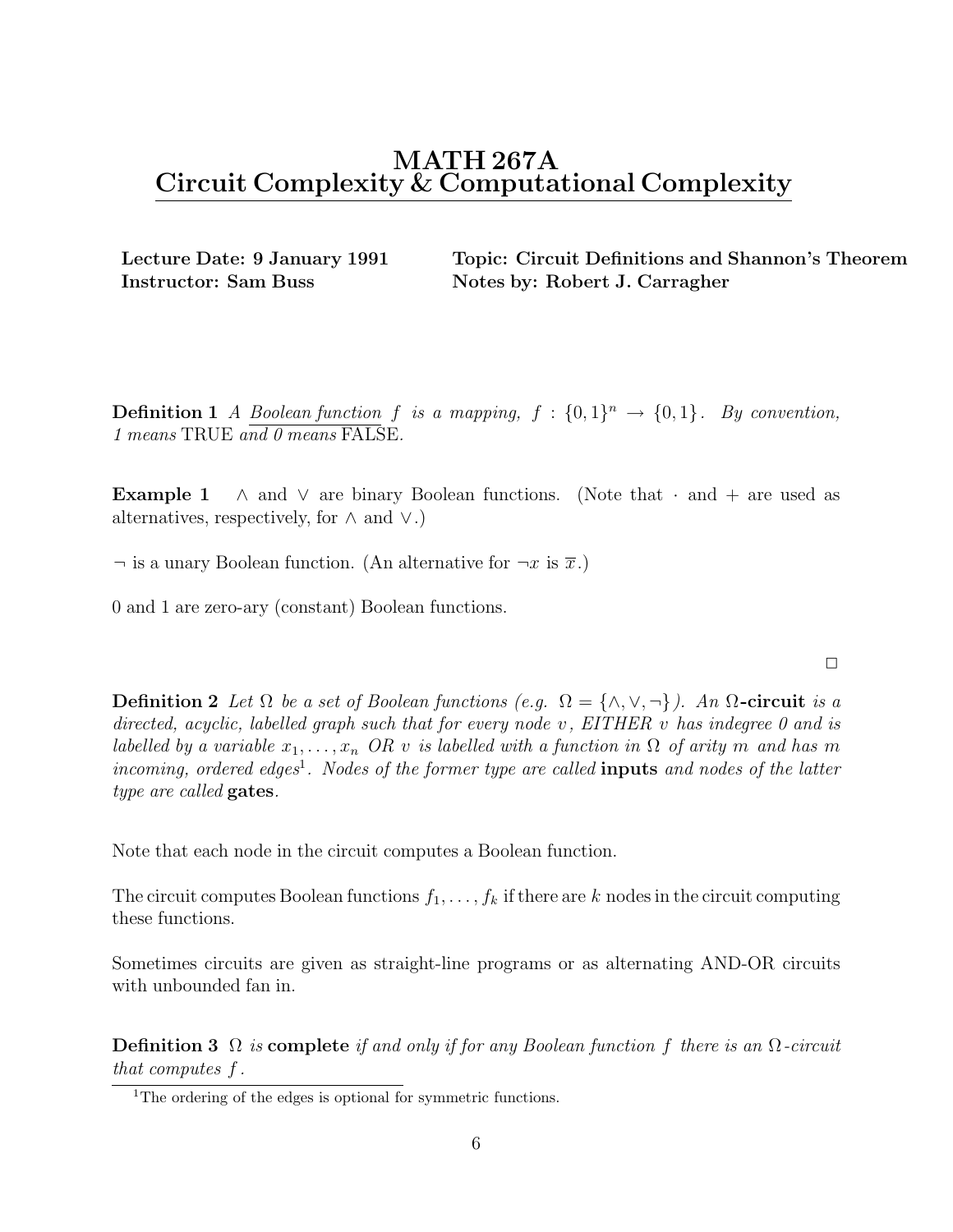# MATH 267A
# Circuit Complexity & Computational Complexity

**Lecture Date: 9 January 1991** **Topic: Circuit Definitions and Shannon's Theorem**
**Instructor: Sam Buss** **Notes by: Robert J. Carragher**

**Definition 1** *A* *Boolean function* $f$ *is a mapping,* $f : \{0,1\}^n \to \{0,1\}$. *By convention, 1 means* TRUE *and 0 means* FALSE.

**Example 1** $\wedge$ and $\vee$ are binary Boolean functions. (Note that $\cdot$ and $+$ are used as alternatives, respectively, for $\wedge$ and $\vee$.)

$\neg$ is a unary Boolean function. (An alternative for $\neg x$ is $\overline{x}$.)

0 and 1 are zero-ary (constant) Boolean functions.

□

**Definition 2** *Let* $\Omega$ *be a set of Boolean functions (e.g.* $\Omega = \{\wedge, \vee, \neg\}$*). An* **$\Omega$-circuit** *is a directed, acyclic, labelled graph such that for every node* $v$*, EITHER* $v$ *has indegree 0 and is labelled by a variable* $x_1, \ldots, x_n$ *OR* $v$ *is labelled with a function in* $\Omega$ *of arity* $m$ *and has* $m$ *incoming, ordered edges*[1]*. Nodes of the former type are called* **inputs** *and nodes of the latter type are called* **gates**.

Note that each node in the circuit computes a Boolean function.

The circuit computes Boolean functions $f_1, \ldots, f_k$ if there are $k$ nodes in the circuit computing these functions.

Sometimes circuits are given as straight-line programs or as alternating AND-OR circuits with unbounded fan in.

**Definition 3** $\Omega$ *is* **complete** *if and only if for any Boolean function* $f$ *there is an* $\Omega$*-circuit that computes* $f$.

[1] The ordering of the edges is optional for symmetric functions.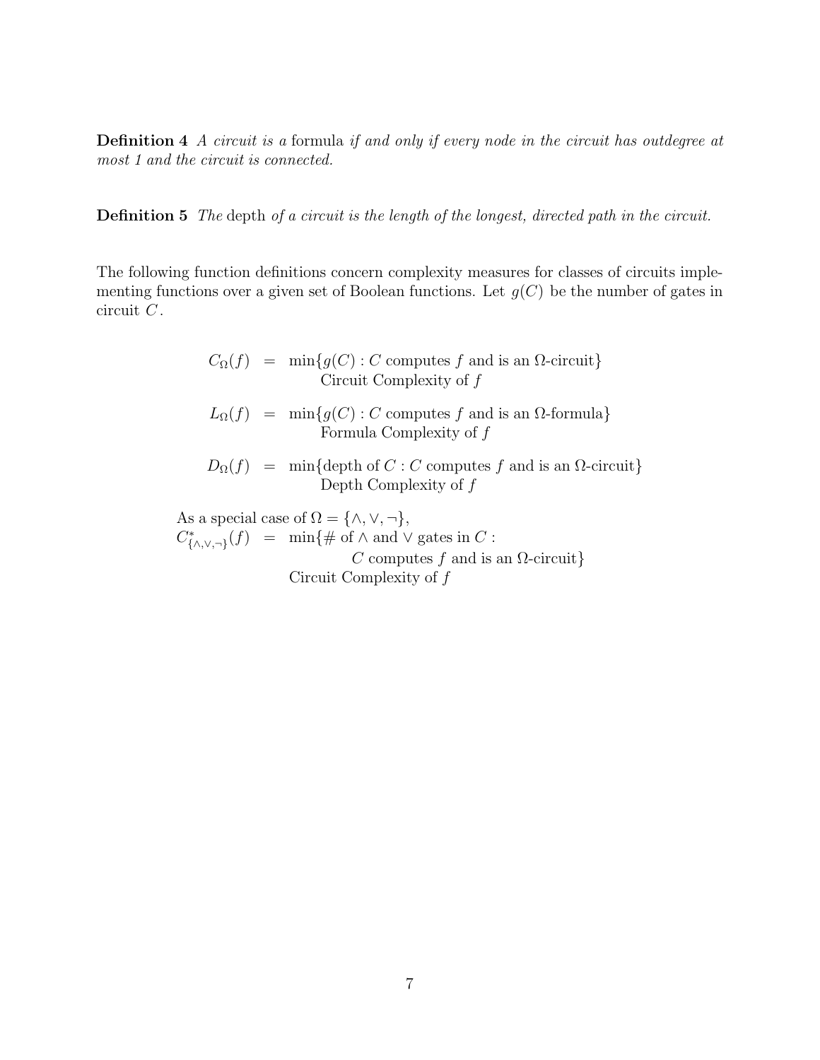**Definition 4** *A circuit is a* formula *if and only if every node in the circuit has outdegree at most 1 and the circuit is connected.*

**Definition 5** *The* depth *of a circuit is the length of the longest, directed path in the circuit.*

The following function definitions concern complexity measures for classes of circuits implementing functions over a given set of Boolean functions. Let $g(C)$ be the number of gates in circuit $C$.

$$
\begin{aligned}
C_\Omega(f) &= \min\{g(C) : C \text{ computes } f \text{ and is an } \Omega\text{-circuit}\} \\
&\qquad \text{Circuit Complexity of } f \\
L_\Omega(f) &= \min\{g(C) : C \text{ computes } f \text{ and is an } \Omega\text{-formula}\} \\
&\qquad \text{Formula Complexity of } f \\
D_\Omega(f) &= \min\{\text{depth of } C : C \text{ computes } f \text{ and is an } \Omega\text{-circuit}\} \\
&\qquad \text{Depth Complexity of } f
\end{aligned}
$$

As a special case of $\Omega = \{\wedge, \vee, \neg\}$,

$$
\begin{aligned}
C^*_{\{\wedge,\vee,\neg\}}(f) &= \min\{\#\text{ of } \wedge \text{ and } \vee \text{ gates in } C : \\
&\qquad\quad C \text{ computes } f \text{ and is an } \Omega\text{-circuit}\} \\
&\quad \text{Circuit Complexity of } f
\end{aligned}
$$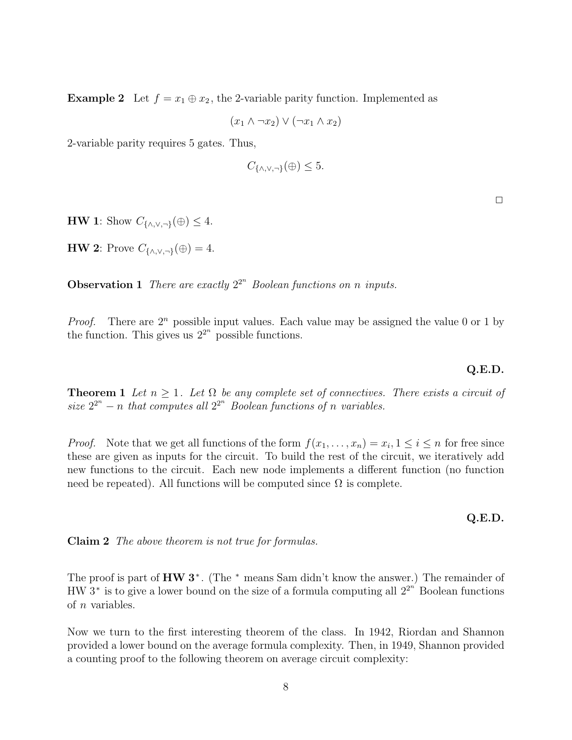**Example 2** Let $f = x_1 \oplus x_2$, the 2-variable parity function. Implemented as

$$(x_1 \wedge \neg x_2) \vee (\neg x_1 \wedge x_2)$$

2-variable parity requires 5 gates. Thus,

$$C_{\{\wedge,\vee,\neg\}}(\oplus) \leq 5.$$

□

**HW 1**: Show $C_{\{\wedge,\vee,\neg\}}(\oplus) \leq 4$.

**HW 2**: Prove $C_{\{\wedge,\vee,\neg\}}(\oplus) = 4$.

**Observation 1** *There are exactly $2^{2^n}$ Boolean functions on $n$ inputs.*

*Proof.* There are $2^n$ possible input values. Each value may be assigned the value 0 or 1 by the function. This gives us $2^{2^n}$ possible functions.

**Q.E.D.**

**Theorem 1** *Let $n \geq 1$. Let $\Omega$ be any complete set of connectives. There exists a circuit of size $2^{2^n} - n$ that computes all $2^{2^n}$ Boolean functions of $n$ variables.*

*Proof.* Note that we get all functions of the form $f(x_1, \ldots, x_n) = x_i, 1 \leq i \leq n$ for free since these are given as inputs for the circuit. To build the rest of the circuit, we iteratively add new functions to the circuit. Each new node implements a different function (no function need be repeated). All functions will be computed since $\Omega$ is complete.

**Q.E.D.**

**Claim 2** *The above theorem is not true for formulas.*

The proof is part of **HW 3**$^*$. (The $^*$ means Sam didn't know the answer.) The remainder of HW 3$^*$ is to give a lower bound on the size of a formula computing all $2^{2^n}$ Boolean functions of $n$ variables.

Now we turn to the first interesting theorem of the class. In 1942, Riordan and Shannon provided a lower bound on the average formula complexity. Then, in 1949, Shannon provided a counting proof to the following theorem on average circuit complexity: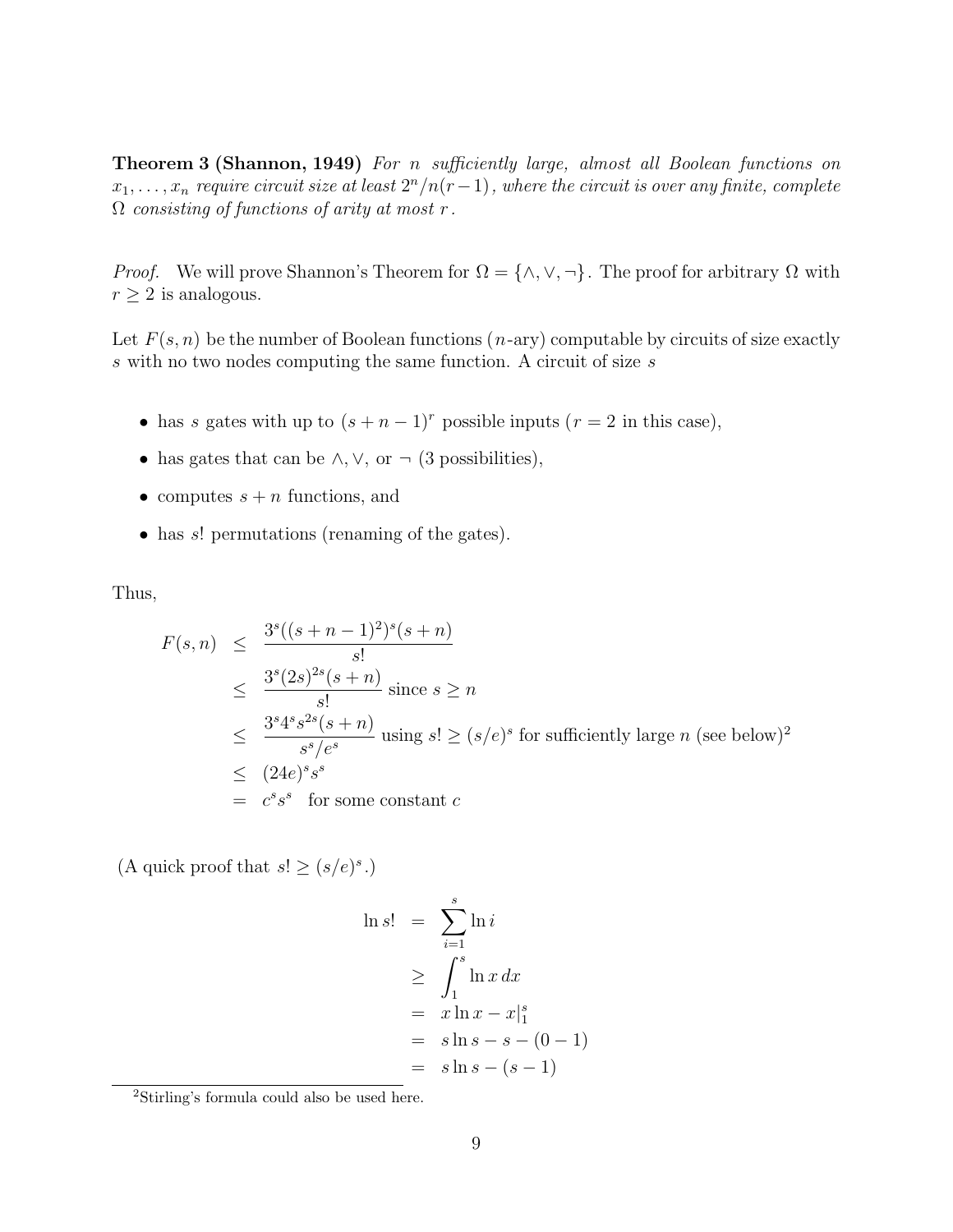**Theorem 3 (Shannon, 1949)** *For $n$ sufficiently large, almost all Boolean functions on $x_1, \ldots, x_n$ require circuit size at least $2^n/n(r-1)$, where the circuit is over any finite, complete $\Omega$ consisting of functions of arity at most $r$.*

*Proof.* We will prove Shannon's Theorem for $\Omega = \{\wedge, \vee, \neg\}$. The proof for arbitrary $\Omega$ with $r \geq 2$ is analogous.

Let $F(s, n)$ be the number of Boolean functions ($n$-ary) computable by circuits of size exactly $s$ with no two nodes computing the same function. A circuit of size $s$

- has $s$ gates with up to $(s + n - 1)^r$ possible inputs ($r = 2$ in this case),
- has gates that can be $\wedge$, $\vee$, or $\neg$ (3 possibilities),
- computes $s + n$ functions, and
- has $s!$ permutations (renaming of the gates).

Thus,

$$
\begin{aligned}
F(s,n) &\leq \frac{3^s((s+n-1)^2)^s(s+n)}{s!} \\
&\leq \frac{3^s(2s)^{2s}(s+n)}{s!} \text{ since } s \geq n \\
&\leq \frac{3^s 4^s s^{2s}(s+n)}{s^s/e^s} \text{ using } s! \geq (s/e)^s \text{ for sufficiently large } n \text{ (see below)}^2 \\
&\leq (24e)^s s^s \\
&= c^s s^s \quad \text{for some constant } c
\end{aligned}
$$

(A quick proof that $s! \geq (s/e)^s$.)

$$
\begin{aligned}
\ln s! &= \sum_{i=1}^{s} \ln i \\
&\geq \int_1^s \ln x \, dx \\
&= x \ln x - x|_1^s \\
&= s \ln s - s - (0 - 1) \\
&= s \ln s - (s - 1)
\end{aligned}
$$

[2] Stirling's formula could also be used here.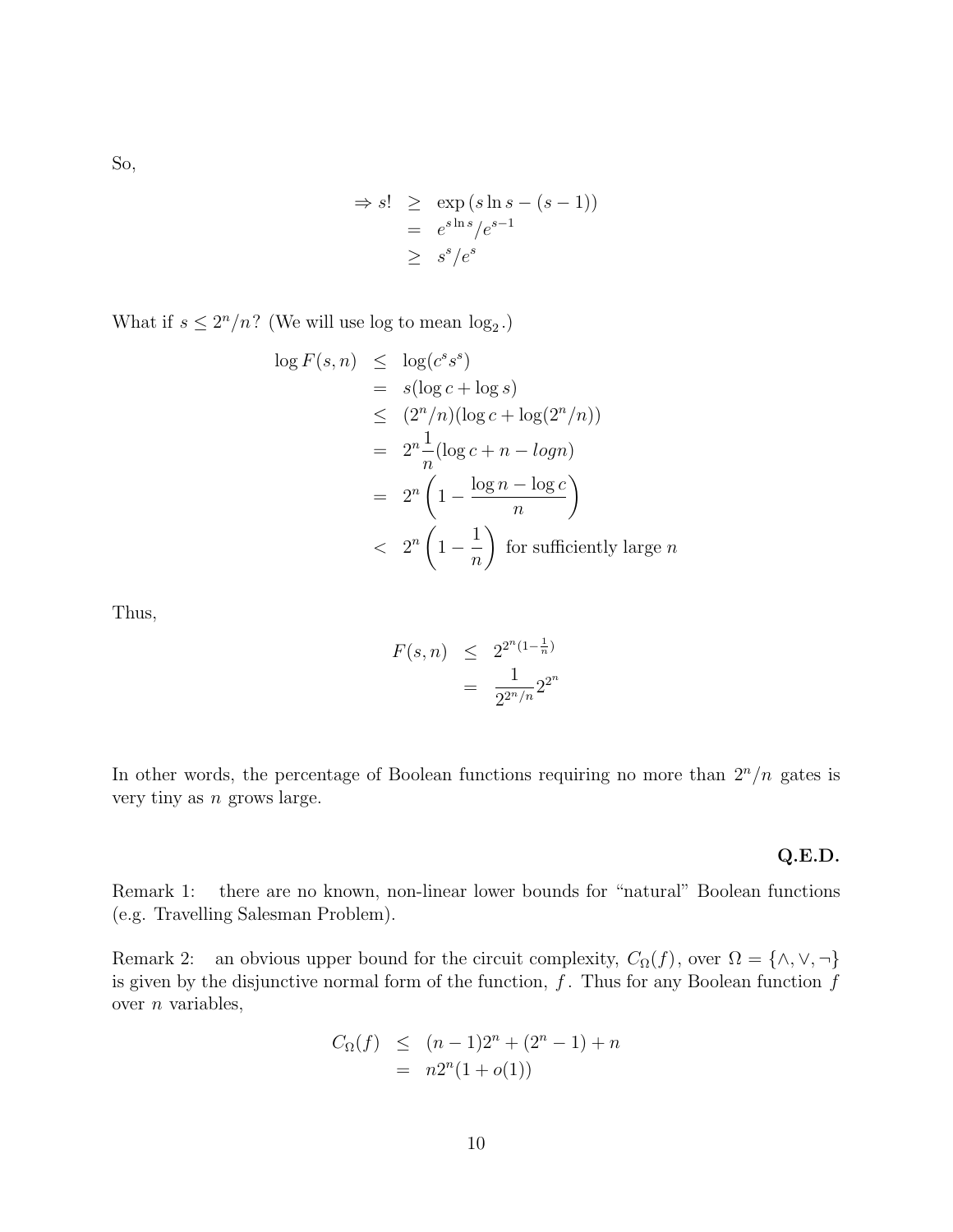So,

$$
\begin{aligned}
\Rightarrow s! &\geq \exp\left(s \ln s - (s-1)\right) \\
&= e^{s \ln s}/e^{s-1} \\
&\geq s^s/e^s
\end{aligned}
$$

What if $s \leq 2^n/n$? (We will use log to mean $\log_2$.)

$$
\begin{aligned}
\log F(s,n) &\leq \log(c^s s^s) \\
&= s(\log c + \log s) \\
&\leq (2^n/n)(\log c + \log(2^n/n)) \\
&= 2^n \frac{1}{n}(\log c + n - logn) \\
&= 2^n \left(1 - \frac{\log n - \log c}{n}\right) \\
&< 2^n \left(1 - \frac{1}{n}\right) \text{ for sufficiently large } n
\end{aligned}
$$

Thus,

$$
\begin{aligned}
F(s,n) &\leq 2^{2^n(1-\frac{1}{n})} \\
&= \frac{1}{2^{2^n/n}} 2^{2^n}
\end{aligned}
$$

In other words, the percentage of Boolean functions requiring no more than $2^n/n$ gates is very tiny as $n$ grows large.

**Q.E.D.**

Remark 1: there are no known, non-linear lower bounds for "natural" Boolean functions (e.g. Travelling Salesman Problem).

Remark 2: an obvious upper bound for the circuit complexity, $C_\Omega(f)$, over $\Omega = \{\wedge, \vee, \neg\}$ is given by the disjunctive normal form of the function, $f$. Thus for any Boolean function $f$ over $n$ variables,

$$
\begin{aligned}
C_\Omega(f) &\leq (n-1)2^n + (2^n - 1) + n \\
&= n2^n(1 + o(1))
\end{aligned}
$$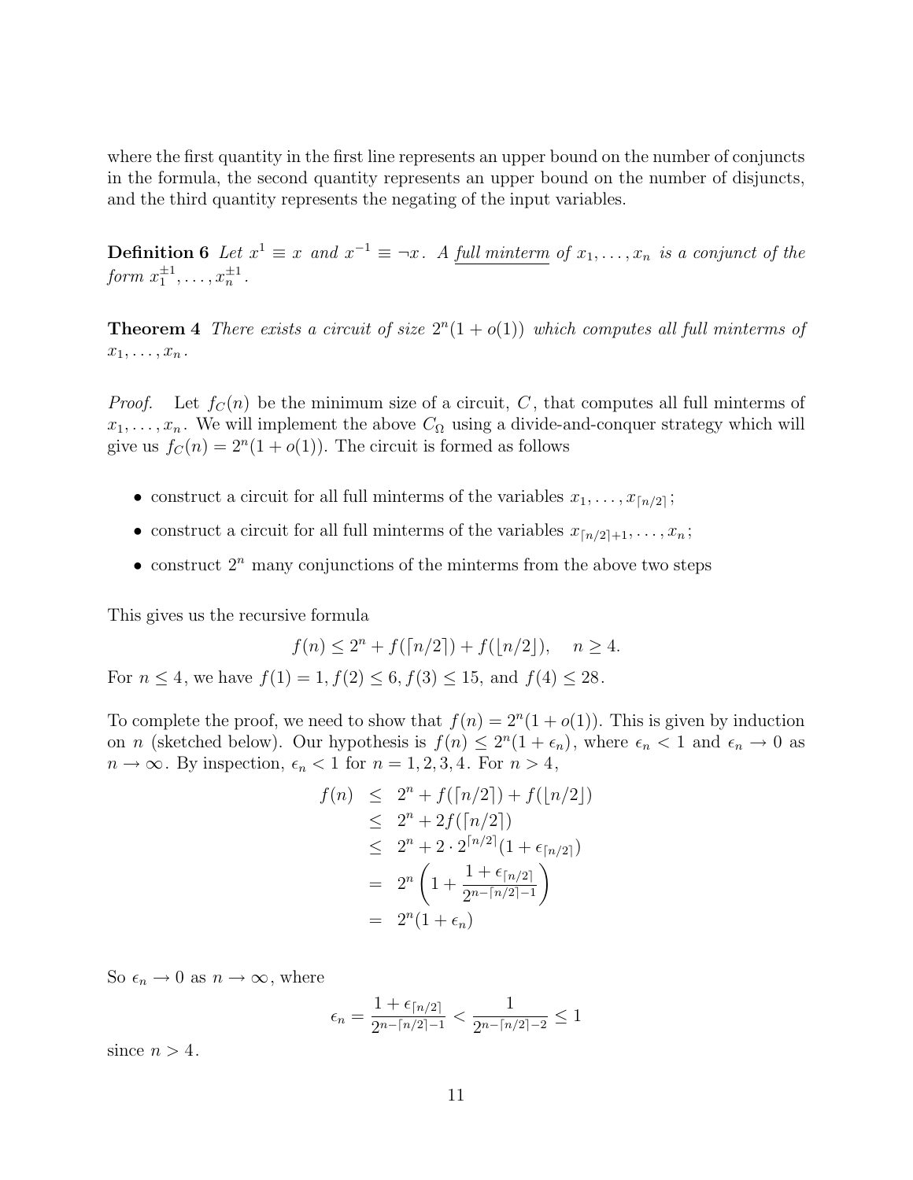where the first quantity in the first line represents an upper bound on the number of conjuncts in the formula, the second quantity represents an upper bound on the number of disjuncts, and the third quantity represents the negating of the input variables.

**Definition 6** *Let $x^1 \equiv x$ and $x^{-1} \equiv \neg x$. A* <u>*full minterm*</u> *of $x_1, \ldots, x_n$ is a conjunct of the form $x_1^{\pm 1}, \ldots, x_n^{\pm 1}$.*

**Theorem 4** *There exists a circuit of size $2^n(1 + o(1))$ which computes all full minterms of $x_1, \ldots, x_n$.*

*Proof.* Let $f_C(n)$ be the minimum size of a circuit, $C$, that computes all full minterms of $x_1, \ldots, x_n$. We will implement the above $C_\Omega$ using a divide-and-conquer strategy which will give us $f_C(n) = 2^n(1 + o(1))$. The circuit is formed as follows

- construct a circuit for all full minterms of the variables $x_1, \ldots, x_{\lceil n/2 \rceil}$;
- construct a circuit for all full minterms of the variables $x_{\lceil n/2 \rceil + 1}, \ldots, x_n$;
- construct $2^n$ many conjunctions of the minterms from the above two steps

This gives us the recursive formula

$$f(n) \leq 2^n + f(\lceil n/2 \rceil) + f(\lfloor n/2 \rfloor), \quad n \geq 4.$$

For $n \leq 4$, we have $f(1) = 1, f(2) \leq 6, f(3) \leq 15$, and $f(4) \leq 28$.

To complete the proof, we need to show that $f(n) = 2^n(1 + o(1))$. This is given by induction on $n$ (sketched below). Our hypothesis is $f(n) \leq 2^n(1 + \epsilon_n)$, where $\epsilon_n < 1$ and $\epsilon_n \to 0$ as $n \to \infty$. By inspection, $\epsilon_n < 1$ for $n = 1, 2, 3, 4$. For $n > 4$,

$$\begin{aligned}
f(n) &\leq 2^n + f(\lceil n/2 \rceil) + f(\lfloor n/2 \rfloor) \\
&\leq 2^n + 2f(\lceil n/2 \rceil) \\
&\leq 2^n + 2 \cdot 2^{\lceil n/2 \rceil}(1 + \epsilon_{\lceil n/2 \rceil}) \\
&= 2^n \left(1 + \frac{1 + \epsilon_{\lceil n/2 \rceil}}{2^{n - \lceil n/2 \rceil - 1}}\right) \\
&= 2^n(1 + \epsilon_n)
\end{aligned}$$

So $\epsilon_n \to 0$ as $n \to \infty$, where

$$\epsilon_n = \frac{1 + \epsilon_{\lceil n/2 \rceil}}{2^{n - \lceil n/2 \rceil - 1}} < \frac{1}{2^{n - \lceil n/2 \rceil - 2}} \leq 1$$

since $n > 4$.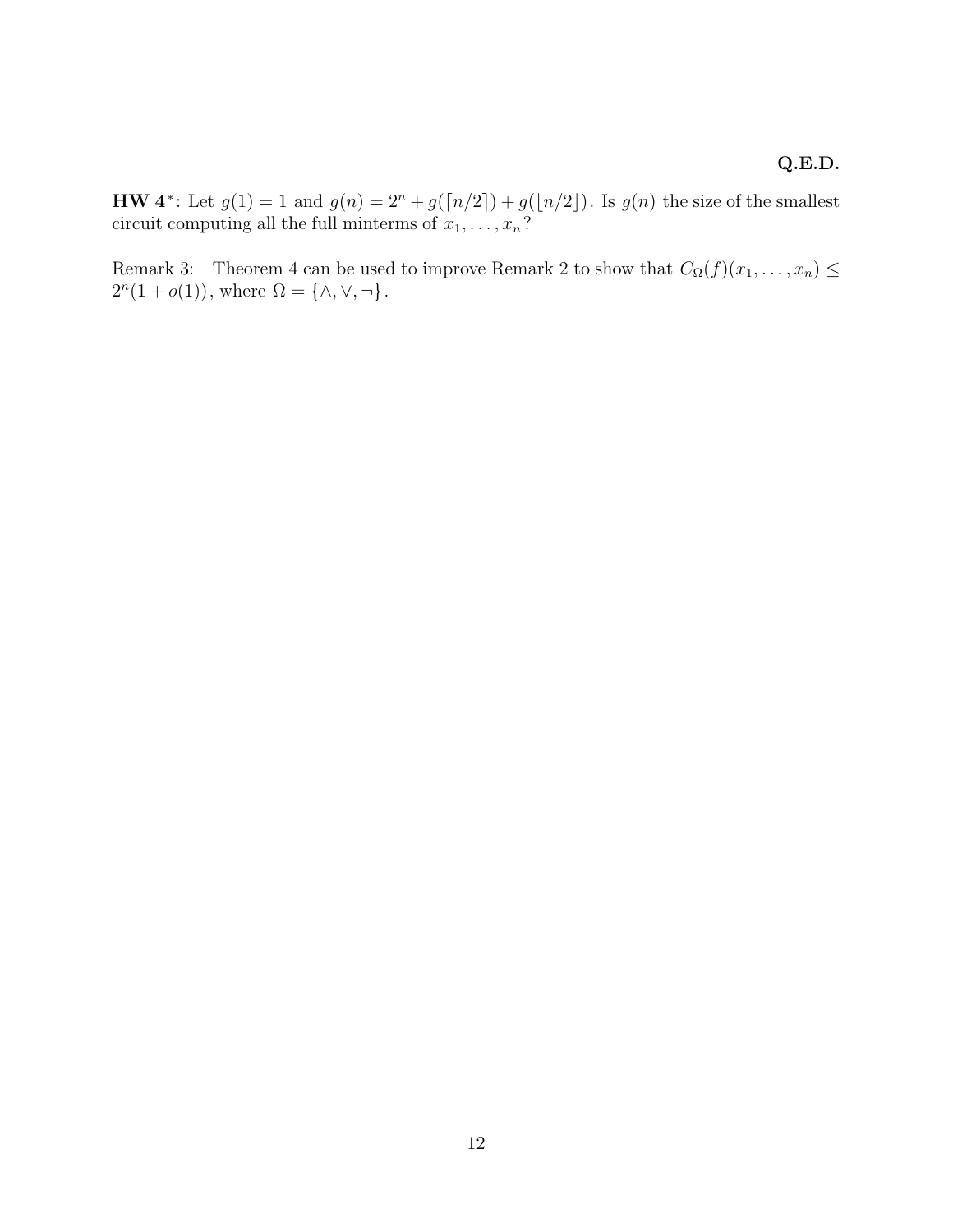**Q.E.D.**

**HW 4***: Let $g(1) = 1$ and $g(n) = 2^n + g(\lceil n/2 \rceil) + g(\lfloor n/2 \rfloor)$. Is $g(n)$ the size of the smallest circuit computing all the full minterms of $x_1, \ldots, x_n$?

Remark 3: Theorem 4 can be used to improve Remark 2 to show that $C_\Omega(f)(x_1, \ldots, x_n) \leq 2^n(1 + o(1))$, where $\Omega = \{\wedge, \vee, \neg\}$.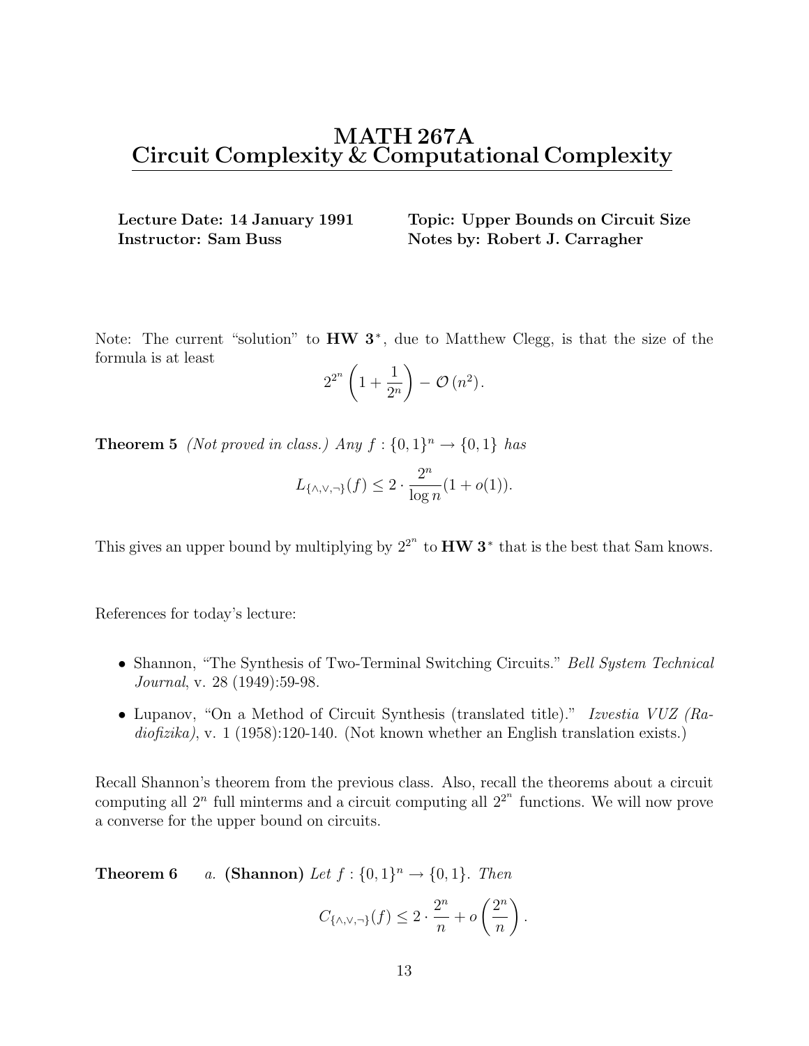# MATH 267A
# Circuit Complexity & Computational Complexity

**Lecture Date: 14 January 1991** — **Topic: Upper Bounds on Circuit Size**

**Instructor: Sam Buss** — **Notes by: Robert J. Carragher**

Note: The current "solution" to **HW 3**$^*$, due to Matthew Clegg, is that the size of the formula is at least

$$2^{2^n}\left(1+\frac{1}{2^n}\right) - \mathcal{O}\left(n^2\right).$$

**Theorem 5** *(Not proved in class.) Any $f : \{0,1\}^n \to \{0,1\}$ has*

$$L_{\{\wedge,\vee,\neg\}}(f) \le 2 \cdot \frac{2^n}{\log n}(1+o(1)).$$

This gives an upper bound by multiplying by $2^{2^n}$ to **HW 3**$^*$ that is the best that Sam knows.

References for today's lecture:

- Shannon, "The Synthesis of Two-Terminal Switching Circuits." *Bell System Technical Journal*, v. 28 (1949):59-98.
- Lupanov, "On a Method of Circuit Synthesis (translated title)." *Izvestia VUZ (Radiofizika)*, v. 1 (1958):120-140. (Not known whether an English translation exists.)

Recall Shannon's theorem from the previous class. Also, recall the theorems about a circuit computing all $2^n$ full minterms and a circuit computing all $2^{2^n}$ functions. We will now prove a converse for the upper bound on circuits.

**Theorem 6** *a.* **(Shannon)** *Let $f : \{0,1\}^n \to \{0,1\}$. Then*

$$C_{\{\wedge,\vee,\neg\}}(f) \le 2 \cdot \frac{2^n}{n} + o\left(\frac{2^n}{n}\right).$$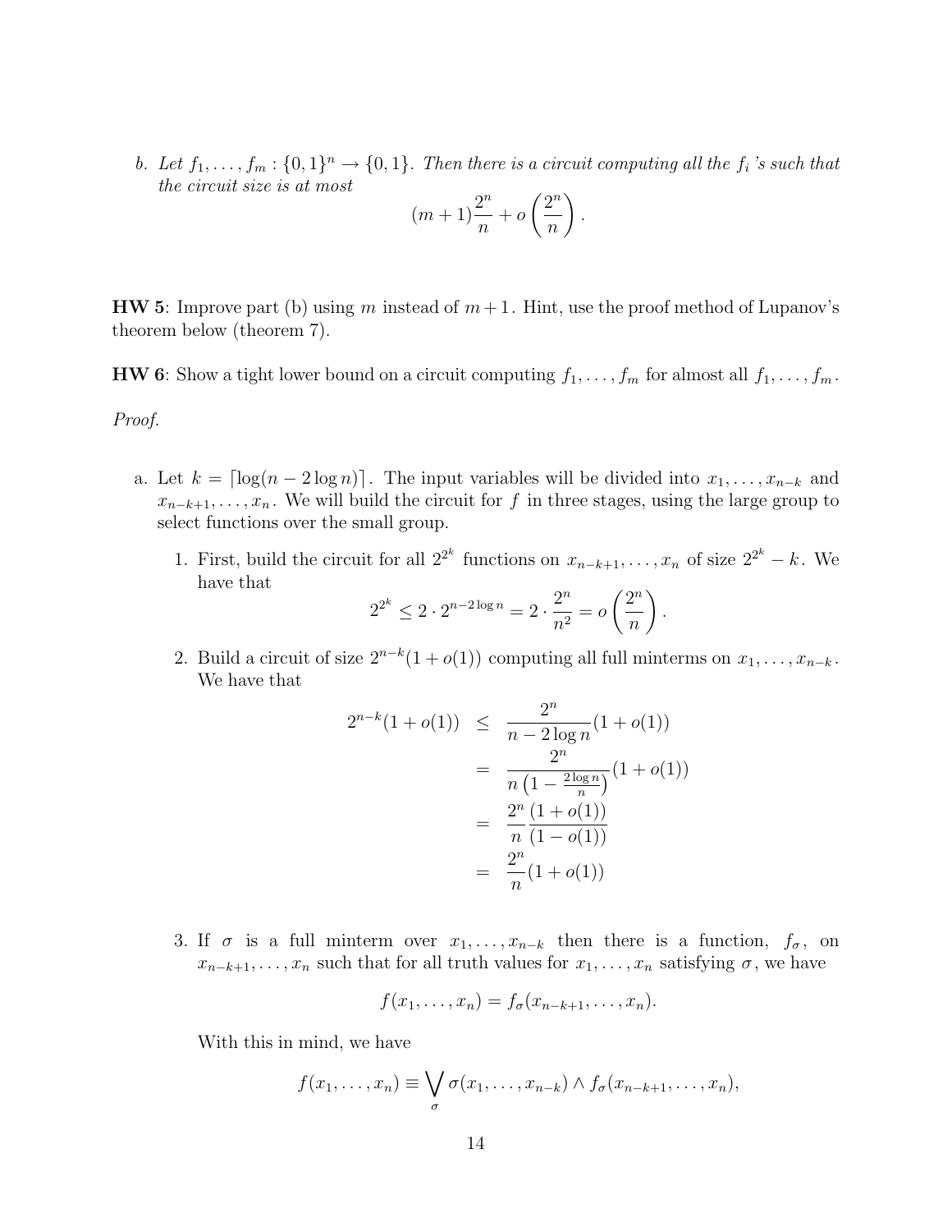b. *Let $f_1, \ldots, f_m : \{0,1\}^n \to \{0,1\}$. Then there is a circuit computing all the $f_i$ 's such that the circuit size is at most*

$$(m+1)\frac{2^n}{n} + o\left(\frac{2^n}{n}\right).$$

**HW 5**: Improve part (b) using $m$ instead of $m+1$. Hint, use the proof method of Lupanov's theorem below (theorem 7).

**HW 6**: Show a tight lower bound on a circuit computing $f_1, \ldots, f_m$ for almost all $f_1, \ldots, f_m$.

*Proof.*

a. Let $k = \lceil \log(n - 2\log n) \rceil$. The input variables will be divided into $x_1, \ldots, x_{n-k}$ and $x_{n-k+1}, \ldots, x_n$. We will build the circuit for $f$ in three stages, using the large group to select functions over the small group.

   1. First, build the circuit for all $2^{2^k}$ functions on $x_{n-k+1}, \ldots, x_n$ of size $2^{2^k} - k$. We have that

   $$2^{2^k} \leq 2 \cdot 2^{n-2\log n} = 2 \cdot \frac{2^n}{n^2} = o\left(\frac{2^n}{n}\right).$$

   2. Build a circuit of size $2^{n-k}(1+o(1))$ computing all full minterms on $x_1, \ldots, x_{n-k}$. We have that

   $$\begin{aligned} 2^{n-k}(1+o(1)) &\leq \frac{2^n}{n-2\log n}(1+o(1)) \\ &= \frac{2^n}{n\left(1 - \frac{2\log n}{n}\right)}(1+o(1)) \\ &= \frac{2^n}{n}\frac{(1+o(1))}{(1-o(1))} \\ &= \frac{2^n}{n}(1+o(1)) \end{aligned}$$

   3. If $\sigma$ is a full minterm over $x_1, \ldots, x_{n-k}$ then there is a function, $f_\sigma$, on $x_{n-k+1}, \ldots, x_n$ such that for all truth values for $x_1, \ldots, x_n$ satisfying $\sigma$, we have

   $$f(x_1, \ldots, x_n) = f_\sigma(x_{n-k+1}, \ldots, x_n).$$

   With this in mind, we have

   $$f(x_1, \ldots, x_n) \equiv \bigvee_\sigma \sigma(x_1, \ldots, x_{n-k}) \wedge f_\sigma(x_{n-k+1}, \ldots, x_n),$$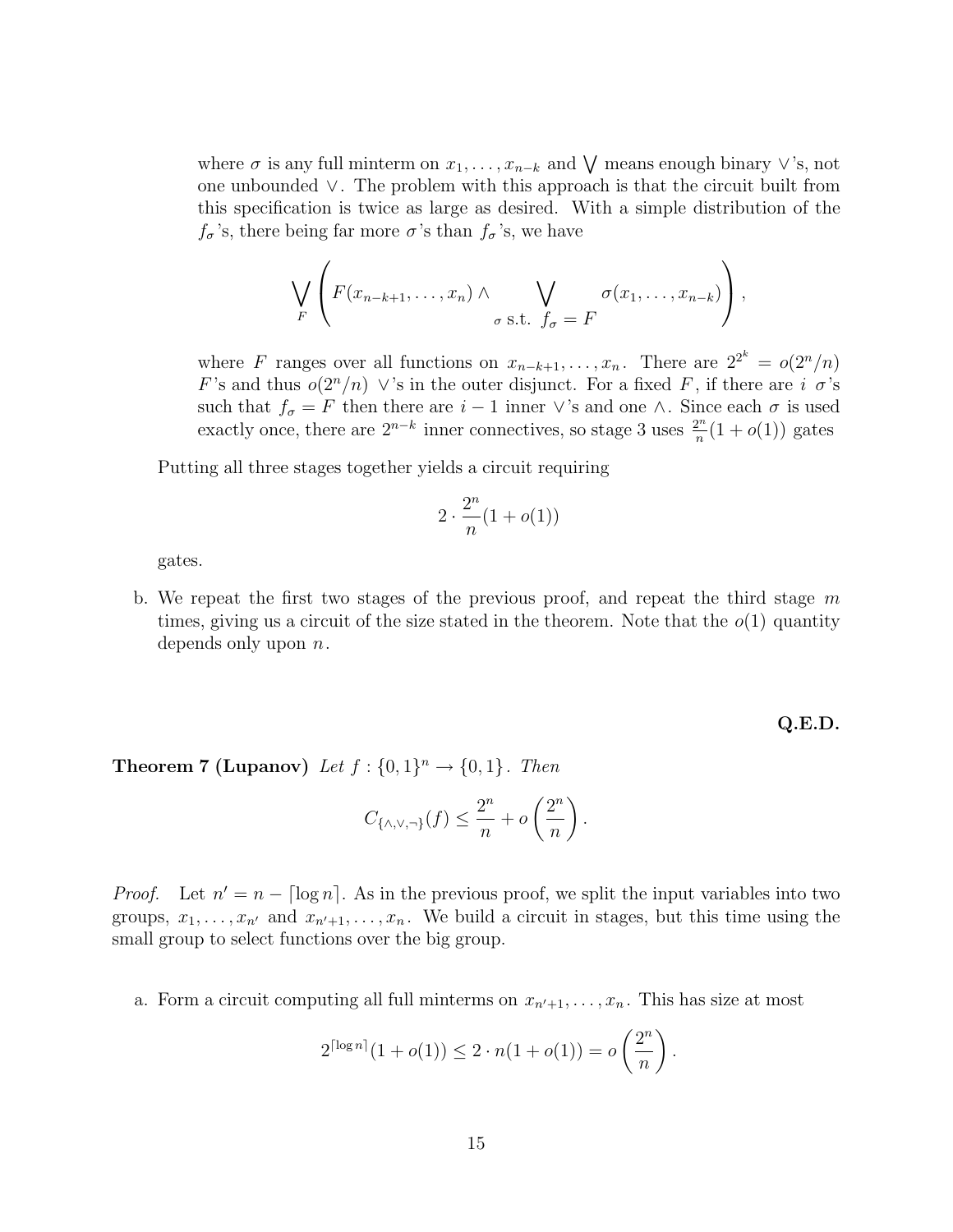where $\sigma$ is any full minterm on $x_1, \ldots, x_{n-k}$ and $\bigvee$ means enough binary $\vee$'s, not one unbounded $\vee$. The problem with this approach is that the circuit built from this specification is twice as large as desired. With a simple distribution of the $f_\sigma$'s, there being far more $\sigma$'s than $f_\sigma$'s, we have

$$\bigvee_F \left( F(x_{n-k+1}, \ldots, x_n) \wedge \bigvee_{\sigma \text{ s.t. } f_\sigma = F} \sigma(x_1, \ldots, x_{n-k}) \right),$$

where $F$ ranges over all functions on $x_{n-k+1}, \ldots, x_n$. There are $2^{2^k} = o(2^n/n)$ $F$'s and thus $o(2^n/n)$ $\vee$'s in the outer disjunct. For a fixed $F$, if there are $i$ $\sigma$'s such that $f_\sigma = F$ then there are $i-1$ inner $\vee$'s and one $\wedge$. Since each $\sigma$ is used exactly once, there are $2^{n-k}$ inner connectives, so stage 3 uses $\frac{2^n}{n}(1+o(1))$ gates

Putting all three stages together yields a circuit requiring

$$2 \cdot \frac{2^n}{n}(1 + o(1))$$

gates.

b. We repeat the first two stages of the previous proof, and repeat the third stage $m$ times, giving us a circuit of the size stated in the theorem. Note that the $o(1)$ quantity depends only upon $n$.

**Q.E.D.**

**Theorem 7 (Lupanov)** *Let $f : \{0,1\}^n \to \{0,1\}$. Then*

$$C_{\{\wedge,\vee,\neg\}}(f) \leq \frac{2^n}{n} + o\left(\frac{2^n}{n}\right).$$

*Proof.* Let $n' = n - \lceil \log n \rceil$. As in the previous proof, we split the input variables into two groups, $x_1, \ldots, x_{n'}$ and $x_{n'+1}, \ldots, x_n$. We build a circuit in stages, but this time using the small group to select functions over the big group.

a. Form a circuit computing all full minterms on $x_{n'+1}, \ldots, x_n$. This has size at most

$$2^{\lceil \log n \rceil}(1 + o(1)) \leq 2 \cdot n(1 + o(1)) = o\left(\frac{2^n}{n}\right).$$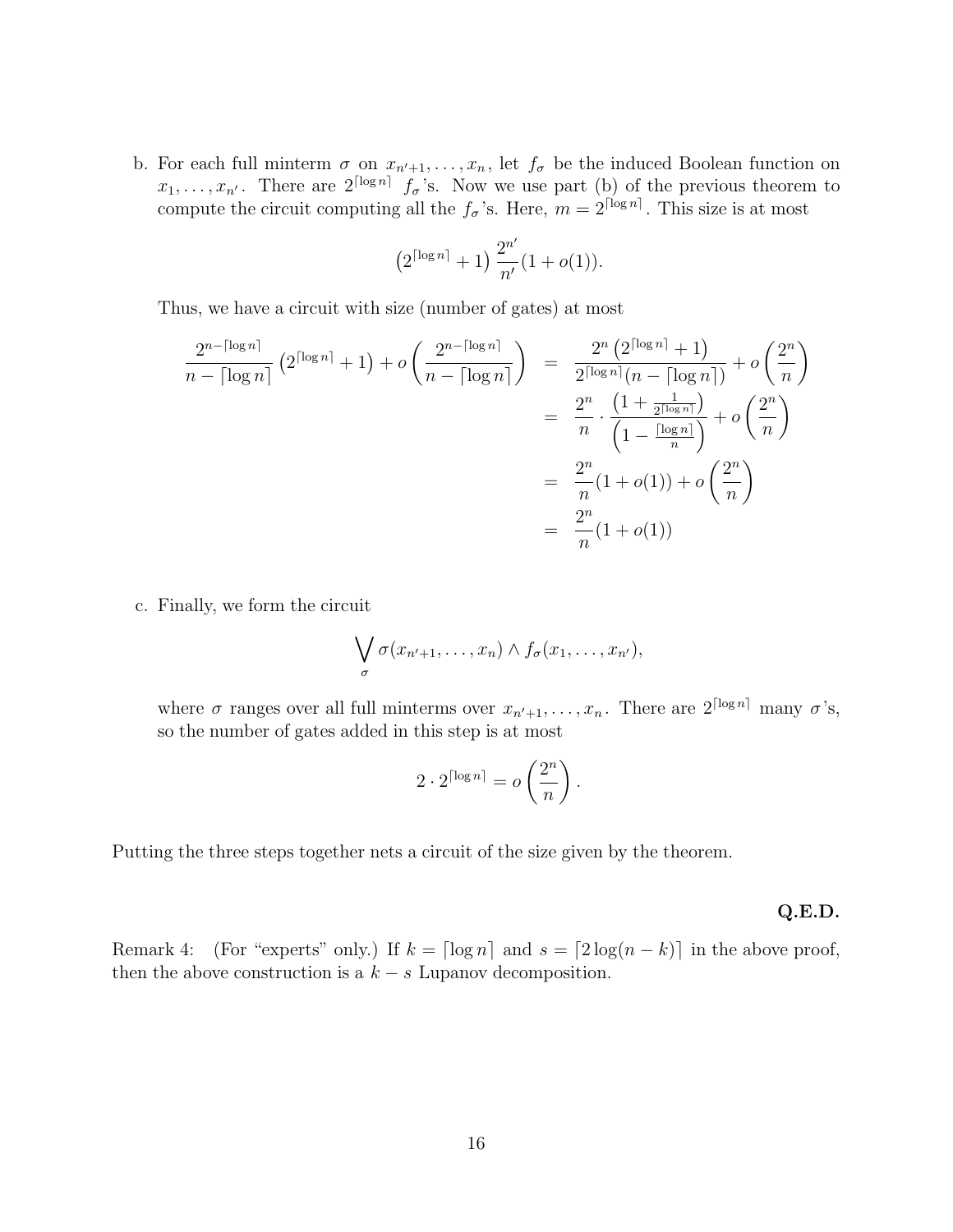b. For each full minterm $\sigma$ on $x_{n'+1}, \ldots, x_n$, let $f_\sigma$ be the induced Boolean function on $x_1, \ldots, x_{n'}$. There are $2^{\lceil \log n \rceil}$ $f_\sigma$'s. Now we use part (b) of the previous theorem to compute the circuit computing all the $f_\sigma$'s. Here, $m = 2^{\lceil \log n \rceil}$. This size is at most

$$\left(2^{\lceil \log n \rceil} + 1\right) \frac{2^{n'}}{n'}(1 + o(1)).$$

Thus, we have a circuit with size (number of gates) at most

$$
\begin{aligned}
\frac{2^{n-\lceil \log n \rceil}}{n - \lceil \log n \rceil}\left(2^{\lceil \log n \rceil} + 1\right) + o\left(\frac{2^{n-\lceil \log n \rceil}}{n - \lceil \log n \rceil}\right) &= \frac{2^n\left(2^{\lceil \log n \rceil} + 1\right)}{2^{\lceil \log n \rceil}(n - \lceil \log n \rceil)} + o\left(\frac{2^n}{n}\right) \\
&= \frac{2^n}{n} \cdot \frac{\left(1 + \frac{1}{2^{\lceil \log n \rceil}}\right)}{\left(1 - \frac{\lceil \log n \rceil}{n}\right)} + o\left(\frac{2^n}{n}\right) \\
&= \frac{2^n}{n}(1 + o(1)) + o\left(\frac{2^n}{n}\right) \\
&= \frac{2^n}{n}(1 + o(1))
\end{aligned}
$$

c. Finally, we form the circuit

$$\bigvee_{\sigma} \sigma(x_{n'+1}, \ldots, x_n) \wedge f_\sigma(x_1, \ldots, x_{n'}),$$

where $\sigma$ ranges over all full minterms over $x_{n'+1}, \ldots, x_n$. There are $2^{\lceil \log n \rceil}$ many $\sigma$'s, so the number of gates added in this step is at most

$$2 \cdot 2^{\lceil \log n \rceil} = o\left(\frac{2^n}{n}\right).$$

Putting the three steps together nets a circuit of the size given by the theorem.

**Q.E.D.**

Remark 4: (For "experts" only.) If $k = \lceil \log n \rceil$ and $s = \lceil 2 \log(n - k) \rceil$ in the above proof, then the above construction is a $k - s$ Lupanov decomposition.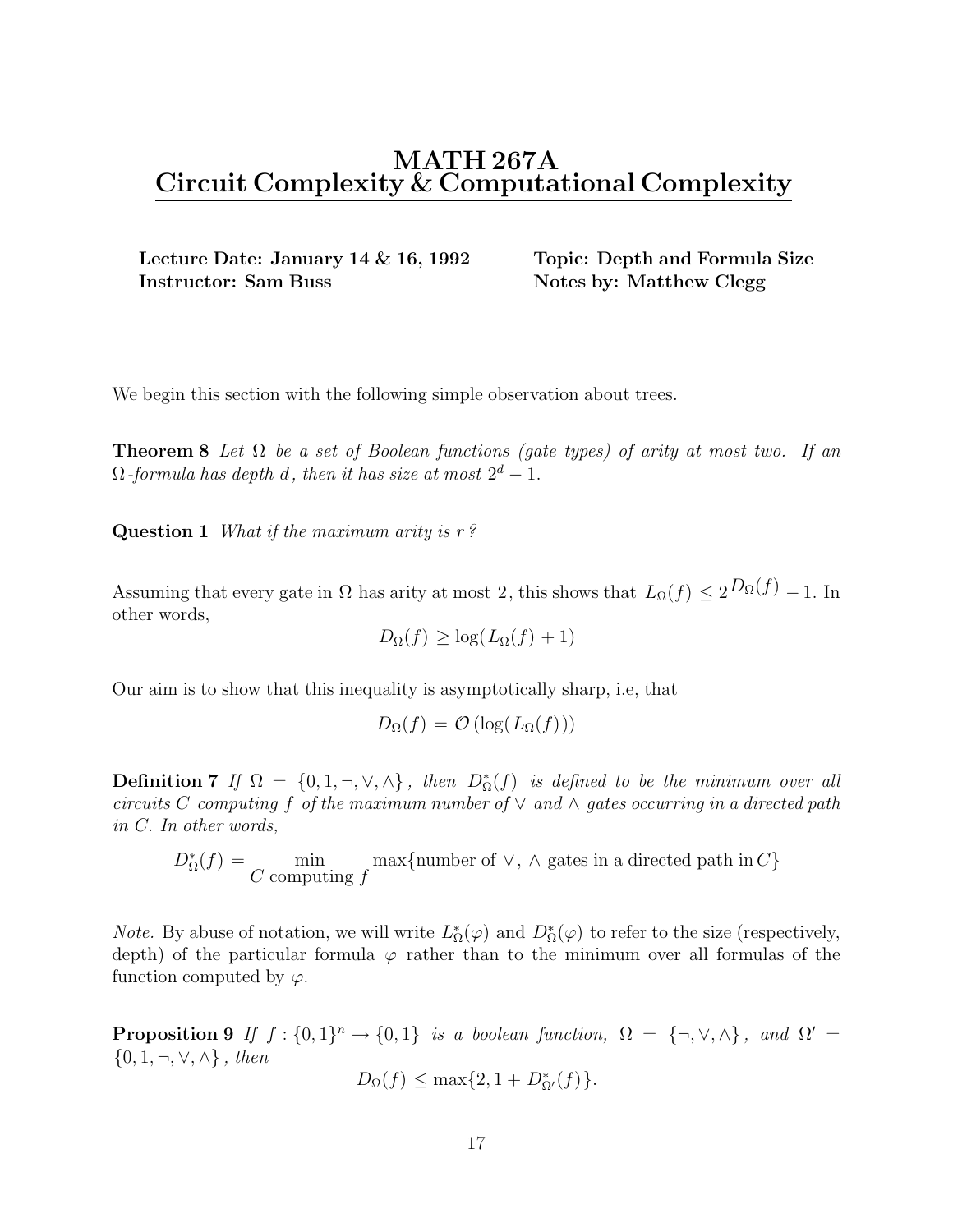# MATH 267A
# Circuit Complexity & Computational Complexity

**Lecture Date: January 14 & 16, 1992** **Topic: Depth and Formula Size**
**Instructor: Sam Buss** **Notes by: Matthew Clegg**

We begin this section with the following simple observation about trees.

**Theorem 8** *Let $\Omega$ be a set of Boolean functions (gate types) of arity at most two. If an $\Omega$-formula has depth $d$, then it has size at most $2^d - 1$.*

**Question 1** *What if the maximum arity is $r$?*

Assuming that every gate in $\Omega$ has arity at most 2, this shows that $L_\Omega(f) \leq 2^{D_\Omega(f)} - 1$. In other words,

$$D_\Omega(f) \geq \log(L_\Omega(f) + 1)$$

Our aim is to show that this inequality is asymptotically sharp, i.e, that

$$D_\Omega(f) = \mathcal{O}\left(\log(L_\Omega(f))\right)$$

**Definition 7** *If $\Omega = \{0, 1, \neg, \vee, \wedge\}$, then $D^*_\Omega(f)$ is defined to be the minimum over all circuits $C$ computing $f$ of the maximum number of $\vee$ and $\wedge$ gates occurring in a directed path in $C$. In other words,*

$$D^*_\Omega(f) = \min_{C \text{ computing } f} \max\{\text{number of } \vee, \wedge \text{ gates in a directed path in } C\}$$

*Note.* By abuse of notation, we will write $L^*_\Omega(\varphi)$ and $D^*_\Omega(\varphi)$ to refer to the size (respectively, depth) of the particular formula $\varphi$ rather than to the minimum over all formulas of the function computed by $\varphi$.

**Proposition 9** *If $f : \{0,1\}^n \to \{0,1\}$ is a boolean function, $\Omega = \{\neg, \vee, \wedge\}$, and $\Omega' = \{0, 1, \neg, \vee, \wedge\}$, then*

$$D_\Omega(f) \leq \max\{2, 1 + D^*_{\Omega'}(f)\}.$$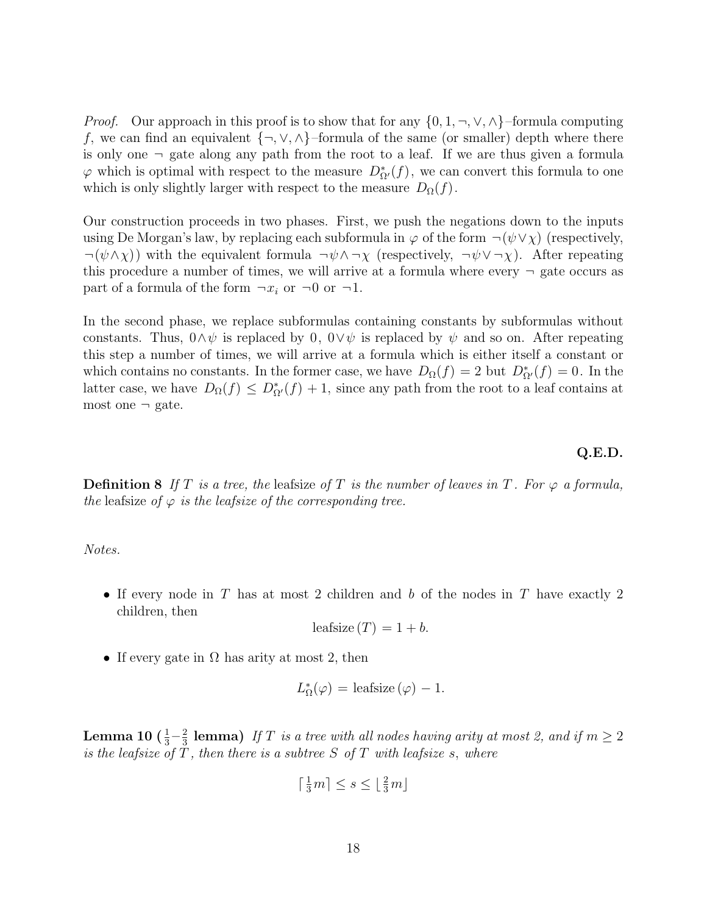*Proof.* Our approach in this proof is to show that for any $\{0, 1, \neg, \vee, \wedge\}$–formula computing $f$, we can find an equivalent $\{\neg, \vee, \wedge\}$–formula of the same (or smaller) depth where there is only one $\neg$ gate along any path from the root to a leaf. If we are thus given a formula $\varphi$ which is optimal with respect to the measure $D^*_{\Omega'}(f)$, we can convert this formula to one which is only slightly larger with respect to the measure $D_\Omega(f)$.

Our construction proceeds in two phases. First, we push the negations down to the inputs using De Morgan's law, by replacing each subformula in $\varphi$ of the form $\neg(\psi \vee \chi)$ (respectively, $\neg(\psi \wedge \chi)$) with the equivalent formula $\neg\psi \wedge \neg\chi$ (respectively, $\neg\psi \vee \neg\chi$). After repeating this procedure a number of times, we will arrive at a formula where every $\neg$ gate occurs as part of a formula of the form $\neg x_i$ or $\neg 0$ or $\neg 1$.

In the second phase, we replace subformulas containing constants by subformulas without constants. Thus, $0 \wedge \psi$ is replaced by $0$, $0 \vee \psi$ is replaced by $\psi$ and so on. After repeating this step a number of times, we will arrive at a formula which is either itself a constant or which contains no constants. In the former case, we have $D_\Omega(f) = 2$ but $D^*_{\Omega'}(f) = 0$. In the latter case, we have $D_\Omega(f) \leq D^*_{\Omega'}(f) + 1$, since any path from the root to a leaf contains at most one $\neg$ gate.

**Q.E.D.**

**Definition 8** *If $T$ is a tree, the* leafsize *of $T$ is the number of leaves in $T$. For $\varphi$ a formula, the* leafsize *of $\varphi$ is the leafsize of the corresponding tree.*

*Notes.*

- If every node in $T$ has at most 2 children and $b$ of the nodes in $T$ have exactly 2 children, then
$$\text{leafsize}\,(T) = 1 + b.$$
- If every gate in $\Omega$ has arity at most 2, then
$$L^*_\Omega(\varphi) = \text{leafsize}\,(\varphi) - 1.$$

**Lemma 10 ($\frac{1}{3}$–$\frac{2}{3}$ lemma)** *If $T$ is a tree with all nodes having arity at most 2, and if $m \geq 2$ is the leafsize of $T$, then there is a subtree $S$ of $T$ with leafsize $s$, where*

$$\lceil \tfrac{1}{3}m \rceil \leq s \leq \lfloor \tfrac{2}{3}m \rfloor$$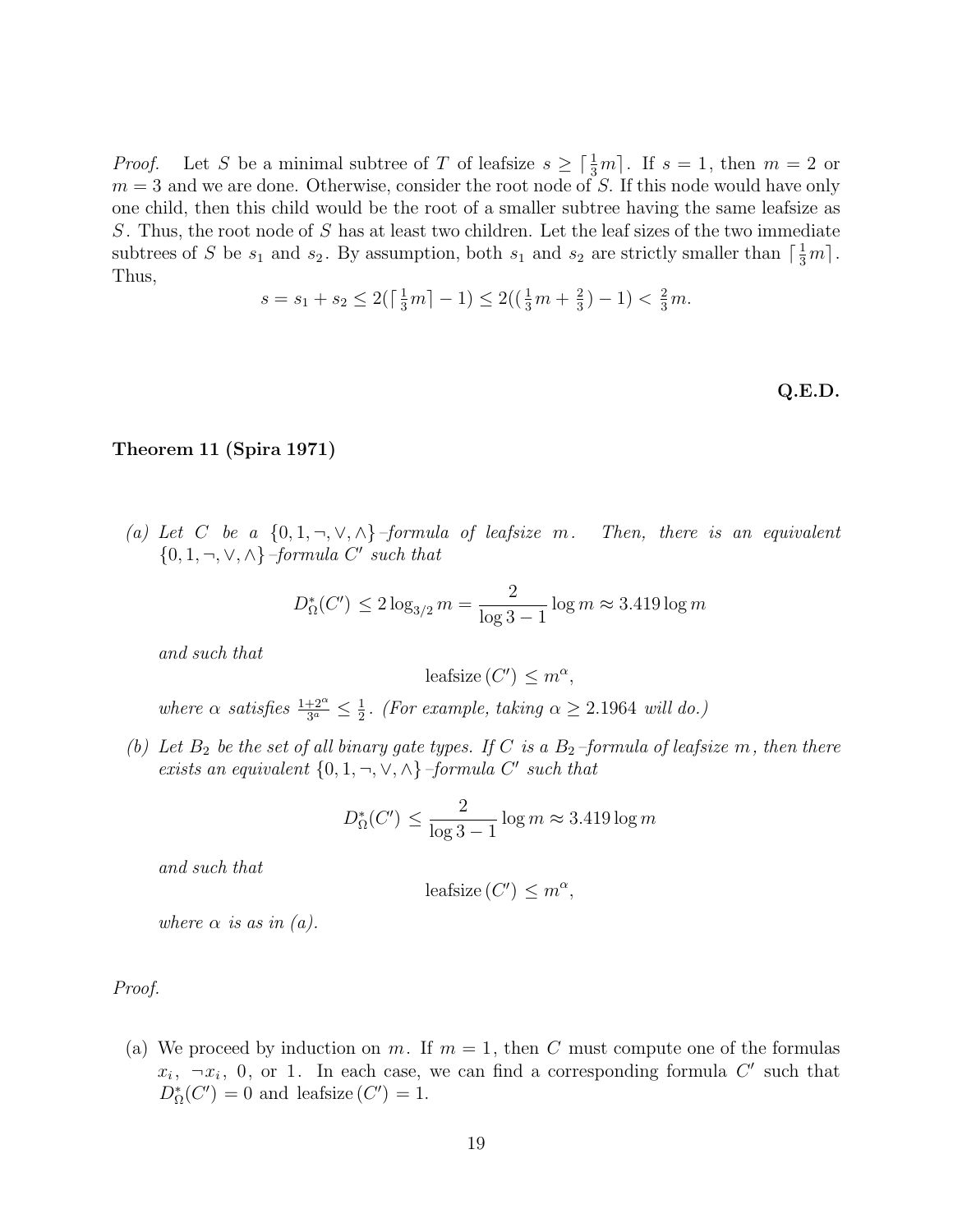*Proof.* Let $S$ be a minimal subtree of $T$ of leafsize $s \geq \lceil \frac{1}{3}m \rceil$. If $s = 1$, then $m = 2$ or $m = 3$ and we are done. Otherwise, consider the root node of $S$. If this node would have only one child, then this child would be the root of a smaller subtree having the same leafsize as $S$. Thus, the root node of $S$ has at least two children. Let the leaf sizes of the two immediate subtrees of $S$ be $s_1$ and $s_2$. By assumption, both $s_1$ and $s_2$ are strictly smaller than $\lceil \frac{1}{3}m \rceil$. Thus,

$$s = s_1 + s_2 \leq 2(\lceil \tfrac{1}{3}m \rceil - 1) \leq 2((\tfrac{1}{3}m + \tfrac{2}{3}) - 1) < \tfrac{2}{3}m.$$

**Q.E.D.**

**Theorem 11 (Spira 1971)**

(a) *Let $C$ be a $\{0, 1, \neg, \vee, \wedge\}$–formula of leafsize $m$. Then, there is an equivalent $\{0, 1, \neg, \vee, \wedge\}$–formula $C'$ such that*

$$D^*_\Omega(C') \leq 2 \log_{3/2} m = \frac{2}{\log 3 - 1} \log m \approx 3.419 \log m$$

*and such that*

$$\text{leafsize}\,(C') \leq m^\alpha,$$

*where $\alpha$ satisfies $\frac{1+2^\alpha}{3^a} \leq \frac{1}{2}$. (For example, taking $\alpha \geq 2.1964$ will do.)*

(b) *Let $B_2$ be the set of all binary gate types. If $C$ is a $B_2$–formula of leafsize $m$, then there exists an equivalent $\{0, 1, \neg, \vee, \wedge\}$–formula $C'$ such that*

$$D^*_\Omega(C') \leq \frac{2}{\log 3 - 1} \log m \approx 3.419 \log m$$

*and such that*

$$\text{leafsize}\,(C') \leq m^\alpha,$$

*where $\alpha$ is as in (a).*

*Proof.*

(a) We proceed by induction on $m$. If $m = 1$, then $C$ must compute one of the formulas $x_i$, $\neg x_i$, $0$, or $1$. In each case, we can find a corresponding formula $C'$ such that $D^*_\Omega(C') = 0$ and leafsize $(C') = 1$.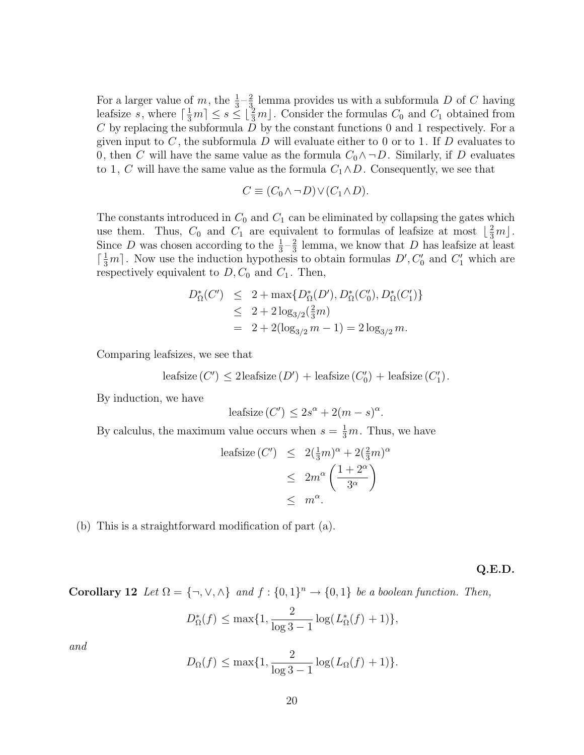For a larger value of $m$, the $\frac{1}{3}$–$\frac{2}{3}$ lemma provides us with a subformula $D$ of $C$ having leafsize $s$, where $\lceil \frac{1}{3}m \rceil \leq s \leq \lfloor \frac{2}{3}m \rfloor$. Consider the formulas $C_0$ and $C_1$ obtained from $C$ by replacing the subformula $D$ by the constant functions 0 and 1 respectively. For a given input to $C$, the subformula $D$ will evaluate either to 0 or to 1. If $D$ evaluates to 0, then $C$ will have the same value as the formula $C_0 \wedge \neg D$. Similarly, if $D$ evaluates to 1, $C$ will have the same value as the formula $C_1 \wedge D$. Consequently, we see that

$$C \equiv (C_0 \wedge \neg D) \vee (C_1 \wedge D).$$

The constants introduced in $C_0$ and $C_1$ can be eliminated by collapsing the gates which use them. Thus, $C_0$ and $C_1$ are equivalent to formulas of leafsize at most $\lfloor \frac{2}{3}m \rfloor$. Since $D$ was chosen according to the $\frac{1}{3}$–$\frac{2}{3}$ lemma, we know that $D$ has leafsize at least $\lceil \frac{1}{3}m \rceil$. Now use the induction hypothesis to obtain formulas $D', C_0'$ and $C_1'$ which are respectively equivalent to $D, C_0$ and $C_1$. Then,

$$\begin{aligned} D^*_\Omega(C') &\leq 2 + \max\{D^*_\Omega(D'), D^*_\Omega(C_0'), D^*_\Omega(C_1')\} \\ &\leq 2 + 2\log_{3/2}(\tfrac{2}{3}m) \\ &= 2 + 2(\log_{3/2} m - 1) = 2\log_{3/2} m. \end{aligned}$$

Comparing leafsizes, we see that

$$\text{leafsize}\,(C') \leq 2\text{leafsize}\,(D') + \text{leafsize}\,(C_0') + \text{leafsize}\,(C_1').$$

By induction, we have

$$\text{leafsize}\,(C') \leq 2s^\alpha + 2(m-s)^\alpha.$$

By calculus, the maximum value occurs when $s = \frac{1}{3}m$. Thus, we have

$$\begin{aligned} \text{leafsize}\,(C') &\leq 2(\tfrac{1}{3}m)^\alpha + 2(\tfrac{2}{3}m)^\alpha \\ &\leq 2m^\alpha \left(\frac{1+2^\alpha}{3^\alpha}\right) \\ &\leq m^\alpha. \end{aligned}$$

(b) This is a straightforward modification of part (a).

**Q.E.D.**

**Corollary 12** *Let $\Omega = \{\neg, \vee, \wedge\}$ and $f : \{0,1\}^n \rightarrow \{0,1\}$ be a boolean function. Then,*

$$D^*_\Omega(f) \leq \max\{1, \frac{2}{\log 3 - 1}\log(L^*_\Omega(f) + 1)\},$$

*and*

$$D_\Omega(f) \leq \max\{1, \frac{2}{\log 3 - 1}\log(L_\Omega(f) + 1)\}.$$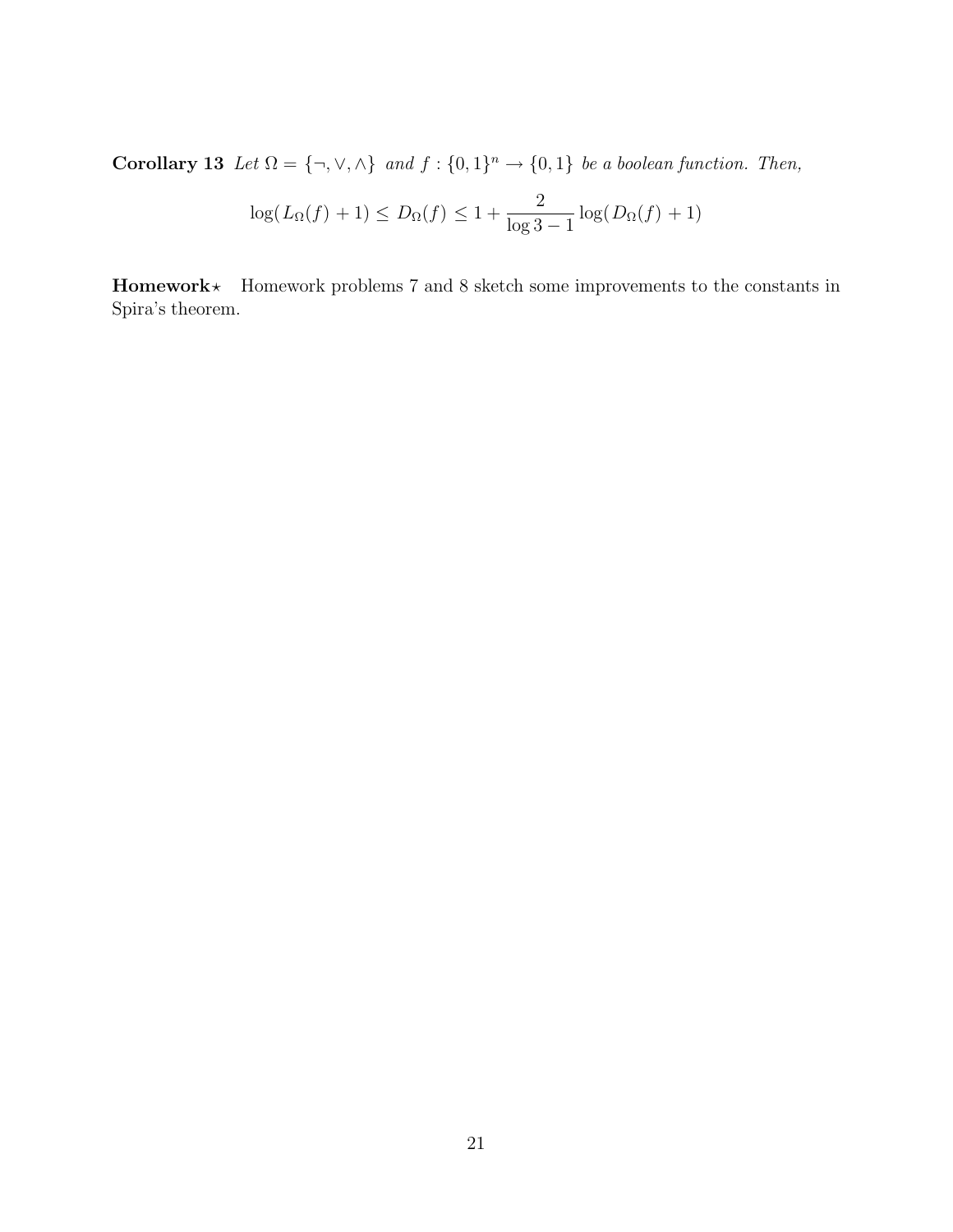**Corollary 13** *Let $\Omega = \{\neg, \vee, \wedge\}$ and $f : \{0,1\}^n \to \{0,1\}$ be a boolean function. Then,*

$$\log(L_\Omega(f) + 1) \leq D_\Omega(f) \leq 1 + \frac{2}{\log 3 - 1} \log(D_\Omega(f) + 1)$$

**Homework**$\star$ Homework problems 7 and 8 sketch some improvements to the constants in Spira's theorem.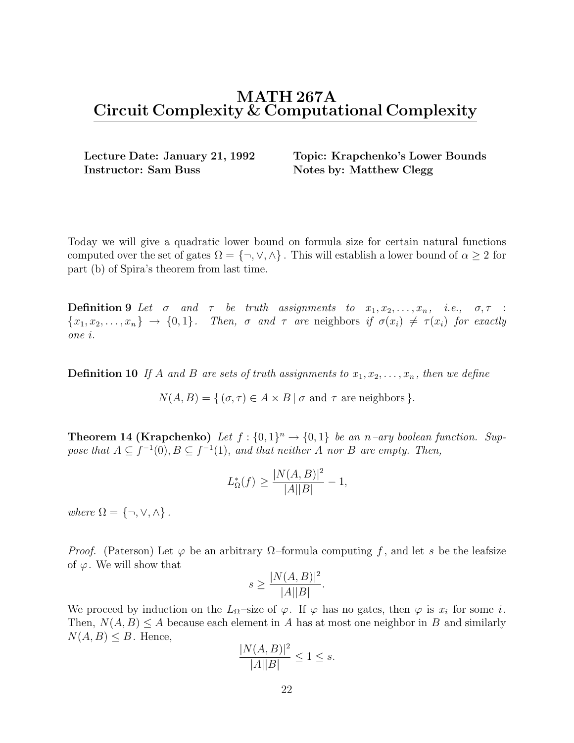# MATH 267A
# Circuit Complexity & Computational Complexity

**Lecture Date: January 21, 1992** **Topic: Krapchenko's Lower Bounds**
**Instructor: Sam Buss** **Notes by: Matthew Clegg**

Today we will give a quadratic lower bound on formula size for certain natural functions computed over the set of gates $\Omega = \{\neg, \vee, \wedge\}$. This will establish a lower bound of $\alpha \geq 2$ for part (b) of Spira's theorem from last time.

**Definition 9** *Let $\sigma$ and $\tau$ be truth assignments to $x_1, x_2, \ldots, x_n$, i.e., $\sigma, \tau : \{x_1, x_2, \ldots, x_n\} \to \{0,1\}$. Then, $\sigma$ and $\tau$ are* neighbors *if $\sigma(x_i) \neq \tau(x_i)$ for exactly one $i$.*

**Definition 10** *If $A$ and $B$ are sets of truth assignments to $x_1, x_2, \ldots, x_n$, then we define*

$$N(A,B) = \{\, (\sigma, \tau) \in A \times B \mid \sigma \text{ and } \tau \text{ are neighbors} \,\}.$$

**Theorem 14 (Krapchenko)** *Let $f : \{0,1\}^n \to \{0,1\}$ be an $n$–ary boolean function. Suppose that $A \subseteq f^{-1}(0), B \subseteq f^{-1}(1)$, and that neither $A$ nor $B$ are empty. Then,*

$$L^*_\Omega(f) \geq \frac{|N(A,B)|^2}{|A||B|} - 1,$$

*where $\Omega = \{\neg, \vee, \wedge\}$.*

*Proof.* (Paterson) Let $\varphi$ be an arbitrary $\Omega$–formula computing $f$, and let $s$ be the leafsize of $\varphi$. We will show that

$$s \geq \frac{|N(A,B)|^2}{|A||B|}.$$

We proceed by induction on the $L_\Omega$–size of $\varphi$. If $\varphi$ has no gates, then $\varphi$ is $x_i$ for some $i$. Then, $N(A,B) \leq A$ because each element in $A$ has at most one neighbor in $B$ and similarly $N(A,B) \leq B$. Hence,

$$\frac{|N(A,B)|^2}{|A||B|} \leq 1 \leq s.$$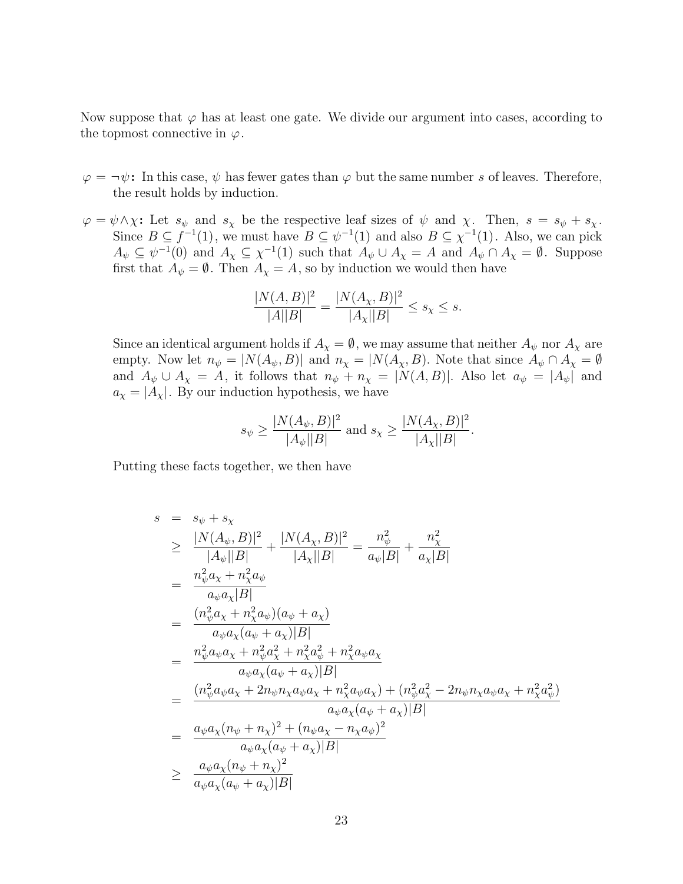Now suppose that $\varphi$ has at least one gate. We divide our argument into cases, according to the topmost connective in $\varphi$.

- **$\varphi = \neg\psi$:** In this case, $\psi$ has fewer gates than $\varphi$ but the same number $s$ of leaves. Therefore, the result holds by induction.

- **$\varphi = \psi \wedge \chi$:** Let $s_\psi$ and $s_\chi$ be the respective leaf sizes of $\psi$ and $\chi$. Then, $s = s_\psi + s_\chi$. Since $B \subseteq f^{-1}(1)$, we must have $B \subseteq \psi^{-1}(1)$ and also $B \subseteq \chi^{-1}(1)$. Also, we can pick $A_\psi \subseteq \psi^{-1}(0)$ and $A_\chi \subseteq \chi^{-1}(1)$ such that $A_\psi \cup A_\chi = A$ and $A_\psi \cap A_\chi = \emptyset$. Suppose first that $A_\psi = \emptyset$. Then $A_\chi = A$, so by induction we would then have

$$\frac{|N(A,B)|^2}{|A||B|} = \frac{|N(A_\chi,B)|^2}{|A_\chi||B|} \leq s_\chi \leq s.$$

  Since an identical argument holds if $A_\chi = \emptyset$, we may assume that neither $A_\psi$ nor $A_\chi$ are empty. Now let $n_\psi = |N(A_\psi, B)|$ and $n_\chi = |N(A_\chi, B)$. Note that since $A_\psi \cap A_\chi = \emptyset$ and $A_\psi \cup A_\chi = A$, it follows that $n_\psi + n_\chi = |N(A,B)|$. Also let $a_\psi = |A_\psi|$ and $a_\chi = |A_\chi|$. By our induction hypothesis, we have

$$s_\psi \geq \frac{|N(A_\psi,B)|^2}{|A_\psi||B|} \text{ and } s_\chi \geq \frac{|N(A_\chi,B)|^2}{|A_\chi||B|}.$$

  Putting these facts together, we then have

$$\begin{aligned}
s &= s_\psi + s_\chi \\
&\geq \frac{|N(A_\psi,B)|^2}{|A_\psi||B|} + \frac{|N(A_\chi,B)|^2}{|A_\chi||B|} = \frac{n_\psi^2}{a_\psi|B|} + \frac{n_\chi^2}{a_\chi|B|} \\
&= \frac{n_\psi^2 a_\chi + n_\chi^2 a_\psi}{a_\psi a_\chi |B|} \\
&= \frac{(n_\psi^2 a_\chi + n_\chi^2 a_\psi)(a_\psi + a_\chi)}{a_\psi a_\chi (a_\psi + a_\chi)|B|} \\
&= \frac{n_\psi^2 a_\psi a_\chi + n_\psi^2 a_\chi^2 + n_\chi^2 a_\psi^2 + n_\chi^2 a_\psi a_\chi}{a_\psi a_\chi (a_\psi + a_\chi)|B|} \\
&= \frac{(n_\psi^2 a_\psi a_\chi + 2n_\psi n_\chi a_\psi a_\chi + n_\chi^2 a_\psi a_\chi) + (n_\psi^2 a_\chi^2 - 2n_\psi n_\chi a_\psi a_\chi + n_\chi^2 a_\psi^2)}{a_\psi a_\chi (a_\psi + a_\chi)|B|} \\
&= \frac{a_\psi a_\chi (n_\psi + n_\chi)^2 + (n_\psi a_\chi - n_\chi a_\psi)^2}{a_\psi a_\chi (a_\psi + a_\chi)|B|} \\
&\geq \frac{a_\psi a_\chi (n_\psi + n_\chi)^2}{a_\psi a_\chi (a_\psi + a_\chi)|B|}
\end{aligned}$$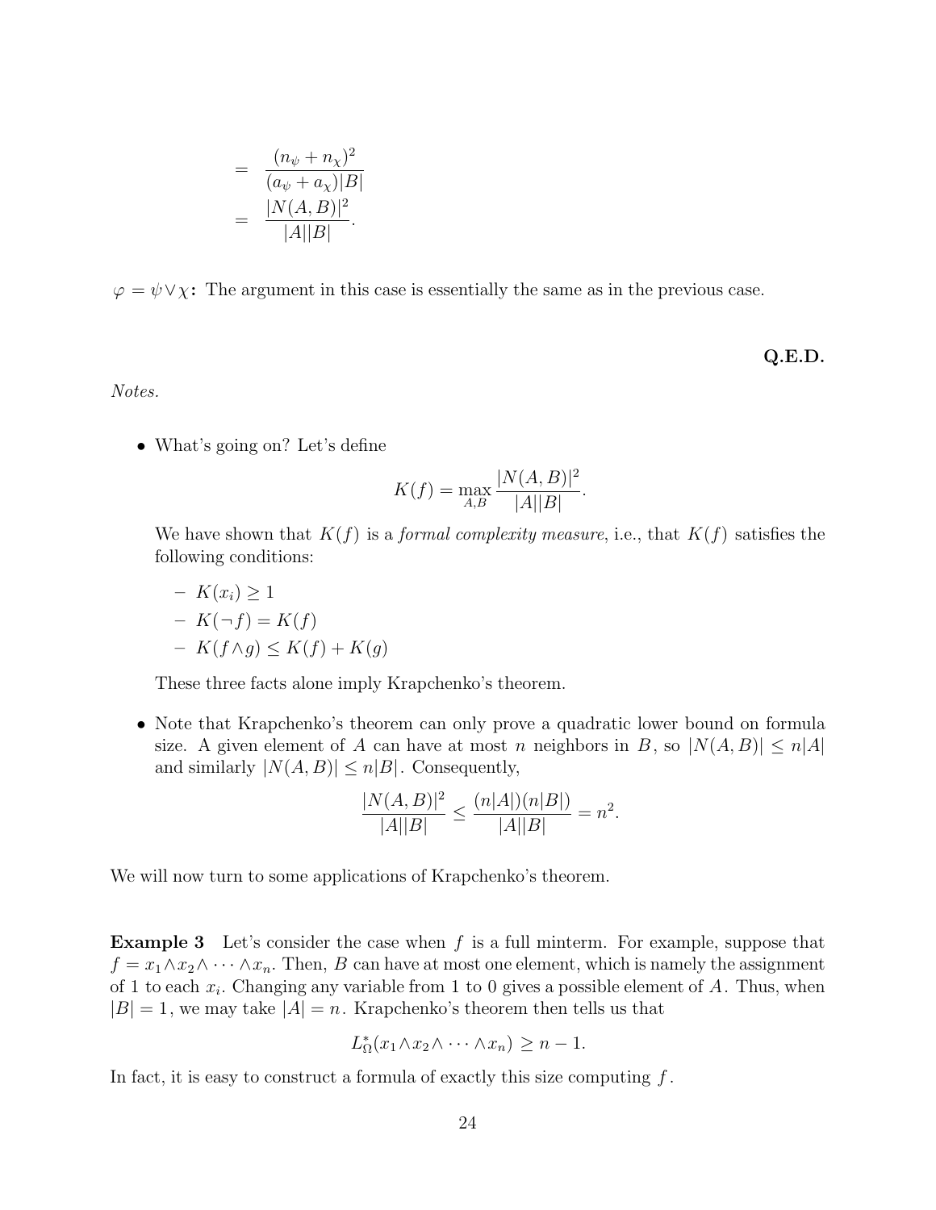$$
\begin{aligned}
&= \frac{(n_\psi + n_\chi)^2}{(a_\psi + a_\chi)|B|} \\
&= \frac{|N(A,B)|^2}{|A||B|}.
\end{aligned}
$$

**$\varphi = \psi \vee \chi$:** The argument in this case is essentially the same as in the previous case.

**Q.E.D.**

*Notes.*

- What's going on? Let's define

  $$K(f) = \max_{A,B} \frac{|N(A,B)|^2}{|A||B|}.$$

  We have shown that $K(f)$ is a *formal complexity measure*, i.e., that $K(f)$ satisfies the following conditions:

  - $K(x_i) \geq 1$
  - $K(\neg f) = K(f)$
  - $K(f \wedge g) \leq K(f) + K(g)$

  These three facts alone imply Krapchenko's theorem.

- Note that Krapchenko's theorem can only prove a quadratic lower bound on formula size. A given element of $A$ can have at most $n$ neighbors in $B$, so $|N(A,B)| \leq n|A|$ and similarly $|N(A,B)| \leq n|B|$. Consequently,

  $$\frac{|N(A,B)|^2}{|A||B|} \leq \frac{(n|A|)(n|B|)}{|A||B|} = n^2.$$

We will now turn to some applications of Krapchenko's theorem.

**Example 3** Let's consider the case when $f$ is a full minterm. For example, suppose that $f = x_1 \wedge x_2 \wedge \cdots \wedge x_n$. Then, $B$ can have at most one element, which is namely the assignment of 1 to each $x_i$. Changing any variable from 1 to 0 gives a possible element of $A$. Thus, when $|B| = 1$, we may take $|A| = n$. Krapchenko's theorem then tells us that

$$L^*_\Omega(x_1 \wedge x_2 \wedge \cdots \wedge x_n) \geq n - 1.$$

In fact, it is easy to construct a formula of exactly this size computing $f$.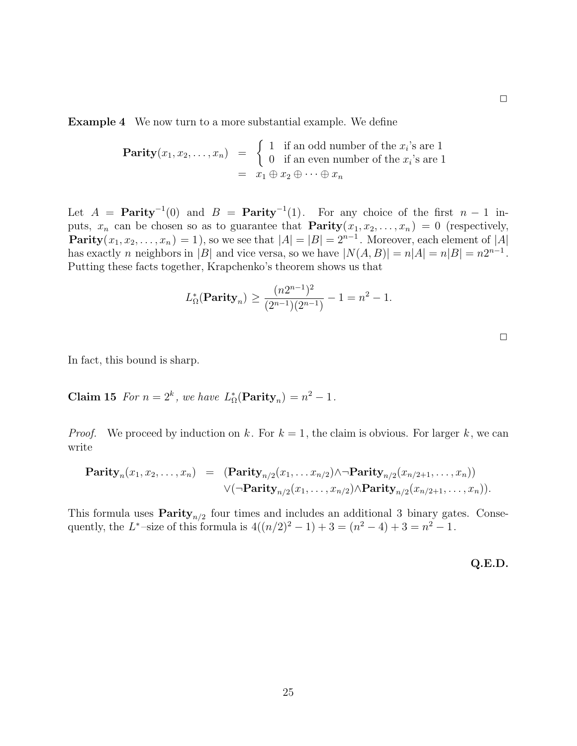□

**Example 4** We now turn to a more substantial example. We define

$$\textbf{Parity}(x_1, x_2, \ldots, x_n) = \begin{cases} 1 & \text{if an odd number of the } x_i\text{'s are 1} \\ 0 & \text{if an even number of the } x_i\text{'s are 1} \end{cases}$$
$$= x_1 \oplus x_2 \oplus \cdots \oplus x_n$$

Let $A = \textbf{Parity}^{-1}(0)$ and $B = \textbf{Parity}^{-1}(1)$. For any choice of the first $n-1$ inputs, $x_n$ can be chosen so as to guarantee that $\textbf{Parity}(x_1, x_2, \ldots, x_n) = 0$ (respectively, $\textbf{Parity}(x_1, x_2, \ldots, x_n) = 1$), so we see that $|A| = |B| = 2^{n-1}$. Moreover, each element of $|A|$ has exactly $n$ neighbors in $|B|$ and vice versa, so we have $|N(A, B)| = n|A| = n|B| = n2^{n-1}$. Putting these facts together, Krapchenko's theorem shows us that

$$L^*_\Omega(\textbf{Parity}_n) \geq \frac{(n2^{n-1})^2}{(2^{n-1})(2^{n-1})} - 1 = n^2 - 1.$$

□

In fact, this bound is sharp.

**Claim 15** *For $n = 2^k$, we have $L^*_\Omega(\textbf{Parity}_n) = n^2 - 1$.*

*Proof.* We proceed by induction on $k$. For $k = 1$, the claim is obvious. For larger $k$, we can write

$$\begin{aligned}\textbf{Parity}_n(x_1, x_2, \ldots, x_n) &= (\textbf{Parity}_{n/2}(x_1, \ldots x_{n/2}) \wedge \neg \textbf{Parity}_{n/2}(x_{n/2+1}, \ldots, x_n)) \\ &\quad \vee (\neg \textbf{Parity}_{n/2}(x_1, \ldots, x_{n/2}) \wedge \textbf{Parity}_{n/2}(x_{n/2+1}, \ldots, x_n)).\end{aligned}$$

This formula uses $\textbf{Parity}_{n/2}$ four times and includes an additional 3 binary gates. Consequently, the $L^*$–size of this formula is $4((n/2)^2 - 1) + 3 = (n^2 - 4) + 3 = n^2 - 1$.

**Q.E.D.**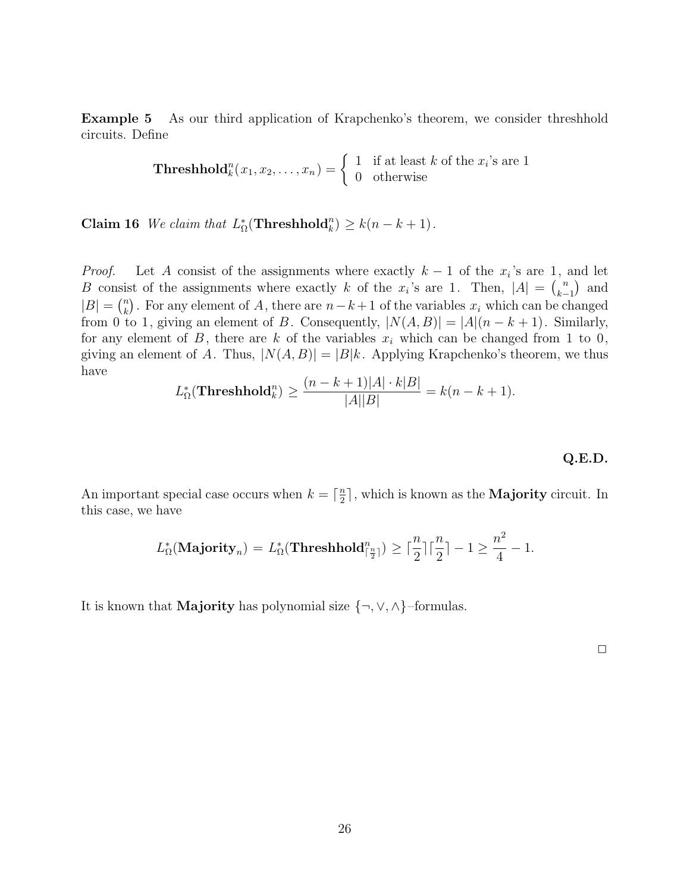**Example 5** As our third application of Krapchenko's theorem, we consider threshhold circuits. Define

$$\mathbf{Threshhold}_k^n(x_1, x_2, \ldots, x_n) = \begin{cases} 1 & \text{if at least } k \text{ of the } x_i\text{'s are 1} \\ 0 & \text{otherwise} \end{cases}$$

**Claim 16** *We claim that* $L_\Omega^*(\mathbf{Threshhold}_k^n) \geq k(n-k+1)$.

*Proof.* Let $A$ consist of the assignments where exactly $k-1$ of the $x_i$'s are 1, and let $B$ consist of the assignments where exactly $k$ of the $x_i$'s are 1. Then, $|A| = \binom{n}{k-1}$ and $|B| = \binom{n}{k}$. For any element of $A$, there are $n-k+1$ of the variables $x_i$ which can be changed from 0 to 1, giving an element of $B$. Consequently, $|N(A,B)| = |A|(n-k+1)$. Similarly, for any element of $B$, there are $k$ of the variables $x_i$ which can be changed from 1 to 0, giving an element of $A$. Thus, $|N(A,B)| = |B|k$. Applying Krapchenko's theorem, we thus have

$$L_\Omega^*(\mathbf{Threshhold}_k^n) \geq \frac{(n-k+1)|A| \cdot k|B|}{|A||B|} = k(n-k+1).$$

**Q.E.D.**

An important special case occurs when $k = \lceil \frac{n}{2} \rceil$, which is known as the **Majority** circuit. In this case, we have

$$L_\Omega^*(\mathbf{Majority}_n) = L_\Omega^*(\mathbf{Threshhold}^n_{\lceil \frac{n}{2} \rceil}) \geq \lceil \frac{n}{2} \rceil \lceil \frac{n}{2} \rceil - 1 \geq \frac{n^2}{4} - 1.$$

It is known that **Majority** has polynomial size $\{\neg, \vee, \wedge\}$–formulas.

□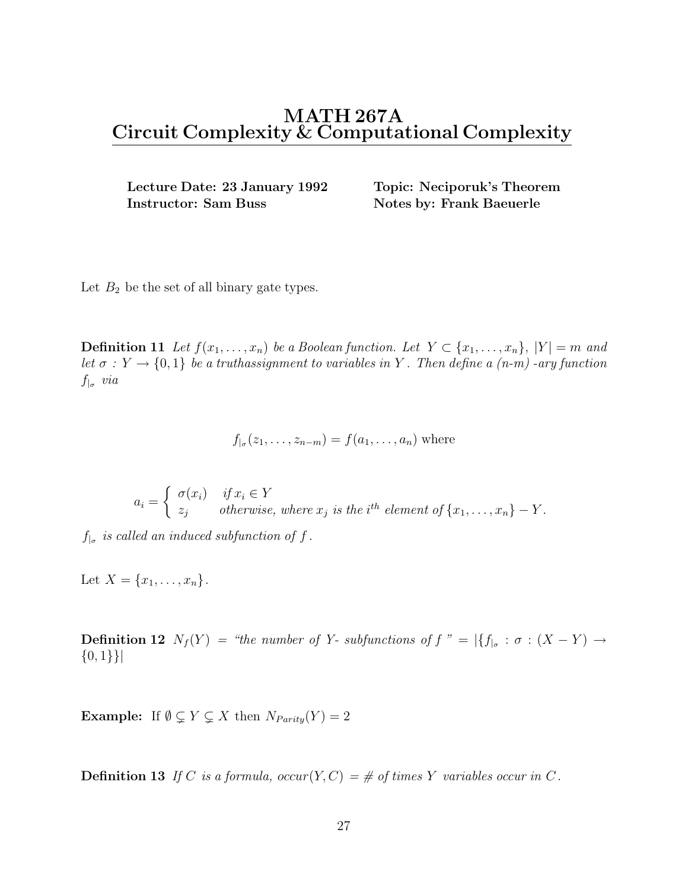# MATH 267A
# Circuit Complexity & Computational Complexity

**Lecture Date: 23 January 1992**
**Instructor: Sam Buss**

**Topic: Neciporuk's Theorem**
**Notes by: Frank Baeuerle**

Let $B_2$ be the set of all binary gate types.

**Definition 11** *Let $f(x_1, \ldots, x_n)$ be a Boolean function. Let $Y \subset \{x_1, \ldots, x_n\}$, $|Y| = m$ and let $\sigma : Y \to \{0,1\}$ be a truthassignment to variables in $Y$. Then define a (n-m) -ary function $f_{|\sigma}$ via*

$$f_{|\sigma}(z_1, \ldots, z_{n-m}) = f(a_1, \ldots, a_n) \text{ where}$$

$$a_i = \begin{cases} \sigma(x_i) & \text{if } x_i \in Y \\ z_j & \text{otherwise, where } x_j \text{ is the } i^{th} \text{ element of } \{x_1, \ldots, x_n\} - Y. \end{cases}$$

*$f_{|\sigma}$ is called an induced subfunction of $f$.*

Let $X = \{x_1, \ldots, x_n\}$.

**Definition 12** $N_f(Y)$ = *"the number of Y- subfunctions of f "* $= |\{f_{|\sigma} : \sigma : (X - Y) \to \{0,1\}\}|$

**Example:** If $\emptyset \subsetneq Y \subsetneq X$ then $N_{Parity}(Y) = 2$

**Definition 13** *If $C$ is a formula, $occur(Y, C)$ = # of times $Y$ variables occur in $C$.*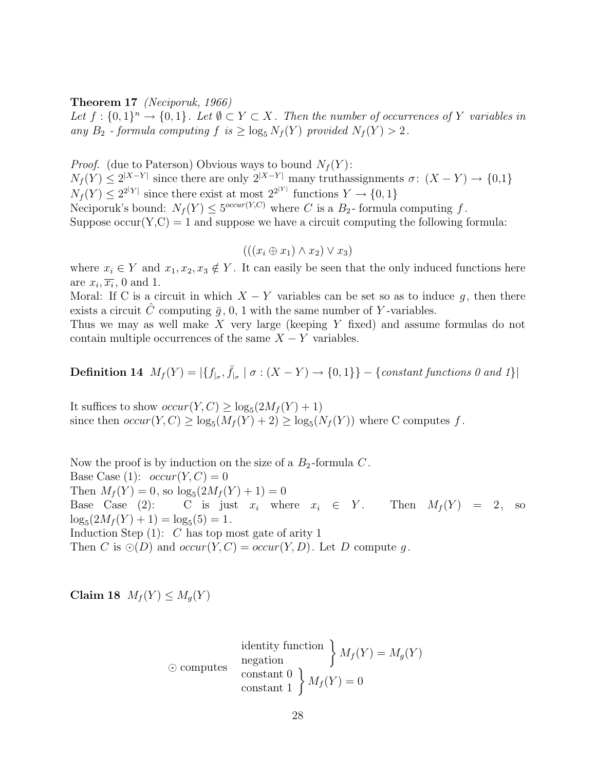**Theorem 17** *(Neciporuk, 1966)*
*Let $f : \{0,1\}^n \to \{0,1\}$. Let $\emptyset \subset Y \subset X$. Then the number of occurrences of $Y$ variables in any $B_2$ - formula computing $f$ is $\geq \log_5 N_f(Y)$ provided $N_f(Y) > 2$.*

*Proof.* (due to Paterson) Obvious ways to bound $N_f(Y)$:
$N_f(Y) \leq 2^{|X-Y|}$ since there are only $2^{|X-Y|}$ many truthassignments $\sigma$: $(X - Y) \to \{0,1\}$
$N_f(Y) \leq 2^{2^{|Y|}}$ since there exist at most $2^{2^{|Y|}}$ functions $Y \to \{0, 1\}$
Neciporuk's bound: $N_f(Y) \leq 5^{occur(Y,C)}$ where $C$ is a $B_2$- formula computing $f$.
Suppose occur(Y,C) = 1 and suppose we have a circuit computing the following formula:

$$(((x_i \oplus x_1) \wedge x_2) \vee x_3)$$

where $x_i \in Y$ and $x_1, x_2, x_3 \notin Y$. It can easily be seen that the only induced functions here are $x_i, \overline{x_i}$, 0 and 1.
Moral: If C is a circuit in which $X - Y$ variables can be set so as to induce $g$, then there exists a circuit $\hat{C}$ computing $\bar{g}$, 0, 1 with the same number of $Y$-variables.
Thus we may as well make $X$ very large (keeping $Y$ fixed) and assume formulas do not contain multiple occurrences of the same $X - Y$ variables.

**Definition 14** $M_f(Y) = |\{f_{|_\sigma}, \bar{f}_{|_\sigma} \mid \sigma : (X - Y) \to \{0, 1\}\} - \{$*constant functions 0 and 1*$\}|$

It suffices to show $occur(Y, C) \geq \log_5(2M_f(Y) + 1)$
since then $occur(Y, C) \geq \log_5(M_f(Y) + 2) \geq \log_5(N_f(Y))$ where C computes $f$.

Now the proof is by induction on the size of a $B_2$-formula $C$.
Base Case (1): $occur(Y, C) = 0$
Then $M_f(Y) = 0$, so $\log_5(2M_f(Y) + 1) = 0$
Base Case (2): C is just $x_i$ where $x_i \in Y$. Then $M_f(Y) = 2$, so $\log_5(2M_f(Y) + 1) = \log_5(5) = 1$.
Induction Step (1): $C$ has top most gate of arity 1
Then $C$ is $\odot(D)$ and $occur(Y, C) = occur(Y, D)$. Let $D$ compute $g$.

**Claim 18** $M_f(Y) \leq M_g(Y)$

$\odot$ computes:
- identity function, negation: $M_f(Y) = M_g(Y)$
- constant 0, constant 1: $M_f(Y) = 0$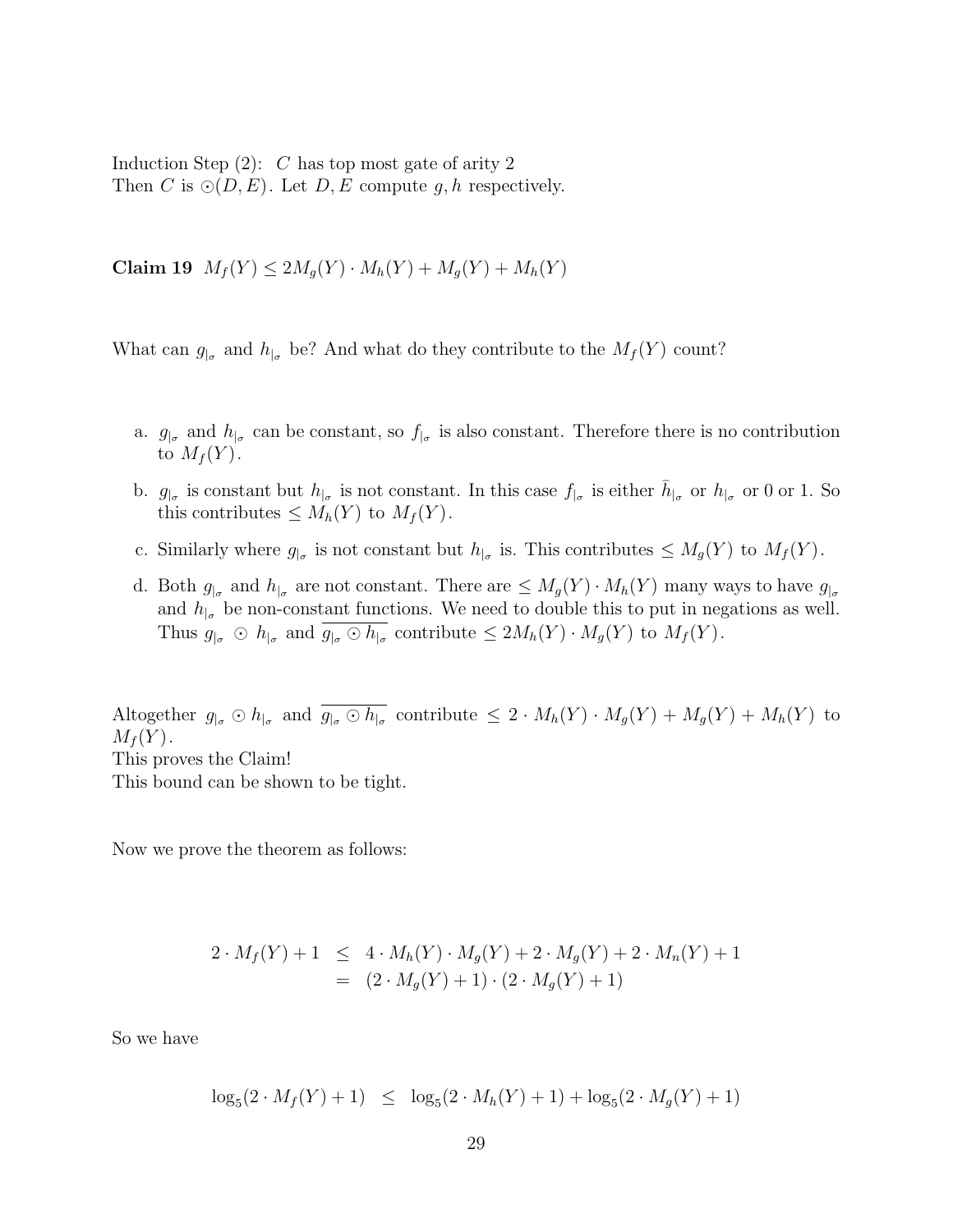Induction Step (2): $C$ has top most gate of arity 2
Then $C$ is $\odot(D, E)$. Let $D, E$ compute $g, h$ respectively.

**Claim 19** $M_f(Y) \leq 2M_g(Y) \cdot M_h(Y) + M_g(Y) + M_h(Y)$

What can $g_{|\sigma}$ and $h_{|\sigma}$ be? And what do they contribute to the $M_f(Y)$ count?

a. $g_{|\sigma}$ and $h_{|\sigma}$ can be constant, so $f_{|\sigma}$ is also constant. Therefore there is no contribution to $M_f(Y)$.

b. $g_{|\sigma}$ is constant but $h_{|\sigma}$ is not constant. In this case $f_{|\sigma}$ is either $\bar{h}_{|\sigma}$ or $h_{|\sigma}$ or 0 or 1. So this contributes $\leq M_h(Y)$ to $M_f(Y)$.

c. Similarly where $g_{|\sigma}$ is not constant but $h_{|\sigma}$ is. This contributes $\leq M_g(Y)$ to $M_f(Y)$.

d. Both $g_{|\sigma}$ and $h_{|\sigma}$ are not constant. There are $\leq M_g(Y) \cdot M_h(Y)$ many ways to have $g_{|\sigma}$ and $h_{|\sigma}$ be non-constant functions. We need to double this to put in negations as well. Thus $g_{|\sigma} \odot h_{|\sigma}$ and $\overline{g_{|\sigma} \odot h_{|\sigma}}$ contribute $\leq 2M_h(Y) \cdot M_g(Y)$ to $M_f(Y)$.

Altogether $g_{|\sigma} \odot h_{|\sigma}$ and $\overline{g_{|\sigma} \odot h_{|\sigma}}$ contribute $\leq 2 \cdot M_h(Y) \cdot M_g(Y) + M_g(Y) + M_h(Y)$ to $M_f(Y)$.
This proves the Claim!
This bound can be shown to be tight.

Now we prove the theorem as follows:

$$\begin{aligned} 2 \cdot M_f(Y) + 1 &\leq 4 \cdot M_h(Y) \cdot M_g(Y) + 2 \cdot M_g(Y) + 2 \cdot M_n(Y) + 1 \\ &= (2 \cdot M_g(Y) + 1) \cdot (2 \cdot M_g(Y) + 1) \end{aligned}$$

So we have

$$\log_5(2 \cdot M_f(Y) + 1) \leq \log_5(2 \cdot M_h(Y) + 1) + \log_5(2 \cdot M_g(Y) + 1)$$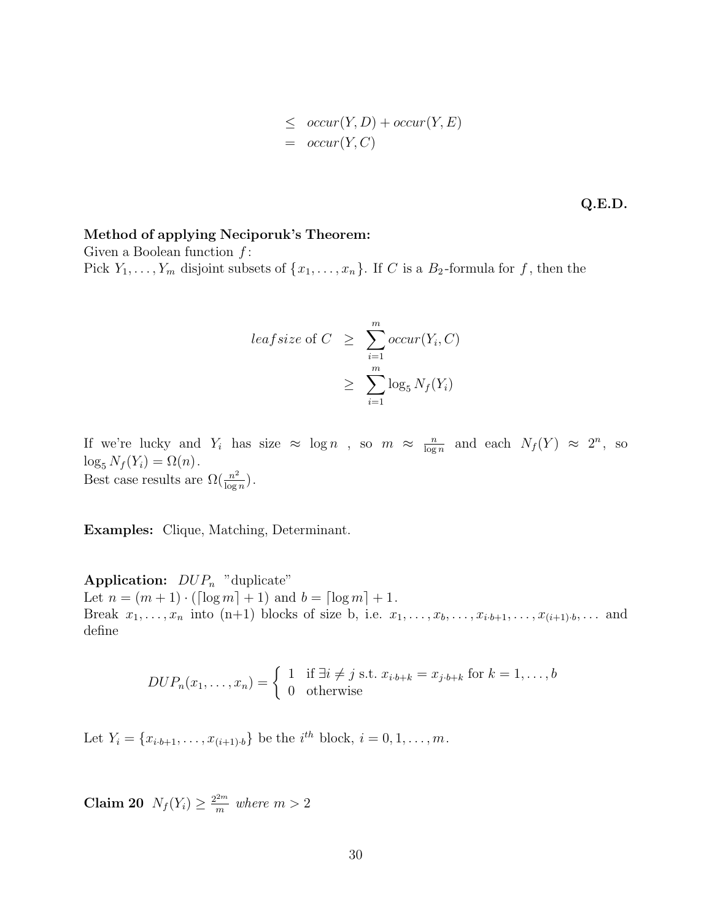$$
\begin{aligned}
&\leq \ occur(Y,D) + occur(Y,E) \\
&= \ occur(Y,C)
\end{aligned}
$$

**Q.E.D.**

**Method of applying Neciporuk's Theorem:**

Given a Boolean function $f$:

Pick $Y_1, \ldots, Y_m$ disjoint subsets of $\{x_1, \ldots, x_n\}$. If $C$ is a $B_2$-formula for $f$, then the

$$
\begin{aligned}
leafsize \text{ of } C \ &\geq \ \sum_{i=1}^{m} occur(Y_i, C) \\
&\geq \ \sum_{i=1}^{m} \log_5 N_f(Y_i)
\end{aligned}
$$

If we're lucky and $Y_i$ has size $\approx \log n$ , so $m \approx \frac{n}{\log n}$ and each $N_f(Y) \approx 2^n$, so $\log_5 N_f(Y_i) = \Omega(n)$.

Best case results are $\Omega(\frac{n^2}{\log n})$.

**Examples:** Clique, Matching, Determinant.

**Application:** $DUP_n$ "duplicate"

Let $n = (m+1) \cdot (\lceil \log m \rceil + 1)$ and $b = \lceil \log m \rceil + 1$.

Break $x_1, \ldots, x_n$ into (n+1) blocks of size b, i.e. $x_1, \ldots, x_b, \ldots, x_{i \cdot b+1}, \ldots, x_{(i+1) \cdot b}, \ldots$ and define

$$
DUP_n(x_1, \ldots, x_n) = \begin{cases} 1 & \text{if } \exists i \neq j \text{ s.t. } x_{i \cdot b+k} = x_{j \cdot b+k} \text{ for } k = 1, \ldots, b \\ 0 & \text{otherwise} \end{cases}
$$

Let $Y_i = \{x_{i \cdot b+1}, \ldots, x_{(i+1) \cdot b}\}$ be the $i^{th}$ block, $i = 0, 1, \ldots, m$.

**Claim 20** *$N_f(Y_i) \geq \frac{2^{2m}}{m}$ where $m > 2$*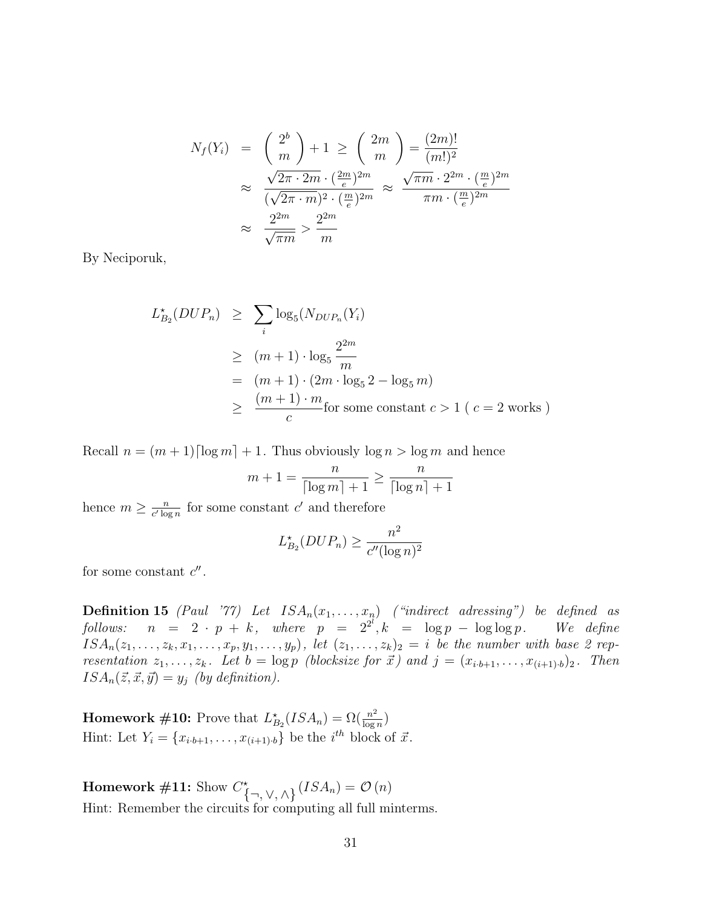$$
\begin{aligned}
N_f(Y_i) &= \binom{2^b}{m} + 1 \geq \binom{2m}{m} = \frac{(2m)!}{(m!)^2} \\
&\approx \frac{\sqrt{2\pi \cdot 2m} \cdot (\frac{2m}{e})^{2m}}{(\sqrt{2\pi \cdot m})^2 \cdot (\frac{m}{e})^{2m}} \approx \frac{\sqrt{\pi m} \cdot 2^{2m} \cdot (\frac{m}{e})^{2m}}{\pi m \cdot (\frac{m}{e})^{2m}} \\
&\approx \frac{2^{2m}}{\sqrt{\pi m}} > \frac{2^{2m}}{m}
\end{aligned}
$$

By Neciporuk,

$$
\begin{aligned}
L^{\star}_{B_2}(DUP_n) &\geq \sum_i \log_5(N_{DUP_n}(Y_i)) \\
&\geq (m+1) \cdot \log_5 \frac{2^{2m}}{m} \\
&= (m+1) \cdot (2m \cdot \log_5 2 - \log_5 m) \\
&\geq \frac{(m+1) \cdot m}{c} \text{for some constant } c > 1 \text{ ( } c = 2 \text{ works )}
\end{aligned}
$$

Recall $n = (m+1)\lceil \log m \rceil + 1$. Thus obviously $\log n > \log m$ and hence

$$
m + 1 = \frac{n}{\lceil \log m \rceil + 1} \geq \frac{n}{\lceil \log n \rceil + 1}
$$

hence $m \geq \frac{n}{c' \log n}$ for some constant $c'$ and therefore

$$
L^{\star}_{B_2}(DUP_n) \geq \frac{n^2}{c''(\log n)^2}
$$

for some constant $c''$.

**Definition 15** *(Paul '77) Let $ISA_n(x_1, \ldots, x_n)$ ("indirect adressing") be defined as follows: $n = 2 \cdot p + k$, where $p = 2^{2^l}, k = \log p - \log \log p$. We define $ISA_n(z_1, \ldots, z_k, x_1, \ldots, x_p, y_1, \ldots, y_p)$, let $(z_1, \ldots, z_k)_2 = i$ be the number with base 2 representation $z_1, \ldots, z_k$. Let $b = \log p$ (blocksize for $\vec{x}$) and $j = (x_{i \cdot b+1}, \ldots, x_{(i+1) \cdot b})_2$. Then $ISA_n(\vec{z}, \vec{x}, \vec{y}) = y_j$ (by definition).*

**Homework #10:** Prove that $L^{\star}_{B_2}(ISA_n) = \Omega(\frac{n^2}{\log n})$
Hint: Let $Y_i = \{x_{i \cdot b+1}, \ldots, x_{(i+1) \cdot b}\}$ be the $i^{th}$ block of $\vec{x}$.

**Homework #11:** Show $C^{\star}_{\{\neg, \vee, \wedge\}}(ISA_n) = \mathcal{O}(n)$
Hint: Remember the circuits for computing all full minterms.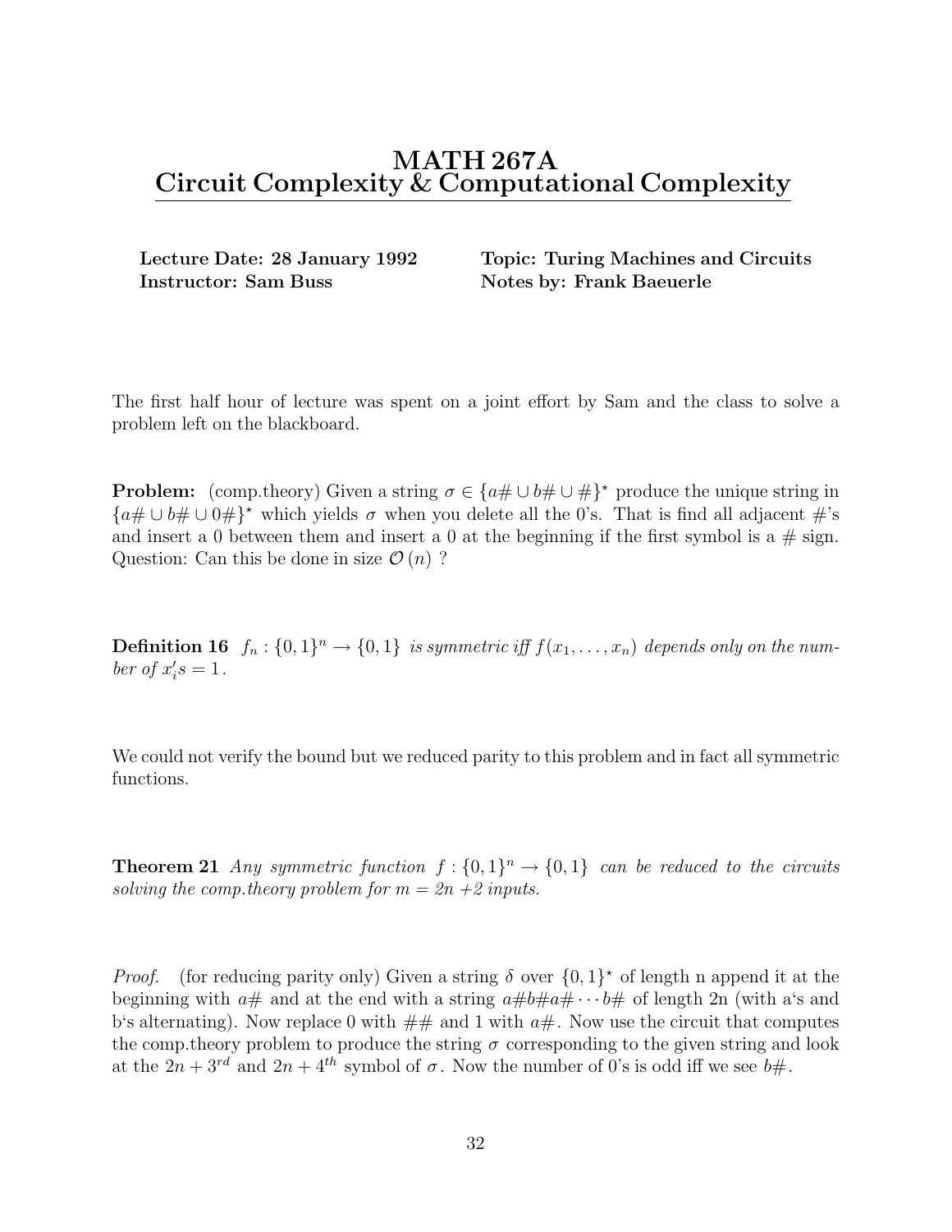# MATH 267A
# Circuit Complexity & Computational Complexity

**Lecture Date: 28 January 1992** **Topic: Turing Machines and Circuits**
**Instructor: Sam Buss** **Notes by: Frank Baeuerle**

The first half hour of lecture was spent on a joint effort by Sam and the class to solve a problem left on the blackboard.

**Problem:** (comp.theory) Given a string $\sigma \in \{a\# \cup b\# \cup \#\}^\star$ produce the unique string in $\{a\# \cup b\# \cup 0\#\}^\star$ which yields $\sigma$ when you delete all the 0's. That is find all adjacent #'s and insert a 0 between them and insert a 0 at the beginning if the first symbol is a # sign. Question: Can this be done in size $\mathcal{O}(n)$ ?

**Definition 16** *$f_n : \{0,1\}^n \to \{0,1\}$ is symmetric iff $f(x_1, \ldots, x_n)$ depends only on the number of $x_i's = 1$.*

We could not verify the bound but we reduced parity to this problem and in fact all symmetric functions.

**Theorem 21** *Any symmetric function $f : \{0,1\}^n \to \{0,1\}$ can be reduced to the circuits solving the comp.theory problem for $m = 2n + 2$ inputs.*

*Proof.* (for reducing parity only) Given a string $\delta$ over $\{0,1\}^\star$ of length n append it at the beginning with $a\#$ and at the end with a string $a\#b\#a\# \cdots b\#$ of length 2n (with a's and b's alternating). Now replace 0 with $\#\#$ and 1 with $a\#$. Now use the circuit that computes the comp.theory problem to produce the string $\sigma$ corresponding to the given string and look at the $2n+3^{rd}$ and $2n+4^{th}$ symbol of $\sigma$. Now the number of 0's is odd iff we see $b\#$.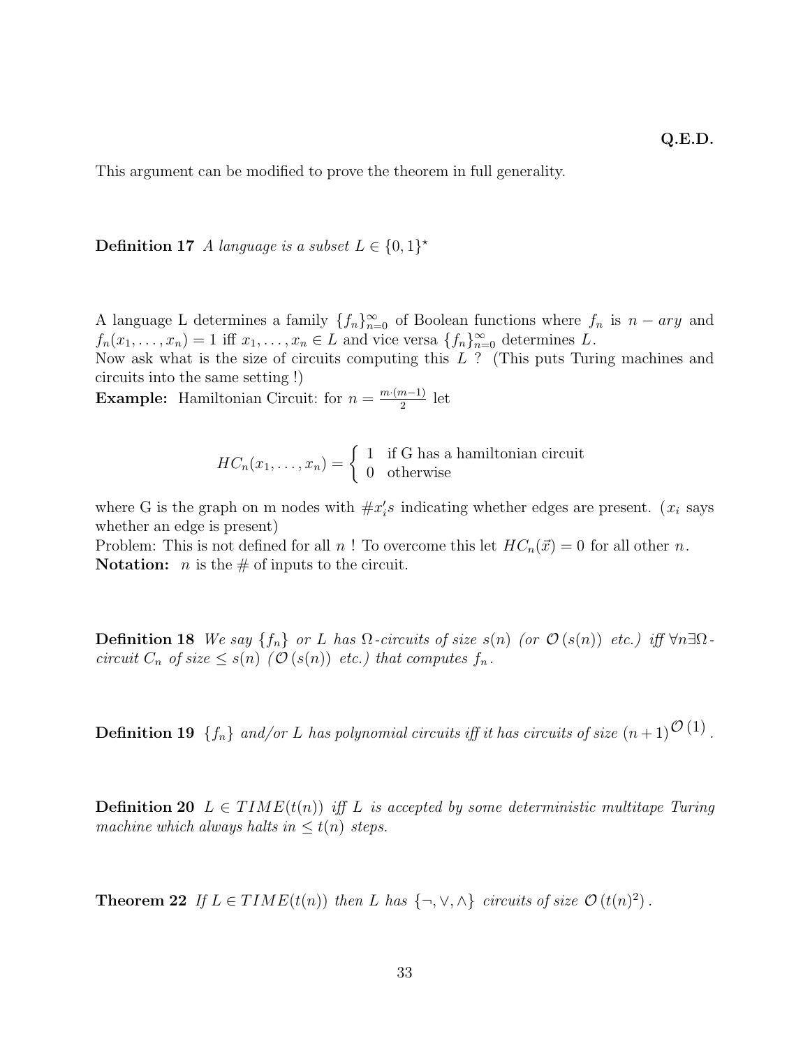**Q.E.D.**

This argument can be modified to prove the theorem in full generality.

**Definition 17** *A language is a subset* $L \in \{0,1\}^\star$

A language L determines a family $\{f_n\}_{n=0}^{\infty}$ of Boolean functions where $f_n$ is $n-ary$ and $f_n(x_1,\ldots,x_n) = 1$ iff $x_1,\ldots,x_n \in L$ and vice versa $\{f_n\}_{n=0}^{\infty}$ determines $L$.
Now ask what is the size of circuits computing this $L$ ? (This puts Turing machines and circuits into the same setting !)
**Example:** Hamiltonian Circuit: for $n = \frac{m\cdot(m-1)}{2}$ let

$$HC_n(x_1,\ldots,x_n) = \begin{cases} 1 & \text{if G has a hamiltonian circuit} \\ 0 & \text{otherwise} \end{cases}$$

where G is the graph on m nodes with $\#x_i's$ indicating whether edges are present. ($x_i$ says whether an edge is present)
Problem: This is not defined for all $n$ ! To overcome this let $HC_n(\vec{x}) = 0$ for all other $n$.
**Notation:** $n$ is the # of inputs to the circuit.

**Definition 18** *We say* $\{f_n\}$ *or* $L$ *has* $\Omega$*-circuits of size* $s(n)$ *(or* $\mathcal{O}(s(n))$ *etc.) iff* $\forall n \exists \Omega$*-circuit* $C_n$ *of size* $\leq s(n)$ *(*$\mathcal{O}(s(n))$ *etc.) that computes* $f_n$.

**Definition 19** $\{f_n\}$ *and/or* $L$ *has polynomial circuits iff it has circuits of size* $(n+1)^{\mathcal{O}(1)}$.

**Definition 20** $L \in TIME(t(n))$ *iff* $L$ *is accepted by some deterministic multitape Turing machine which always halts in* $\leq t(n)$ *steps.*

**Theorem 22** *If* $L \in TIME(t(n))$ *then* $L$ *has* $\{\neg,\vee,\wedge\}$ *circuits of size* $\mathcal{O}(t(n)^2)$.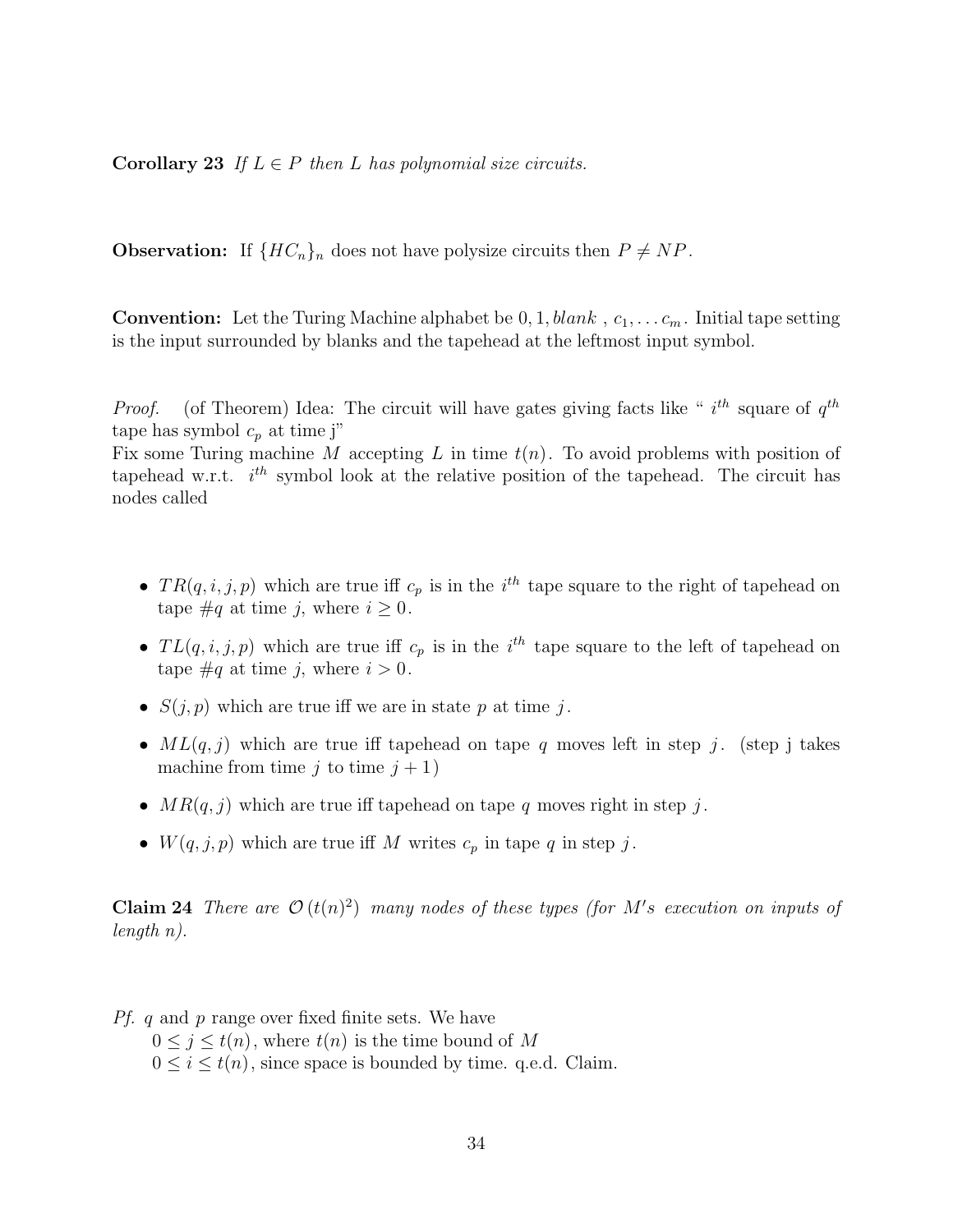**Corollary 23** *If $L \in P$ then $L$ has polynomial size circuits.*

**Observation:** If $\{HC_n\}_n$ does not have polysize circuits then $P \neq NP$.

**Convention:** Let the Turing Machine alphabet be $0, 1, blank$ , $c_1, \ldots c_m$. Initial tape setting is the input surrounded by blanks and the tapehead at the leftmost input symbol.

*Proof.* (of Theorem) Idea: The circuit will have gates giving facts like " $i^{th}$ square of $q^{th}$ tape has symbol $c_p$ at time j"
Fix some Turing machine $M$ accepting $L$ in time $t(n)$. To avoid problems with position of tapehead w.r.t. $i^{th}$ symbol look at the relative position of the tapehead. The circuit has nodes called

- $TR(q, i, j, p)$ which are true iff $c_p$ is in the $i^{th}$ tape square to the right of tapehead on tape $\#q$ at time $j$, where $i \geq 0$.
- $TL(q, i, j, p)$ which are true iff $c_p$ is in the $i^{th}$ tape square to the left of tapehead on tape $\#q$ at time $j$, where $i > 0$.
- $S(j, p)$ which are true iff we are in state $p$ at time $j$.
- $ML(q, j)$ which are true iff tapehead on tape $q$ moves left in step $j$. (step j takes machine from time $j$ to time $j + 1$)
- $MR(q, j)$ which are true iff tapehead on tape $q$ moves right in step $j$.
- $W(q, j, p)$ which are true iff $M$ writes $c_p$ in tape $q$ in step $j$.

**Claim 24** *There are $\mathcal{O}(t(n)^2)$ many nodes of these types (for $M's$ execution on inputs of length $n$).*

*Pf.* $q$ and $p$ range over fixed finite sets. We have
$0 \leq j \leq t(n)$, where $t(n)$ is the time bound of $M$
$0 \leq i \leq t(n)$, since space is bounded by time. q.e.d. Claim.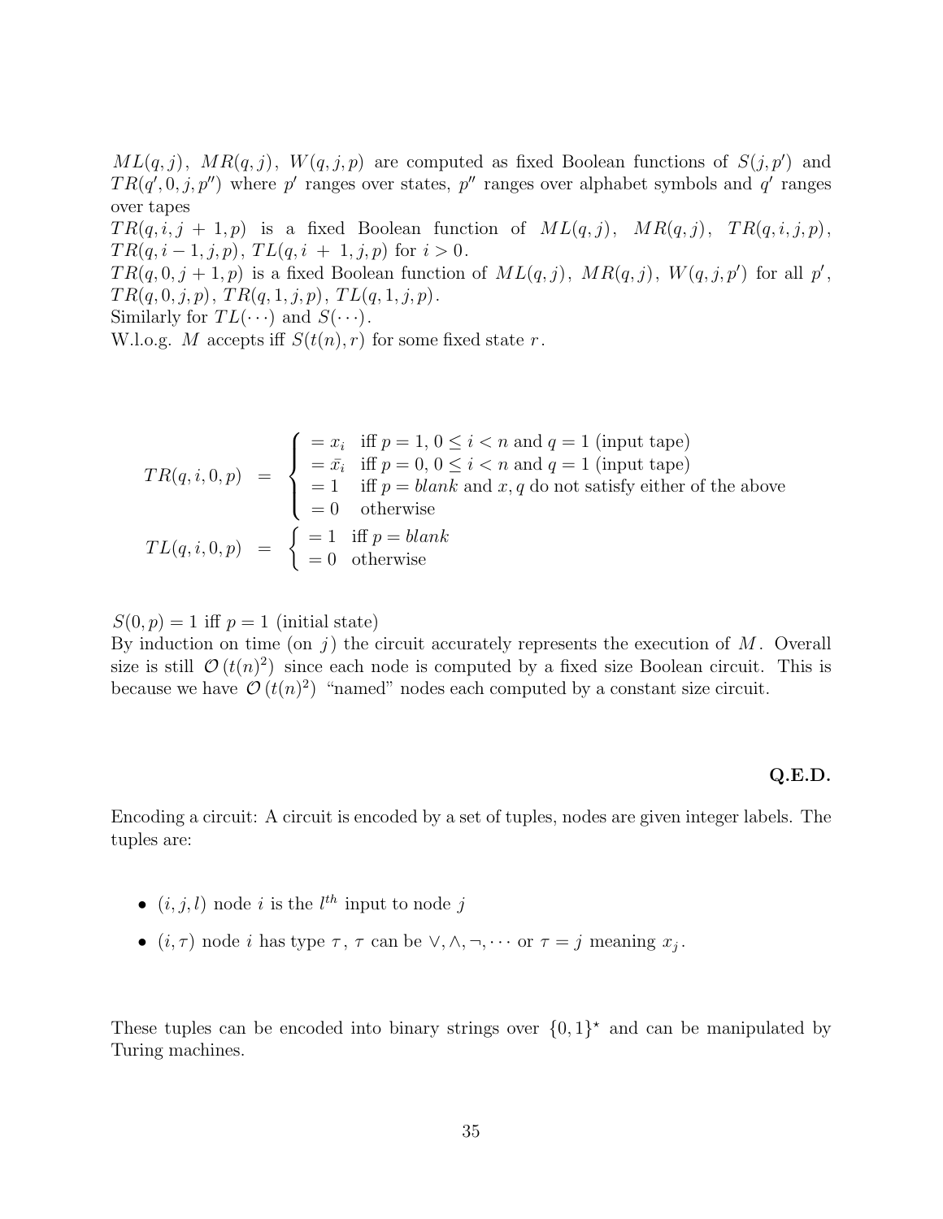$ML(q,j)$, $MR(q,j)$, $W(q,j,p)$ are computed as fixed Boolean functions of $S(j,p')$ and $TR(q',0,j,p'')$ where $p'$ ranges over states, $p''$ ranges over alphabet symbols and $q'$ ranges over tapes
$TR(q,i,j+1,p)$ is a fixed Boolean function of $ML(q,j)$, $MR(q,j)$, $TR(q,i,j,p)$, $TR(q,i-1,j,p)$, $TL(q,i+1,j,p)$ for $i > 0$.
$TR(q,0,j+1,p)$ is a fixed Boolean function of $ML(q,j)$, $MR(q,j)$, $W(q,j,p')$ for all $p'$, $TR(q,0,j,p)$, $TR(q,1,j,p)$, $TL(q,1,j,p)$.
Similarly for $TL(\cdots)$ and $S(\cdots)$.
W.l.o.g. $M$ accepts iff $S(t(n),r)$ for some fixed state $r$.

$$
\begin{aligned}
TR(q,i,0,p) &= \begin{cases} = x_i & \text{iff } p = 1,\ 0 \le i < n \text{ and } q = 1 \text{ (input tape)} \\ = \bar{x}_i & \text{iff } p = 0,\ 0 \le i < n \text{ and } q = 1 \text{ (input tape)} \\ = 1 & \text{iff } p = \mathit{blank} \text{ and } x, q \text{ do not satisfy either of the above} \\ = 0 & \text{otherwise} \end{cases} \\
TL(q,i,0,p) &= \begin{cases} = 1 & \text{iff } p = \mathit{blank} \\ = 0 & \text{otherwise} \end{cases}
\end{aligned}
$$

$S(0,p) = 1$ iff $p = 1$ (initial state)
By induction on time (on $j$) the circuit accurately represents the execution of $M$. Overall size is still $\mathcal{O}\left(t(n)^2\right)$ since each node is computed by a fixed size Boolean circuit. This is because we have $\mathcal{O}\left(t(n)^2\right)$ "named" nodes each computed by a constant size circuit.

**Q.E.D.**

Encoding a circuit: A circuit is encoded by a set of tuples, nodes are given integer labels. The tuples are:

- $(i,j,l)$ node $i$ is the $l^{th}$ input to node $j$
- $(i,\tau)$ node $i$ has type $\tau$, $\tau$ can be $\vee, \wedge, \neg, \cdots$ or $\tau = j$ meaning $x_j$.

These tuples can be encoded into binary strings over $\{0,1\}^\star$ and can be manipulated by Turing machines.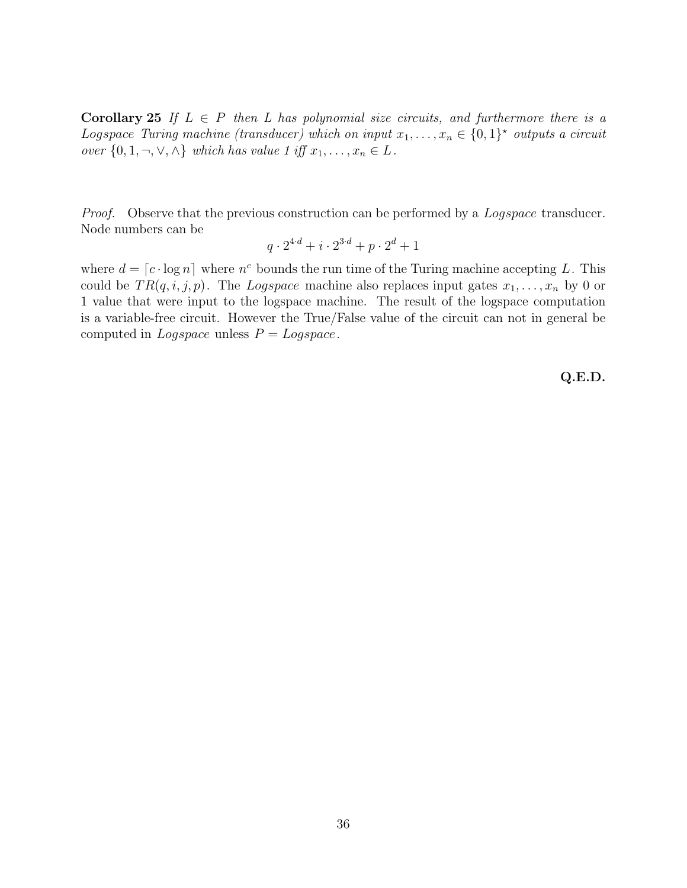**Corollary 25** *If $L \in P$ then $L$ has polynomial size circuits, and furthermore there is a Logspace Turing machine (transducer) which on input $x_1, \ldots, x_n \in \{0,1\}^\star$ outputs a circuit over $\{0, 1, \neg, \vee, \wedge\}$ which has value 1 iff $x_1, \ldots, x_n \in L$.*

*Proof.* Observe that the previous construction can be performed by a *Logspace* transducer. Node numbers can be

$$q \cdot 2^{4 \cdot d} + i \cdot 2^{3 \cdot d} + p \cdot 2^d + 1$$

where $d = \lceil c \cdot \log n \rceil$ where $n^c$ bounds the run time of the Turing machine accepting $L$. This could be $TR(q, i, j, p)$. The *Logspace* machine also replaces input gates $x_1, \ldots, x_n$ by 0 or 1 value that were input to the logspace machine. The result of the logspace computation is a variable-free circuit. However the True/False value of the circuit can not in general be computed in *Logspace* unless $P = Logspace$.

**Q.E.D.**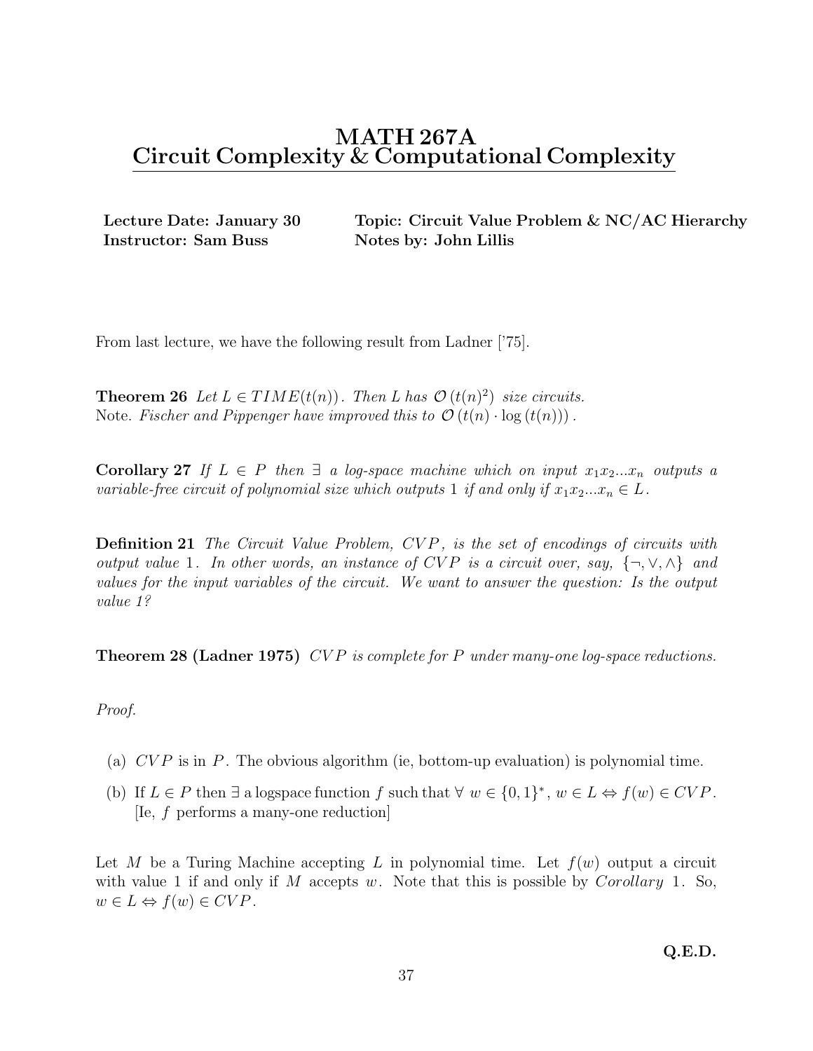# MATH 267A
# Circuit Complexity & Computational Complexity

**Lecture Date: January 30** **Topic: Circuit Value Problem & NC/AC Hierarchy**
**Instructor: Sam Buss** **Notes by: John Lillis**

From last lecture, we have the following result from Ladner ['75].

**Theorem 26** *Let $L \in TIME(t(n))$. Then $L$ has $\mathcal{O}\left(t(n)^2\right)$ size circuits.*
Note. *Fischer and Pippenger have improved this to $\mathcal{O}\left(t(n) \cdot \log\left(t(n)\right)\right)$.*

**Corollary 27** *If $L \in P$ then $\exists$ a log-space machine which on input $x_1 x_2 ... x_n$ outputs a variable-free circuit of polynomial size which outputs 1 if and only if $x_1 x_2 ... x_n \in L$.*

**Definition 21** *The Circuit Value Problem, $CVP$, is the set of encodings of circuits with output value 1. In other words, an instance of $CVP$ is a circuit over, say, $\{\neg, \vee, \wedge\}$ and values for the input variables of the circuit. We want to answer the question: Is the output value 1?*

**Theorem 28 (Ladner 1975)** *$CVP$ is complete for $P$ under many-one log-space reductions.*

*Proof.*

(a) $CVP$ is in $P$. The obvious algorithm (ie, bottom-up evaluation) is polynomial time.

(b) If $L \in P$ then $\exists$ a logspace function $f$ such that $\forall\ w \in \{0,1\}^*$, $w \in L \Leftrightarrow f(w) \in CVP$. [Ie, $f$ performs a many-one reduction]

Let $M$ be a Turing Machine accepting $L$ in polynomial time. Let $f(w)$ output a circuit with value 1 if and only if $M$ accepts $w$. Note that this is possible by *Corollary* 1. So, $w \in L \Leftrightarrow f(w) \in CVP$.

**Q.E.D.**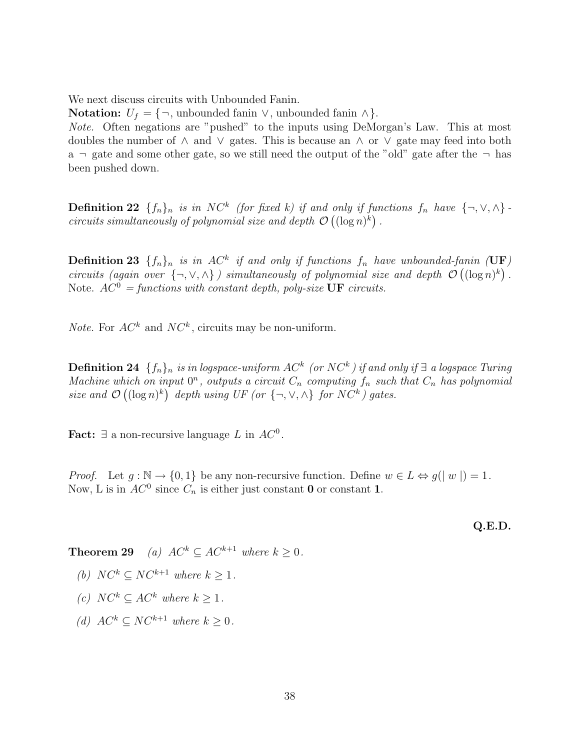We next discuss circuits with Unbounded Fanin.

**Notation:** $U_f = \{\neg$, unbounded fanin $\vee$, unbounded fanin $\wedge\}$.

*Note.* Often negations are "pushed" to the inputs using DeMorgan's Law. This at most doubles the number of $\wedge$ and $\vee$ gates. This is because an $\wedge$ or $\vee$ gate may feed into both a $\neg$ gate and some other gate, so we still need the output of the "old" gate after the $\neg$ has been pushed down.

**Definition 22** *$\{f_n\}_n$ is in $NC^k$ (for fixed k) if and only if functions $f_n$ have $\{\neg, \vee, \wedge\}$-circuits simultaneously of polynomial size and depth $\mathcal{O}\left((\log n)^k\right)$.*

**Definition 23** *$\{f_n\}_n$ is in $AC^k$ if and only if functions $f_n$ have unbounded-fanin (**UF**) circuits (again over $\{\neg, \vee, \wedge\}$) simultaneously of polynomial size and depth $\mathcal{O}\left((\log n)^k\right)$.*
Note. *$AC^0$ = functions with constant depth, poly-size **UF** circuits.*

*Note.* For $AC^k$ and $NC^k$, circuits may be non-uniform.

**Definition 24** *$\{f_n\}_n$ is in logspace-uniform $AC^k$ (or $NC^k$) if and only if $\exists$ a logspace Turing Machine which on input $0^n$, outputs a circuit $C_n$ computing $f_n$ such that $C_n$ has polynomial size and $\mathcal{O}\left((\log n)^k\right)$ depth using UF (or $\{\neg, \vee, \wedge\}$ for $NC^k$) gates.*

**Fact:** $\exists$ a non-recursive language $L$ in $AC^0$.

*Proof.* Let $g : \mathbb{N} \rightarrow \{0, 1\}$ be any non-recursive function. Define $w \in L \Leftrightarrow g(|w|) = 1$. Now, L is in $AC^0$ since $C_n$ is either just constant **0** or constant **1**.

**Q.E.D.**

**Theorem 29** *(a) $AC^k \subseteq AC^{k+1}$ where $k \geq 0$.*

*(b) $NC^k \subseteq NC^{k+1}$ where $k \geq 1$.*

*(c) $NC^k \subseteq AC^k$ where $k \geq 1$.*

*(d) $AC^k \subseteq NC^{k+1}$ where $k \geq 0$.*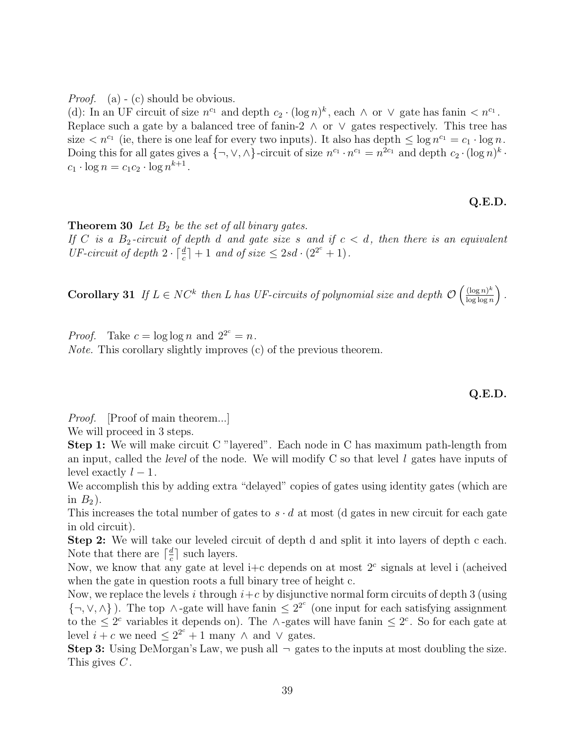*Proof.* (a) - (c) should be obvious.
(d): In an UF circuit of size $n^{c_1}$ and depth $c_2 \cdot (\log n)^k$, each $\wedge$ or $\vee$ gate has fanin $< n^{c_1}$. Replace such a gate by a balanced tree of fanin-2 $\wedge$ or $\vee$ gates respectively. This tree has size $< n^{c_1}$ (ie, there is one leaf for every two inputs). It also has depth $\leq \log n^{c_1} = c_1 \cdot \log n$. Doing this for all gates gives a $\{\neg, \vee, \wedge\}$-circuit of size $n^{c_1} \cdot n^{c_1} = n^{2c_1}$ and depth $c_2 \cdot (\log n)^k \cdot c_1 \cdot \log n = c_1 c_2 \cdot \log n^{k+1}$.

**Q.E.D.**

**Theorem 30** *Let $B_2$ be the set of all binary gates.*
*If $C$ is a $B_2$-circuit of depth $d$ and gate size $s$ and if $c < d$, then there is an equivalent UF-circuit of depth $2 \cdot \lceil \frac{d}{c} \rceil + 1$ and of size $\leq 2sd \cdot (2^{2^c} + 1)$.*

**Corollary 31** *If $L \in NC^k$ then $L$ has UF-circuits of polynomial size and depth $\mathcal{O}\left(\frac{(\log n)^k}{\log \log n}\right)$.*

*Proof.* Take $c = \log \log n$ and $2^{2^c} = n$.
*Note.* This corollary slightly improves (c) of the previous theorem.

**Q.E.D.**

*Proof.* [Proof of main theorem...]
We will proceed in 3 steps.
**Step 1:** We will make circuit C "layered". Each node in C has maximum path-length from an input, called the *level* of the node. We will modify C so that level $l$ gates have inputs of level exactly $l-1$.
We accomplish this by adding extra "delayed" copies of gates using identity gates (which are in $B_2$).
This increases the total number of gates to $s \cdot d$ at most (d gates in new circuit for each gate in old circuit).
**Step 2:** We will take our leveled circuit of depth d and split it into layers of depth c each. Note that there are $\lceil \frac{d}{c} \rceil$ such layers.
Now, we know that any gate at level i+c depends on at most $2^c$ signals at level i (acheived when the gate in question roots a full binary tree of height c.
Now, we replace the levels $i$ through $i+c$ by disjunctive normal form circuits of depth 3 (using $\{\neg, \vee, \wedge\}$). The top $\wedge$-gate will have fanin $\leq 2^{2^c}$ (one input for each satisfying assignment to the $\leq 2^c$ variables it depends on). The $\wedge$-gates will have fanin $\leq 2^c$. So for each gate at level $i+c$ we need $\leq 2^{2^c} + 1$ many $\wedge$ and $\vee$ gates.
**Step 3:** Using DeMorgan's Law, we push all $\neg$ gates to the inputs at most doubling the size. This gives $C$.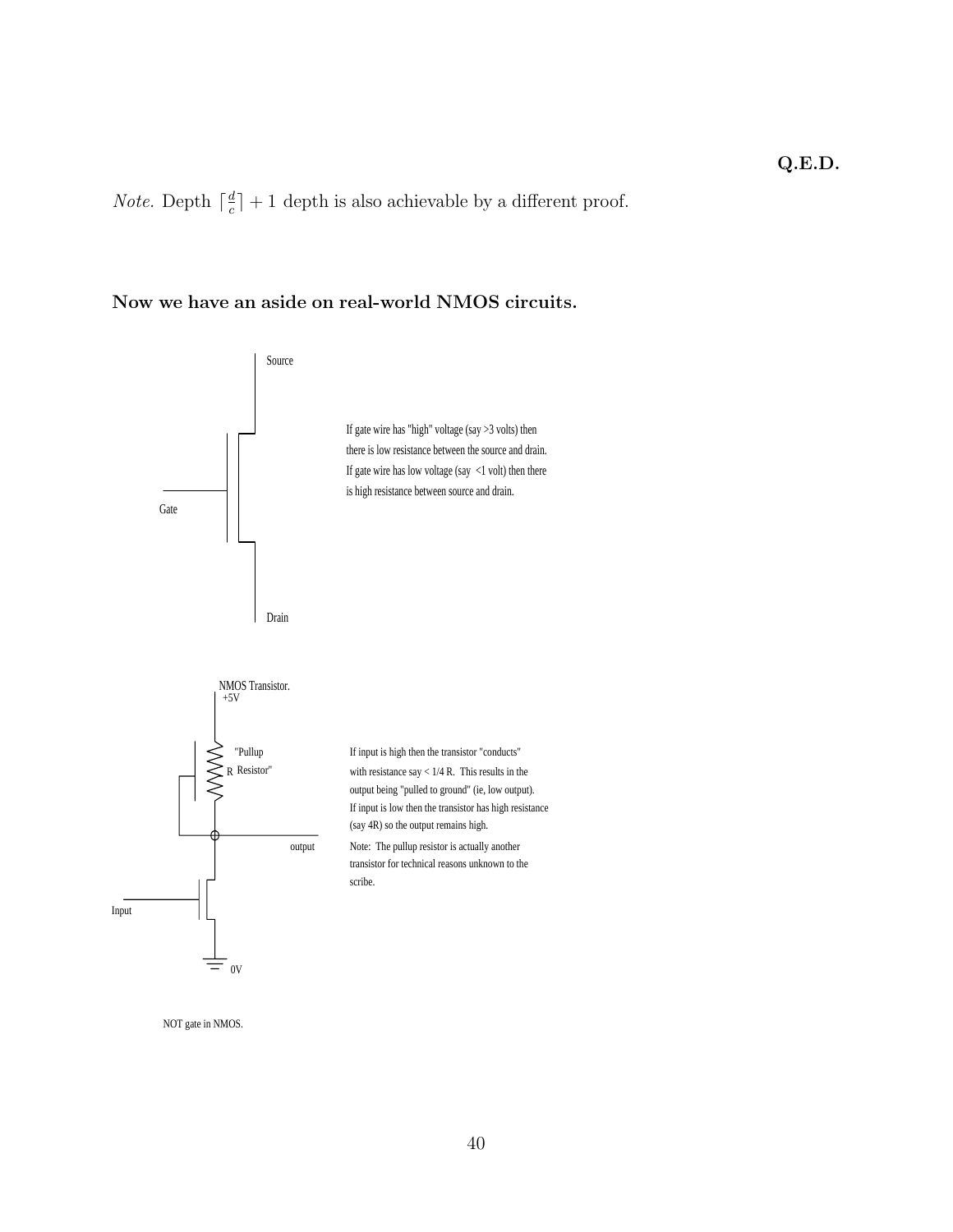**Q.E.D.**

*Note.* Depth $\lceil \frac{d}{c} \rceil + 1$ depth is also achievable by a different proof.

**Now we have an aside on real-world NMOS circuits.**

Source

Gate

Drain

If gate wire has "high" voltage (say >3 volts) then there is low resistance between the source and drain. If gate wire has low voltage (say <1 volt) then there is high resistance between source and drain.

NMOS Transistor.

+5V

"Pullup R Resistor"

output

Input

0V

If input is high then the transistor "conducts" with resistance say < 1/4 R. This results in the output being "pulled to ground" (ie, low output). If input is low then the transistor has high resistance (say 4R) so the output remains high.

Note: The pullup resistor is actually another transistor for technical reasons unknown to the scribe.

NOT gate in NMOS.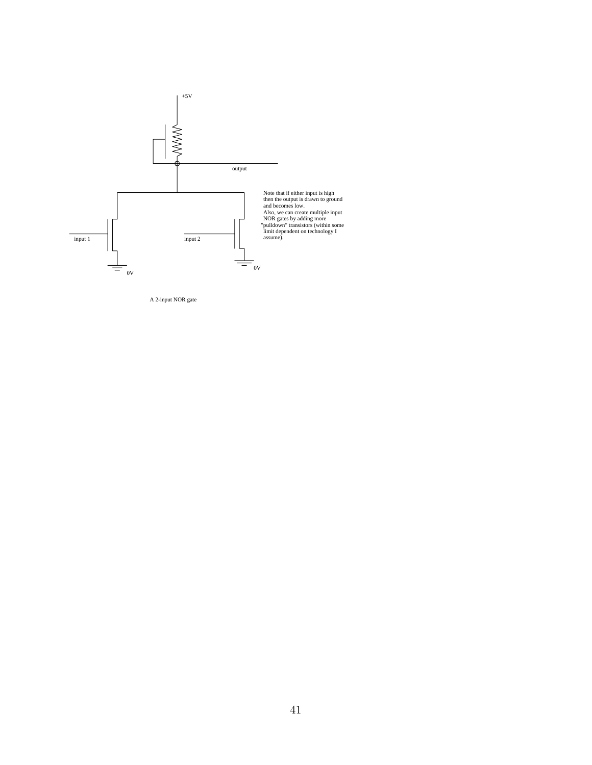+5V

output

Note that if either input is high then the output is drawn to ground and becomes low.
Also, we can create multiple input NOR gates by adding more "pulldown" transistors (within some limit dependent on technology I assume).

input 1

input 2

0V

0V

A 2-input NOR gate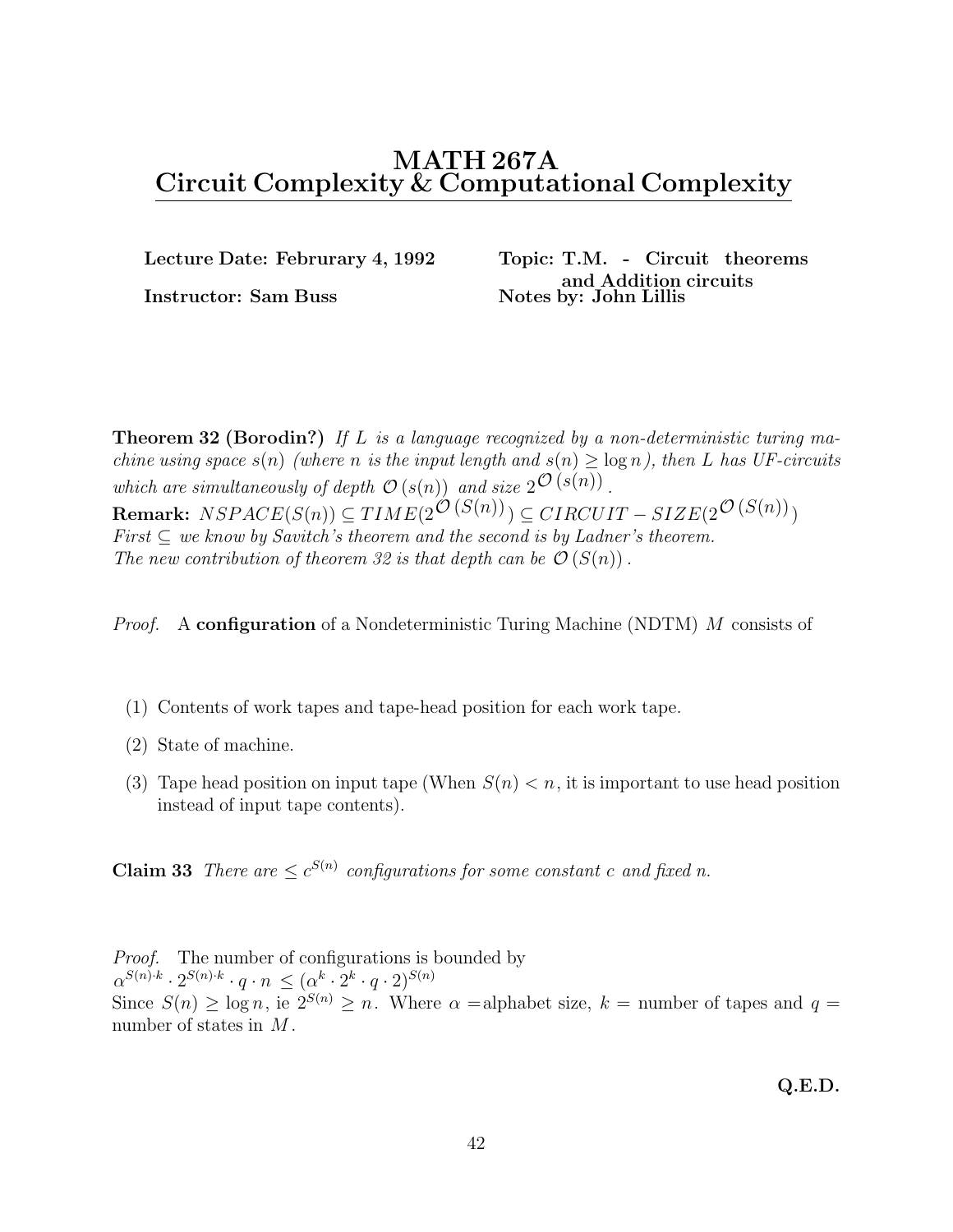# MATH 267A
## Circuit Complexity & Computational Complexity

**Lecture Date: Februrary 4, 1992**

**Instructor: Sam Buss**

**Topic: T.M. - Circuit theorems and Addition circuits**

**Notes by: John Lillis**

**Theorem 32 (Borodin?)** *If $L$ is a language recognized by a non-deterministic turing machine using space $s(n)$ (where $n$ is the input length and $s(n) \geq \log n$), then $L$ has UF-circuits which are simultaneously of depth $\mathcal{O}(s(n))$ and size $2^{\mathcal{O}(s(n))}$.*

**Remark:** $NSPACE(S(n)) \subseteq TIME(2^{\mathcal{O}(S(n))}) \subseteq CIRCUIT-SIZE(2^{\mathcal{O}(S(n))})$
*First $\subseteq$ we know by Savitch's theorem and the second is by Ladner's theorem.*
*The new contribution of theorem 32 is that depth can be $\mathcal{O}(S(n))$.*

*Proof.* A **configuration** of a Nondeterministic Turing Machine (NDTM) $M$ consists of

(1) Contents of work tapes and tape-head position for each work tape.

(2) State of machine.

(3) Tape head position on input tape (When $S(n) < n$, it is important to use head position instead of input tape contents).

**Claim 33** *There are $\leq c^{S(n)}$ configurations for some constant $c$ and fixed $n$.*

*Proof.* The number of configurations is bounded by
$\alpha^{S(n)\cdot k} \cdot 2^{S(n)\cdot k} \cdot q \cdot n \leq (\alpha^k \cdot 2^k \cdot q \cdot 2)^{S(n)}$
Since $S(n) \geq \log n$, ie $2^{S(n)} \geq n$. Where $\alpha =$alphabet size, $k =$ number of tapes and $q =$ number of states in $M$.

**Q.E.D.**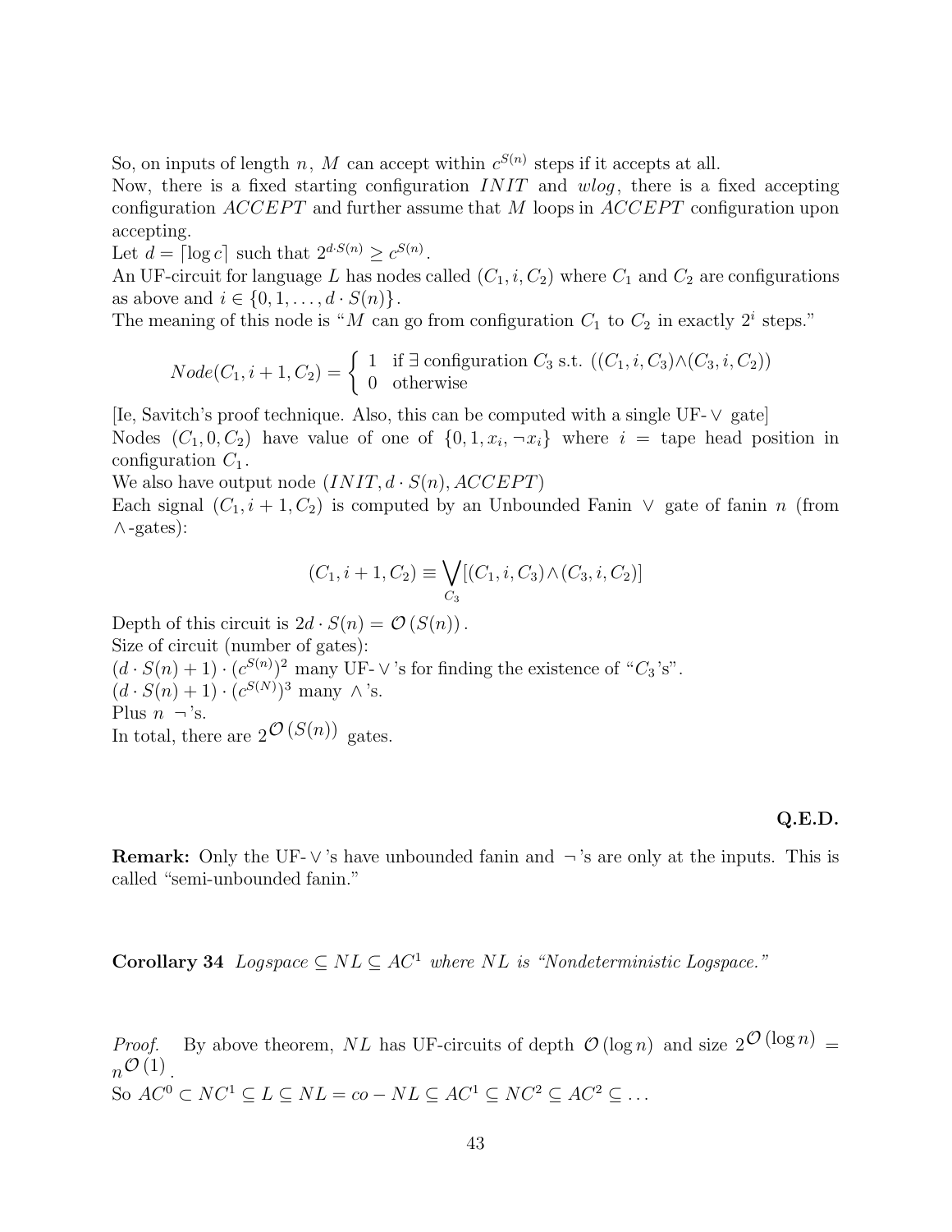So, on inputs of length $n$, $M$ can accept within $c^{S(n)}$ steps if it accepts at all.
Now, there is a fixed starting configuration $INIT$ and *wlog*, there is a fixed accepting configuration $ACCEPT$ and further assume that $M$ loops in $ACCEPT$ configuration upon accepting.
Let $d = \lceil \log c \rceil$ such that $2^{d \cdot S(n)} \geq c^{S(n)}$.
An UF-circuit for language $L$ has nodes called $(C_1, i, C_2)$ where $C_1$ and $C_2$ are configurations as above and $i \in \{0, 1, \ldots, d \cdot S(n)\}$.
The meaning of this node is "$M$ can go from configuration $C_1$ to $C_2$ in exactly $2^i$ steps."

$$Node(C_1, i+1, C_2) = \begin{cases} 1 & \text{if } \exists \text{ configuration } C_3 \text{ s.t. } ((C_1, i, C_3) \wedge (C_3, i, C_2)) \\ 0 & \text{otherwise} \end{cases}$$

[Ie, Savitch's proof technique. Also, this can be computed with a single UF-$\vee$ gate]
Nodes $(C_1, 0, C_2)$ have value of one of $\{0, 1, x_i, \neg x_i\}$ where $i$ = tape head position in configuration $C_1$.
We also have output node $(INIT, d \cdot S(n), ACCEPT)$
Each signal $(C_1, i+1, C_2)$ is computed by an Unbounded Fanin $\vee$ gate of fanin $n$ (from $\wedge$-gates):

$$(C_1, i+1, C_2) \equiv \bigvee_{C_3} [(C_1, i, C_3) \wedge (C_3, i, C_2)]$$

Depth of this circuit is $2d \cdot S(n) = \mathcal{O}(S(n))$.
Size of circuit (number of gates):
$(d \cdot S(n) + 1) \cdot (c^{S(n)})^2$ many UF-$\vee$'s for finding the existence of "$C_3$'s".
$(d \cdot S(n) + 1) \cdot (c^{S(N)})^3$ many $\wedge$'s.
Plus $n$ $\neg$'s.
In total, there are $2^{\mathcal{O}(S(n))}$ gates.

**Q.E.D.**

**Remark:** Only the UF-$\vee$'s have unbounded fanin and $\neg$'s are only at the inputs. This is called "semi-unbounded fanin."

**Corollary 34** *Logspace $\subseteq NL \subseteq AC^1$ where $NL$ is "Nondeterministic Logspace."*

*Proof.* By above theorem, $NL$ has UF-circuits of depth $\mathcal{O}(\log n)$ and size $2^{\mathcal{O}(\log n)} = n^{\mathcal{O}(1)}$.
So $AC^0 \subset NC^1 \subseteq L \subseteq NL = co-NL \subseteq AC^1 \subseteq NC^2 \subseteq AC^2 \subseteq \ldots$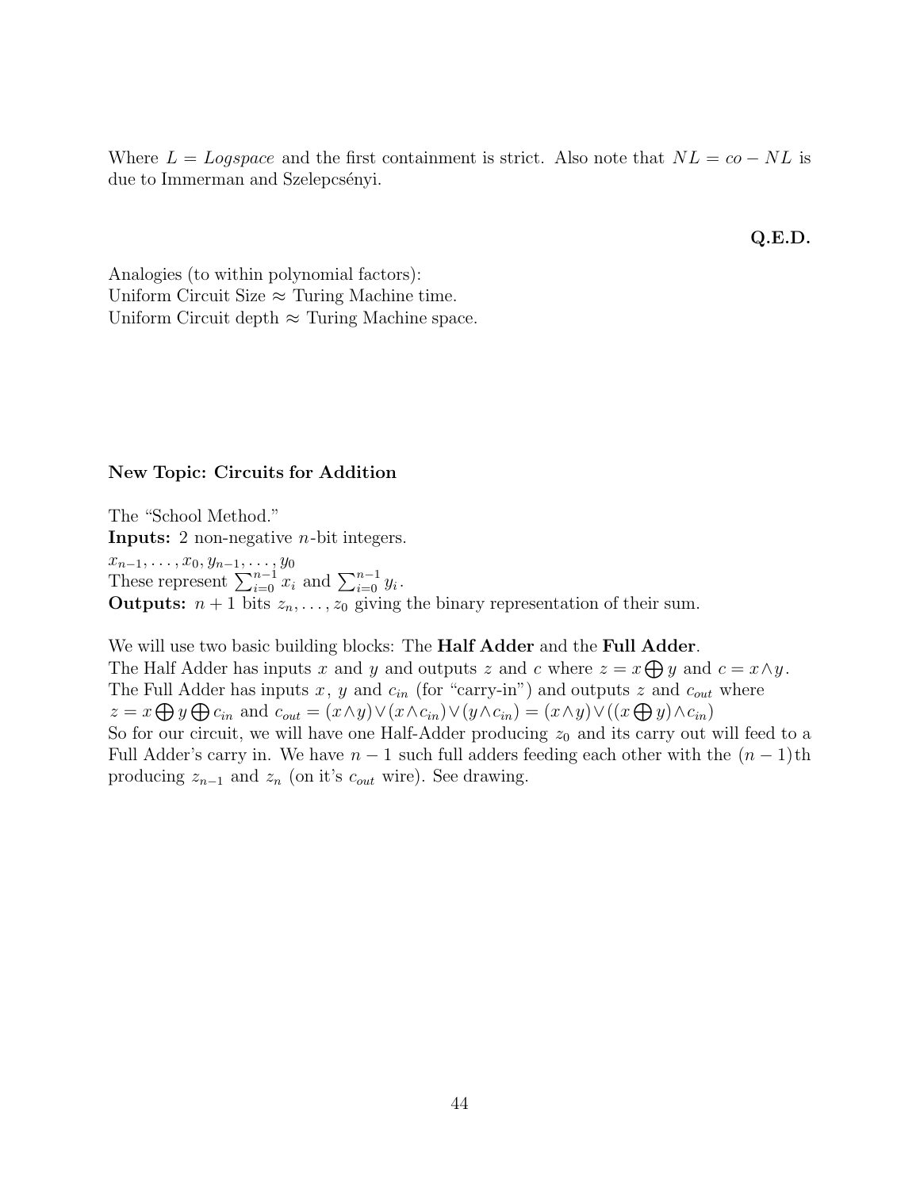Where $L = Logspace$ and the first containment is strict. Also note that $NL = co-NL$ is due to Immerman and Szelepcsényi.

**Q.E.D.**

Analogies (to within polynomial factors):
Uniform Circuit Size $\approx$ Turing Machine time.
Uniform Circuit depth $\approx$ Turing Machine space.

**New Topic: Circuits for Addition**

The "School Method."
**Inputs:** 2 non-negative $n$-bit integers.
$x_{n-1}, \ldots, x_0, y_{n-1}, \ldots, y_0$
These represent $\sum_{i=0}^{n-1} x_i$ and $\sum_{i=0}^{n-1} y_i$.
**Outputs:** $n+1$ bits $z_n, \ldots, z_0$ giving the binary representation of their sum.

We will use two basic building blocks: The **Half Adder** and the **Full Adder**.
The Half Adder has inputs $x$ and $y$ and outputs $z$ and $c$ where $z = x \bigoplus y$ and $c = x \wedge y$.
The Full Adder has inputs $x$, $y$ and $c_{in}$ (for "carry-in") and outputs $z$ and $c_{out}$ where $z = x \bigoplus y \bigoplus c_{in}$ and $c_{out} = (x \wedge y) \vee (x \wedge c_{in}) \vee (y \wedge c_{in}) = (x \wedge y) \vee ((x \bigoplus y) \wedge c_{in})$
So for our circuit, we will have one Half-Adder producing $z_0$ and its carry out will feed to a Full Adder's carry in. We have $n-1$ such full adders feeding each other with the $(n-1)$th producing $z_{n-1}$ and $z_n$ (on it's $c_{out}$ wire). See drawing.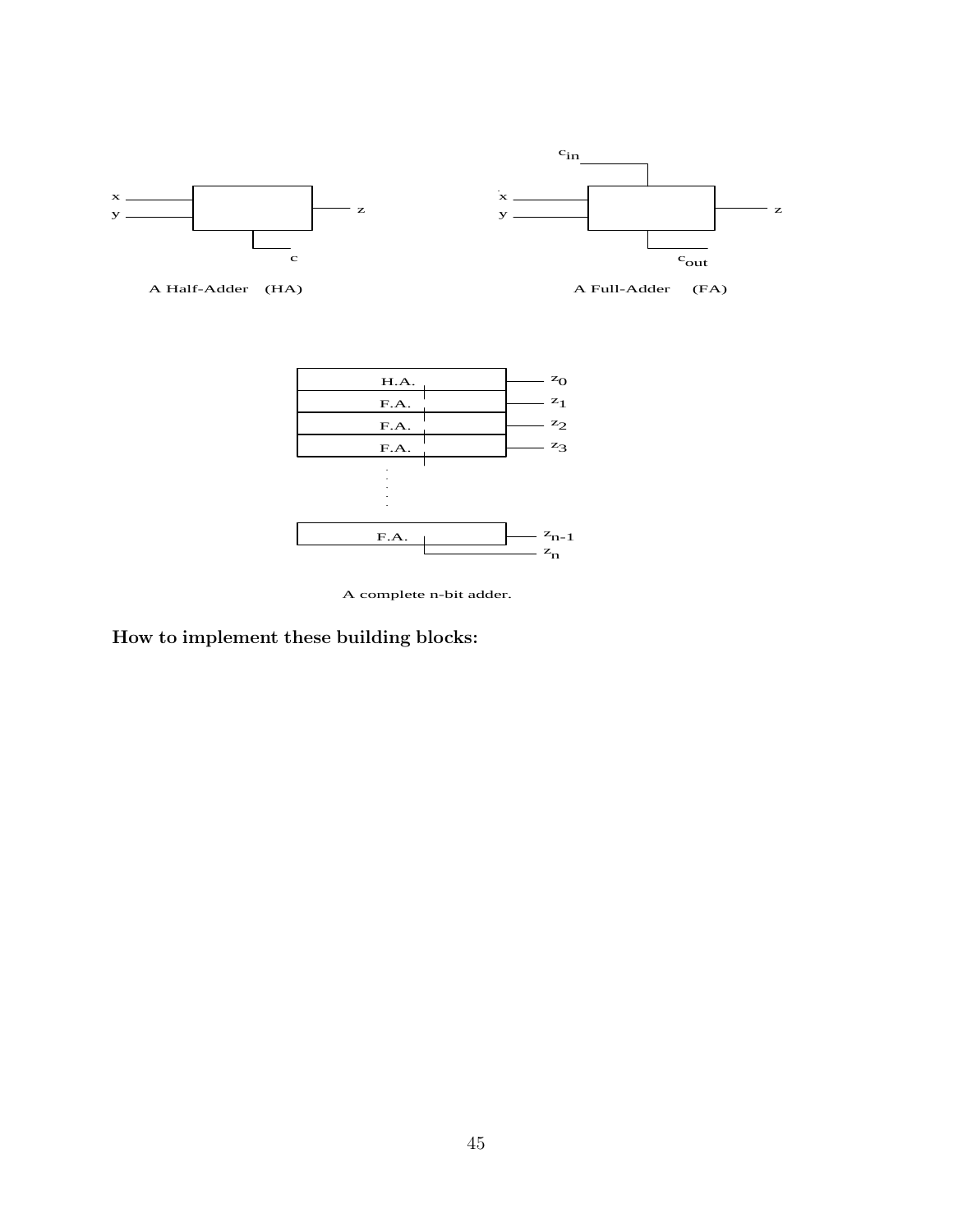x
y
z
c

A Half-Adder (HA)

$c_{in}$
x
y
z
$c_{out}$

A Full-Adder (FA)

H.A. $z_0$
F.A. $z_1$
F.A. $z_2$
F.A. $z_3$
F.A. $z_{n-1}$
$z_n$

A complete n-bit adder.

**How to implement these building blocks:**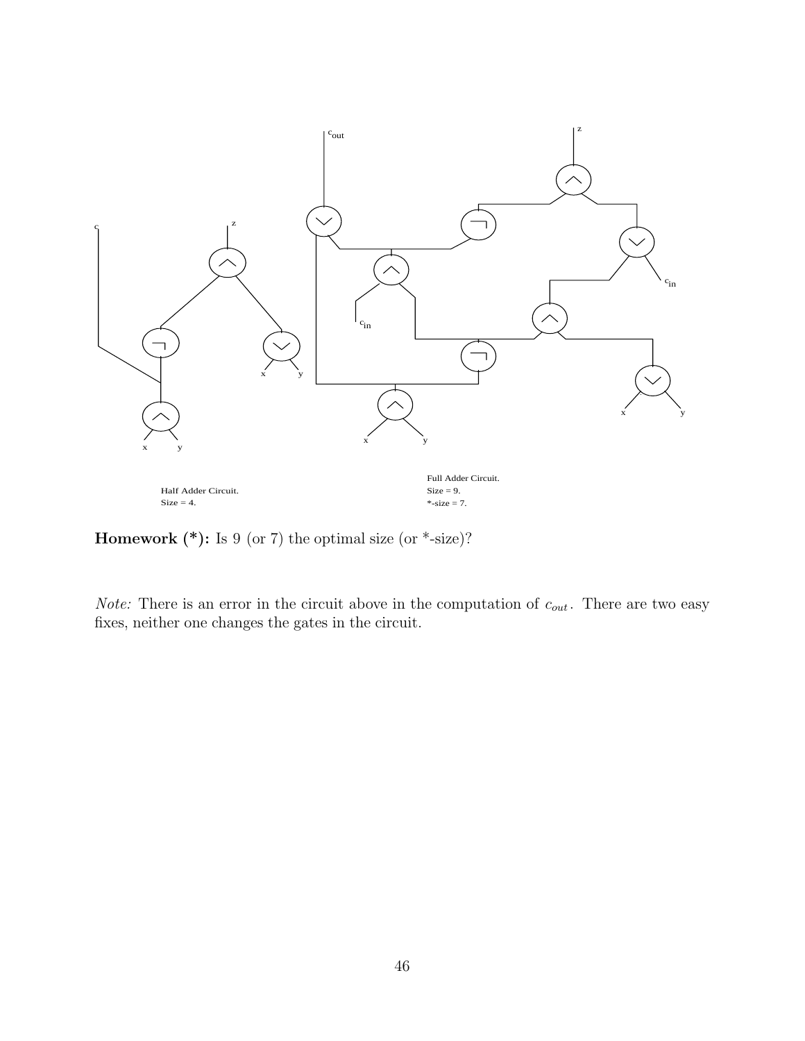Half Adder Circuit.
Size = 4.

Full Adder Circuit.
Size = 9.
*-size = 7.

**Homework (*):** Is 9 (or 7) the optimal size (or *-size)?

*Note:* There is an error in the circuit above in the computation of $c_{out}$. There are two easy fixes, neither one changes the gates in the circuit.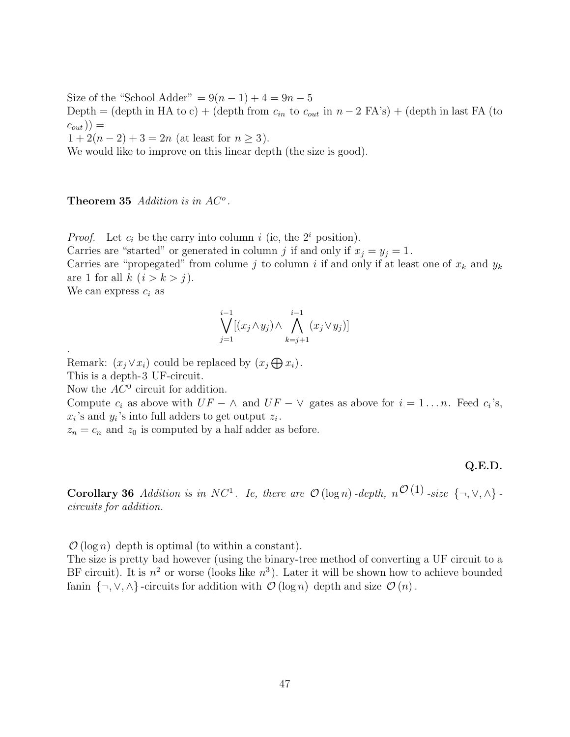Size of the "School Adder" $= 9(n-1) + 4 = 9n - 5$
Depth = (depth in HA to c) + (depth from $c_{in}$ to $c_{out}$ in $n-2$ FA's) + (depth in last FA (to $c_{out}$)) =
$1 + 2(n-2) + 3 = 2n$ (at least for $n \geq 3$).
We would like to improve on this linear depth (the size is good).

**Theorem 35** *Addition is in $AC^o$.*

*Proof.* Let $c_i$ be the carry into column $i$ (ie, the $2^i$ position).
Carries are "started" or generated in column $j$ if and only if $x_j = y_j = 1$.
Carries are "propegated" from colume $j$ to column $i$ if and only if at least one of $x_k$ and $y_k$ are 1 for all $k$ $(i > k > j)$.
We can express $c_i$ as

$$\bigvee_{j=1}^{i-1} [(x_j \wedge y_j) \wedge \bigwedge_{k=j+1}^{i-1} (x_j \vee y_j)]$$

.
Remark: $(x_j \vee x_i)$ could be replaced by $(x_j \bigoplus x_i)$.
This is a depth-3 UF-circuit.
Now the $AC^0$ circuit for addition.
Compute $c_i$ as above with $UF - \wedge$ and $UF - \vee$ gates as above for $i = 1 \ldots n$. Feed $c_i$'s, $x_i$'s and $y_i$'s into full adders to get output $z_i$.
$z_n = c_n$ and $z_0$ is computed by a half adder as before.

**Q.E.D.**

**Corollary 36** *Addition is in $NC^1$. Ie, there are $\mathcal{O}(\log n)$-depth, $n^{\mathcal{O}(1)}$-size $\{\neg, \vee, \wedge\}$-circuits for addition.*

$\mathcal{O}(\log n)$ depth is optimal (to within a constant).
The size is pretty bad however (using the binary-tree method of converting a UF circuit to a BF circuit). It is $n^2$ or worse (looks like $n^3$). Later it will be shown how to achieve bounded fanin $\{\neg, \vee, \wedge\}$-circuits for addition with $\mathcal{O}(\log n)$ depth and size $\mathcal{O}(n)$.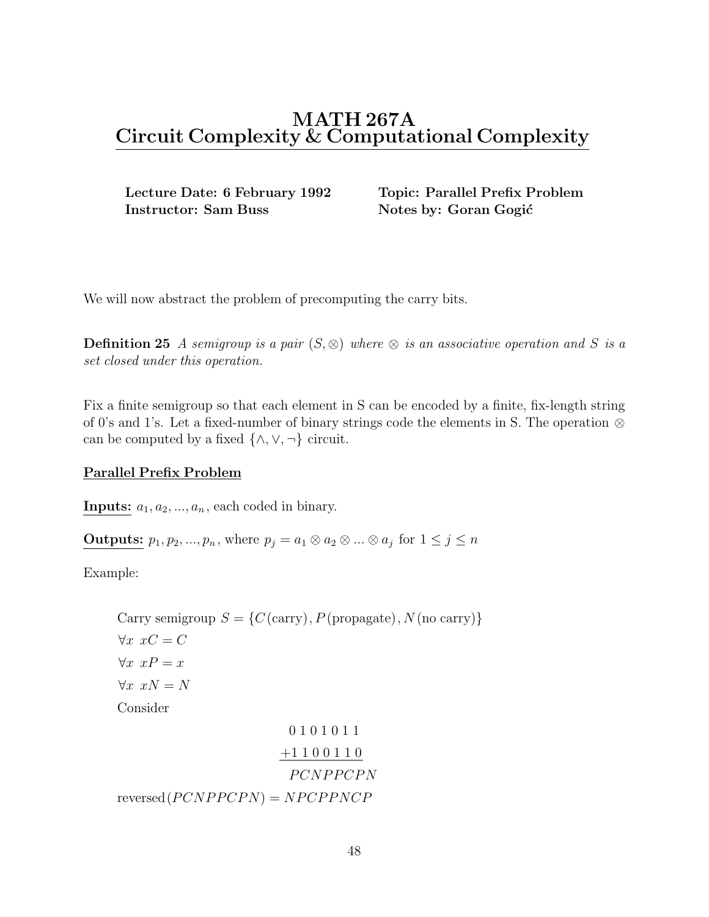# MATH 267A
# Circuit Complexity & Computational Complexity

**Lecture Date: 6 February 1992** **Topic: Parallel Prefix Problem**
**Instructor: Sam Buss** **Notes by: Goran Gogić**

We will now abstract the problem of precomputing the carry bits.

**Definition 25** *A semigroup is a pair $(S, \otimes)$ where $\otimes$ is an associative operation and $S$ is a set closed under this operation.*

Fix a finite semigroup so that each element in S can be encoded by a finite, fix-length string of 0's and 1's. Let a fixed-number of binary strings code the elements in S. The operation $\otimes$ can be computed by a fixed $\{\wedge, \vee, \neg\}$ circuit.

### Parallel Prefix Problem

**Inputs:** $a_1, a_2, ..., a_n$, each coded in binary.

**Outputs:** $p_1, p_2, ..., p_n$, where $p_j = a_1 \otimes a_2 \otimes ... \otimes a_j$ for $1 \leq j \leq n$

Example:

Carry semigroup $S = \{C\,(\text{carry}), P\,(\text{propagate}), N\,(\text{no carry})\}$

$\forall x \;\; xC = C$

$\forall x \;\; xP = x$

$\forall x \;\; xN = N$

Consider

$$\begin{array}{r} 0\,1\,0\,1\,0\,1\,1 \\ +1\,1\,0\,0\,1\,1\,0 \\ \hline PCNPPCPN \end{array}$$

$\text{reversed}(PCNPPCPN) = NPCPPNCP$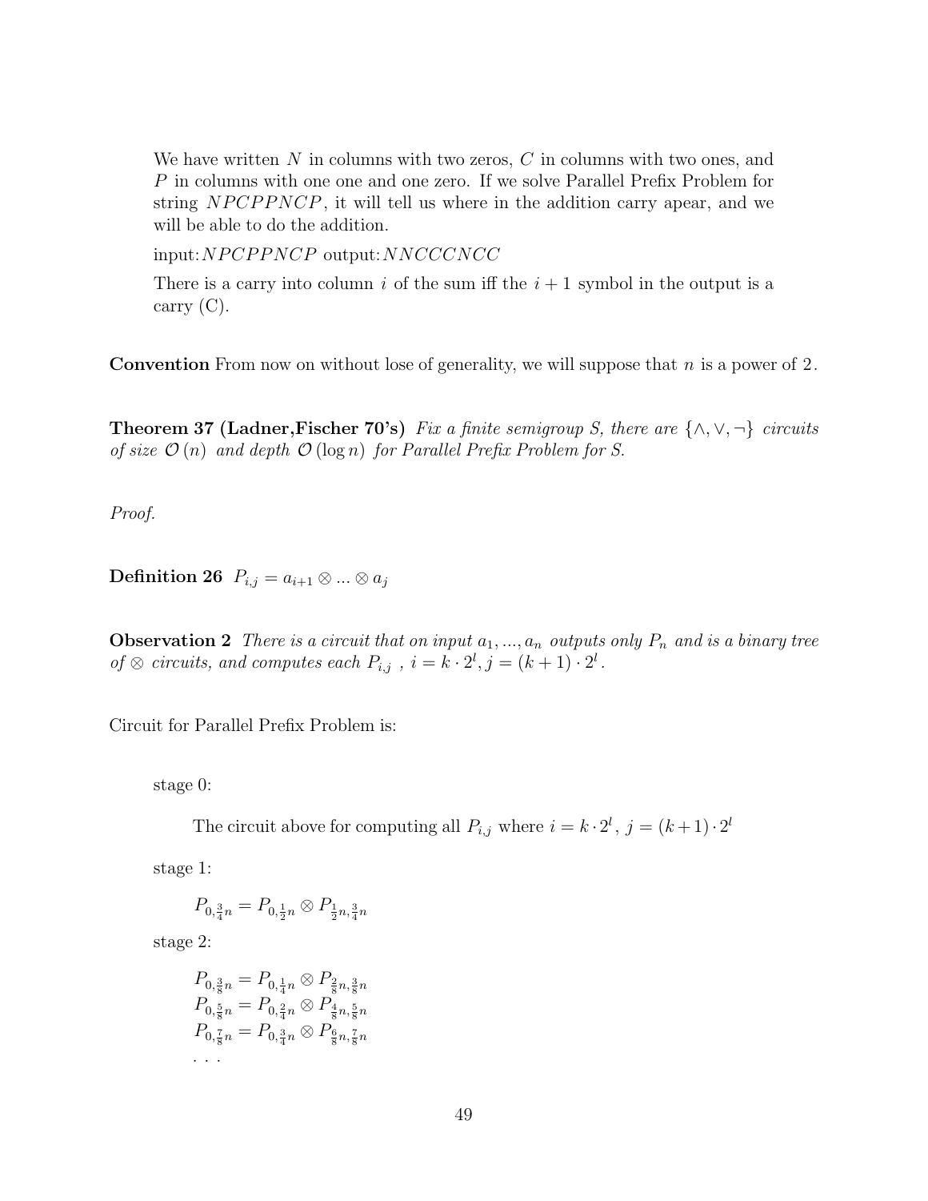We have written $N$ in columns with two zeros, $C$ in columns with two ones, and $P$ in columns with one one and one zero. If we solve Parallel Prefix Problem for string $NPCPPNCP$, it will tell us where in the addition carry apear, and we will be able to do the addition.

input: $NPCPPNCP$ output: $NNCCCNCC$

There is a carry into column $i$ of the sum iff the $i+1$ symbol in the output is a carry (C).

**Convention** From now on without lose of generality, we will suppose that $n$ is a power of 2.

**Theorem 37 (Ladner,Fischer 70's)** *Fix a finite semigroup S, there are* $\{\wedge, \vee, \neg\}$ *circuits of size* $\mathcal{O}(n)$ *and depth* $\mathcal{O}(\log n)$ *for Parallel Prefix Problem for S.*

*Proof.*

**Definition 26** $P_{i,j} = a_{i+1} \otimes ... \otimes a_j$

**Observation 2** *There is a circuit that on input* $a_1, ..., a_n$ *outputs only* $P_n$ *and is a binary tree of* $\otimes$ *circuits, and computes each* $P_{i,j}$ , $i = k \cdot 2^l, j = (k+1) \cdot 2^l$.

Circuit for Parallel Prefix Problem is:

stage 0:

The circuit above for computing all $P_{i,j}$ where $i = k \cdot 2^l$, $j = (k+1) \cdot 2^l$

stage 1:

$P_{0,\frac{3}{4}n} = P_{0,\frac{1}{2}n} \otimes P_{\frac{1}{2}n,\frac{3}{4}n}$

stage 2:

$P_{0,\frac{3}{8}n} = P_{0,\frac{1}{4}n} \otimes P_{\frac{2}{8}n,\frac{3}{8}n}$
$P_{0,\frac{5}{8}n} = P_{0,\frac{2}{4}n} \otimes P_{\frac{4}{8}n,\frac{5}{8}n}$
$P_{0,\frac{7}{8}n} = P_{0,\frac{3}{4}n} \otimes P_{\frac{6}{8}n,\frac{7}{8}n}$
. . .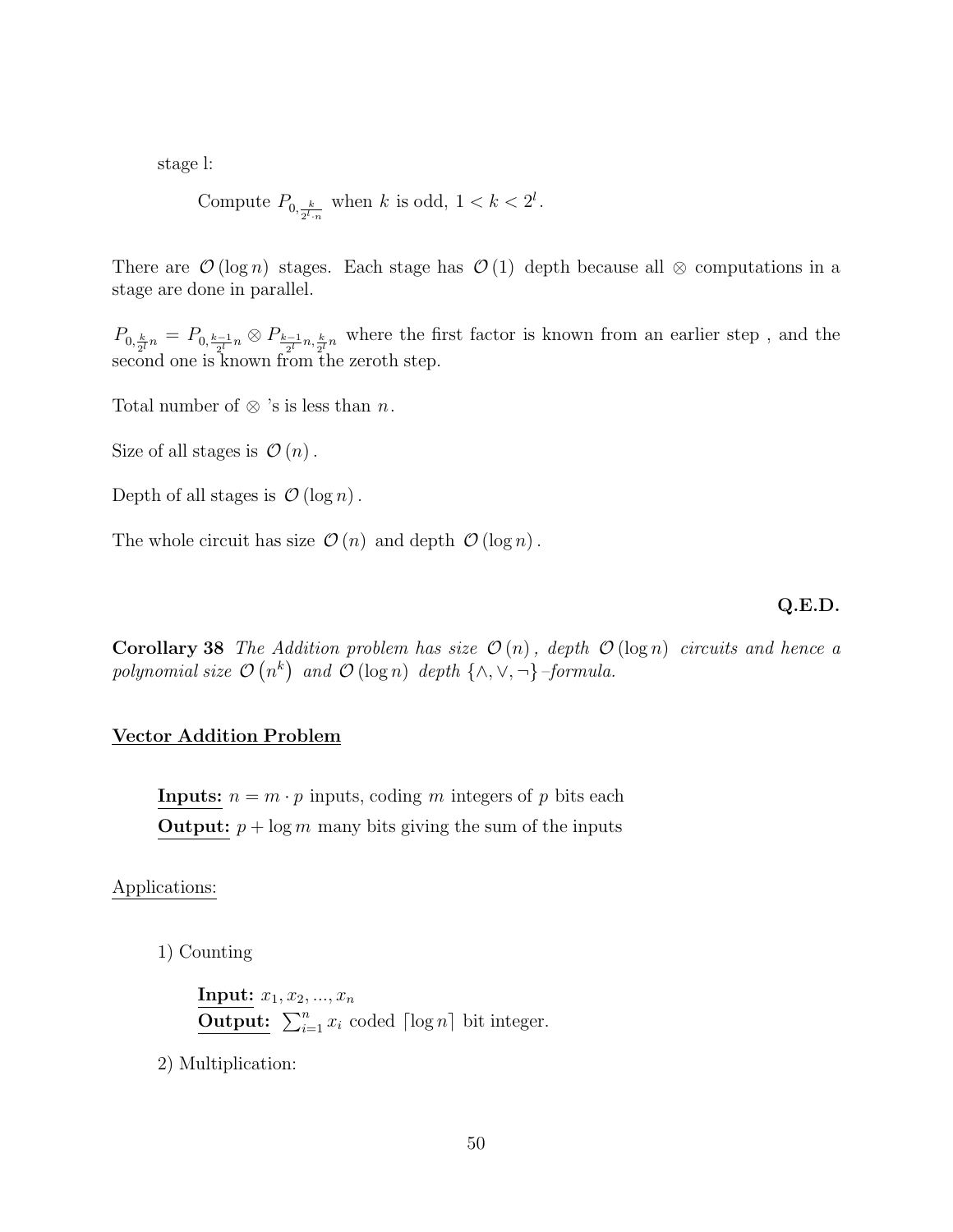stage l:

> Compute $P_{0,\frac{k}{2^l \cdot n}}$ when $k$ is odd, $1 < k < 2^l$.

There are $\mathcal{O}(\log n)$ stages. Each stage has $\mathcal{O}(1)$ depth because all $\otimes$ computations in a stage are done in parallel.

$P_{0,\frac{k}{2^l}n} = P_{0,\frac{k-1}{2^l}n} \otimes P_{\frac{k-1}{2^l}n,\frac{k}{2^l}n}$ where the first factor is known from an earlier step , and the second one is known from the zeroth step.

Total number of $\otimes$ 's is less than $n$.

Size of all stages is $\mathcal{O}(n)$.

Depth of all stages is $\mathcal{O}(\log n)$.

The whole circuit has size $\mathcal{O}(n)$ and depth $\mathcal{O}(\log n)$.

**Q.E.D.**

**Corollary 38** *The Addition problem has size $\mathcal{O}(n)$, depth $\mathcal{O}(\log n)$ circuits and hence a polynomial size $\mathcal{O}(n^k)$ and $\mathcal{O}(\log n)$ depth $\{\wedge, \vee, \neg\}$–formula.*

**Vector Addition Problem**

> **Inputs:** $n = m \cdot p$ inputs, coding $m$ integers of $p$ bits each
>
> **Output:** $p + \log m$ many bits giving the sum of the inputs

Applications:

1) Counting

   **Input:** $x_1, x_2, ..., x_n$
   **Output:** $\sum_{i=1}^{n} x_i$ coded $\lceil \log n \rceil$ bit integer.

2) Multiplication: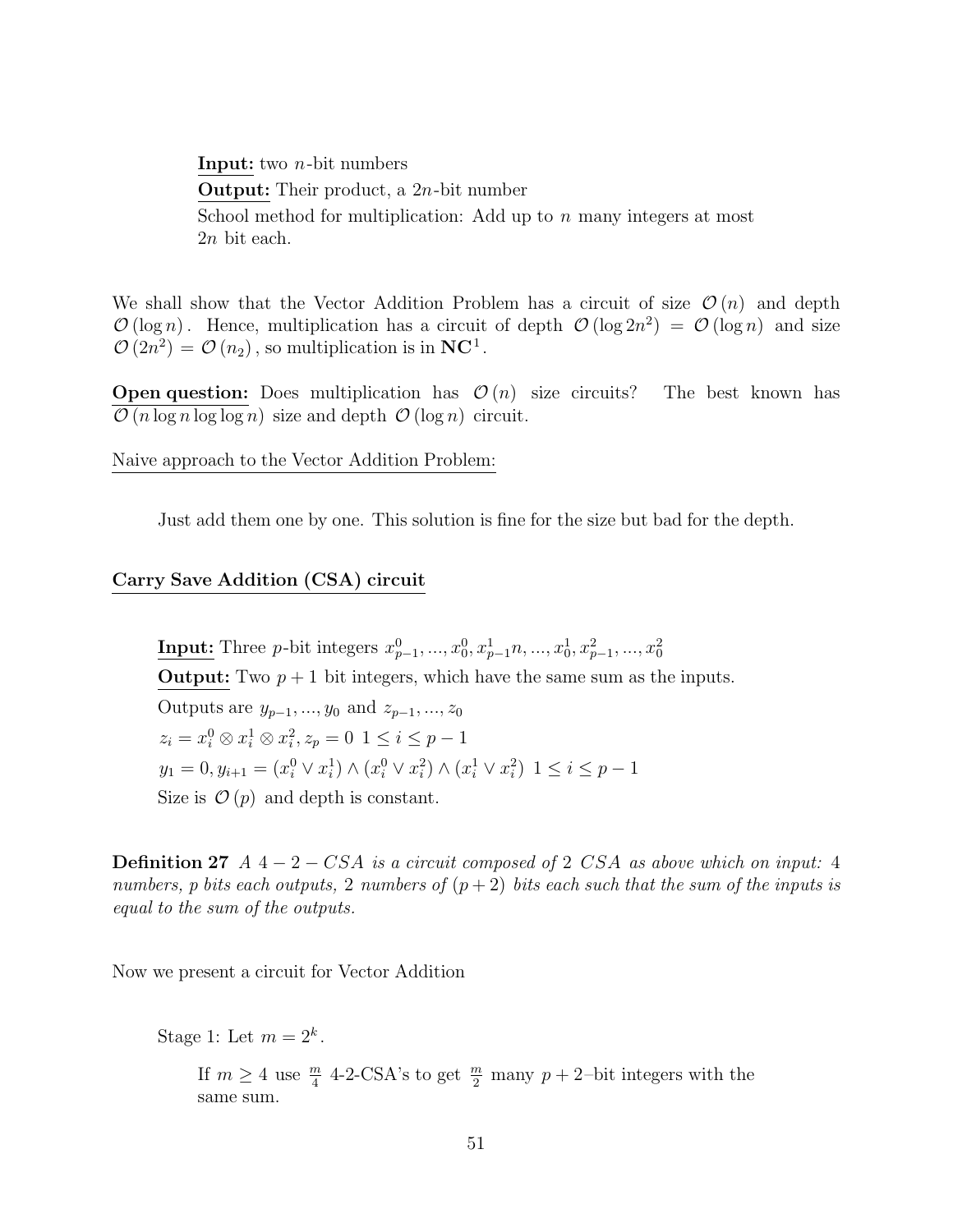**Input:** two $n$-bit numbers

**Output:** Their product, a $2n$-bit number

School method for multiplication: Add up to $n$ many integers at most $2n$ bit each.

We shall show that the Vector Addition Problem has a circuit of size $\mathcal{O}(n)$ and depth $\mathcal{O}(\log n)$. Hence, multiplication has a circuit of depth $\mathcal{O}(\log 2n^2) = \mathcal{O}(\log n)$ and size $\mathcal{O}(2n^2) = \mathcal{O}(n_2)$, so multiplication is in $\mathbf{NC}^1$.

**Open question:** Does multiplication has $\mathcal{O}(n)$ size circuits? The best known has $\mathcal{O}(n \log n \log \log n)$ size and depth $\mathcal{O}(\log n)$ circuit.

Naive approach to the Vector Addition Problem:

Just add them one by one. This solution is fine for the size but bad for the depth.

**Carry Save Addition (CSA) circuit**

**Input:** Three $p$-bit integers $x^0_{p-1}, ..., x^0_0, x^1_{p-1}n, ..., x^1_0, x^2_{p-1}, ..., x^2_0$

**Output:** Two $p+1$ bit integers, which have the same sum as the inputs.

Outputs are $y_{p-1}, ..., y_0$ and $z_{p-1}, ..., z_0$

$z_i = x^0_i \otimes x^1_i \otimes x^2_i, z_p = 0 \;\; 1 \le i \le p-1$

$y_1 = 0, y_{i+1} = (x^0_i \vee x^1_i) \wedge (x^0_i \vee x^2_i) \wedge (x^1_i \vee x^2_i) \;\; 1 \le i \le p-1$

Size is $\mathcal{O}(p)$ and depth is constant.

**Definition 27** *A $4-2-CSA$ is a circuit composed of 2 $CSA$ as above which on input: 4 numbers, p bits each outputs, 2 numbers of $(p+2)$ bits each such that the sum of the inputs is equal to the sum of the outputs.*

Now we present a circuit for Vector Addition

Stage 1: Let $m = 2^k$.

If $m \ge 4$ use $\frac{m}{4}$ 4-2-CSA's to get $\frac{m}{2}$ many $p+2$–bit integers with the same sum.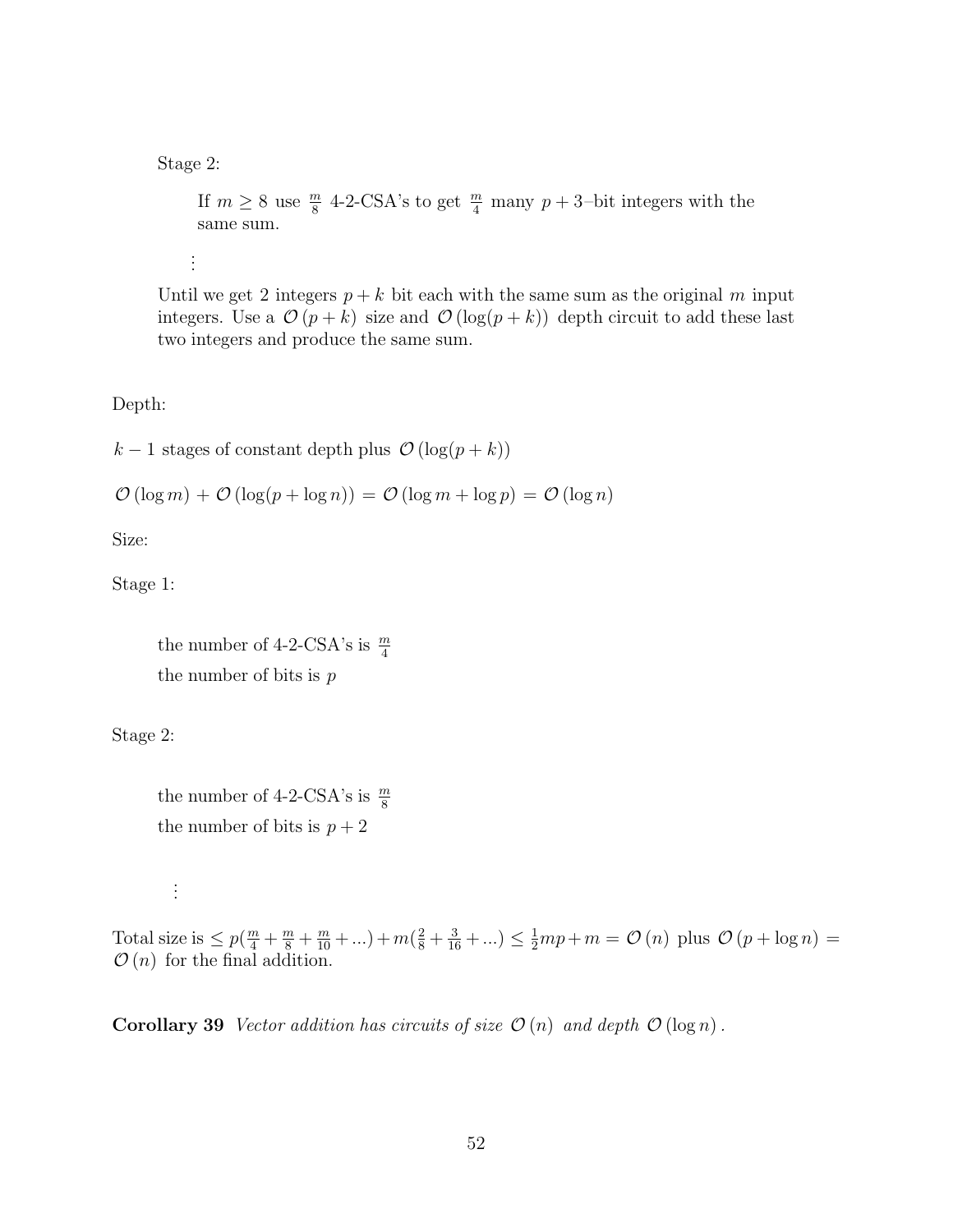Stage 2:

> If $m \geq 8$ use $\frac{m}{8}$ 4-2-CSA's to get $\frac{m}{4}$ many $p+3$–bit integers with the same sum.
>
> ⋮

Until we get 2 integers $p+k$ bit each with the same sum as the original $m$ input integers. Use a $\mathcal{O}(p+k)$ size and $\mathcal{O}(\log(p+k))$ depth circuit to add these last two integers and produce the same sum.

Depth:

$k-1$ stages of constant depth plus $\mathcal{O}(\log(p+k))$

$\mathcal{O}(\log m) + \mathcal{O}(\log(p+\log n)) = \mathcal{O}(\log m + \log p) = \mathcal{O}(\log n)$

Size:

Stage 1:

> the number of 4-2-CSA's is $\frac{m}{4}$
>
> the number of bits is $p$

Stage 2:

> the number of 4-2-CSA's is $\frac{m}{8}$
>
> the number of bits is $p+2$
>
> ⋮

Total size is $\leq p(\frac{m}{4} + \frac{m}{8} + \frac{m}{10} + ...) + m(\frac{2}{8} + \frac{3}{16} + ...) \leq \frac{1}{2}mp + m = \mathcal{O}(n)$ plus $\mathcal{O}(p + \log n) = \mathcal{O}(n)$ for the final addition.

**Corollary 39** *Vector addition has circuits of size* $\mathcal{O}(n)$ *and depth* $\mathcal{O}(\log n)$*.*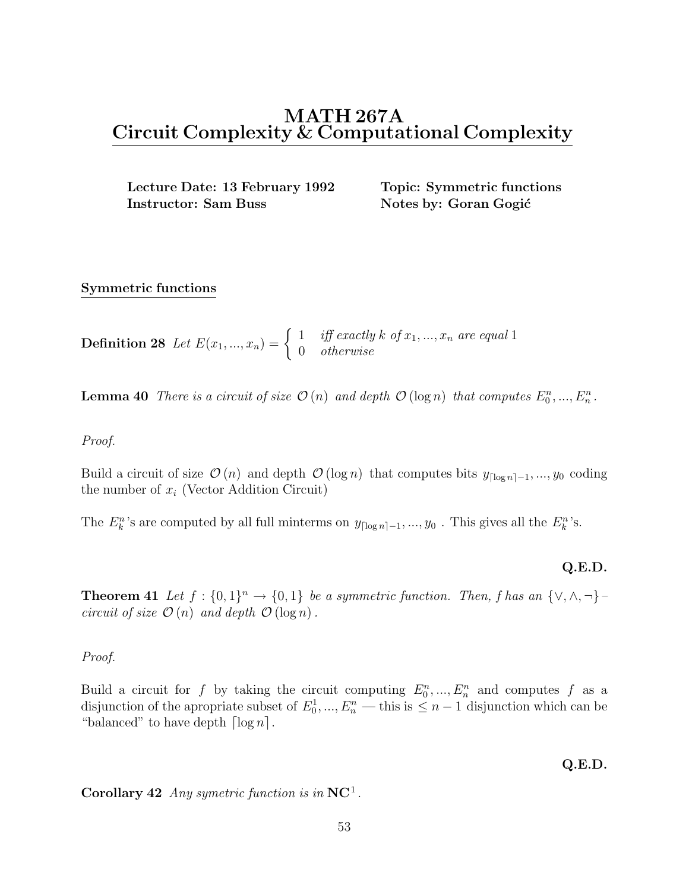# MATH 267A
# Circuit Complexity & Computational Complexity

**Lecture Date: 13 February 1992** **Topic: Symmetric functions**
**Instructor: Sam Buss** **Notes by: Goran Gogić**

## Symmetric functions

**Definition 28** *Let* $E(x_1, ..., x_n) = \begin{cases} 1 & \textit{iff exactly } k \textit{ of } x_1, ..., x_n \textit{ are equal } 1 \\ 0 & \textit{otherwise} \end{cases}$

**Lemma 40** *There is a circuit of size* $\mathcal{O}(n)$ *and depth* $\mathcal{O}(\log n)$ *that computes* $E_0^n, ..., E_n^n$.

*Proof.*

Build a circuit of size $\mathcal{O}(n)$ and depth $\mathcal{O}(\log n)$ that computes bits $y_{\lceil \log n \rceil - 1}, ..., y_0$ coding the number of $x_i$ (Vector Addition Circuit)

The $E_k^n$'s are computed by all full minterms on $y_{\lceil \log n \rceil - 1}, ..., y_0$ . This gives all the $E_k^n$'s.

**Q.E.D.**

**Theorem 41** *Let* $f : \{0,1\}^n \to \{0,1\}$ *be a symmetric function. Then,* $f$ *has an* $\{\vee, \wedge, \neg\}$ *– circuit of size* $\mathcal{O}(n)$ *and depth* $\mathcal{O}(\log n)$.

*Proof.*

Build a circuit for $f$ by taking the circuit computing $E_0^n, ..., E_n^n$ and computes $f$ as a disjunction of the apropriate subset of $E_0^1, ..., E_n^n$ — this is $\leq n - 1$ disjunction which can be "balanced" to have depth $\lceil \log n \rceil$.

**Q.E.D.**

**Corollary 42** *Any symetric function is in* $\mathbf{NC}^1$.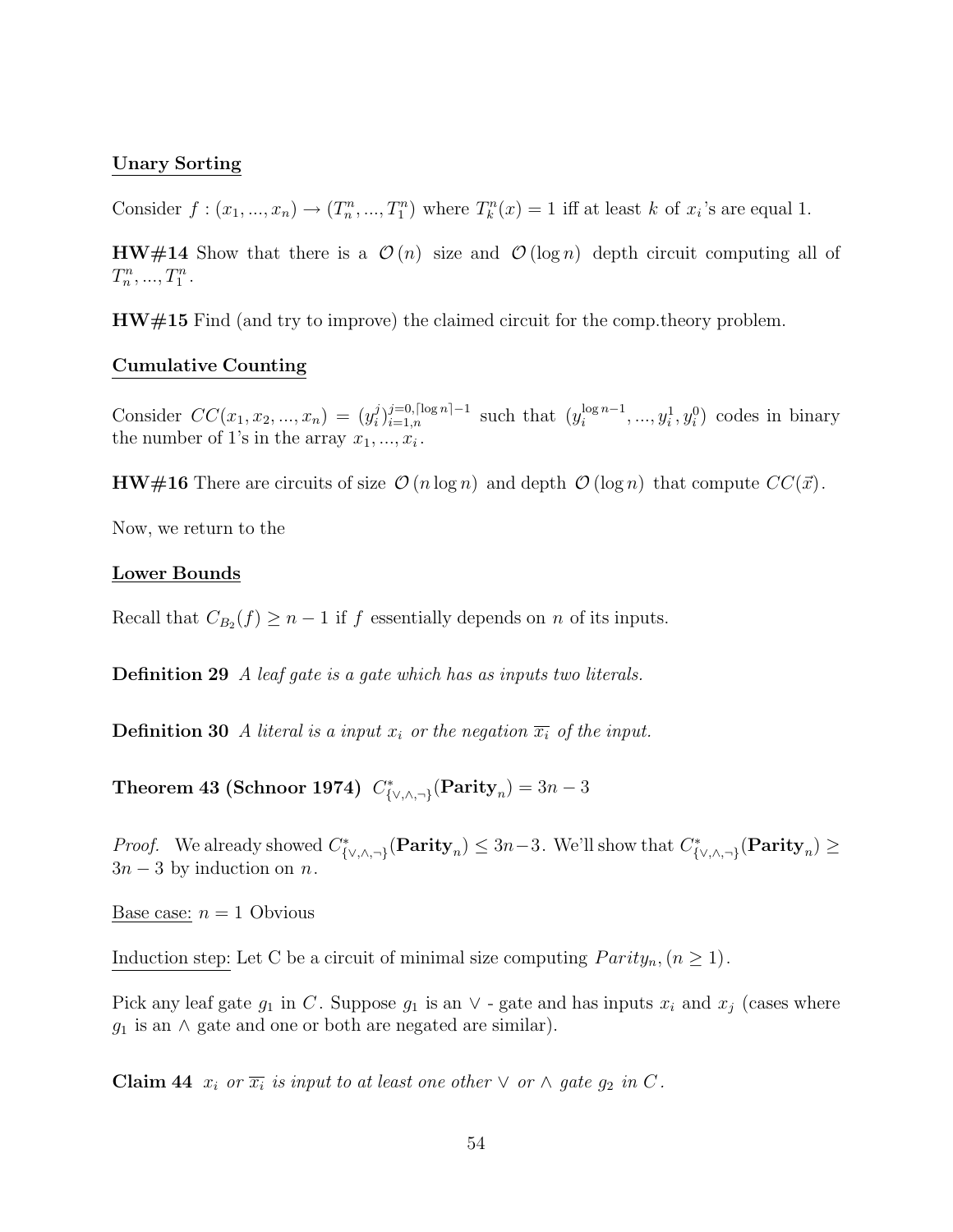**Unary Sorting**

Consider $f : (x_1, ..., x_n) \to (T_n^n, ..., T_1^n)$ where $T_k^n(x) = 1$ iff at least $k$ of $x_i$'s are equal 1.

**HW#14** Show that there is a $\mathcal{O}(n)$ size and $\mathcal{O}(\log n)$ depth circuit computing all of $T_n^n, ..., T_1^n$.

**HW#15** Find (and try to improve) the claimed circuit for the comp.theory problem.

**Cumulative Counting**

Consider $CC(x_1, x_2, ..., x_n) = (y_i^j)_{i=1,n}^{j=0,\lceil \log n \rceil - 1}$ such that $(y_i^{\log n - 1}, ..., y_i^1, y_i^0)$ codes in binary the number of 1's in the array $x_1, ..., x_i$.

**HW#16** There are circuits of size $\mathcal{O}(n \log n)$ and depth $\mathcal{O}(\log n)$ that compute $CC(\vec{x})$.

Now, we return to the

**Lower Bounds**

Recall that $C_{B_2}(f) \geq n - 1$ if $f$ essentially depends on $n$ of its inputs.

**Definition 29** *A leaf gate is a gate which has as inputs two literals.*

**Definition 30** *A literal is a input $x_i$ or the negation $\overline{x_i}$ of the input.*

**Theorem 43 (Schnoor 1974)** $C^*_{\{\vee,\wedge,\neg\}}(\mathbf{Parity}_n) = 3n - 3$

*Proof.* We already showed $C^*_{\{\vee,\wedge,\neg\}}(\mathbf{Parity}_n) \leq 3n-3$. We'll show that $C^*_{\{\vee,\wedge,\neg\}}(\mathbf{Parity}_n) \geq 3n - 3$ by induction on $n$.

Base case: $n = 1$ Obvious

Induction step: Let C be a circuit of minimal size computing $Parity_n, (n \geq 1)$.

Pick any leaf gate $g_1$ in $C$. Suppose $g_1$ is an $\vee$ - gate and has inputs $x_i$ and $x_j$ (cases where $g_1$ is an $\wedge$ gate and one or both are negated are similar).

**Claim 44** *$x_i$ or $\overline{x_i}$ is input to at least one other $\vee$ or $\wedge$ gate $g_2$ in $C$.*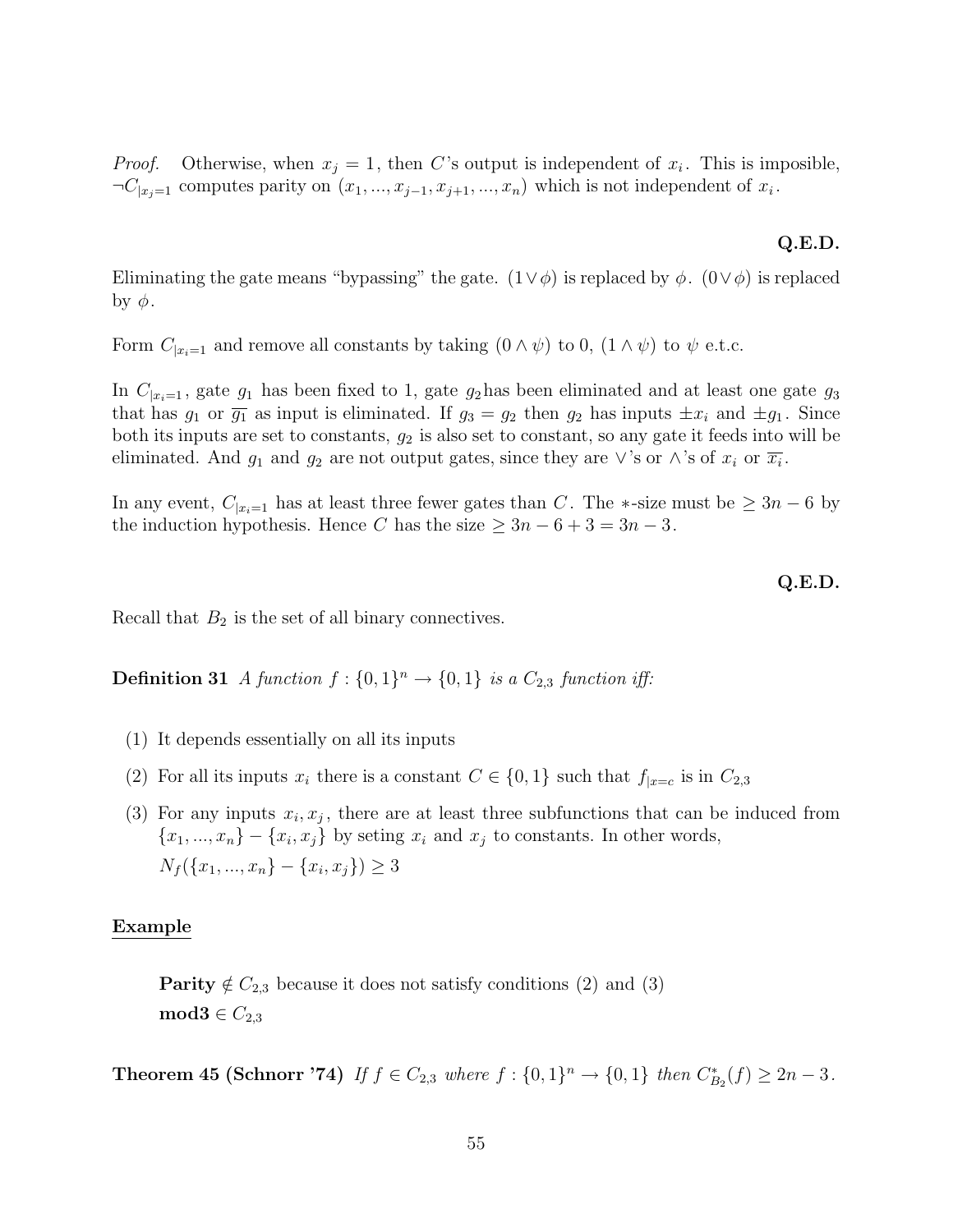*Proof.* Otherwise, when $x_j = 1$, then $C$'s output is independent of $x_i$. This is imposible, $\neg C_{|x_j=1}$ computes parity on $(x_1, ..., x_{j-1}, x_{j+1}, ..., x_n)$ which is not independent of $x_i$.

**Q.E.D.**

Eliminating the gate means "bypassing" the gate. $(1 \vee \phi)$ is replaced by $\phi$. $(0 \vee \phi)$ is replaced by $\phi$.

Form $C_{|x_i=1}$ and remove all constants by taking $(0 \wedge \psi)$ to 0, $(1 \wedge \psi)$ to $\psi$ e.t.c.

In $C_{|x_i=1}$, gate $g_1$ has been fixed to 1, gate $g_2$ has been eliminated and at least one gate $g_3$ that has $g_1$ or $\overline{g_1}$ as input is eliminated. If $g_3 = g_2$ then $g_2$ has inputs $\pm x_i$ and $\pm g_1$. Since both its inputs are set to constants, $g_2$ is also set to constant, so any gate it feeds into will be eliminated. And $g_1$ and $g_2$ are not output gates, since they are $\vee$'s or $\wedge$'s of $x_i$ or $\overline{x_i}$.

In any event, $C_{|x_i=1}$ has at least three fewer gates than $C$. The $*$-size must be $\geq 3n - 6$ by the induction hypothesis. Hence $C$ has the size $\geq 3n - 6 + 3 = 3n - 3$.

**Q.E.D.**

Recall that $B_2$ is the set of all binary connectives.

**Definition 31** *A function $f : \{0,1\}^n \to \{0,1\}$ is a $C_{2,3}$ function iff:*

(1) It depends essentially on all its inputs

(2) For all its inputs $x_i$ there is a constant $C \in \{0,1\}$ such that $f_{|x=c}$ is in $C_{2,3}$

(3) For any inputs $x_i, x_j$, there are at least three subfunctions that can be induced from $\{x_1, ..., x_n\} - \{x_i, x_j\}$ by seting $x_i$ and $x_j$ to constants. In other words, $N_f(\{x_1, ..., x_n\} - \{x_i, x_j\}) \geq 3$

**Example**

> **Parity** $\notin C_{2,3}$ because it does not satisfy conditions (2) and (3)
>
> **mod3** $\in C_{2,3}$

**Theorem 45 (Schnorr '74)** *If $f \in C_{2,3}$ where $f : \{0,1\}^n \to \{0,1\}$ then $C^*_{B_2}(f) \geq 2n - 3$.*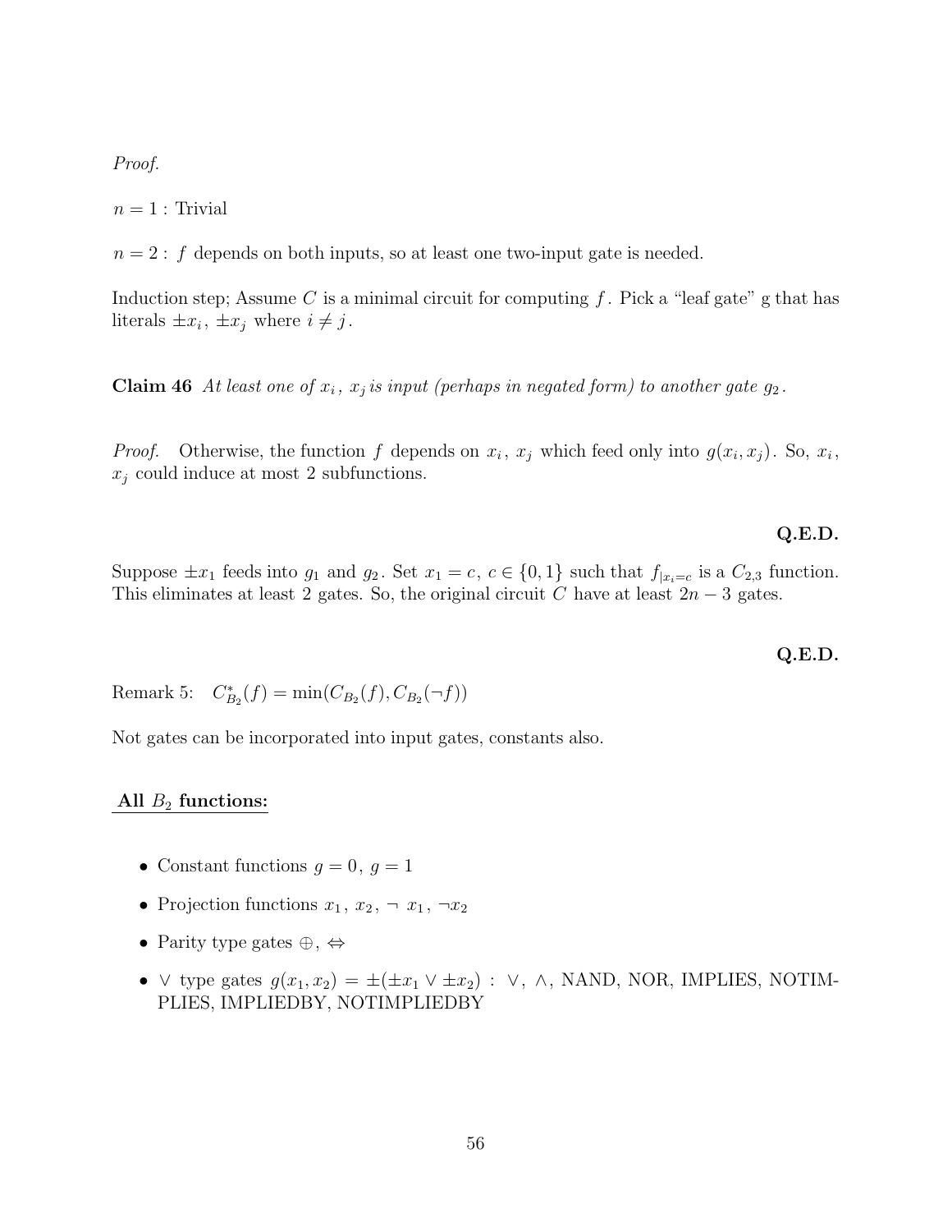*Proof.*

$n = 1$ : Trivial

$n = 2$ : $f$ depends on both inputs, so at least one two-input gate is needed.

Induction step; Assume $C$ is a minimal circuit for computing $f$. Pick a "leaf gate" g that has literals $\pm x_i$, $\pm x_j$ where $i \neq j$.

**Claim 46** *At least one of $x_i$, $x_j$ is input (perhaps in negated form) to another gate $g_2$.*

*Proof.* Otherwise, the function $f$ depends on $x_i$, $x_j$ which feed only into $g(x_i, x_j)$. So, $x_i$, $x_j$ could induce at most 2 subfunctions.

**Q.E.D.**

Suppose $\pm x_1$ feeds into $g_1$ and $g_2$. Set $x_1 = c$, $c \in \{0, 1\}$ such that $f_{|x_i=c}$ is a $C_{2,3}$ function. This eliminates at least 2 gates. So, the original circuit $C$ have at least $2n - 3$ gates.

**Q.E.D.**

Remark 5: $C^*_{B_2}(f) = \min(C_{B_2}(f), C_{B_2}(\neg f))$

Not gates can be incorporated into input gates, constants also.

**All $B_2$ functions:**

- Constant functions $g = 0$, $g = 1$
- Projection functions $x_1$, $x_2$, $\neg\ x_1$, $\neg x_2$
- Parity type gates $\oplus$, $\Leftrightarrow$
- $\vee$ type gates $g(x_1, x_2) = \pm(\pm x_1 \vee \pm x_2)$ : $\vee$, $\wedge$, NAND, NOR, IMPLIES, NOTIMPLIES, IMPLIEDBY, NOTIMPLIEDBY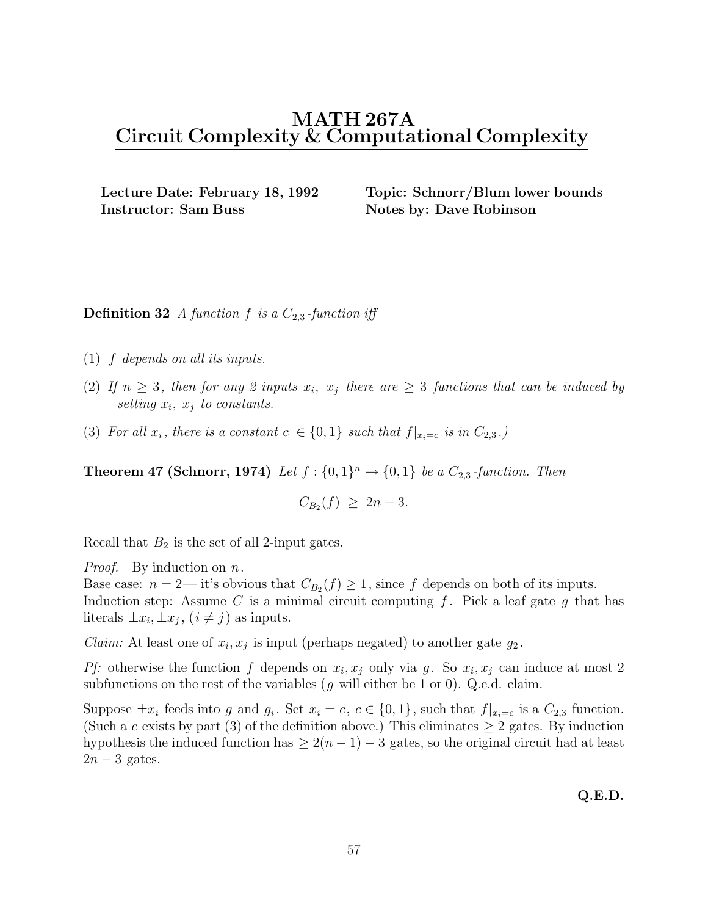# MATH 267A
# Circuit Complexity & Computational Complexity

**Lecture Date: February 18, 1992**
**Instructor: Sam Buss**

**Topic: Schnorr/Blum lower bounds**
**Notes by: Dave Robinson**

**Definition 32** *A function $f$ is a $C_{2,3}$-function iff*

(1) *$f$ depends on all its inputs.*

(2) *If $n \geq 3$, then for any 2 inputs $x_i$, $x_j$ there are $\geq 3$ functions that can be induced by setting $x_i$, $x_j$ to constants.*

(3) *For all $x_i$, there is a constant $c \in \{0,1\}$ such that $f|_{x_i=c}$ is in $C_{2,3}$.)*

**Theorem 47 (Schnorr, 1974)** *Let $f : \{0,1\}^n \rightarrow \{0,1\}$ be a $C_{2,3}$-function. Then*

$$C_{B_2}(f) \geq 2n - 3.$$

Recall that $B_2$ is the set of all 2-input gates.

*Proof.* By induction on $n$.
Base case: $n = 2$— it's obvious that $C_{B_2}(f) \geq 1$, since $f$ depends on both of its inputs.
Induction step: Assume $C$ is a minimal circuit computing $f$. Pick a leaf gate $g$ that has literals $\pm x_i, \pm x_j$, $(i \neq j)$ as inputs.

*Claim:* At least one of $x_i, x_j$ is input (perhaps negated) to another gate $g_2$.

*Pf:* otherwise the function $f$ depends on $x_i, x_j$ only via $g$. So $x_i, x_j$ can induce at most 2 subfunctions on the rest of the variables ($g$ will either be 1 or 0). Q.e.d. claim.

Suppose $\pm x_i$ feeds into $g$ and $g_i$. Set $x_i = c$, $c \in \{0,1\}$, such that $f|_{x_i=c}$ is a $C_{2,3}$ function. (Such a $c$ exists by part (3) of the definition above.) This eliminates $\geq 2$ gates. By induction hypothesis the induced function has $\geq 2(n-1) - 3$ gates, so the original circuit had at least $2n - 3$ gates.

**Q.E.D.**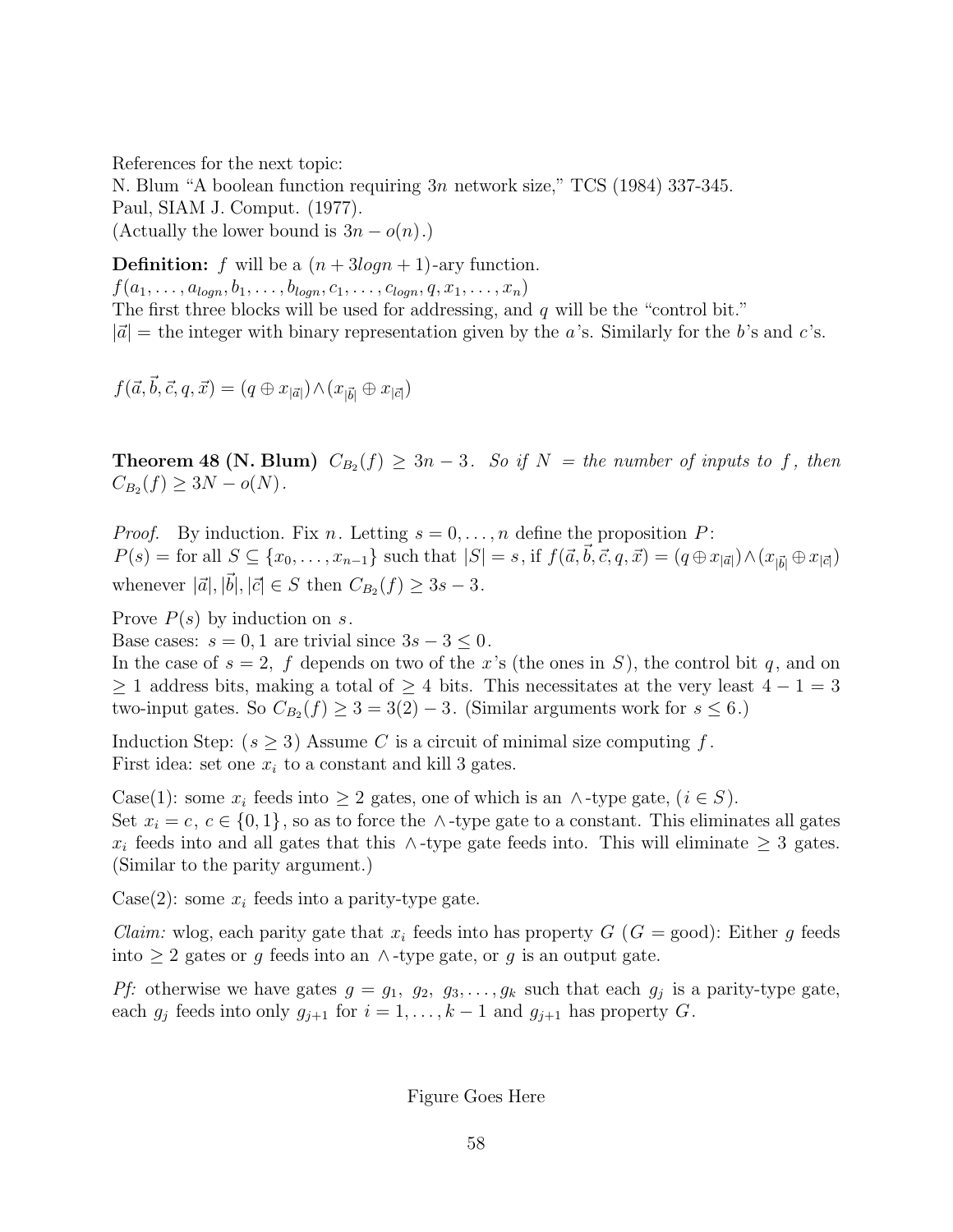References for the next topic:
N. Blum "A boolean function requiring $3n$ network size," TCS (1984) 337-345.
Paul, SIAM J. Comput. (1977).
(Actually the lower bound is $3n - o(n)$.)

**Definition:** $f$ will be a $(n + 3logn + 1)$-ary function.
$f(a_1, \ldots, a_{logn}, b_1, \ldots, b_{logn}, c_1, \ldots, c_{logn}, q, x_1, \ldots, x_n)$
The first three blocks will be used for addressing, and $q$ will be the "control bit."
$|\vec{a}|$ = the integer with binary representation given by the $a$'s. Similarly for the $b$'s and $c$'s.

$f(\vec{a}, \vec{b}, \vec{c}, q, \vec{x}) = (q \oplus x_{|\vec{a}|}) \wedge (x_{|\vec{b}|} \oplus x_{|\vec{c}|})$

**Theorem 48 (N. Blum)** *$C_{B_2}(f) \geq 3n - 3$. So if $N$ = the number of inputs to $f$, then $C_{B_2}(f) \geq 3N - o(N)$.*

*Proof.* By induction. Fix $n$. Letting $s = 0, \ldots, n$ define the proposition $P$:
$P(s)$ = for all $S \subseteq \{x_0, \ldots, x_{n-1}\}$ such that $|S| = s$, if $f(\vec{a}, \vec{b}, \vec{c}, q, \vec{x}) = (q \oplus x_{|\vec{a}|}) \wedge (x_{|\vec{b}|} \oplus x_{|\vec{c}|})$ whenever $|\vec{a}|, |\vec{b}|, |\vec{c}| \in S$ then $C_{B_2}(f) \geq 3s - 3$.

Prove $P(s)$ by induction on $s$.
Base cases: $s = 0, 1$ are trivial since $3s - 3 \leq 0$.
In the case of $s = 2$, $f$ depends on two of the $x$'s (the ones in $S$), the control bit $q$, and on $\geq 1$ address bits, making a total of $\geq 4$ bits. This necessitates at the very least $4 - 1 = 3$ two-input gates. So $C_{B_2}(f) \geq 3 = 3(2) - 3$. (Similar arguments work for $s \leq 6$.)

Induction Step: ($s \geq 3$) Assume $C$ is a circuit of minimal size computing $f$.
First idea: set one $x_i$ to a constant and kill 3 gates.

Case(1): some $x_i$ feeds into $\geq 2$ gates, one of which is an $\wedge$-type gate, ($i \in S$).
Set $x_i = c$, $c \in \{0, 1\}$, so as to force the $\wedge$-type gate to a constant. This eliminates all gates $x_i$ feeds into and all gates that this $\wedge$-type gate feeds into. This will eliminate $\geq 3$ gates. (Similar to the parity argument.)

Case(2): some $x_i$ feeds into a parity-type gate.

*Claim:* wlog, each parity gate that $x_i$ feeds into has property $G$ ($G$ = good): Either $g$ feeds into $\geq 2$ gates or $g$ feeds into an $\wedge$-type gate, or $g$ is an output gate.

*Pf:* otherwise we have gates $g = g_1,\ g_2,\ g_3, \ldots, g_k$ such that each $g_j$ is a parity-type gate, each $g_j$ feeds into only $g_{j+1}$ for $i = 1, \ldots, k-1$ and $g_{j+1}$ has property $G$.

Figure Goes Here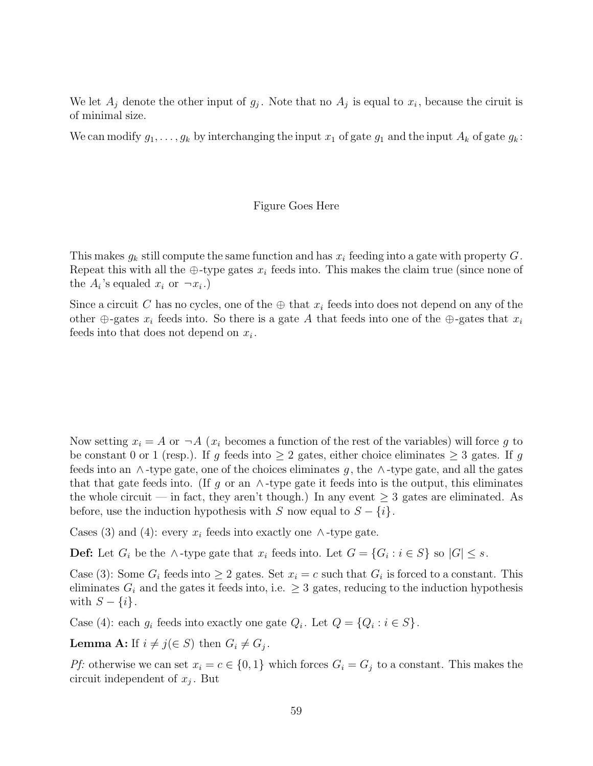We let $A_j$ denote the other input of $g_j$. Note that no $A_j$ is equal to $x_i$, because the ciruit is of minimal size.

We can modify $g_1, \ldots, g_k$ by interchanging the input $x_1$ of gate $g_1$ and the input $A_k$ of gate $g_k$:

Figure Goes Here

This makes $g_k$ still compute the same function and has $x_i$ feeding into a gate with property $G$. Repeat this with all the $\oplus$-type gates $x_i$ feeds into. This makes the claim true (since none of the $A_i$'s equaled $x_i$ or $\neg x_i$.)

Since a circuit $C$ has no cycles, one of the $\oplus$ that $x_i$ feeds into does not depend on any of the other $\oplus$-gates $x_i$ feeds into. So there is a gate $A$ that feeds into one of the $\oplus$-gates that $x_i$ feeds into that does not depend on $x_i$.

Now setting $x_i = A$ or $\neg A$ ($x_i$ becomes a function of the rest of the variables) will force $g$ to be constant 0 or 1 (resp.). If $g$ feeds into $\geq 2$ gates, either choice eliminates $\geq 3$ gates. If $g$ feeds into an $\wedge$-type gate, one of the choices eliminates $g$, the $\wedge$-type gate, and all the gates that that gate feeds into. (If $g$ or an $\wedge$-type gate it feeds into is the output, this eliminates the whole circuit — in fact, they aren't though.) In any event $\geq 3$ gates are eliminated. As before, use the induction hypothesis with $S$ now equal to $S - \{i\}$.

Cases (3) and (4): every $x_i$ feeds into exactly one $\wedge$-type gate.

**Def:** Let $G_i$ be the $\wedge$-type gate that $x_i$ feeds into. Let $G = \{G_i : i \in S\}$ so $|G| \leq s$.

Case (3): Some $G_i$ feeds into $\geq 2$ gates. Set $x_i = c$ such that $G_i$ is forced to a constant. This eliminates $G_i$ and the gates it feeds into, i.e. $\geq 3$ gates, reducing to the induction hypothesis with $S - \{i\}$.

Case (4): each $g_i$ feeds into exactly one gate $Q_i$. Let $Q = \{Q_i : i \in S\}$.

**Lemma A:** If $i \neq j (\in S)$ then $G_i \neq G_j$.

*Pf:* otherwise we can set $x_i = c \in \{0, 1\}$ which forces $G_i = G_j$ to a constant. This makes the circuit independent of $x_j$. But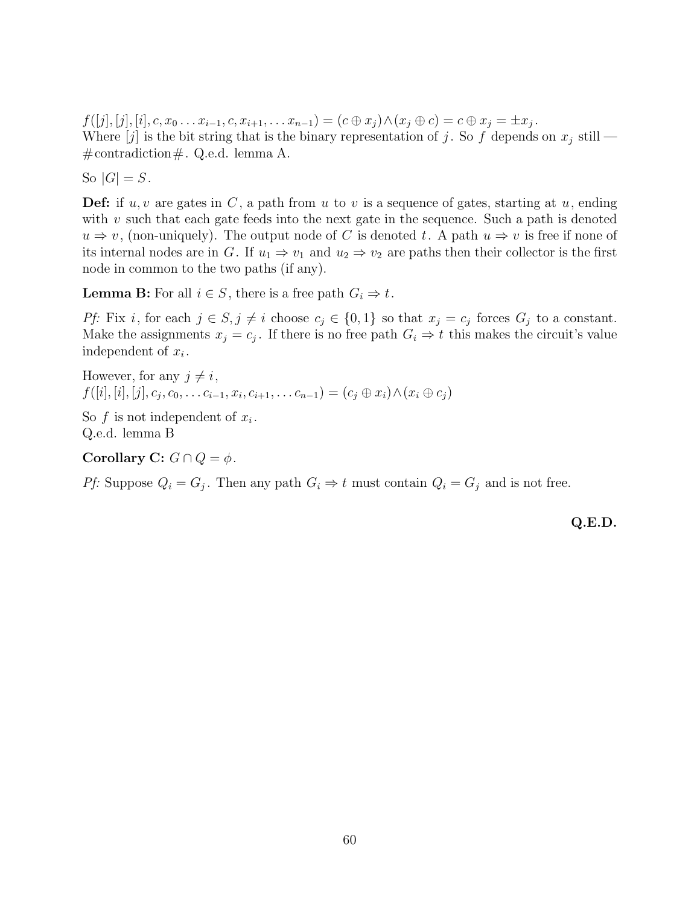$f([j],[j],[i],c,x_0\ldots x_{i-1},c,x_{i+1},\ldots x_{n-1}) = (c\oplus x_j)\wedge(x_j\oplus c) = c\oplus x_j = \pm x_j$.
Where $[j]$ is the bit string that is the binary representation of $j$. So $f$ depends on $x_j$ still — #contradiction#. Q.e.d. lemma A.

So $|G| = S$.

**Def:** if $u, v$ are gates in $C$, a path from $u$ to $v$ is a sequence of gates, starting at $u$, ending with $v$ such that each gate feeds into the next gate in the sequence. Such a path is denoted $u \Rightarrow v$, (non-uniquely). The output node of $C$ is denoted $t$. A path $u \Rightarrow v$ is free if none of its internal nodes are in $G$. If $u_1 \Rightarrow v_1$ and $u_2 \Rightarrow v_2$ are paths then their collector is the first node in common to the two paths (if any).

**Lemma B:** For all $i \in S$, there is a free path $G_i \Rightarrow t$.

*Pf:* Fix $i$, for each $j \in S, j \neq i$ choose $c_j \in \{0,1\}$ so that $x_j = c_j$ forces $G_j$ to a constant. Make the assignments $x_j = c_j$. If there is no free path $G_i \Rightarrow t$ this makes the circuit's value independent of $x_i$.

However, for any $j \neq i$,
$f([i],[i],[j],c_j,c_0,\ldots c_{i-1},x_i,c_{i+1},\ldots c_{n-1}) = (c_j\oplus x_i)\wedge(x_i\oplus c_j)$

So $f$ is not independent of $x_i$.
Q.e.d. lemma B

**Corollary C:** $G \cap Q = \phi$.

*Pf:* Suppose $Q_i = G_j$. Then any path $G_i \Rightarrow t$ must contain $Q_i = G_j$ and is not free.

**Q.E.D.**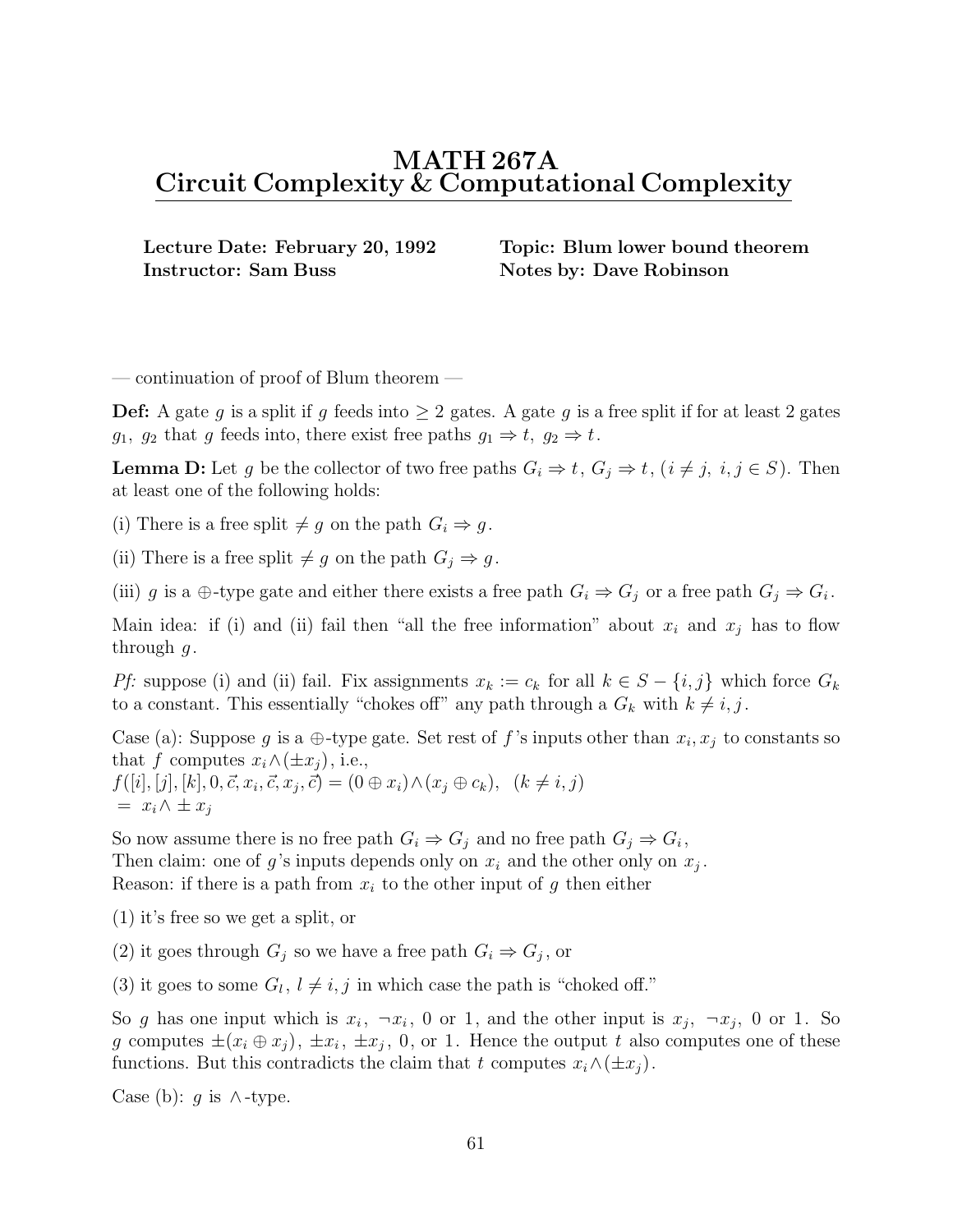# MATH 267A
# Circuit Complexity & Computational Complexity

**Lecture Date: February 20, 1992**
**Instructor: Sam Buss**

**Topic: Blum lower bound theorem**
**Notes by: Dave Robinson**

— continuation of proof of Blum theorem —

**Def:** A gate $g$ is a split if $g$ feeds into $\geq 2$ gates. A gate $g$ is a free split if for at least 2 gates $g_1,\ g_2$ that $g$ feeds into, there exist free paths $g_1 \Rightarrow t,\ g_2 \Rightarrow t$.

**Lemma D:** Let $g$ be the collector of two free paths $G_i \Rightarrow t$, $G_j \Rightarrow t$, $(i \neq j,\ i, j \in S)$. Then at least one of the following holds:

(i) There is a free split $\neq g$ on the path $G_i \Rightarrow g$.

(ii) There is a free split $\neq g$ on the path $G_j \Rightarrow g$.

(iii) $g$ is a $\oplus$-type gate and either there exists a free path $G_i \Rightarrow G_j$ or a free path $G_j \Rightarrow G_i$.

Main idea: if (i) and (ii) fail then "all the free information" about $x_i$ and $x_j$ has to flow through $g$.

*Pf:* suppose (i) and (ii) fail. Fix assignments $x_k := c_k$ for all $k \in S - \{i, j\}$ which force $G_k$ to a constant. This essentially "chokes off" any path through a $G_k$ with $k \neq i, j$.

Case (a): Suppose $g$ is a $\oplus$-type gate. Set rest of $f$'s inputs other than $x_i, x_j$ to constants so that $f$ computes $x_i \wedge (\pm x_j)$, i.e.,
$f([i],[j],[k],0,\vec{c},x_i,\vec{c},x_j,\vec{c}) = (0 \oplus x_i) \wedge (x_j \oplus c_k), \quad (k \neq i, j)$
$=\ x_i \wedge \pm\, x_j$

So now assume there is no free path $G_i \Rightarrow G_j$ and no free path $G_j \Rightarrow G_i$,
Then claim: one of $g$'s inputs depends only on $x_i$ and the other only on $x_j$.
Reason: if there is a path from $x_i$ to the other input of $g$ then either

(1) it's free so we get a split, or

(2) it goes through $G_j$ so we have a free path $G_i \Rightarrow G_j$, or

(3) it goes to some $G_l$, $l \neq i, j$ in which case the path is "choked off."

So $g$ has one input which is $x_i$, $\neg x_i$, 0 or 1, and the other input is $x_j$, $\neg x_j$, 0 or 1. So $g$ computes $\pm(x_i \oplus x_j)$, $\pm x_i$, $\pm x_j$, 0, or 1. Hence the output $t$ also computes one of these functions. But this contradicts the claim that $t$ computes $x_i \wedge (\pm x_j)$.

Case (b): $g$ is $\wedge$-type.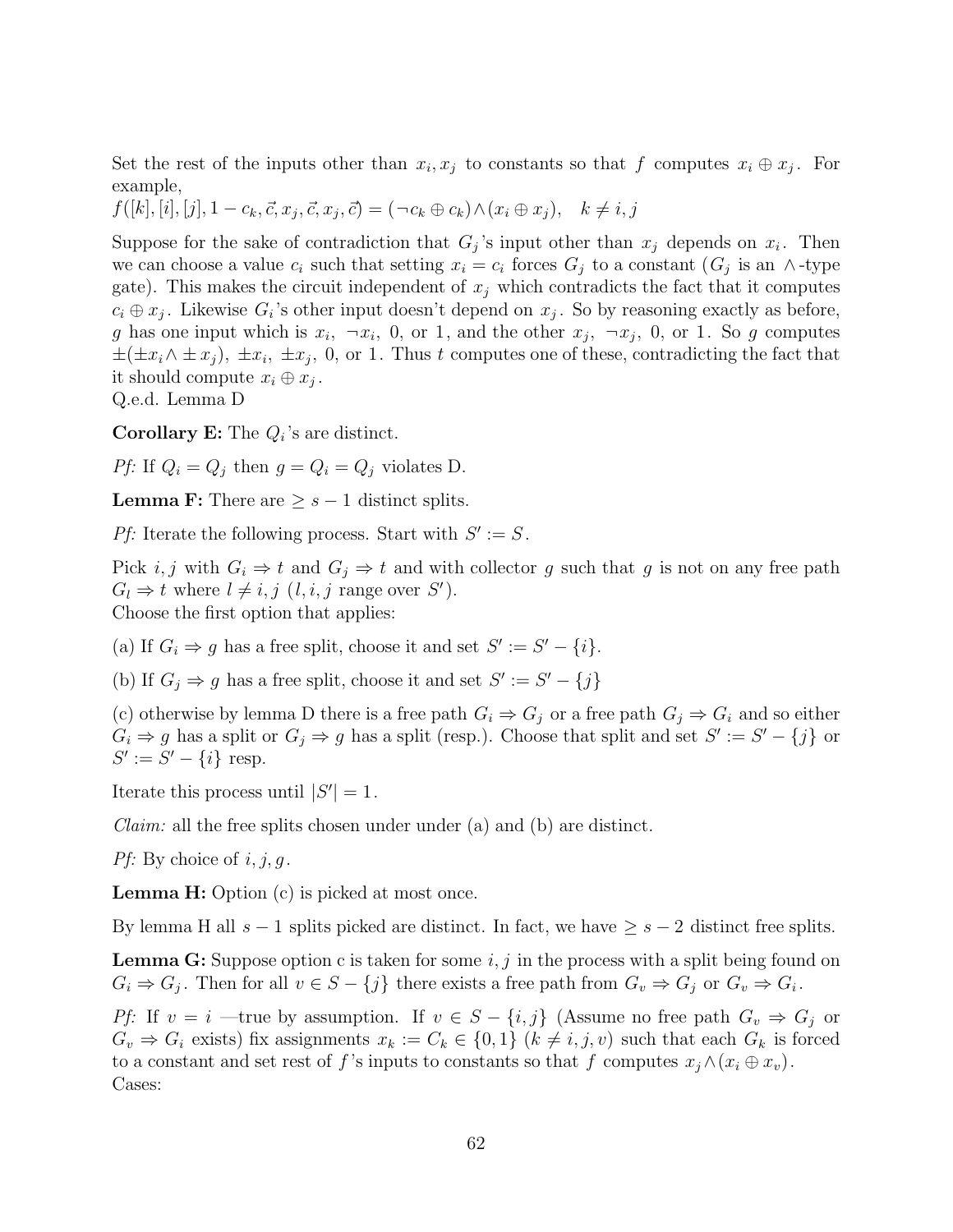Set the rest of the inputs other than $x_i, x_j$ to constants so that $f$ computes $x_i \oplus x_j$. For example,
$f([k],[i],[j], 1-c_k, \vec{c}, x_j, \vec{c}, x_j, \vec{c}) = (\neg c_k \oplus c_k) \wedge (x_i \oplus x_j), \quad k \neq i,j$

Suppose for the sake of contradiction that $G_j$'s input other than $x_j$ depends on $x_i$. Then we can choose a value $c_i$ such that setting $x_i = c_i$ forces $G_j$ to a constant ($G_j$ is an $\wedge$-type gate). This makes the circuit independent of $x_j$ which contradicts the fact that it computes $c_i \oplus x_j$. Likewise $G_i$'s other input doesn't depend on $x_j$. So by reasoning exactly as before, $g$ has one input which is $x_i$, $\neg x_i$, 0, or 1, and the other $x_j$, $\neg x_j$, 0, or 1. So $g$ computes $\pm(\pm x_i \wedge \pm x_j)$, $\pm x_i$, $\pm x_j$, 0, or 1. Thus $t$ computes one of these, contradicting the fact that it should compute $x_i \oplus x_j$.
Q.e.d. Lemma D

**Corollary E:** The $Q_i$'s are distinct.

*Pf:* If $Q_i = Q_j$ then $g = Q_i = Q_j$ violates D.

**Lemma F:** There are $\geq s-1$ distinct splits.

*Pf:* Iterate the following process. Start with $S' := S$.

Pick $i, j$ with $G_i \Rightarrow t$ and $G_j \Rightarrow t$ and with collector $g$ such that $g$ is not on any free path $G_l \Rightarrow t$ where $l \neq i, j$ ($l, i, j$ range over $S'$).
Choose the first option that applies:

(a) If $G_i \Rightarrow g$ has a free split, choose it and set $S' := S' - \{i\}$.

(b) If $G_j \Rightarrow g$ has a free split, choose it and set $S' := S' - \{j\}$

(c) otherwise by lemma D there is a free path $G_i \Rightarrow G_j$ or a free path $G_j \Rightarrow G_i$ and so either $G_i \Rightarrow g$ has a split or $G_j \Rightarrow g$ has a split (resp.). Choose that split and set $S' := S' - \{j\}$ or $S' := S' - \{i\}$ resp.

Iterate this process until $|S'| = 1$.

*Claim:* all the free splits chosen under under (a) and (b) are distinct.

*Pf:* By choice of $i, j, g$.

**Lemma H:** Option (c) is picked at most once.

By lemma H all $s-1$ splits picked are distinct. In fact, we have $\geq s-2$ distinct free splits.

**Lemma G:** Suppose option c is taken for some $i, j$ in the process with a split being found on $G_i \Rightarrow G_j$. Then for all $v \in S - \{j\}$ there exists a free path from $G_v \Rightarrow G_j$ or $G_v \Rightarrow G_i$.

*Pf:* If $v = i$ —true by assumption. If $v \in S - \{i, j\}$ (Assume no free path $G_v \Rightarrow G_j$ or $G_v \Rightarrow G_i$ exists) fix assignments $x_k := C_k \in \{0,1\}$ ($k \neq i, j, v$) such that each $G_k$ is forced to a constant and set rest of $f$'s inputs to constants so that $f$ computes $x_j \wedge (x_i \oplus x_v)$.
Cases: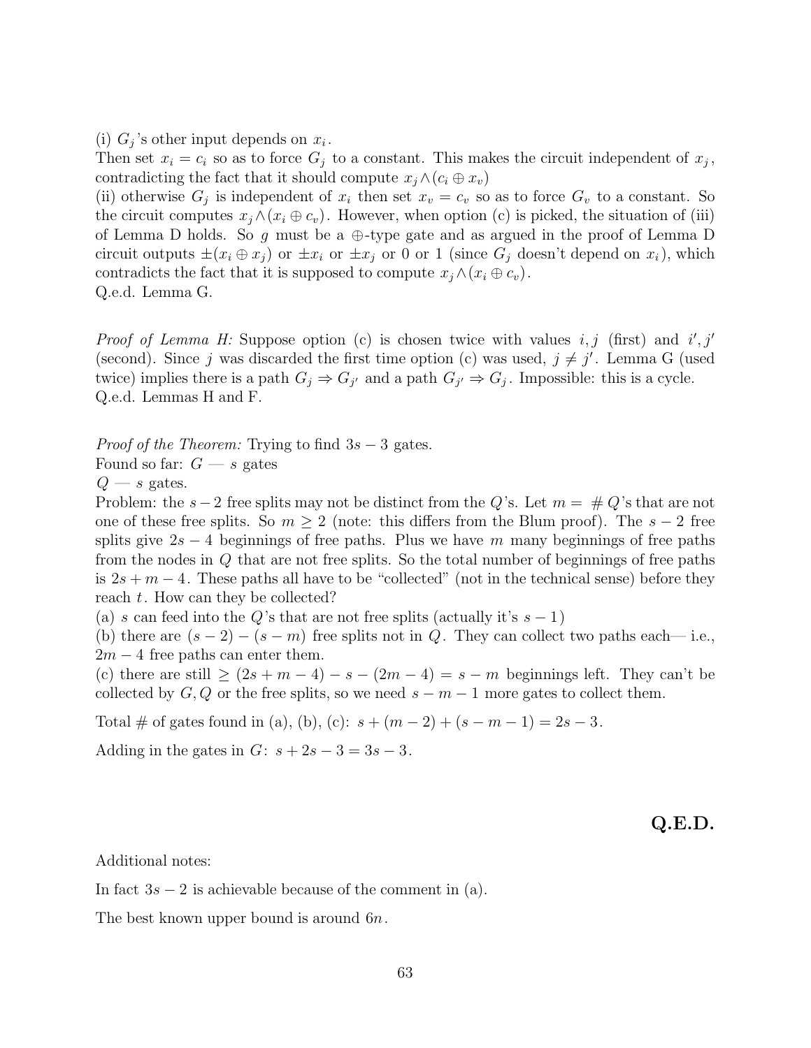(i) $G_j$'s other input depends on $x_i$.
Then set $x_i = c_i$ so as to force $G_j$ to a constant. This makes the circuit independent of $x_j$, contradicting the fact that it should compute $x_j \wedge (c_i \oplus x_v)$
(ii) otherwise $G_j$ is independent of $x_i$ then set $x_v = c_v$ so as to force $G_v$ to a constant. So the circuit computes $x_j \wedge (x_i \oplus c_v)$. However, when option (c) is picked, the situation of (iii) of Lemma D holds. So $g$ must be a $\oplus$-type gate and as argued in the proof of Lemma D circuit outputs $\pm(x_i \oplus x_j)$ or $\pm x_i$ or $\pm x_j$ or 0 or 1 (since $G_j$ doesn't depend on $x_i$), which contradicts the fact that it is supposed to compute $x_j \wedge (x_i \oplus c_v)$.
Q.e.d. Lemma G.

*Proof of Lemma H:* Suppose option (c) is chosen twice with values $i, j$ (first) and $i', j'$ (second). Since $j$ was discarded the first time option (c) was used, $j \neq j'$. Lemma G (used twice) implies there is a path $G_j \Rightarrow G_{j'}$ and a path $G_{j'} \Rightarrow G_j$. Impossible: this is a cycle.
Q.e.d. Lemmas H and F.

*Proof of the Theorem:* Trying to find $3s - 3$ gates.
Found so far: $G$ — $s$ gates
$Q$ — $s$ gates.
Problem: the $s-2$ free splits may not be distinct from the $Q$'s. Let $m = \#\, Q$'s that are not one of these free splits. So $m \geq 2$ (note: this differs from the Blum proof). The $s - 2$ free splits give $2s - 4$ beginnings of free paths. Plus we have $m$ many beginnings of free paths from the nodes in $Q$ that are not free splits. So the total number of beginnings of free paths is $2s + m - 4$. These paths all have to be "collected" (not in the technical sense) before they reach $t$. How can they be collected?
(a) $s$ can feed into the $Q$'s that are not free splits (actually it's $s - 1$)
(b) there are $(s - 2) - (s - m)$ free splits not in $Q$. They can collect two paths each— i.e., $2m - 4$ free paths can enter them.
(c) there are still $\geq (2s + m - 4) - s - (2m - 4) = s - m$ beginnings left. They can't be collected by $G, Q$ or the free splits, so we need $s - m - 1$ more gates to collect them.

Total # of gates found in (a), (b), (c): $s + (m - 2) + (s - m - 1) = 2s - 3$.

Adding in the gates in $G$: $s + 2s - 3 = 3s - 3$.

**Q.E.D.**

Additional notes:

In fact $3s - 2$ is achievable because of the comment in (a).

The best known upper bound is around $6n$.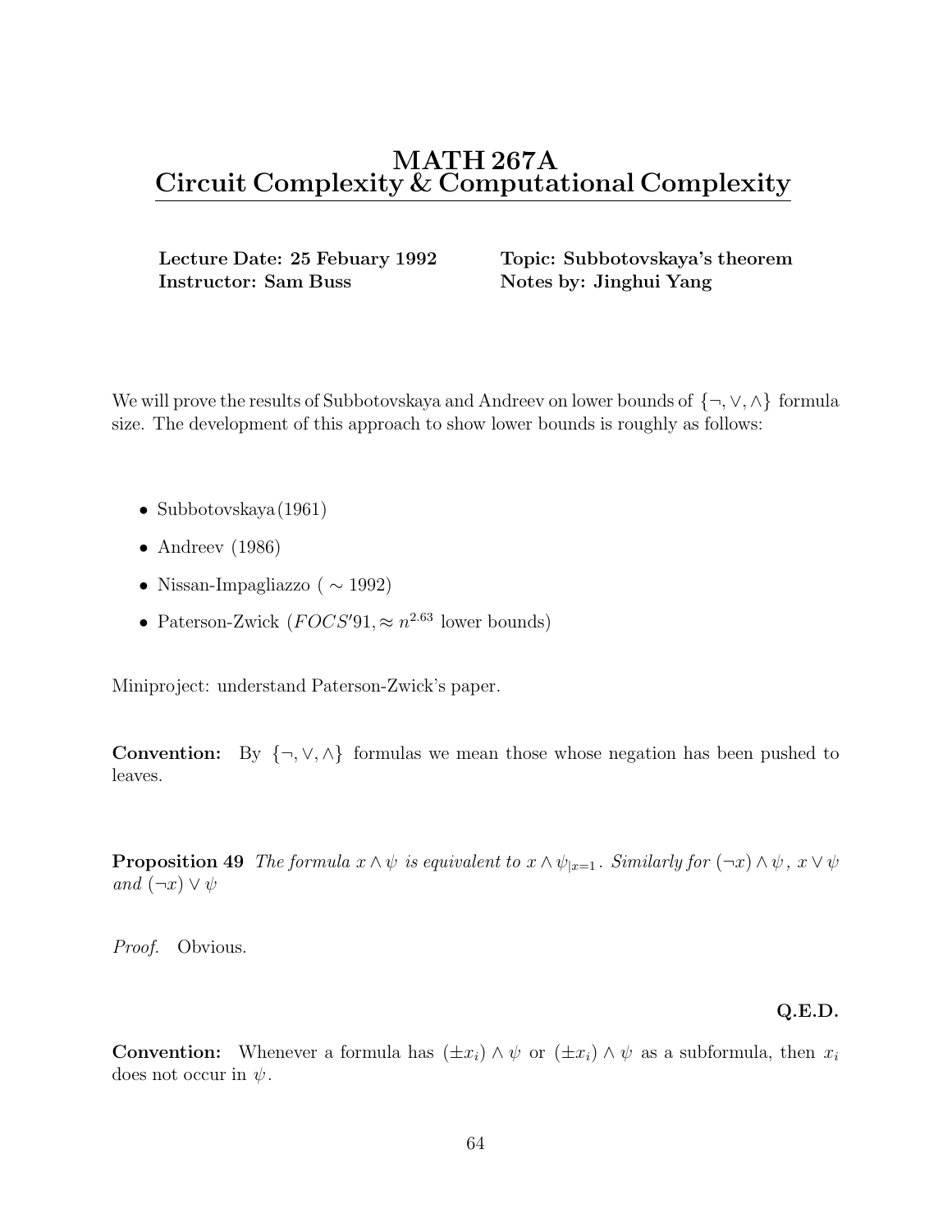# MATH 267A
# Circuit Complexity & Computational Complexity

**Lecture Date: 25 Febuary 1992** **Topic: Subbotovskaya's theorem**
**Instructor: Sam Buss** **Notes by: Jinghui Yang**

We will prove the results of Subbotovskaya and Andreev on lower bounds of $\{\neg, \vee, \wedge\}$ formula size. The development of this approach to show lower bounds is roughly as follows:

- Subbotovskaya(1961)
- Andreev (1986)
- Nissan-Impagliazzo ( $\sim$ 1992)
- Paterson-Zwick ($FOCS'91, \approx n^{2.63}$ lower bounds)

Miniproject: understand Paterson-Zwick's paper.

**Convention:** By $\{\neg, \vee, \wedge\}$ formulas we mean those whose negation has been pushed to leaves.

**Proposition 49** *The formula $x \wedge \psi$ is equivalent to $x \wedge \psi_{|x=1}$. Similarly for $(\neg x) \wedge \psi$, $x \vee \psi$ and $(\neg x) \vee \psi$*

*Proof.* Obvious.

**Q.E.D.**

**Convention:** Whenever a formula has $(\pm x_i) \wedge \psi$ or $(\pm x_i) \wedge \psi$ as a subformula, then $x_i$ does not occur in $\psi$.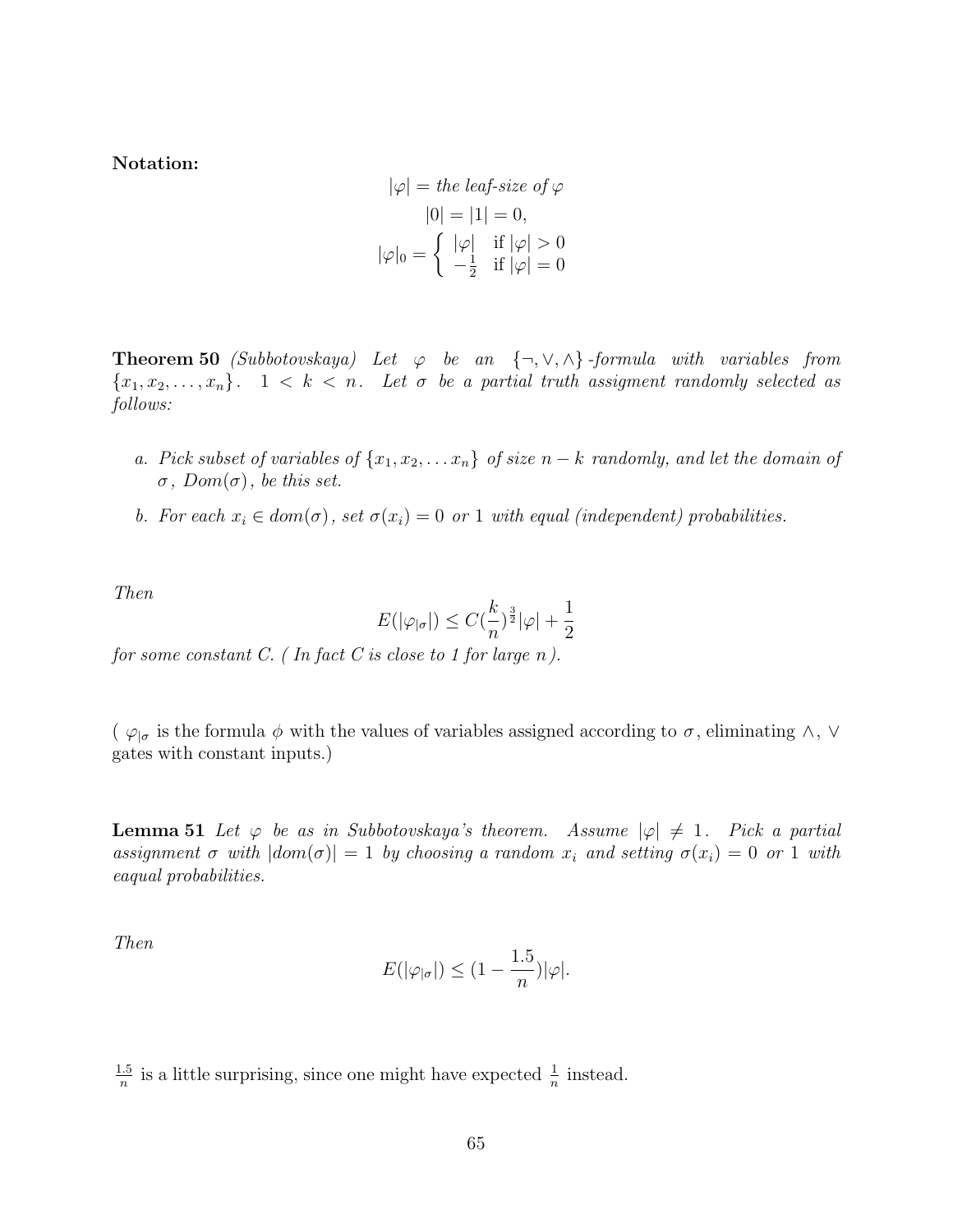**Notation:**

$$|\varphi| = \textit{the leaf-size of } \varphi$$
$$|0| = |1| = 0,$$
$$|\varphi|_0 = \begin{cases} |\varphi| & \text{if } |\varphi| > 0 \\ -\frac{1}{2} & \text{if } |\varphi| = 0 \end{cases}$$

**Theorem 50** *(Subbotovskaya) Let $\varphi$ be an $\{\neg, \vee, \wedge\}$-formula with variables from $\{x_1, x_2, \ldots, x_n\}$. $1 < k < n$. Let $\sigma$ be a partial truth assigment randomly selected as follows:*

*a. Pick subset of variables of $\{x_1, x_2, \ldots x_n\}$ of size $n-k$ randomly, and let the domain of $\sigma$, $Dom(\sigma)$, be this set.*

*b. For each $x_i \in dom(\sigma)$, set $\sigma(x_i) = 0$ or $1$ with equal (independent) probabilities.*

*Then*

$$E(|\varphi_{|\sigma}|) \leq C(\frac{k}{n})^{\frac{3}{2}}|\varphi| + \frac{1}{2}$$

*for some constant C. ( In fact C is close to 1 for large $n$).*

( $\varphi_{|\sigma}$ is the formula $\phi$ with the values of variables assigned according to $\sigma$, eliminating $\wedge$, $\vee$ gates with constant inputs.)

**Lemma 51** *Let $\varphi$ be as in Subbotovskaya's theorem. Assume $|\varphi| \neq 1$. Pick a partial assignment $\sigma$ with $|dom(\sigma)| = 1$ by choosing a random $x_i$ and setting $\sigma(x_i) = 0$ or $1$ with eaqual probabilities.*

*Then*

$$E(|\varphi_{|\sigma}|) \leq (1 - \frac{1.5}{n})|\varphi|.$$

$\frac{1.5}{n}$ is a little surprising, since one might have expected $\frac{1}{n}$ instead.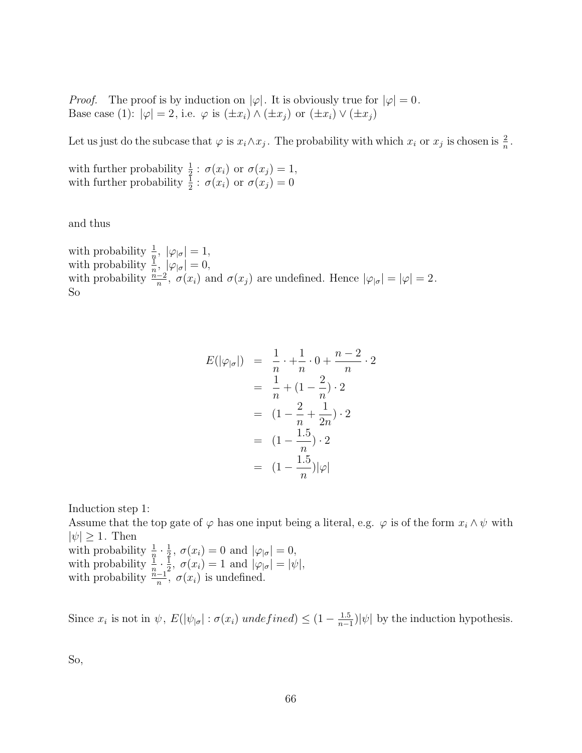*Proof.* The proof is by induction on $|\varphi|$. It is obviously true for $|\varphi| = 0$.
Base case (1): $|\varphi| = 2$, i.e. $\varphi$ is $(\pm x_i) \wedge (\pm x_j)$ or $(\pm x_i) \vee (\pm x_j)$

Let us just do the subcase that $\varphi$ is $x_i \wedge x_j$. The probability with which $x_i$ or $x_j$ is chosen is $\frac{2}{n}$.

with further probability $\frac{1}{2}$ : $\sigma(x_i)$ or $\sigma(x_j) = 1$,
with further probability $\frac{1}{2}$ : $\sigma(x_i)$ or $\sigma(x_j) = 0$

and thus

with probability $\frac{1}{n}$, $|\varphi_{|\sigma}| = 1$,
with probability $\frac{1}{n}$, $|\varphi_{|\sigma}| = 0$,
with probability $\frac{n-2}{n}$, $\sigma(x_i)$ and $\sigma(x_j)$ are undefined. Hence $|\varphi_{|\sigma}| = |\varphi| = 2$.
So

$$
\begin{aligned}
E(|\varphi_{|\sigma}|) &= \frac{1}{n} \cdot + \frac{1}{n} \cdot 0 + \frac{n-2}{n} \cdot 2 \\
&= \frac{1}{n} + (1 - \frac{2}{n}) \cdot 2 \\
&= (1 - \frac{2}{n} + \frac{1}{2n}) \cdot 2 \\
&= (1 - \frac{1.5}{n}) \cdot 2 \\
&= (1 - \frac{1.5}{n}) |\varphi|
\end{aligned}
$$

Induction step 1:
Assume that the top gate of $\varphi$ has one input being a literal, e.g. $\varphi$ is of the form $x_i \wedge \psi$ with $|\psi| \geq 1$. Then
with probability $\frac{1}{n} \cdot \frac{1}{2}$, $\sigma(x_i) = 0$ and $|\varphi_{|\sigma}| = 0$,
with probability $\frac{1}{n} \cdot \frac{1}{2}$, $\sigma(x_i) = 1$ and $|\varphi_{|\sigma}| = |\psi|$,
with probability $\frac{n-1}{n}$, $\sigma(x_i)$ is undefined.

Since $x_i$ is not in $\psi$, $E(|\psi_{|\sigma}| : \sigma(x_i)\ \mathit{undefined}) \leq (1 - \frac{1.5}{n-1})|\psi|$ by the induction hypothesis.

So,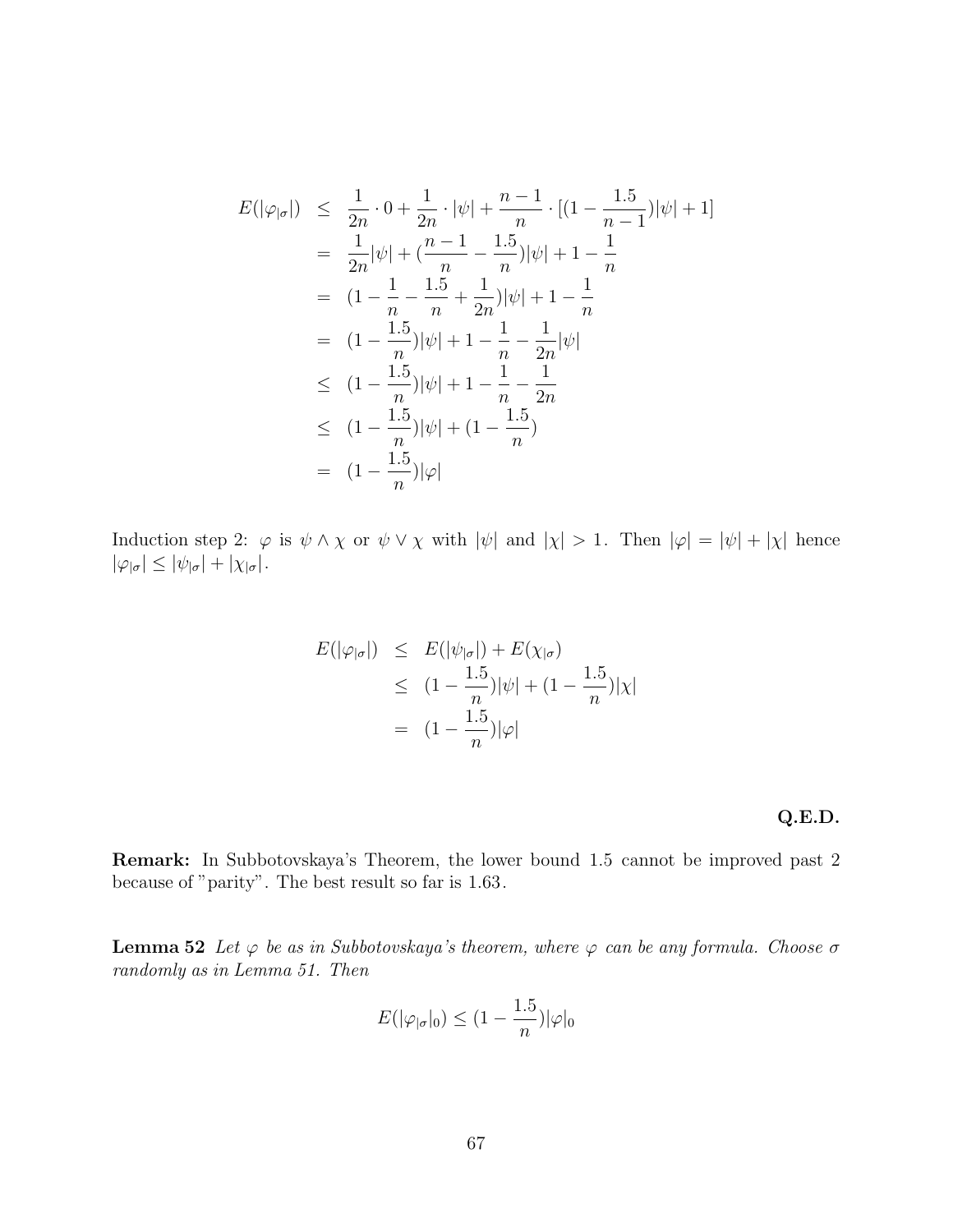$$
\begin{aligned}
E(|\varphi_{|\sigma}|) &\leq \frac{1}{2n} \cdot 0 + \frac{1}{2n} \cdot |\psi| + \frac{n-1}{n} \cdot [(1 - \frac{1.5}{n-1})|\psi| + 1] \\
&= \frac{1}{2n}|\psi| + (\frac{n-1}{n} - \frac{1.5}{n})|\psi| + 1 - \frac{1}{n} \\
&= (1 - \frac{1}{n} - \frac{1.5}{n} + \frac{1}{2n})|\psi| + 1 - \frac{1}{n} \\
&= (1 - \frac{1.5}{n})|\psi| + 1 - \frac{1}{n} - \frac{1}{2n}|\psi| \\
&\leq (1 - \frac{1.5}{n})|\psi| + 1 - \frac{1}{n} - \frac{1}{2n} \\
&\leq (1 - \frac{1.5}{n})|\psi| + (1 - \frac{1.5}{n}) \\
&= (1 - \frac{1.5}{n})|\varphi|
\end{aligned}
$$

Induction step 2: $\varphi$ is $\psi \wedge \chi$ or $\psi \vee \chi$ with $|\psi|$ and $|\chi| > 1$. Then $|\varphi| = |\psi| + |\chi|$ hence $|\varphi_{|\sigma}| \leq |\psi_{|\sigma}| + |\chi_{|\sigma}|$.

$$
\begin{aligned}
E(|\varphi_{|\sigma}|) &\leq E(|\psi_{|\sigma}|) + E(\chi_{|\sigma}) \\
&\leq (1 - \frac{1.5}{n})|\psi| + (1 - \frac{1.5}{n})|\chi| \\
&= (1 - \frac{1.5}{n})|\varphi|
\end{aligned}
$$

**Q.E.D.**

**Remark:** In Subbotovskaya's Theorem, the lower bound 1.5 cannot be improved past 2 because of "parity". The best result so far is 1.63.

**Lemma 52** *Let $\varphi$ be as in Subbotovskaya's theorem, where $\varphi$ can be any formula. Choose $\sigma$ randomly as in Lemma 51. Then*

$$
E(|\varphi_{|\sigma}|_0) \leq (1 - \frac{1.5}{n})|\varphi|_0
$$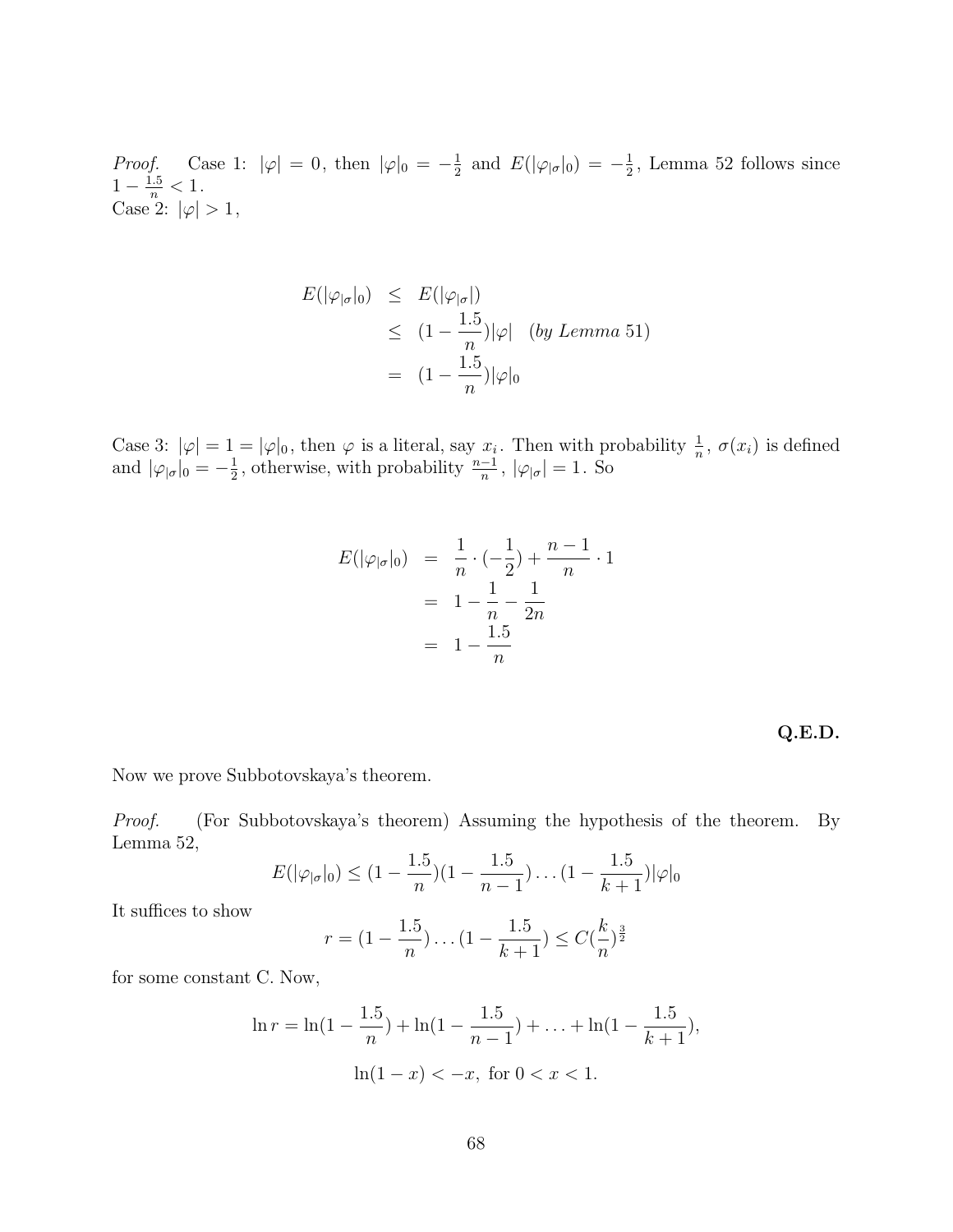*Proof.* Case 1: $|\varphi| = 0$, then $|\varphi|_0 = -\frac{1}{2}$ and $E(|\varphi_{|\sigma}|_0) = -\frac{1}{2}$, Lemma 52 follows since $1 - \frac{1.5}{n} < 1$.
Case 2: $|\varphi| > 1$,

$$
\begin{aligned}
E(|\varphi_{|\sigma}|_0) &\leq E(|\varphi_{|\sigma}|) \\
&\leq (1 - \frac{1.5}{n})|\varphi| \quad (\textit{by Lemma } 51) \\
&= (1 - \frac{1.5}{n})|\varphi|_0
\end{aligned}
$$

Case 3: $|\varphi| = 1 = |\varphi|_0$, then $\varphi$ is a literal, say $x_i$. Then with probability $\frac{1}{n}$, $\sigma(x_i)$ is defined and $|\varphi_{|\sigma}|_0 = -\frac{1}{2}$, otherwise, with probability $\frac{n-1}{n}$, $|\varphi_{|\sigma}| = 1$. So

$$
\begin{aligned}
E(|\varphi_{|\sigma}|_0) &= \frac{1}{n} \cdot (-\frac{1}{2}) + \frac{n-1}{n} \cdot 1 \\
&= 1 - \frac{1}{n} - \frac{1}{2n} \\
&= 1 - \frac{1.5}{n}
\end{aligned}
$$

**Q.E.D.**

Now we prove Subbotovskaya's theorem.

*Proof.* (For Subbotovskaya's theorem) Assuming the hypothesis of the theorem. By Lemma 52,

$$
E(|\varphi_{|\sigma}|_0) \leq (1 - \frac{1.5}{n})(1 - \frac{1.5}{n-1}) \dots (1 - \frac{1.5}{k+1})|\varphi|_0
$$

It suffices to show

$$
r = (1 - \frac{1.5}{n}) \dots (1 - \frac{1.5}{k+1}) \leq C(\frac{k}{n})^{\frac{3}{2}}
$$

for some constant C. Now,

$$
\ln r = \ln(1 - \frac{1.5}{n}) + \ln(1 - \frac{1.5}{n-1}) + \dots + \ln(1 - \frac{1.5}{k+1}),
$$

$$
\ln(1 - x) < -x, \text{ for } 0 < x < 1.
$$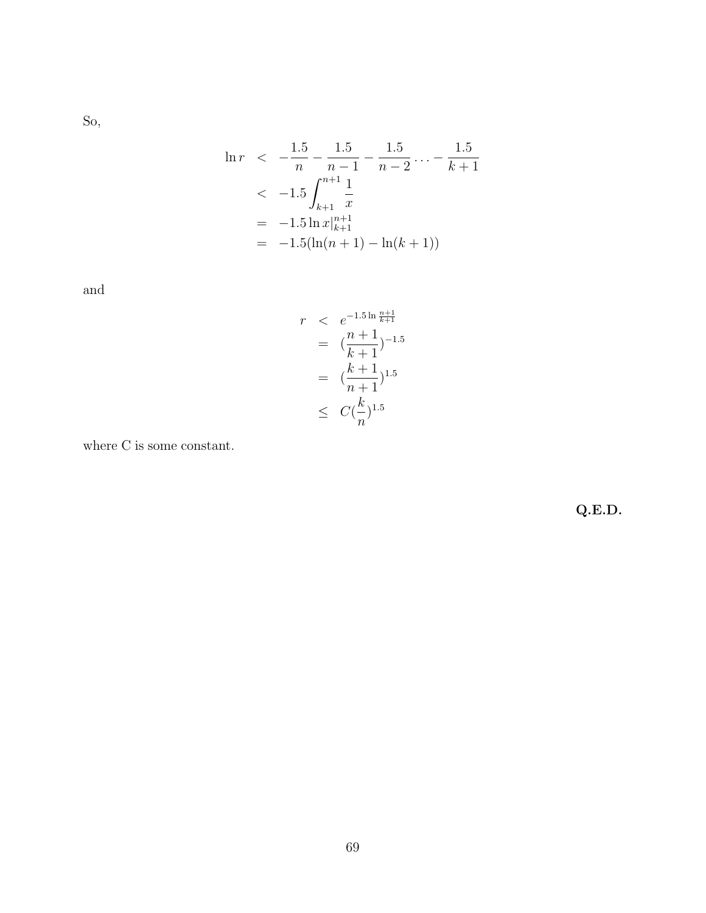So,

$$
\begin{aligned}
\ln r &< -\frac{1.5}{n} - \frac{1.5}{n-1} - \frac{1.5}{n-2} \cdots - \frac{1.5}{k+1} \\
&< -1.5 \int_{k+1}^{n+1} \frac{1}{x} \\
&= -1.5 \ln x|_{k+1}^{n+1} \\
&= -1.5(\ln(n+1) - \ln(k+1))
\end{aligned}
$$

and

$$
\begin{aligned}
r &< e^{-1.5 \ln \frac{n+1}{k+1}} \\
&= (\frac{n+1}{k+1})^{-1.5} \\
&= (\frac{k+1}{n+1})^{1.5} \\
&\leq C(\frac{k}{n})^{1.5}
\end{aligned}
$$

where C is some constant.

**Q.E.D.**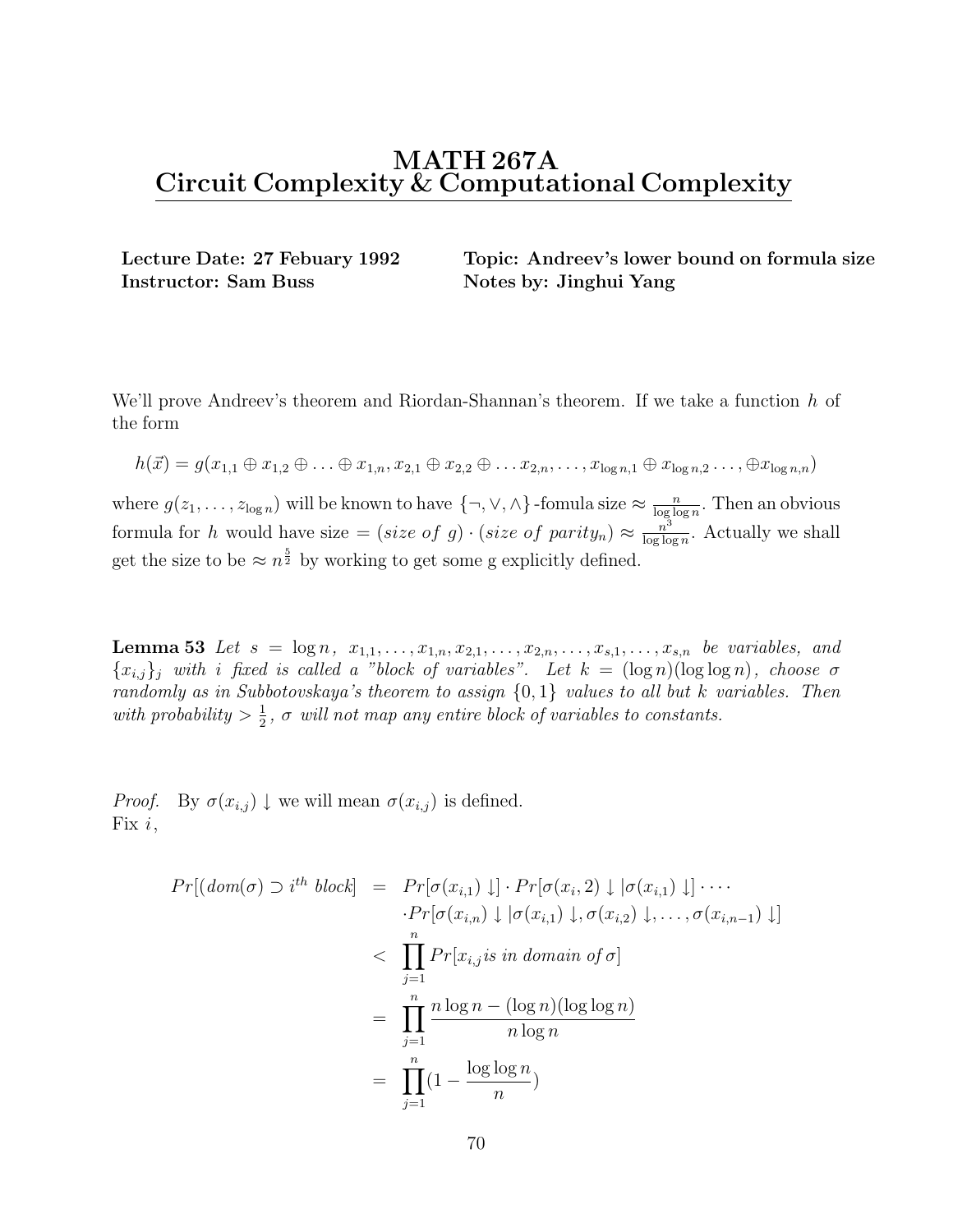# MATH 267A
# Circuit Complexity & Computational Complexity

**Lecture Date: 27 Febuary 1992** **Topic: Andreev's lower bound on formula size**
**Instructor: Sam Buss** **Notes by: Jinghui Yang**

We'll prove Andreev's theorem and Riordan-Shannan's theorem. If we take a function $h$ of the form

$$h(\vec{x}) = g(x_{1,1} \oplus x_{1,2} \oplus \ldots \oplus x_{1,n}, x_{2,1} \oplus x_{2,2} \oplus \ldots x_{2,n}, \ldots, x_{\log n,1} \oplus x_{\log n,2} \ldots, \oplus x_{\log n,n})$$

where $g(z_1, \ldots, z_{\log n})$ will be known to have $\{\neg, \vee, \wedge\}$-fomula size $\approx \frac{n}{\log \log n}$. Then an obvious formula for $h$ would have size $= (size\ of\ g) \cdot (size\ of\ parity_n) \approx \frac{n^3}{\log \log n}$. Actually we shall get the size to be $\approx n^{\frac{5}{2}}$ by working to get some g explicitly defined.

**Lemma 53** *Let $s = \log n$, $x_{1,1}, \ldots, x_{1,n}, x_{2,1}, \ldots, x_{2,n}, \ldots, x_{s,1}, \ldots, x_{s,n}$ be variables, and $\{x_{i,j}\}_j$ with $i$ fixed is called a "block of variables". Let $k = (\log n)(\log \log n)$, choose $\sigma$ randomly as in Subbotovskaya's theorem to assign $\{0,1\}$ values to all but $k$ variables. Then with probability $> \frac{1}{2}$, $\sigma$ will not map any entire block of variables to constants.*

*Proof.* By $\sigma(x_{i,j}) \downarrow$ we will mean $\sigma(x_{i,j})$ is defined.
Fix $i$,

$$\begin{aligned}
Pr[(dom(\sigma) \supset i^{th}\ block] &= Pr[\sigma(x_{i,1}) \downarrow] \cdot Pr[\sigma(x_i, 2) \downarrow | \sigma(x_{i,1}) \downarrow] \cdot \cdots \\
&\quad \cdot Pr[\sigma(x_{i,n}) \downarrow | \sigma(x_{i,1}) \downarrow, \sigma(x_{i,2}) \downarrow, \ldots, \sigma(x_{i,n-1}) \downarrow] \\
&< \prod_{j=1}^{n} Pr[x_{i,j} is\ in\ domain\ of\ \sigma] \\
&= \prod_{j=1}^{n} \frac{n \log n - (\log n)(\log \log n)}{n \log n} \\
&= \prod_{j=1}^{n} (1 - \frac{\log \log n}{n})
\end{aligned}$$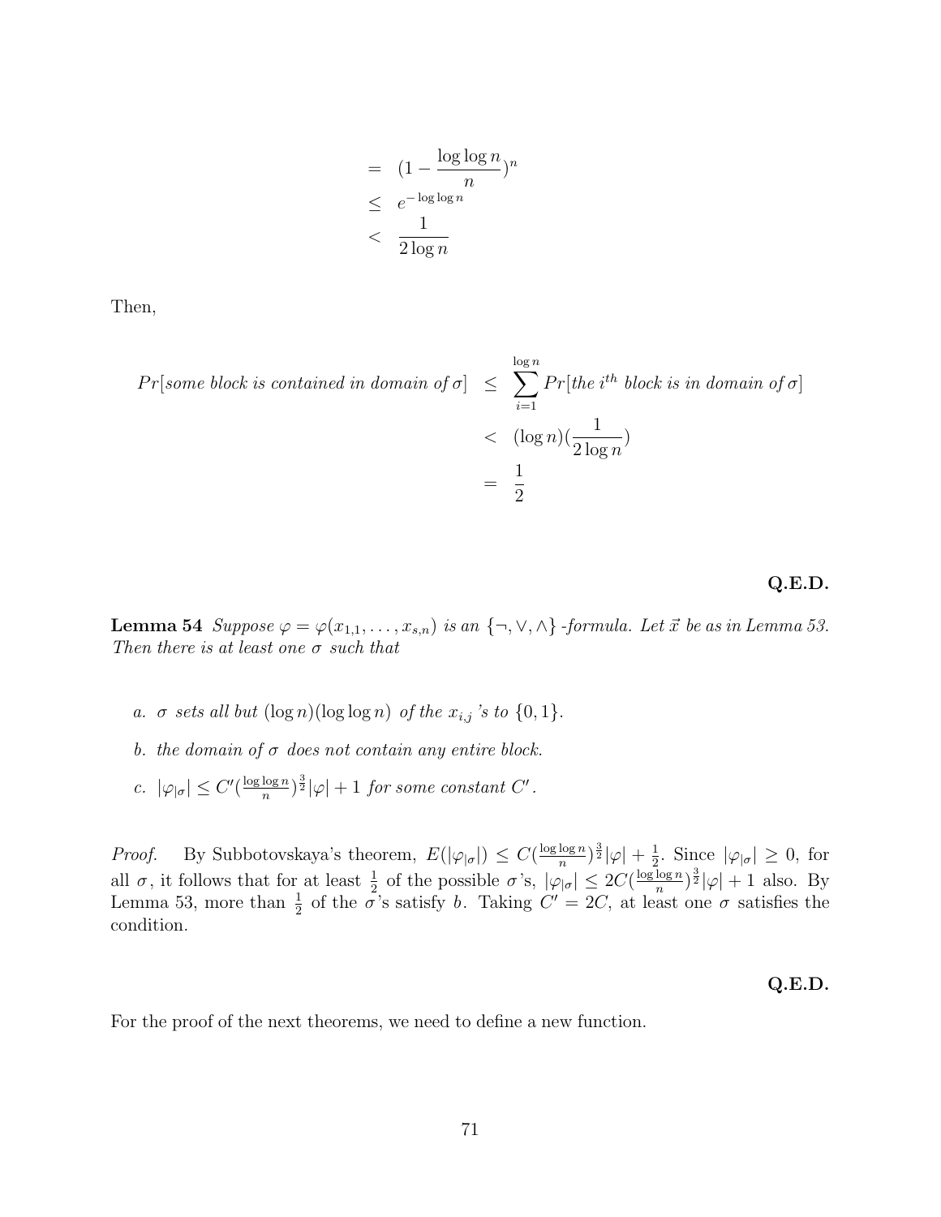$$
\begin{aligned}
&= (1 - \frac{\log\log n}{n})^n \\
&\leq e^{-\log\log n} \\
&< \frac{1}{2\log n}
\end{aligned}
$$

Then,

$$
\begin{aligned}
Pr[\textit{some block is contained in domain of } \sigma] &\leq \sum_{i=1}^{\log n} Pr[\textit{the } i^{th} \textit{ block is in domain of } \sigma] \\
&< (\log n)(\frac{1}{2\log n}) \\
&= \frac{1}{2}
\end{aligned}
$$

**Q.E.D.**

**Lemma 54** *Suppose $\varphi = \varphi(x_{1,1}, \ldots, x_{s,n})$ is an $\{\neg, \vee, \wedge\}$ -formula. Let $\vec{x}$ be as in Lemma 53. Then there is at least one $\sigma$ such that*

*a. $\sigma$ sets all but $(\log n)(\log\log n)$ of the $x_{i,j}$'s to $\{0, 1\}$.*

*b. the domain of $\sigma$ does not contain any entire block.*

*c. $|\varphi_{|\sigma}| \leq C'(\frac{\log\log n}{n})^{\frac{3}{2}}|\varphi| + 1$ for some constant $C'$.*

*Proof.* By Subbotovskaya's theorem, $E(|\varphi_{|\sigma}|) \leq C(\frac{\log\log n}{n})^{\frac{3}{2}}|\varphi| + \frac{1}{2}$. Since $|\varphi_{|\sigma}| \geq 0$, for all $\sigma$, it follows that for at least $\frac{1}{2}$ of the possible $\sigma$'s, $|\varphi_{|\sigma}| \leq 2C(\frac{\log\log n}{n})^{\frac{3}{2}}|\varphi| + 1$ also. By Lemma 53, more than $\frac{1}{2}$ of the $\sigma$'s satisfy $b$. Taking $C' = 2C$, at least one $\sigma$ satisfies the condition.

**Q.E.D.**

For the proof of the next theorems, we need to define a new function.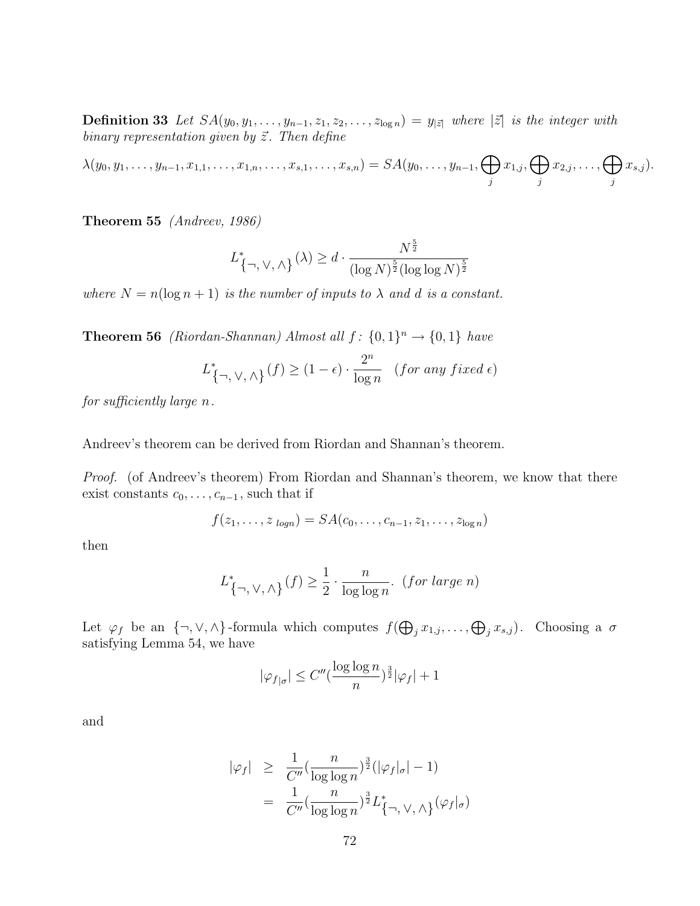**Definition 33** *Let $SA(y_0, y_1, \ldots, y_{n-1}, z_1, z_2, \ldots, z_{\log n}) = y_{|\vec{z}|}$ where $|\vec{z}|$ is the integer with binary representation given by $\vec{z}$. Then define*

$$\lambda(y_0, y_1, \ldots, y_{n-1}, x_{1,1}, \ldots, x_{1,n}, \ldots, x_{s,1}, \ldots, x_{s,n}) = SA(y_0, \ldots, y_{n-1}, \bigoplus_j x_{1,j}, \bigoplus_j x_{2,j}, \ldots, \bigoplus_j x_{s,j}).$$

**Theorem 55** *(Andreev, 1986)*

$$L^*_{\{\neg, \vee, \wedge\}}(\lambda) \geq d \cdot \frac{N^{\frac{5}{2}}}{(\log N)^{\frac{5}{2}} (\log \log N)^{\frac{5}{2}}}$$

*where $N = n(\log n + 1)$ is the number of inputs to $\lambda$ and $d$ is a constant.*

**Theorem 56** *(Riordan-Shannan) Almost all $f\colon \{0,1\}^n \to \{0,1\}$ have*

$$L^*_{\{\neg, \vee, \wedge\}}(f) \geq (1 - \epsilon) \cdot \frac{2^n}{\log n} \quad (\textit{for any fixed } \epsilon)$$

*for sufficiently large $n$.*

Andreev's theorem can be derived from Riordan and Shannan's theorem.

*Proof.* (of Andreev's theorem) From Riordan and Shannan's theorem, we know that there exist constants $c_0, \ldots, c_{n-1}$, such that if

$$f(z_1, \ldots, z_{\ logn}) = SA(c_0, \ldots, c_{n-1}, z_1, \ldots, z_{\log n})$$

then

$$L^*_{\{\neg, \vee, \wedge\}}(f) \geq \frac{1}{2} \cdot \frac{n}{\log \log n}. \ (\textit{for large } n)$$

Let $\varphi_f$ be an $\{\neg, \vee, \wedge\}$-formula which computes $f(\bigoplus_j x_{1,j}, \ldots, \bigoplus_j x_{s,j})$. Choosing a $\sigma$ satisfying Lemma 54, we have

$$|\varphi_{f|\sigma}| \leq C''(\frac{\log \log n}{n})^{\frac{3}{2}} |\varphi_f| + 1$$

and

$$\begin{aligned} |\varphi_f| &\geq \frac{1}{C''}(\frac{n}{\log \log n})^{\frac{3}{2}} (|\varphi_f|_\sigma| - 1) \\ &= \frac{1}{C''}(\frac{n}{\log \log n})^{\frac{3}{2}} L^*_{\{\neg, \vee, \wedge\}}(\varphi_f|_\sigma) \end{aligned}$$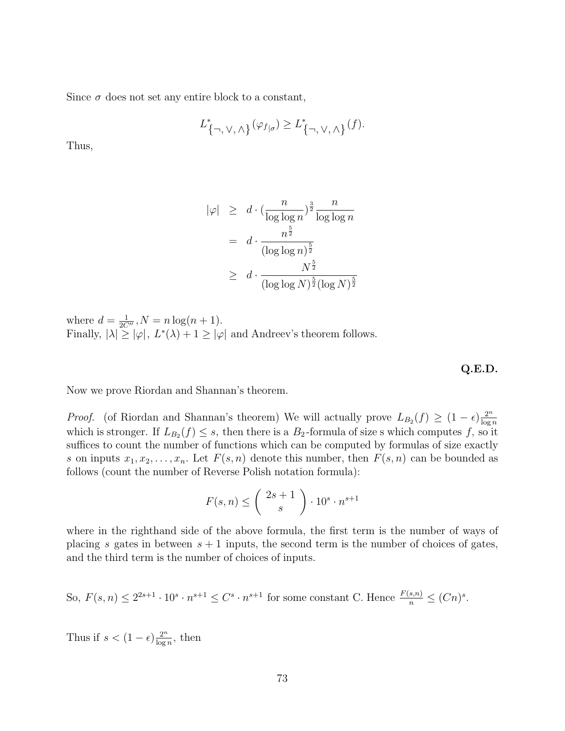Since $\sigma$ does not set any entire block to a constant,

$$L^*_{\{\neg,\vee,\wedge\}}(\varphi_{f|\sigma}) \geq L^*_{\{\neg,\vee,\wedge\}}(f).$$

Thus,

$$\begin{aligned}
|\varphi| &\geq d \cdot (\frac{n}{\log\log n})^{\frac{3}{2}} \frac{n}{\log\log n} \\
&= d \cdot \frac{n^{\frac{5}{2}}}{(\log\log n)^{\frac{5}{2}}} \\
&\geq d \cdot \frac{N^{\frac{5}{2}}}{(\log\log N)^{\frac{5}{2}}(\log N)^{\frac{5}{2}}}
\end{aligned}$$

where $d = \frac{1}{2C''}, N = n\log(n+1)$.
Finally, $|\lambda| \geq |\varphi|$, $L^*(\lambda) + 1 \geq |\varphi|$ and Andreev's theorem follows.

**Q.E.D.**

Now we prove Riordan and Shannan's theorem.

*Proof.* (of Riordan and Shannan's theorem) We will actually prove $L_{B_2}(f) \geq (1-\epsilon)\frac{2^n}{\log n}$ which is stronger. If $L_{B_2}(f) \leq s$, then there is a $B_2$-formula of size s which computes $f$, so it suffices to count the number of functions which can be computed by formulas of size exactly $s$ on inputs $x_1, x_2, \ldots, x_n$. Let $F(s,n)$ denote this number, then $F(s,n)$ can be bounded as follows (count the number of Reverse Polish notation formula):

$$F(s,n) \leq \binom{2s+1}{s} \cdot 10^s \cdot n^{s+1}$$

where in the righthand side of the above formula, the first term is the number of ways of placing $s$ gates in between $s+1$ inputs, the second term is the number of choices of gates, and the third term is the number of choices of inputs.

So, $F(s,n) \leq 2^{2s+1} \cdot 10^s \cdot n^{s+1} \leq C^s \cdot n^{s+1}$ for some constant C. Hence $\frac{F(s,n)}{n} \leq (Cn)^s$.

Thus if $s < (1-\epsilon)\frac{2^n}{\log n}$, then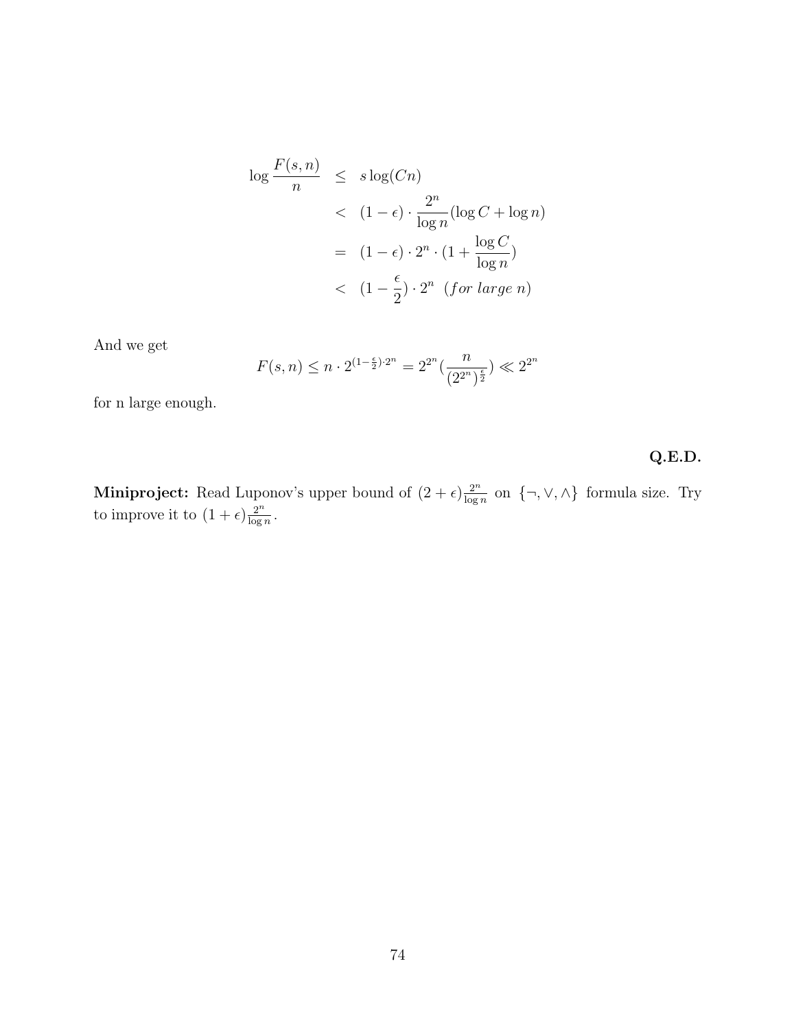$$
\begin{aligned}
\log \frac{F(s,n)}{n} &\leq s\log(Cn) \\
&< (1-\epsilon)\cdot \frac{2^n}{\log n}(\log C + \log n) \\
&= (1-\epsilon)\cdot 2^n \cdot (1+\frac{\log C}{\log n}) \\
&< (1-\frac{\epsilon}{2})\cdot 2^n \ \ (for\ large\ n)
\end{aligned}
$$

And we get

$$
F(s,n) \leq n \cdot 2^{(1-\frac{\epsilon}{2})\cdot 2^n} = 2^{2^n}(\frac{n}{(2^{2^n})^{\frac{\epsilon}{2}}}) \ll 2^{2^n}
$$

for n large enough.

**Q.E.D.**

**Miniproject:** Read Luponov's upper bound of $(2+\epsilon)\frac{2^n}{\log n}$ on $\{\neg, \vee, \wedge\}$ formula size. Try to improve it to $(1+\epsilon)\frac{2^n}{\log n}$.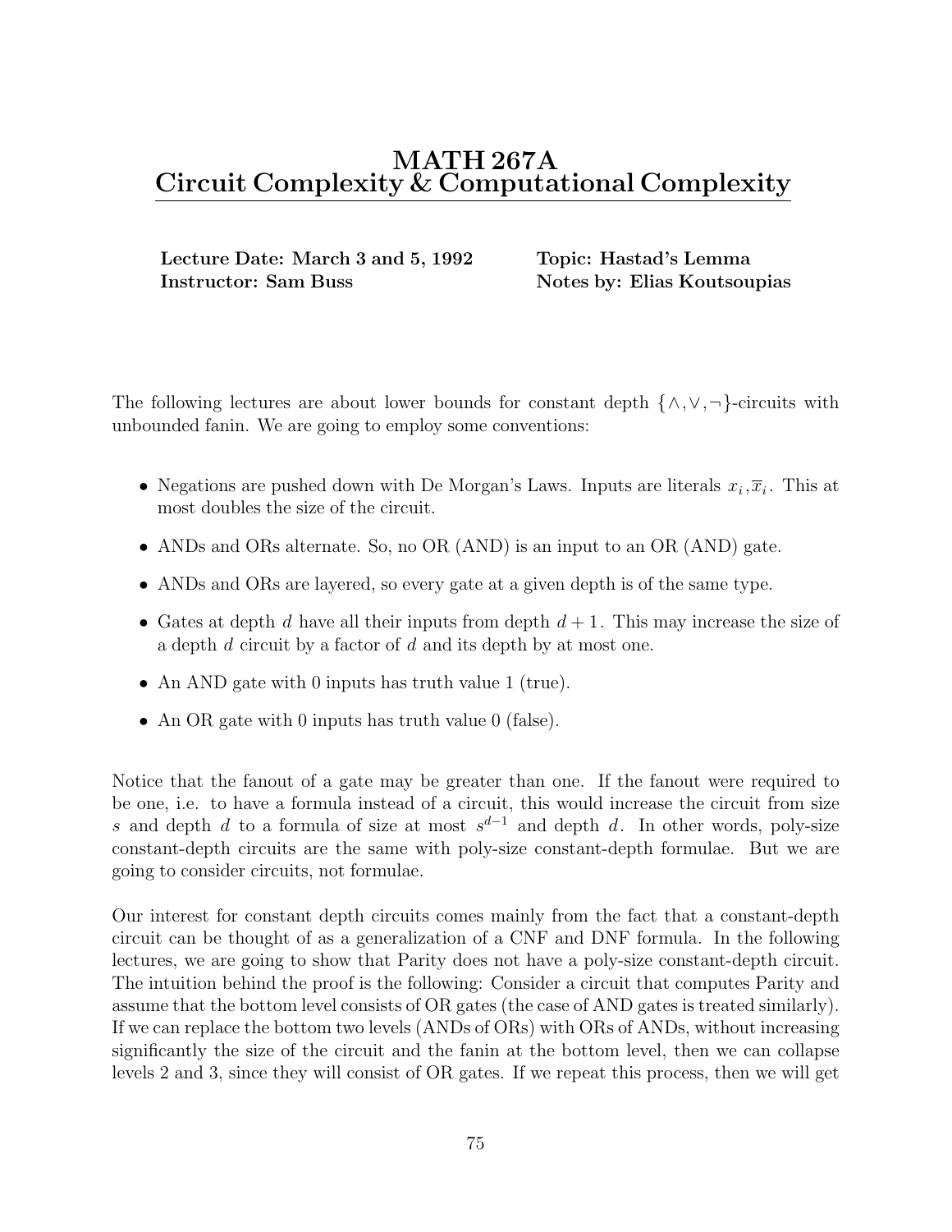# MATH 267A
# Circuit Complexity & Computational Complexity

**Lecture Date: March 3 and 5, 1992** **Topic: Hastad's Lemma**
**Instructor: Sam Buss** **Notes by: Elias Koutsoupias**

The following lectures are about lower bounds for constant depth $\{\wedge, \vee, \neg\}$-circuits with unbounded fanin. We are going to employ some conventions:

- Negations are pushed down with De Morgan's Laws. Inputs are literals $x_i, \overline{x}_i$. This at most doubles the size of the circuit.
- ANDs and ORs alternate. So, no OR (AND) is an input to an OR (AND) gate.
- ANDs and ORs are layered, so every gate at a given depth is of the same type.
- Gates at depth $d$ have all their inputs from depth $d+1$. This may increase the size of a depth $d$ circuit by a factor of $d$ and its depth by at most one.
- An AND gate with 0 inputs has truth value 1 (true).
- An OR gate with 0 inputs has truth value 0 (false).

Notice that the fanout of a gate may be greater than one. If the fanout were required to be one, i.e. to have a formula instead of a circuit, this would increase the circuit from size $s$ and depth $d$ to a formula of size at most $s^{d-1}$ and depth $d$. In other words, poly-size constant-depth circuits are the same with poly-size constant-depth formulae. But we are going to consider circuits, not formulae.

Our interest for constant depth circuits comes mainly from the fact that a constant-depth circuit can be thought of as a generalization of a CNF and DNF formula. In the following lectures, we are going to show that Parity does not have a poly-size constant-depth circuit. The intuition behind the proof is the following: Consider a circuit that computes Parity and assume that the bottom level consists of OR gates (the case of AND gates is treated similarly). If we can replace the bottom two levels (ANDs of ORs) with ORs of ANDs, without increasing significantly the size of the circuit and the fanin at the bottom level, then we can collapse levels 2 and 3, since they will consist of OR gates. If we repeat this process, then we will get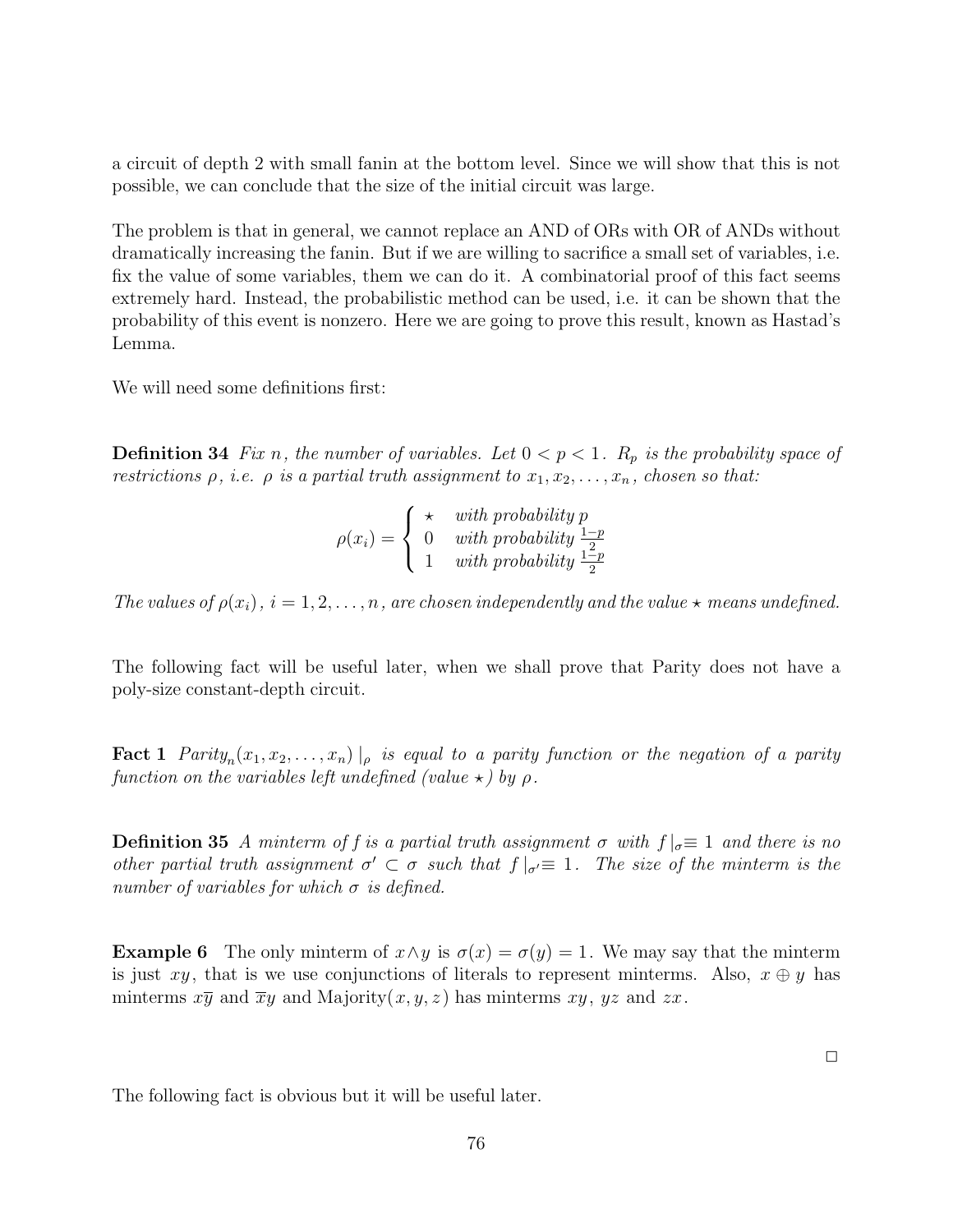a circuit of depth 2 with small fanin at the bottom level. Since we will show that this is not possible, we can conclude that the size of the initial circuit was large.

The problem is that in general, we cannot replace an AND of ORs with OR of ANDs without dramatically increasing the fanin. But if we are willing to sacrifice a small set of variables, i.e. fix the value of some variables, them we can do it. A combinatorial proof of this fact seems extremely hard. Instead, the probabilistic method can be used, i.e. it can be shown that the probability of this event is nonzero. Here we are going to prove this result, known as Hastad's Lemma.

We will need some definitions first:

**Definition 34** *Fix $n$, the number of variables. Let $0 < p < 1$. $R_p$ is the probability space of restrictions $\rho$, i.e. $\rho$ is a partial truth assignment to $x_1, x_2, \ldots, x_n$, chosen so that:*

$$\rho(x_i) = \begin{cases} \star & \text{with probability } p \\ 0 & \text{with probability } \frac{1-p}{2} \\ 1 & \text{with probability } \frac{1-p}{2} \end{cases}$$

*The values of $\rho(x_i)$, $i = 1, 2, \ldots, n$, are chosen independently and the value $\star$ means undefined.*

The following fact will be useful later, when we shall prove that Parity does not have a poly-size constant-depth circuit.

**Fact 1** *$Parity_n(x_1, x_2, \ldots, x_n) \,|_\rho$ is equal to a parity function or the negation of a parity function on the variables left undefined (value $\star$) by $\rho$.*

**Definition 35** *A minterm of $f$ is a partial truth assignment $\sigma$ with $f\,|_\sigma \equiv 1$ and there is no other partial truth assignment $\sigma' \subset \sigma$ such that $f\,|_{\sigma'} \equiv 1$. The size of the minterm is the number of variables for which $\sigma$ is defined.*

**Example 6** The only minterm of $x \wedge y$ is $\sigma(x) = \sigma(y) = 1$. We may say that the minterm is just $xy$, that is we use conjunctions of literals to represent minterms. Also, $x \oplus y$ has minterms $x\overline{y}$ and $\overline{x}y$ and Majority$(x, y, z)$ has minterms $xy$, $yz$ and $zx$.

□

The following fact is obvious but it will be useful later.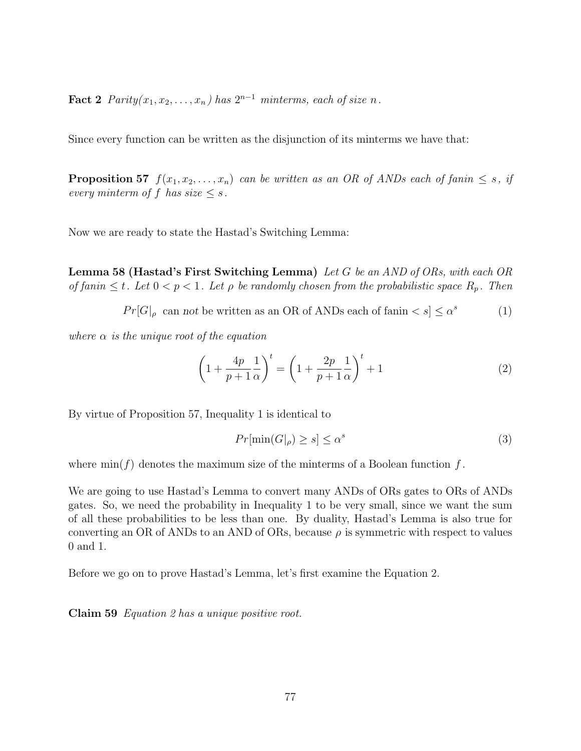**Fact 2** *Parity*$(x_1, x_2, \ldots, x_n)$ *has* $2^{n-1}$ *minterms, each of size* $n$.

Since every function can be written as the disjunction of its minterms we have that:

**Proposition 57** $f(x_1, x_2, \ldots, x_n)$ *can be written as an OR of ANDs each of fanin* $\leq s$, *if every minterm of* $f$ *has size* $\leq s$.

Now we are ready to state the Hastad's Switching Lemma:

**Lemma 58 (Hastad's First Switching Lemma)** *Let* $G$ *be an AND of ORs, with each OR of fanin* $\leq t$. *Let* $0 < p < 1$. *Let* $\rho$ *be randomly chosen from the probabilistic space* $R_p$. *Then*

$$Pr[G|_\rho \text{ can } not \text{ be written as an OR of ANDs each of fanin} < s] \leq \alpha^s \tag{1}$$

*where* $\alpha$ *is the unique root of the equation*

$$\left(1 + \frac{4p}{p+1}\frac{1}{\alpha}\right)^t = \left(1 + \frac{2p}{p+1}\frac{1}{\alpha}\right)^t + 1 \tag{2}$$

By virtue of Proposition 57, Inequality 1 is identical to

$$Pr[\min(G|_\rho) \geq s] \leq \alpha^s \tag{3}$$

where $\min(f)$ denotes the maximum size of the minterms of a Boolean function $f$.

We are going to use Hastad's Lemma to convert many ANDs of ORs gates to ORs of ANDs gates. So, we need the probability in Inequality 1 to be very small, since we want the sum of all these probabilities to be less than one. By duality, Hastad's Lemma is also true for converting an OR of ANDs to an AND of ORs, because $\rho$ is symmetric with respect to values 0 and 1.

Before we go on to prove Hastad's Lemma, let's first examine the Equation 2.

**Claim 59** *Equation 2 has a unique positive root.*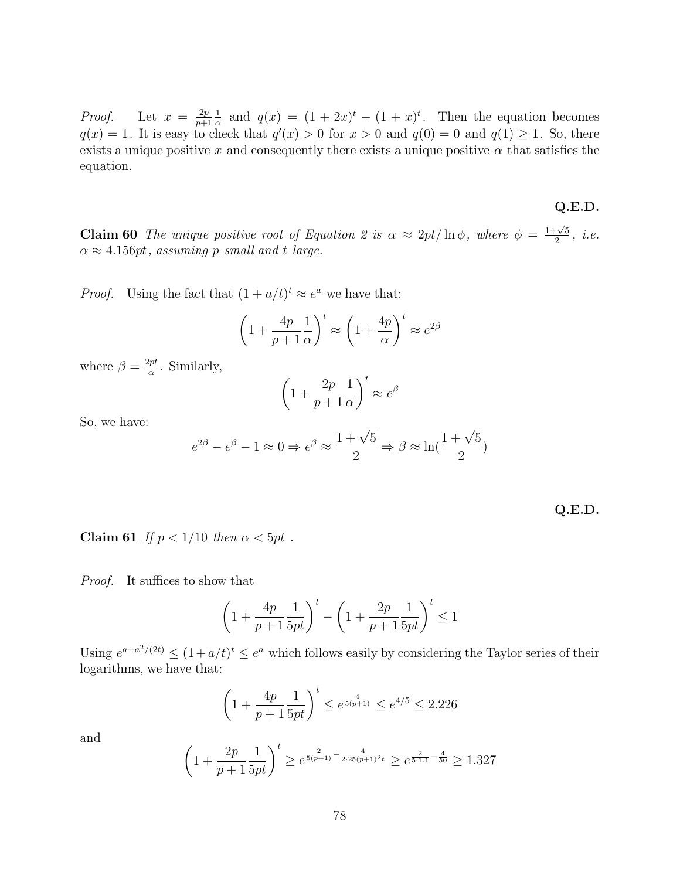*Proof.* Let $x = \frac{2p}{p+1}\frac{1}{\alpha}$ and $q(x) = (1+2x)^t - (1+x)^t$. Then the equation becomes $q(x) = 1$. It is easy to check that $q'(x) > 0$ for $x > 0$ and $q(0) = 0$ and $q(1) \geq 1$. So, there exists a unique positive $x$ and consequently there exists a unique positive $\alpha$ that satisfies the equation.

**Q.E.D.**

**Claim 60** *The unique positive root of Equation 2 is $\alpha \approx 2pt/\ln\phi$, where $\phi = \frac{1+\sqrt{5}}{2}$, i.e. $\alpha \approx 4.156pt$, assuming $p$ small and $t$ large.*

*Proof.* Using the fact that $(1 + a/t)^t \approx e^a$ we have that:

$$\left(1 + \frac{4p}{p+1}\frac{1}{\alpha}\right)^t \approx \left(1 + \frac{4p}{\alpha}\right)^t \approx e^{2\beta}$$

where $\beta = \frac{2pt}{\alpha}$. Similarly,

$$\left(1 + \frac{2p}{p+1}\frac{1}{\alpha}\right)^t \approx e^{\beta}$$

So, we have:

$$e^{2\beta} - e^{\beta} - 1 \approx 0 \Rightarrow e^{\beta} \approx \frac{1+\sqrt{5}}{2} \Rightarrow \beta \approx \ln(\frac{1+\sqrt{5}}{2})$$

**Q.E.D.**

**Claim 61** *If $p < 1/10$ then $\alpha < 5pt$ .*

*Proof.* It suffices to show that

$$\left(1 + \frac{4p}{p+1}\frac{1}{5pt}\right)^t - \left(1 + \frac{2p}{p+1}\frac{1}{5pt}\right)^t \leq 1$$

Using $e^{a-a^2/(2t)} \leq (1+a/t)^t \leq e^a$ which follows easily by considering the Taylor series of their logarithms, we have that:

$$\left(1 + \frac{4p}{p+1}\frac{1}{5pt}\right)^t \leq e^{\frac{4}{5(p+1)}} \leq e^{4/5} \leq 2.226$$

and

$$\left(1 + \frac{2p}{p+1}\frac{1}{5pt}\right)^t \geq e^{\frac{2}{5(p+1)} - \frac{4}{2\cdot 25(p+1)^2 t}} \geq e^{\frac{2}{5\cdot 1.1} - \frac{4}{50}} \geq 1.327$$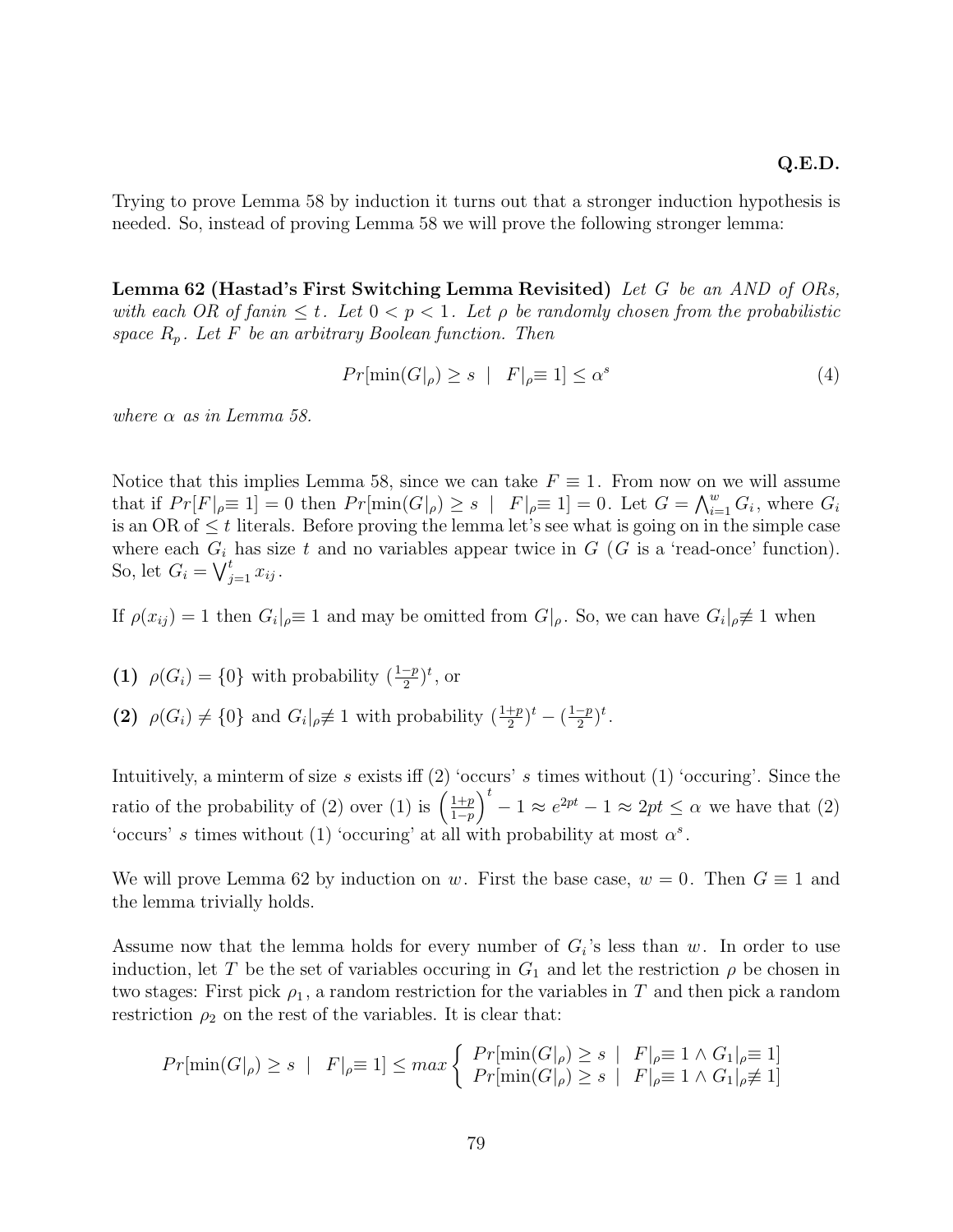**Q.E.D.**

Trying to prove Lemma 58 by induction it turns out that a stronger induction hypothesis is needed. So, instead of proving Lemma 58 we will prove the following stronger lemma:

**Lemma 62 (Hastad's First Switching Lemma Revisited)** *Let $G$ be an AND of ORs, with each OR of fanin $\leq t$. Let $0 < p < 1$. Let $\rho$ be randomly chosen from the probabilistic space $R_p$. Let $F$ be an arbitrary Boolean function. Then*

$$Pr[\min(G|_\rho) \geq s \;\; | \;\; F|_\rho \equiv 1] \leq \alpha^s \tag{4}$$

*where $\alpha$ as in Lemma 58.*

Notice that this implies Lemma 58, since we can take $F \equiv 1$. From now on we will assume that if $Pr[F|_\rho \equiv 1] = 0$ then $Pr[\min(G|_\rho) \geq s \;\; | \;\; F|_\rho \equiv 1] = 0$. Let $G = \bigwedge_{i=1}^{w} G_i$, where $G_i$ is an OR of $\leq t$ literals. Before proving the lemma let's see what is going on in the simple case where each $G_i$ has size $t$ and no variables appear twice in $G$ ($G$ is a 'read-once' function). So, let $G_i = \bigvee_{j=1}^{t} x_{ij}$.

If $\rho(x_{ij}) = 1$ then $G_i|_\rho \equiv 1$ and may be omitted from $G|_\rho$. So, we can have $G_i|_\rho \not\equiv 1$ when

**(1)** $\rho(G_i) = \{0\}$ with probability $(\frac{1-p}{2})^t$, or

**(2)** $\rho(G_i) \neq \{0\}$ and $G_i|_\rho \not\equiv 1$ with probability $(\frac{1+p}{2})^t - (\frac{1-p}{2})^t$.

Intuitively, a minterm of size $s$ exists iff (2) 'occurs' $s$ times without (1) 'occuring'. Since the ratio of the probability of (2) over (1) is $\left(\frac{1+p}{1-p}\right)^t - 1 \approx e^{2pt} - 1 \approx 2pt \leq \alpha$ we have that (2) 'occurs' $s$ times without (1) 'occuring' at all with probability at most $\alpha^s$.

We will prove Lemma 62 by induction on $w$. First the base case, $w = 0$. Then $G \equiv 1$ and the lemma trivially holds.

Assume now that the lemma holds for every number of $G_i$'s less than $w$. In order to use induction, let $T$ be the set of variables occuring in $G_1$ and let the restriction $\rho$ be chosen in two stages: First pick $\rho_1$, a random restriction for the variables in $T$ and then pick a random restriction $\rho_2$ on the rest of the variables. It is clear that:

$$Pr[\min(G|_\rho) \geq s \;\; | \;\; F|_\rho \equiv 1] \leq max \left\{ \begin{array}{l} Pr[\min(G|_\rho) \geq s \;\; | \;\; F|_\rho \equiv 1 \wedge G_1|_\rho \equiv 1] \\ Pr[\min(G|_\rho) \geq s \;\; | \;\; F|_\rho \equiv 1 \wedge G_1|_\rho \not\equiv 1] \end{array} \right.$$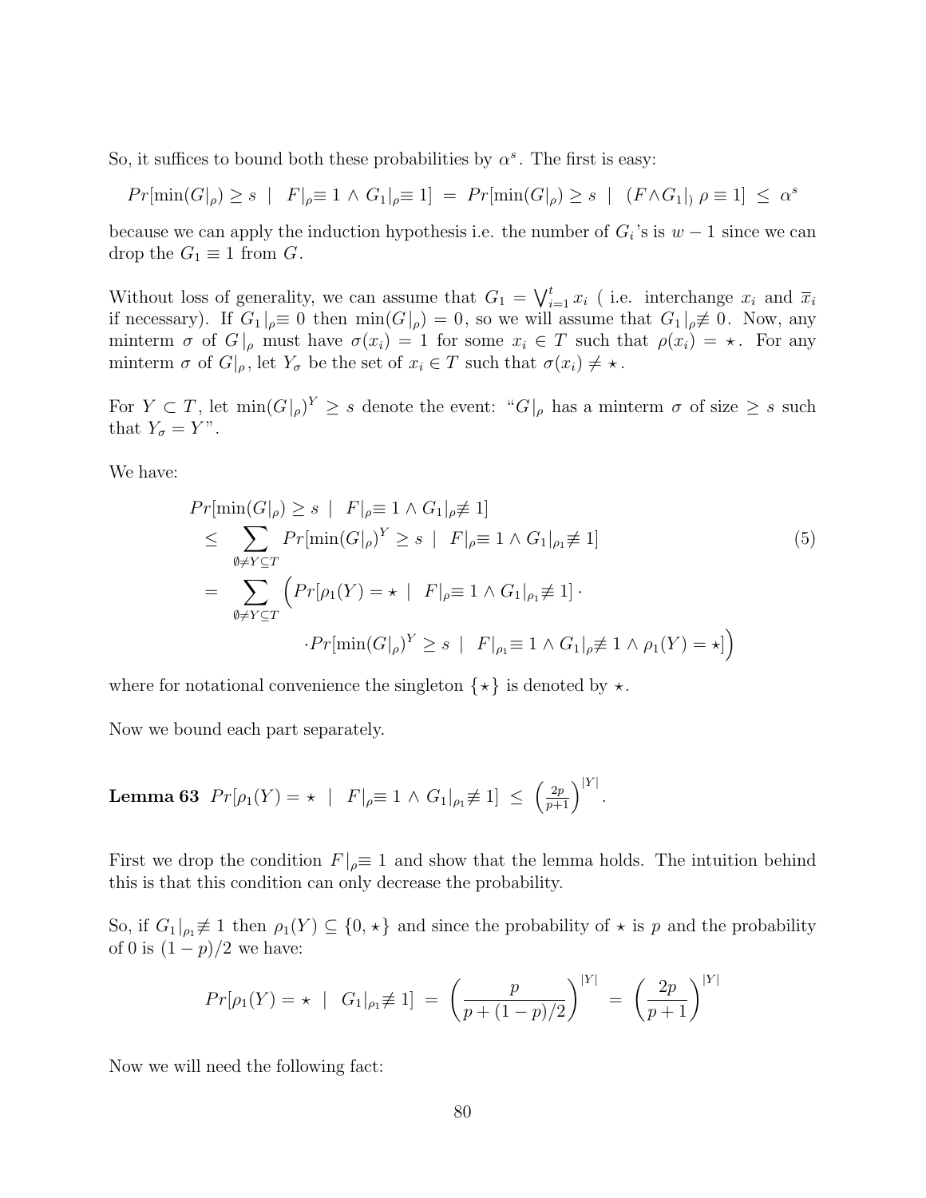So, it suffices to bound both these probabilities by $\alpha^s$. The first is easy:

$$Pr[\min(G|_\rho) \geq s \mid F|_\rho \equiv 1 \wedge G_1|_\rho \equiv 1] = Pr[\min(G|_\rho) \geq s \mid (F \wedge G_1|_) \rho \equiv 1] \leq \alpha^s$$

because we can apply the induction hypothesis i.e. the number of $G_i$'s is $w-1$ since we can drop the $G_1 \equiv 1$ from $G$.

Without loss of generality, we can assume that $G_1 = \bigvee_{i=1}^{t} x_i$ ( i.e. interchange $x_i$ and $\overline{x}_i$ if necessary). If $G_1|_\rho \equiv 0$ then $\min(G|_\rho) = 0$, so we will assume that $G_1|_\rho \not\equiv 0$. Now, any minterm $\sigma$ of $G|_\rho$ must have $\sigma(x_i) = 1$ for some $x_i \in T$ such that $\rho(x_i) = \star$. For any minterm $\sigma$ of $G|_\rho$, let $Y_\sigma$ be the set of $x_i \in T$ such that $\sigma(x_i) \neq \star$.

For $Y \subset T$, let $\min(G|_\rho)^Y \geq s$ denote the event: "$G|_\rho$ has a minterm $\sigma$ of size $\geq s$ such that $Y_\sigma = Y$".

We have:

$$\begin{aligned}
&Pr[\min(G|_\rho) \geq s \mid F|_\rho \equiv 1 \wedge G_1|_\rho \not\equiv 1] \\
&\leq \sum_{\emptyset \neq Y \subseteq T} Pr[\min(G|_\rho)^Y \geq s \mid F|_\rho \equiv 1 \wedge G_1|_{\rho_1} \not\equiv 1] \qquad (5)\\
&= \sum_{\emptyset \neq Y \subseteq T} \Big( Pr[\rho_1(Y) = \star \mid F|_\rho \equiv 1 \wedge G_1|_{\rho_1} \not\equiv 1] \cdot \\
&\qquad \cdot Pr[\min(G|_\rho)^Y \geq s \mid F|_{\rho_1} \equiv 1 \wedge G_1|_\rho \not\equiv 1 \wedge \rho_1(Y) = \star] \Big)
\end{aligned}$$

where for notational convenience the singleton $\{\star\}$ is denoted by $\star$.

Now we bound each part separately.

**Lemma 63** $Pr[\rho_1(Y) = \star \mid F|_\rho \equiv 1 \wedge G_1|_{\rho_1} \not\equiv 1] \leq \left(\frac{2p}{p+1}\right)^{|Y|}$.

First we drop the condition $F|_\rho \equiv 1$ and show that the lemma holds. The intuition behind this is that this condition can only decrease the probability.

So, if $G_1|_{\rho_1} \not\equiv 1$ then $\rho_1(Y) \subseteq \{0, \star\}$ and since the probability of $\star$ is $p$ and the probability of 0 is $(1-p)/2$ we have:

$$Pr[\rho_1(Y) = \star \mid G_1|_{\rho_1} \not\equiv 1] = \left(\frac{p}{p + (1-p)/2}\right)^{|Y|} = \left(\frac{2p}{p+1}\right)^{|Y|}$$

Now we will need the following fact: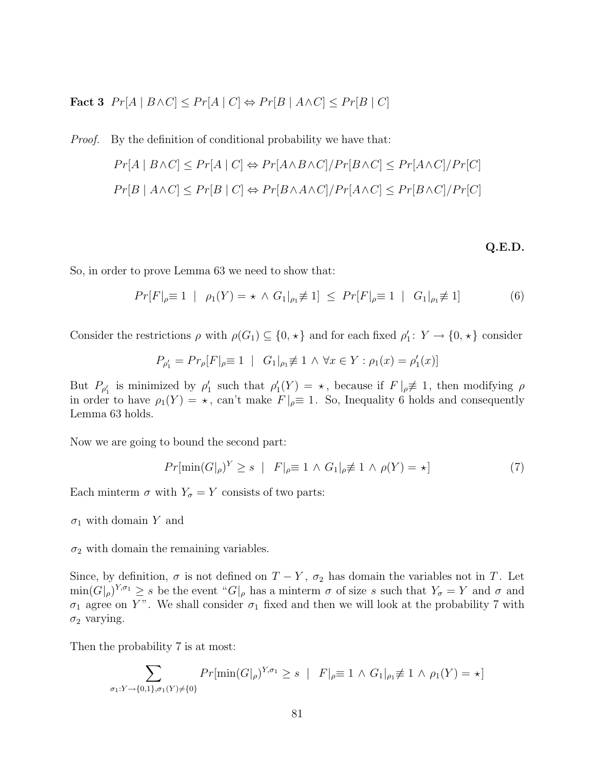**Fact 3** $Pr[A \mid B \wedge C] \leq Pr[A \mid C] \Leftrightarrow Pr[B \mid A \wedge C] \leq Pr[B \mid C]$

*Proof.* By the definition of conditional probability we have that:

$$Pr[A \mid B \wedge C] \leq Pr[A \mid C] \Leftrightarrow Pr[A \wedge B \wedge C]/Pr[B \wedge C] \leq Pr[A \wedge C]/Pr[C]$$

$$Pr[B \mid A \wedge C] \leq Pr[B \mid C] \Leftrightarrow Pr[B \wedge A \wedge C]/Pr[A \wedge C] \leq Pr[B \wedge C]/Pr[C]$$

**Q.E.D.**

So, in order to prove Lemma 63 we need to show that:

$$Pr[F|_{\rho} \equiv 1 \ \mid \ \rho_1(Y) = \star \wedge G_1|_{\rho_1} \not\equiv 1] \ \leq \ Pr[F|_{\rho} \equiv 1 \ \mid \ G_1|_{\rho_1} \not\equiv 1] \tag{6}$$

Consider the restrictions $\rho$ with $\rho(G_1) \subseteq \{0, \star\}$ and for each fixed $\rho'_1 \colon Y \to \{0, \star\}$ consider

$$P_{\rho'_1} = Pr_{\rho}[F|_{\rho} \equiv 1 \ \mid \ G_1|_{\rho_1} \not\equiv 1 \wedge \forall x \in Y : \rho_1(x) = \rho'_1(x)]$$

But $P_{\rho'_1}$ is minimized by $\rho'_1$ such that $\rho'_1(Y) = \star$, because if $F|_{\rho} \not\equiv 1$, then modifying $\rho$ in order to have $\rho_1(Y) = \star$, can't make $F|_{\rho} \equiv 1$. So, Inequality 6 holds and consequently Lemma 63 holds.

Now we are going to bound the second part:

$$Pr[\min(G|_{\rho})^{Y} \geq s \ \mid \ F|_{\rho} \equiv 1 \wedge G_1|_{\rho} \not\equiv 1 \wedge \rho(Y) = \star] \tag{7}$$

Each minterm $\sigma$ with $Y_{\sigma} = Y$ consists of two parts:

$\sigma_1$ with domain $Y$ and

$\sigma_2$ with domain the remaining variables.

Since, by definition, $\sigma$ is not defined on $T - Y$, $\sigma_2$ has domain the variables not in $T$. Let $\min(G|_{\rho})^{Y,\sigma_1} \geq s$ be the event "$G|_{\rho}$ has a minterm $\sigma$ of size $s$ such that $Y_{\sigma} = Y$ and $\sigma$ and $\sigma_1$ agree on $Y$". We shall consider $\sigma_1$ fixed and then we will look at the probability 7 with $\sigma_2$ varying.

Then the probability 7 is at most:

$$\sum_{\sigma_1 : Y \to \{0,1\}, \sigma_1(Y) \neq \{0\}} Pr[\min(G|_{\rho})^{Y,\sigma_1} \geq s \ \mid \ F|_{\rho} \equiv 1 \wedge G_1|_{\rho_1} \not\equiv 1 \wedge \rho_1(Y) = \star]$$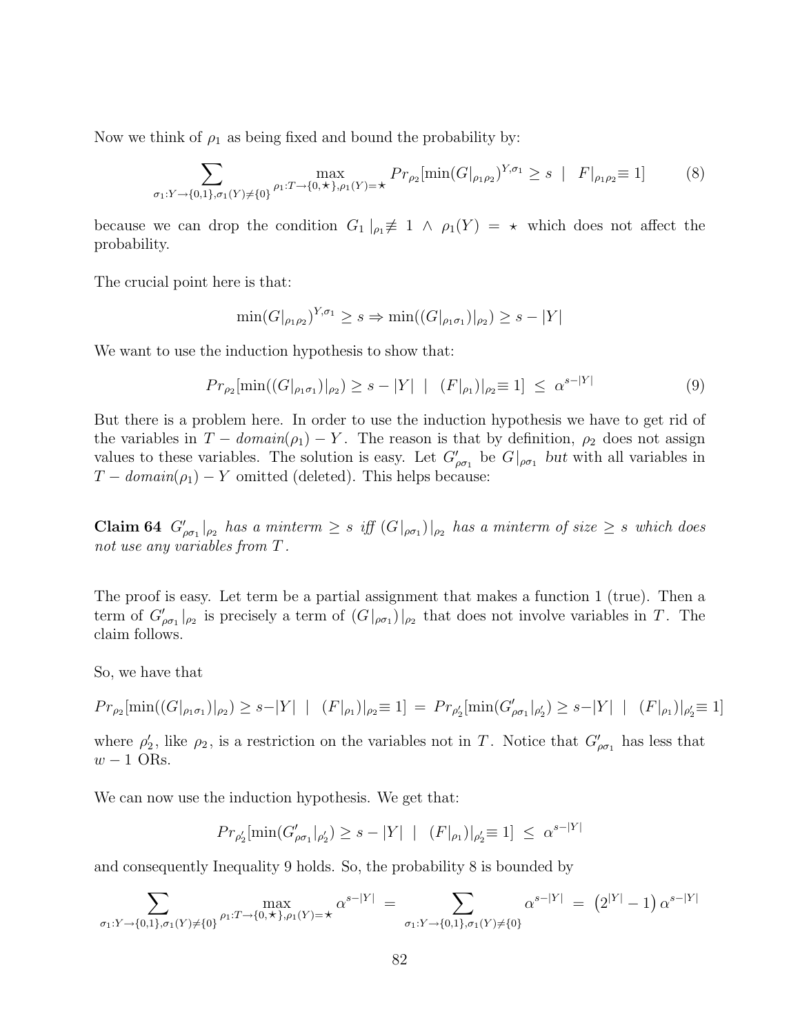Now we think of $\rho_1$ as being fixed and bound the probability by:

$$\sum_{\sigma_1:Y\to\{0,1\},\sigma_1(Y)\neq\{0\}} \max_{\rho_1:T\to\{0,\star\},\rho_1(Y)=\star} Pr_{\rho_2}[\min(G|_{\rho_1\rho_2})^{Y,\sigma_1} \geq s \ \mid \ F|_{\rho_1\rho_2}\equiv 1] \tag{8}$$

because we can drop the condition $G_1\,|_{\rho_1}\not\equiv 1 \ \wedge \ \rho_1(Y) = \star$ which does not affect the probability.

The crucial point here is that:

$$\min(G|_{\rho_1\rho_2})^{Y,\sigma_1} \geq s \Rightarrow \min((G|_{\rho_1\sigma_1})|_{\rho_2}) \geq s - |Y|$$

We want to use the induction hypothesis to show that:

$$Pr_{\rho_2}[\min((G|_{\rho_1\sigma_1})|_{\rho_2}) \geq s - |Y| \ \mid \ (F|_{\rho_1})|_{\rho_2}\equiv 1] \ \leq \ \alpha^{s-|Y|} \tag{9}$$

But there is a problem here. In order to use the induction hypothesis we have to get rid of the variables in $T - domain(\rho_1) - Y$. The reason is that by definition, $\rho_2$ does not assign values to these variables. The solution is easy. Let $G'_{\rho\sigma_1}$ be $G|_{\rho\sigma_1}$ *but* with all variables in $T - domain(\rho_1) - Y$ omitted (deleted). This helps because:

**Claim 64** *$G'_{\rho\sigma_1}|_{\rho_2}$ has a minterm $\geq s$ iff $(G|_{\rho\sigma_1})|_{\rho_2}$ has a minterm of size $\geq s$ which does not use any variables from $T$.*

The proof is easy. Let term be a partial assignment that makes a function 1 (true). Then a term of $G'_{\rho\sigma_1}|_{\rho_2}$ is precisely a term of $(G|_{\rho\sigma_1})|_{\rho_2}$ that does not involve variables in $T$. The claim follows.

So, we have that

$$Pr_{\rho_2}[\min((G|_{\rho_1\sigma_1})|_{\rho_2}) \geq s-|Y| \ \mid \ (F|_{\rho_1})|_{\rho_2}\equiv 1] \ = \ Pr_{\rho'_2}[\min(G'_{\rho\sigma_1}|_{\rho'_2}) \geq s-|Y| \ \mid \ (F|_{\rho_1})|_{\rho'_2}\equiv 1]$$

where $\rho'_2$, like $\rho_2$, is a restriction on the variables not in $T$. Notice that $G'_{\rho\sigma_1}$ has less that $w-1$ ORs.

We can now use the induction hypothesis. We get that:

$$Pr_{\rho'_2}[\min(G'_{\rho\sigma_1}|_{\rho'_2}) \geq s - |Y| \ \mid \ (F|_{\rho_1})|_{\rho'_2}\equiv 1] \ \leq \ \alpha^{s-|Y|}$$

and consequently Inequality 9 holds. So, the probability 8 is bounded by

$$\sum_{\sigma_1:Y\to\{0,1\},\sigma_1(Y)\neq\{0\}} \max_{\rho_1:T\to\{0,\star\},\rho_1(Y)=\star} \alpha^{s-|Y|} \ = \sum_{\sigma_1:Y\to\{0,1\},\sigma_1(Y)\neq\{0\}} \alpha^{s-|Y|} \ = \ \left(2^{|Y|}-1\right)\alpha^{s-|Y|}$$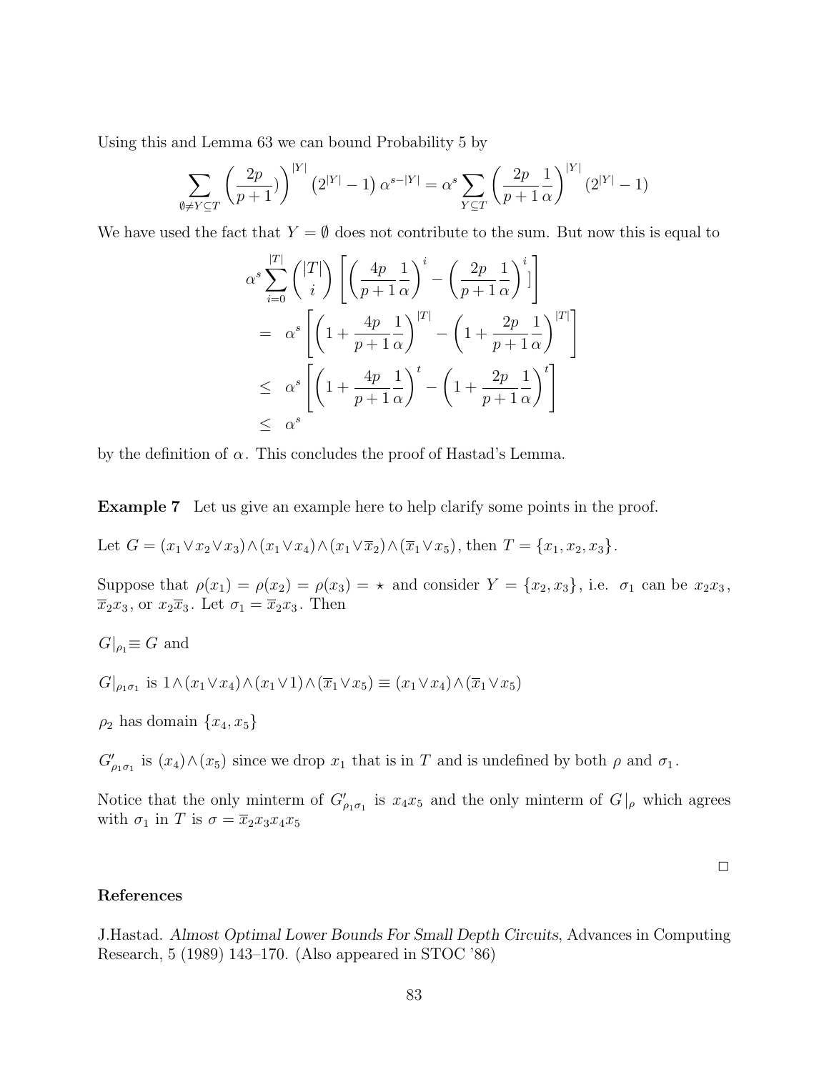Using this and Lemma 63 we can bound Probability 5 by

$$\sum_{\emptyset \neq Y \subseteq T} \left(\frac{2p}{p+1})\right)^{|Y|} \left(2^{|Y|}-1\right) \alpha^{s-|Y|} = \alpha^s \sum_{Y \subseteq T} \left(\frac{2p}{p+1}\frac{1}{\alpha}\right)^{|Y|} (2^{|Y|}-1)$$

We have used the fact that $Y = \emptyset$ does not contribute to the sum. But now this is equal to

$$\begin{aligned}
&\alpha^s \sum_{i=0}^{|T|} \binom{|T|}{i} \left[ \left(\frac{4p}{p+1}\frac{1}{\alpha}\right)^i - \left(\frac{2p}{p+1}\frac{1}{\alpha}\right)^i ] \right] \\
&= \alpha^s \left[ \left(1 + \frac{4p}{p+1}\frac{1}{\alpha}\right)^{|T|} - \left(1 + \frac{2p}{p+1}\frac{1}{\alpha}\right)^{|T|} \right] \\
&\leq \alpha^s \left[ \left(1 + \frac{4p}{p+1}\frac{1}{\alpha}\right)^{t} - \left(1 + \frac{2p}{p+1}\frac{1}{\alpha}\right)^{t} \right] \\
&\leq \alpha^s
\end{aligned}$$

by the definition of $\alpha$. This concludes the proof of Hastad's Lemma.

**Example 7** Let us give an example here to help clarify some points in the proof.

Let $G = (x_1 \vee x_2 \vee x_3) \wedge (x_1 \vee x_4) \wedge (x_1 \vee \overline{x}_2) \wedge (\overline{x}_1 \vee x_5)$, then $T = \{x_1, x_2, x_3\}$.

Suppose that $\rho(x_1) = \rho(x_2) = \rho(x_3) = \star$ and consider $Y = \{x_2, x_3\}$, i.e. $\sigma_1$ can be $x_2 x_3$, $\overline{x}_2 x_3$, or $x_2 \overline{x}_3$. Let $\sigma_1 = \overline{x}_2 x_3$. Then

$G|_{\rho_1} \equiv G$ and

$G|_{\rho_1 \sigma_1}$ is $1 \wedge (x_1 \vee x_4) \wedge (x_1 \vee 1) \wedge (\overline{x}_1 \vee x_5) \equiv (x_1 \vee x_4) \wedge (\overline{x}_1 \vee x_5)$

$\rho_2$ has domain $\{x_4, x_5\}$

$G'_{\rho_1 \sigma_1}$ is $(x_4) \wedge (x_5)$ since we drop $x_1$ that is in $T$ and is undefined by both $\rho$ and $\sigma_1$.

Notice that the only minterm of $G'_{\rho_1 \sigma_1}$ is $x_4 x_5$ and the only minterm of $G|_\rho$ which agrees with $\sigma_1$ in $T$ is $\sigma = \overline{x}_2 x_3 x_4 x_5$

□

## References

J.Hastad. *Almost Optimal Lower Bounds For Small Depth Circuits*, Advances in Computing Research, 5 (1989) 143–170. (Also appeared in STOC '86)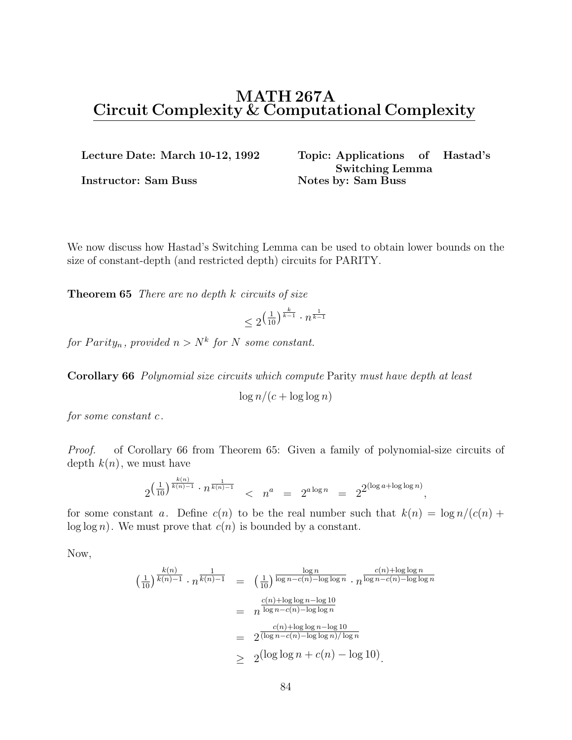# MATH 267A
# Circuit Complexity & Computational Complexity

**Lecture Date: March 10-12, 1992**

**Topic: Applications of Hastad's Switching Lemma**

**Instructor: Sam Buss**

**Notes by: Sam Buss**

We now discuss how Hastad's Switching Lemma can be used to obtain lower bounds on the size of constant-depth (and restricted depth) circuits for PARITY.

**Theorem 65** *There are no depth $k$ circuits of size*

$$\leq 2^{\left(\frac{1}{10}\right)^{\frac{k}{k-1}} \cdot n^{\frac{1}{k-1}}}$$

*for $Parity_n$, provided $n > N^k$ for $N$ some constant.*

**Corollary 66** *Polynomial size circuits which compute* Parity *must have depth at least*

$$\log n / (c + \log \log n)$$

*for some constant $c$.*

*Proof.* of Corollary 66 from Theorem 65: Given a family of polynomial-size circuits of depth $k(n)$, we must have

$$2^{\left(\frac{1}{10}\right)^{\frac{k(n)}{k(n)-1}} \cdot n^{\frac{1}{k(n)-1}}} \quad < \quad n^a \quad = \quad 2^{a \log n} \quad = \quad 2^{2^{(\log a + \log \log n)}},$$

for some constant $a$. Define $c(n)$ to be the real number such that $k(n) = \log n / (c(n) + \log \log n)$. We must prove that $c(n)$ is bounded by a constant.

Now,

$$\begin{aligned}
\left(\tfrac{1}{10}\right)^{\frac{k(n)}{k(n)-1}} \cdot n^{\frac{1}{k(n)-1}} &= \left(\tfrac{1}{10}\right)^{\frac{\log n}{\log n - c(n) - \log \log n}} \cdot n^{\frac{c(n) + \log \log n}{\log n - c(n) - \log \log n}} \\
&= n^{\frac{c(n) + \log \log n - \log 10}{\log n - c(n) - \log \log n}} \\
&= 2^{\frac{c(n) + \log \log n - \log 10}{(\log n - c(n) - \log \log n)/\log n}} \\
&\geq 2^{(\log \log n + c(n) - \log 10)}.
\end{aligned}$$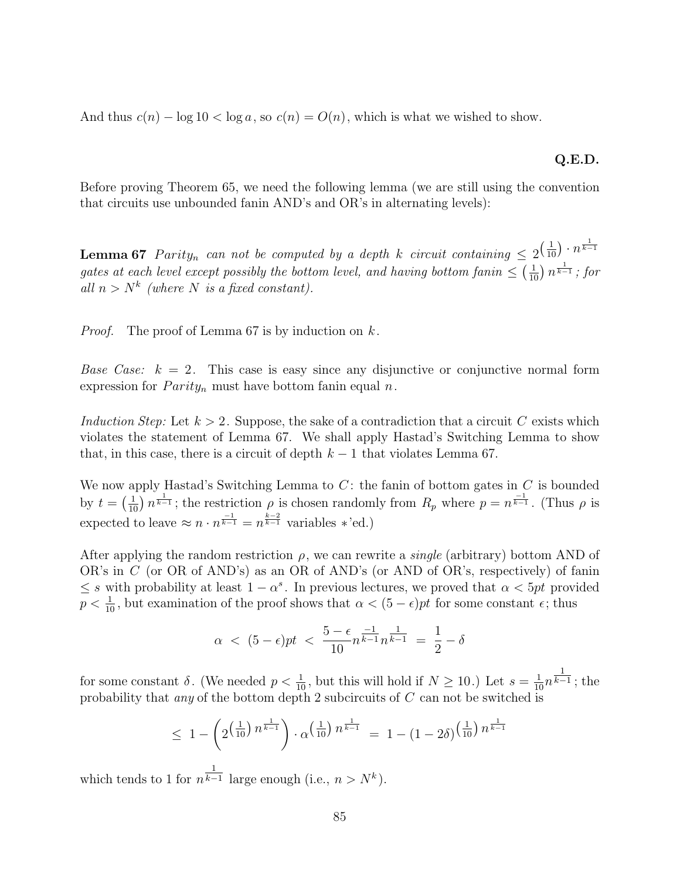And thus $c(n) - \log 10 < \log a$, so $c(n) = O(n)$, which is what we wished to show.

**Q.E.D.**

Before proving Theorem 65, we need the following lemma (we are still using the convention that circuits use unbounded fanin AND's and OR's in alternating levels):

**Lemma 67** *$Parity_n$ can not be computed by a depth $k$ circuit containing $\leq 2^{\left(\frac{1}{10}\right) \cdot n^{\frac{1}{k-1}}}$ gates at each level except possibly the bottom level, and having bottom fanin $\leq \left(\frac{1}{10}\right) n^{\frac{1}{k-1}}$; for all $n > N^k$ (where $N$ is a fixed constant).*

*Proof.* The proof of Lemma 67 is by induction on $k$.

*Base Case:* $k = 2$. This case is easy since any disjunctive or conjunctive normal form expression for $Parity_n$ must have bottom fanin equal $n$.

*Induction Step:* Let $k > 2$. Suppose, the sake of a contradiction that a circuit $C$ exists which violates the statement of Lemma 67. We shall apply Hastad's Switching Lemma to show that, in this case, there is a circuit of depth $k-1$ that violates Lemma 67.

We now apply Hastad's Switching Lemma to $C$: the fanin of bottom gates in $C$ is bounded by $t = \left(\frac{1}{10}\right) n^{\frac{1}{k-1}}$; the restriction $\rho$ is chosen randomly from $R_p$ where $p = n^{\frac{-1}{k-1}}$. (Thus $\rho$ is expected to leave $\approx n \cdot n^{\frac{-1}{k-1}} = n^{\frac{k-2}{k-1}}$ variables $*$'ed.)

After applying the random restriction $\rho$, we can rewrite a *single* (arbitrary) bottom AND of OR's in $C$ (or OR of AND's) as an OR of AND's (or AND of OR's, respectively) of fanin $\leq s$ with probability at least $1 - \alpha^s$. In previous lectures, we proved that $\alpha < 5pt$ provided $p < \frac{1}{10}$, but examination of the proof shows that $\alpha < (5 - \epsilon)pt$ for some constant $\epsilon$; thus

$$\alpha \;<\; (5-\epsilon)pt \;<\; \frac{5-\epsilon}{10} n^{\frac{-1}{k-1}} n^{\frac{1}{k-1}} \;=\; \frac{1}{2} - \delta$$

for some constant $\delta$. (We needed $p < \frac{1}{10}$, but this will hold if $N \geq 10$.) Let $s = \frac{1}{10} n^{\frac{1}{k-1}}$; the probability that *any* of the bottom depth 2 subcircuits of $C$ can not be switched is

$$\leq \; 1 - \left(2^{\left(\frac{1}{10}\right) n^{\frac{1}{k-1}}}\right) \cdot \alpha^{\left(\frac{1}{10}\right) n^{\frac{1}{k-1}}} \;=\; 1 - (1-2\delta)^{\left(\frac{1}{10}\right) n^{\frac{1}{k-1}}}$$

which tends to 1 for $n^{\frac{1}{k-1}}$ large enough (i.e., $n > N^k$).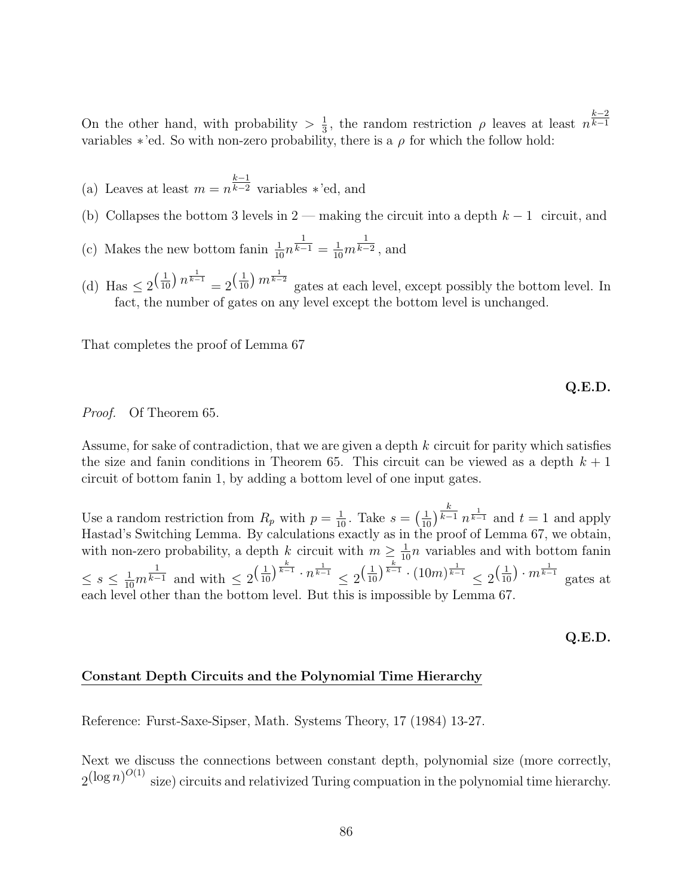On the other hand, with probability $> \frac{1}{3}$, the random restriction $\rho$ leaves at least $n^{\frac{k-2}{k-1}}$ variables $*$'ed. So with non-zero probability, there is a $\rho$ for which the follow hold:

(a) Leaves at least $m = n^{\frac{k-1}{k-2}}$ variables $*$'ed, and

(b) Collapses the bottom 3 levels in 2 — making the circuit into a depth $k-1$ circuit, and

(c) Makes the new bottom fanin $\frac{1}{10}n^{\frac{1}{k-1}} = \frac{1}{10}m^{\frac{1}{k-2}}$, and

(d) Has $\leq 2^{\left(\frac{1}{10}\right)n^{\frac{1}{k-1}}} = 2^{\left(\frac{1}{10}\right)m^{\frac{1}{k-2}}}$ gates at each level, except possibly the bottom level. In fact, the number of gates on any level except the bottom level is unchanged.

That completes the proof of Lemma 67

**Q.E.D.**

*Proof.* Of Theorem 65.

Assume, for sake of contradiction, that we are given a depth $k$ circuit for parity which satisfies the size and fanin conditions in Theorem 65. This circuit can be viewed as a depth $k+1$ circuit of bottom fanin 1, by adding a bottom level of one input gates.

Use a random restriction from $R_p$ with $p = \frac{1}{10}$. Take $s = \left(\frac{1}{10}\right)^{\frac{k}{k-1}} n^{\frac{1}{k-1}}$ and $t = 1$ and apply Hastad's Switching Lemma. By calculations exactly as in the proof of Lemma 67, we obtain, with non-zero probability, a depth $k$ circuit with $m \geq \frac{1}{10}n$ variables and with bottom fanin $\leq s \leq \frac{1}{10}m^{\frac{1}{k-1}}$ and with $\leq 2^{\left(\frac{1}{10}\right)^{\frac{k}{k-1}} \cdot n^{\frac{1}{k-1}}} \leq 2^{\left(\frac{1}{10}\right)^{\frac{k}{k-1}} \cdot (10m)^{\frac{1}{k-1}}} \leq 2^{\left(\frac{1}{10}\right) \cdot m^{\frac{1}{k-1}}}$ gates at each level other than the bottom level. But this is impossible by Lemma 67.

**Q.E.D.**

## Constant Depth Circuits and the Polynomial Time Hierarchy

Reference: Furst-Saxe-Sipser, Math. Systems Theory, 17 (1984) 13-27.

Next we discuss the connections between constant depth, polynomial size (more correctly, $2^{(\log n)^{O(1)}}$ size) circuits and relativized Turing compuation in the polynomial time hierarchy.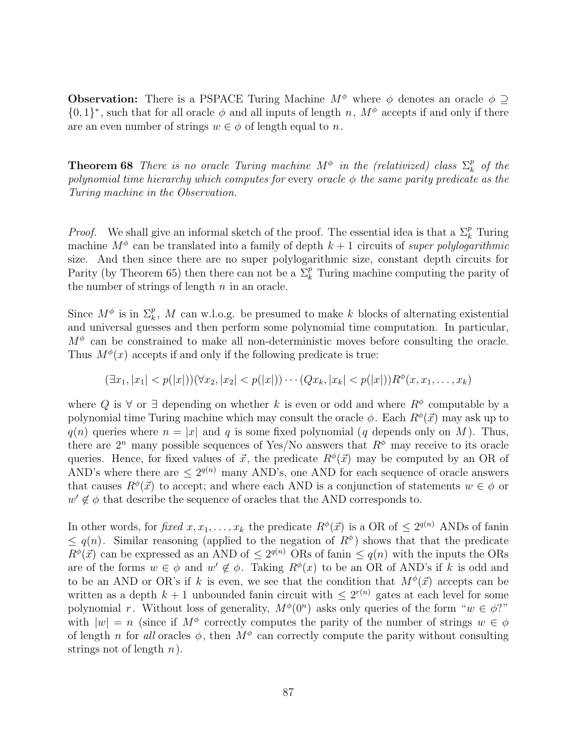**Observation:** There is a PSPACE Turing Machine $M^\phi$ where $\phi$ denotes an oracle $\phi \supseteq \{0,1\}^*$, such that for all oracle $\phi$ and all inputs of length $n$, $M^\phi$ accepts if and only if there are an even number of strings $w \in \phi$ of length equal to $n$.

**Theorem 68** *There is no oracle Turing machine $M^\phi$ in the (relativized) class $\Sigma_k^p$ of the polynomial time hierarchy which computes for* every *oracle $\phi$ the same parity predicate as the Turing machine in the Observation.*

*Proof.* We shall give an informal sketch of the proof. The essential idea is that a $\Sigma_k^p$ Turing machine $M^\phi$ can be translated into a family of depth $k+1$ circuits of *super polylogarithmic* size. And then since there are no super polylogarithmic size, constant depth circuits for Parity (by Theorem 65) then there can not be a $\Sigma_k^p$ Turing machine computing the parity of the number of strings of length $n$ in an oracle.

Since $M^\phi$ is in $\Sigma_k^p$, $M$ can w.l.o.g. be presumed to make $k$ blocks of alternating existential and universal guesses and then perform some polynomial time computation. In particular, $M^\phi$ can be constrained to make all non-deterministic moves before consulting the oracle. Thus $M^\phi(x)$ accepts if and only if the following predicate is true:

$$(\exists x_1, |x_1| < p(|x|))(\forall x_2, |x_2| < p(|x|)) \cdots (Qx_k, |x_k| < p(|x|))R^\phi(x, x_1, \ldots, x_k)$$

where $Q$ is $\forall$ or $\exists$ depending on whether $k$ is even or odd and where $R^\phi$ computable by a polynomial time Turing machine which may consult the oracle $\phi$. Each $R^\phi(\vec{x})$ may ask up to $q(n)$ queries where $n = |x|$ and $q$ is some fixed polynomial ($q$ depends only on $M$). Thus, there are $2^n$ many possible sequences of Yes/No answers that $R^\phi$ may receive to its oracle queries. Hence, for fixed values of $\vec{x}$, the predicate $R^\phi(\vec{x})$ may be computed by an OR of AND's where there are $\leq 2^{q(n)}$ many AND's, one AND for each sequence of oracle answers that causes $R^\phi(\vec{x})$ to accept; and where each AND is a conjunction of statements $w \in \phi$ or $w' \notin \phi$ that describe the sequence of oracles that the AND corresponds to.

In other words, for *fixed* $x, x_1, \ldots, x_k$ the predicate $R^\phi(\vec{x})$ is a OR of $\leq 2^{q(n)}$ ANDs of fanin $\leq q(n)$. Similar reasoning (applied to the negation of $R^\phi$) shows that that the predicate $R^\phi(\vec{x})$ can be expressed as an AND of $\leq 2^{q(n)}$ ORs of fanin $\leq q(n)$ with the inputs the ORs are of the forms $w \in \phi$ and $w' \notin \phi$. Taking $R^\phi(x)$ to be an OR of AND's if $k$ is odd and to be an AND or OR's if $k$ is even, we see that the condition that $M^\phi(\vec{x})$ accepts can be written as a depth $k+1$ unbounded fanin circuit with $\leq 2^{r(n)}$ gates at each level for some polynomial $r$. Without loss of generality, $M^\phi(0^n)$ asks only queries of the form "$w \in \phi$?" with $|w| = n$ (since if $M^\phi$ correctly computes the parity of the number of strings $w \in \phi$ of length $n$ for *all* oracles $\phi$, then $M^\phi$ can correctly compute the parity without consulting strings not of length $n$).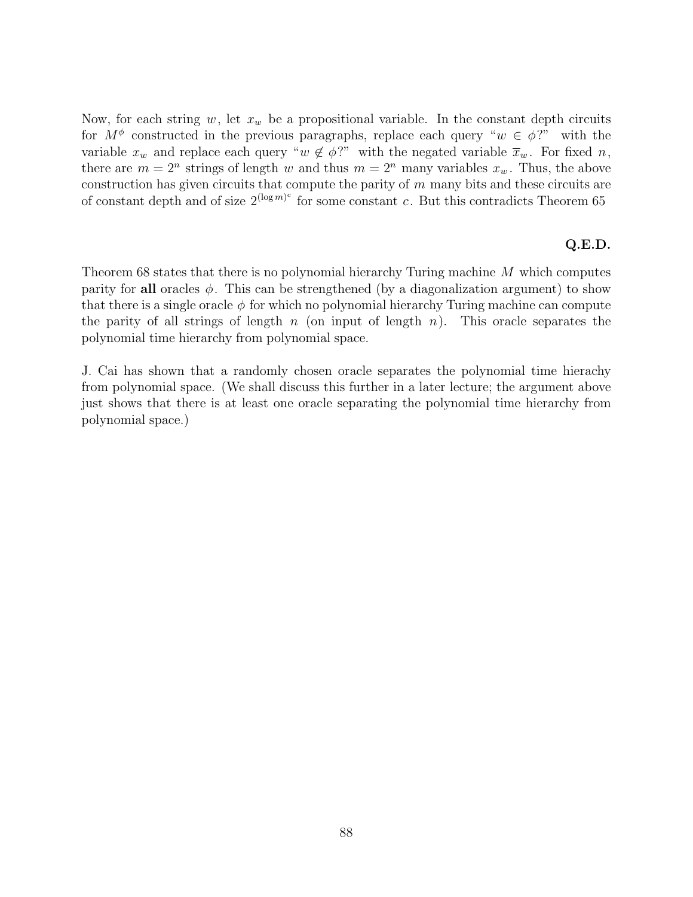Now, for each string $w$, let $x_w$ be a propositional variable. In the constant depth circuits for $M^\phi$ constructed in the previous paragraphs, replace each query "$w \in \phi$?" with the variable $x_w$ and replace each query "$w \notin \phi$?" with the negated variable $\overline{x}_w$. For fixed $n$, there are $m = 2^n$ strings of length $w$ and thus $m = 2^n$ many variables $x_w$. Thus, the above construction has given circuits that compute the parity of $m$ many bits and these circuits are of constant depth and of size $2^{(\log m)^c}$ for some constant $c$. But this contradicts Theorem 65

**Q.E.D.**

Theorem 68 states that there is no polynomial hierarchy Turing machine $M$ which computes parity for **all** oracles $\phi$. This can be strengthened (by a diagonalization argument) to show that there is a single oracle $\phi$ for which no polynomial hierarchy Turing machine can compute the parity of all strings of length $n$ (on input of length $n$). This oracle separates the polynomial time hierarchy from polynomial space.

J. Cai has shown that a randomly chosen oracle separates the polynomial time hierachy from polynomial space. (We shall discuss this further in a later lecture; the argument above just shows that there is at least one oracle separating the polynomial time hierarchy from polynomial space.)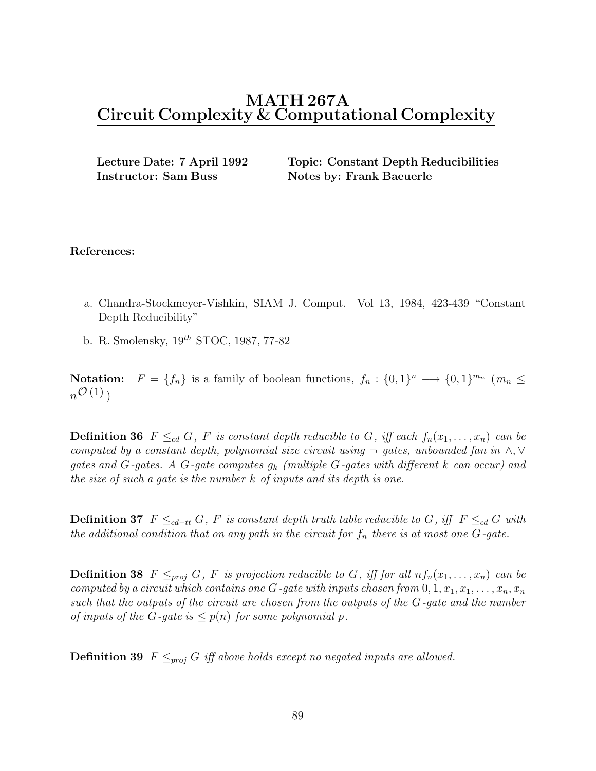# MATH 267A
# Circuit Complexity & Computational Complexity

**Lecture Date: 7 April 1992**
**Instructor: Sam Buss**

**Topic: Constant Depth Reducibilities**
**Notes by: Frank Baeuerle**

**References:**

a. Chandra-Stockmeyer-Vishkin, SIAM J. Comput. Vol 13, 1984, 423-439 "Constant Depth Reducibility"

b. R. Smolensky, $19^{th}$ STOC, 1987, 77-82

**Notation:** $F = \{f_n\}$ is a family of boolean functions, $f_n : \{0,1\}^n \longrightarrow \{0,1\}^{m_n}$ ($m_n \leq n^{\mathcal{O}(1)}$)

**Definition 36** *$F \leq_{cd} G$, $F$ is constant depth reducible to $G$, iff each $f_n(x_1, \ldots, x_n)$ can be computed by a constant depth, polynomial size circuit using $\neg$ gates, unbounded fan in $\wedge, \vee$ gates and $G$-gates. A $G$-gate computes $g_k$ (multiple $G$-gates with different $k$ can occur) and the size of such a gate is the number $k$ of inputs and its depth is one.*

**Definition 37** *$F \leq_{cd-tt} G$, $F$ is constant depth truth table reducible to $G$, iff $F \leq_{cd} G$ with the additional condition that on any path in the circuit for $f_n$ there is at most one $G$-gate.*

**Definition 38** *$F \leq_{proj} G$, $F$ is projection reducible to $G$, iff for all $n$ $f_n(x_1, \ldots, x_n)$ can be computed by a circuit which contains one $G$-gate with inputs chosen from $0, 1, x_1, \overline{x_1}, \ldots, x_n, \overline{x_n}$ such that the outputs of the circuit are chosen from the outputs of the $G$-gate and the number of inputs of the $G$-gate is $\leq p(n)$ for some polynomial $p$.*

**Definition 39** *$F \leq_{proj} G$ iff above holds except no negated inputs are allowed.*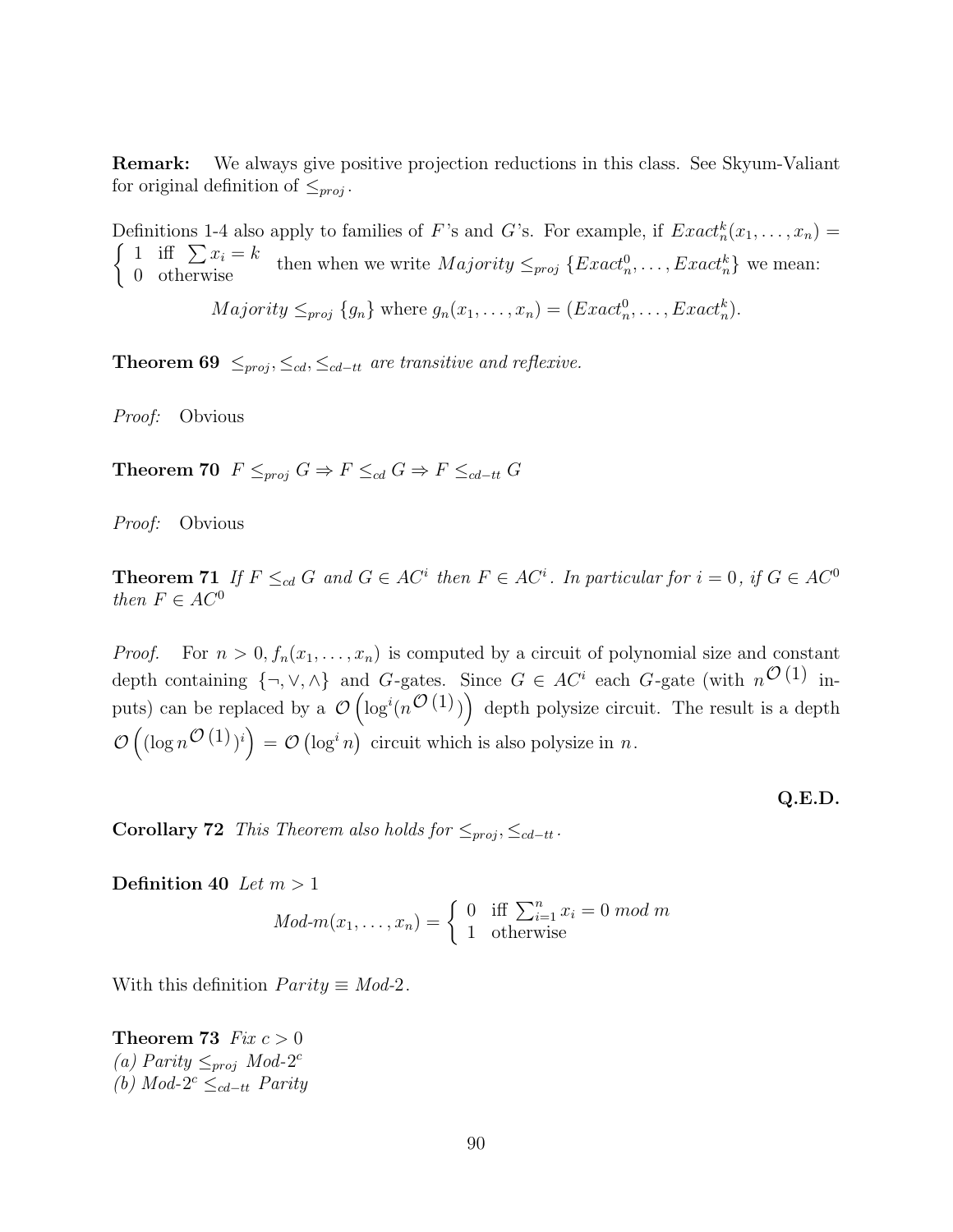**Remark:** We always give positive projection reductions in this class. See Skyum-Valiant for original definition of $\leq_{proj}$.

Definitions 1-4 also apply to families of $F$'s and $G$'s. For example, if $Exact_n^k(x_1, \ldots, x_n) = \begin{cases} 1 & \text{iff } \sum x_i = k \\ 0 & \text{otherwise} \end{cases}$ then when we write $Majority \leq_{proj} \{Exact_n^0, \ldots, Exact_n^k\}$ we mean:

$$Majority \leq_{proj} \{g_n\} \text{ where } g_n(x_1, \ldots, x_n) = (Exact_n^0, \ldots, Exact_n^k).$$

**Theorem 69** *$\leq_{proj}, \leq_{cd}, \leq_{cd-tt}$ are transitive and reflexive.*

*Proof:* Obvious

**Theorem 70** *$F \leq_{proj} G \Rightarrow F \leq_{cd} G \Rightarrow F \leq_{cd-tt} G$*

*Proof:* Obvious

**Theorem 71** *If $F \leq_{cd} G$ and $G \in AC^i$ then $F \in AC^i$. In particular for $i = 0$, if $G \in AC^0$ then $F \in AC^0$*

*Proof.* For $n > 0, f_n(x_1, \ldots, x_n)$ is computed by a circuit of polynomial size and constant depth containing $\{\neg, \vee, \wedge\}$ and $G$-gates. Since $G \in AC^i$ each $G$-gate (with $n^{\mathcal{O}(1)}$ inputs) can be replaced by a $\mathcal{O}\left(\log^i(n^{\mathcal{O}(1)})\right)$ depth polysize circuit. The result is a depth $\mathcal{O}\left((\log n^{\mathcal{O}(1)})^i\right) = \mathcal{O}\left(\log^i n\right)$ circuit which is also polysize in $n$.

**Q.E.D.**

**Corollary 72** *This Theorem also holds for $\leq_{proj}, \leq_{cd-tt}$.*

**Definition 40** *Let $m > 1$*

$$Mod\text{-}m(x_1, \ldots, x_n) = \begin{cases} 0 & \text{iff } \sum_{i=1}^n x_i = 0 \ mod \ m \\ 1 & \text{otherwise} \end{cases}$$

With this definition $Parity \equiv Mod\text{-}2$.

**Theorem 73** *Fix $c > 0$*
*(a) $Parity \leq_{proj} Mod\text{-}2^c$*
*(b) $Mod\text{-}2^c \leq_{cd-tt} Parity$*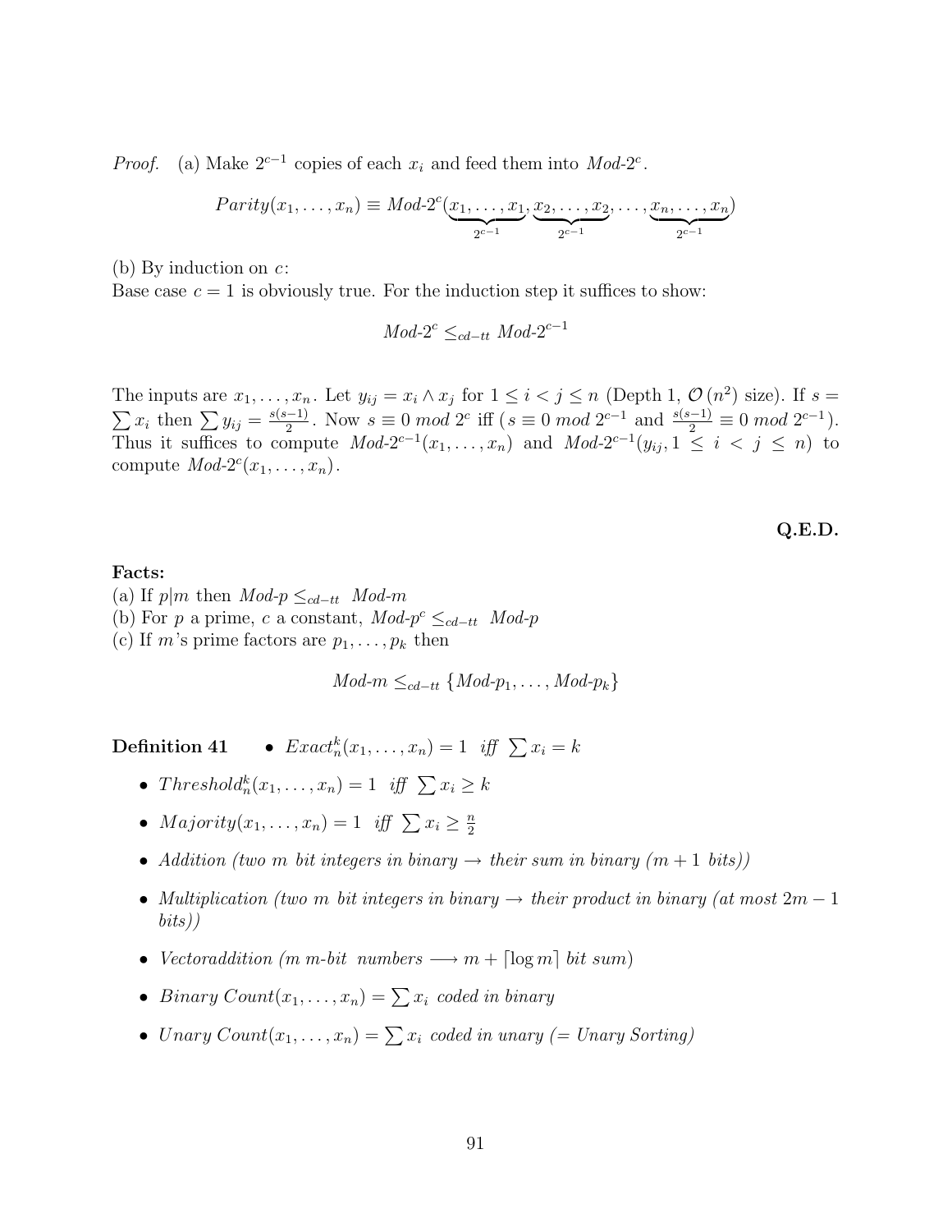*Proof.* (a) Make $2^{c-1}$ copies of each $x_i$ and feed them into *Mod*-$2^c$.

$$Parity(x_1, \ldots, x_n) \equiv Mod\text{-}2^c(\underbrace{x_1, \ldots, x_1}_{2^{c-1}}, \underbrace{x_2, \ldots, x_2}_{2^{c-1}}, \ldots, \underbrace{x_n, \ldots, x_n}_{2^{c-1}})$$

(b) By induction on $c$:
Base case $c = 1$ is obviously true. For the induction step it suffices to show:

$$Mod\text{-}2^c \leq_{cd-tt} Mod\text{-}2^{c-1}$$

The inputs are $x_1, \ldots, x_n$. Let $y_{ij} = x_i \wedge x_j$ for $1 \leq i < j \leq n$ (Depth 1, $\mathcal{O}(n^2)$ size). If $s = \sum x_i$ then $\sum y_{ij} = \frac{s(s-1)}{2}$. Now $s \equiv 0 \ mod \ 2^c$ iff ($s \equiv 0 \ mod \ 2^{c-1}$ and $\frac{s(s-1)}{2} \equiv 0 \ mod \ 2^{c-1}$). Thus it suffices to compute $Mod\text{-}2^{c-1}(x_1, \ldots, x_n)$ and $Mod\text{-}2^{c-1}(y_{ij}, 1 \leq i < j \leq n)$ to compute $Mod\text{-}2^c(x_1, \ldots, x_n)$.

**Q.E.D.**

**Facts:**
(a) If $p|m$ then $Mod\text{-}p \leq_{cd-tt} Mod\text{-}m$
(b) For $p$ a prime, $c$ a constant, $Mod\text{-}p^c \leq_{cd-tt} Mod\text{-}p$
(c) If $m$'s prime factors are $p_1, \ldots, p_k$ then

$$Mod\text{-}m \leq_{cd-tt} \{Mod\text{-}p_1, \ldots, Mod\text{-}p_k\}$$

**Definition 41**

- $Exact_n^k(x_1, \ldots, x_n) = 1$ *iff* $\sum x_i = k$
- $Threshold_n^k(x_1, \ldots, x_n) = 1$ *iff* $\sum x_i \geq k$
- $Majority(x_1, \ldots, x_n) = 1$ *iff* $\sum x_i \geq \frac{n}{2}$
- *Addition (two $m$ bit integers in binary $\rightarrow$ their sum in binary ($m + 1$ bits))*
- *Multiplication (two $m$ bit integers in binary $\rightarrow$ their product in binary (at most $2m - 1$ bits))*
- *Vectoraddition ($m$ $m$-bit numbers $\longrightarrow m + \lceil \log m \rceil$ bit sum)*
- *Binary Count*$(x_1, \ldots, x_n) = \sum x_i$ *coded in binary*
- *Unary Count*$(x_1, \ldots, x_n) = \sum x_i$ *coded in unary (= Unary Sorting)*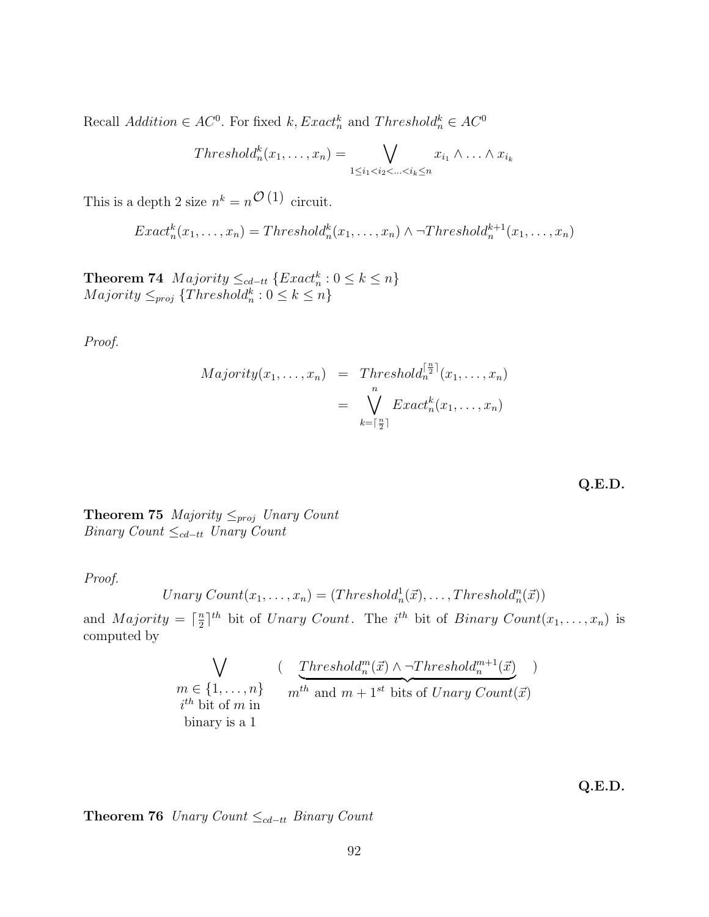Recall $Addition \in AC^0$. For fixed $k, Exact_n^k$ and $Threshold_n^k \in AC^0$

$$Threshold_n^k(x_1, \ldots, x_n) = \bigvee_{1 \le i_1 < i_2 < \ldots < i_k \le n} x_{i_1} \wedge \ldots \wedge x_{i_k}$$

This is a depth 2 size $n^k = n^{\mathcal{O}(1)}$ circuit.

$$Exact_n^k(x_1, \ldots, x_n) = Threshold_n^k(x_1, \ldots, x_n) \wedge \neg Threshold_n^{k+1}(x_1, \ldots, x_n)$$

**Theorem 74** *$Majority \le_{cd-tt} \{Exact_n^k : 0 \le k \le n\}$*
*$Majority \le_{proj} \{Threshold_n^k : 0 \le k \le n\}$*

*Proof.*

$$\begin{aligned} Majority(x_1, \ldots, x_n) &= Threshold_n^{\lceil \frac{n}{2} \rceil}(x_1, \ldots, x_n) \\ &= \bigvee_{k=\lceil \frac{n}{2} \rceil}^{n} Exact_n^k(x_1, \ldots, x_n) \end{aligned}$$

**Q.E.D.**

**Theorem 75** *$Majority \le_{proj}$ Unary Count*
*Binary Count $\le_{cd-tt}$ Unary Count*

*Proof.*

$$Unary\ Count(x_1, \ldots, x_n) = (Threshold_n^1(\vec{x}), \ldots, Threshold_n^n(\vec{x}))$$

and $Majority = \lceil \frac{n}{2} \rceil^{th}$ bit of *Unary Count*. The $i^{th}$ bit of *Binary Count*$(x_1, \ldots, x_n)$ is computed by

$$\bigvee_{\substack{m \in \{1, \ldots, n\} \\ i^{th} \text{ bit of } m \text{ in} \\ \text{binary is a } 1}} \Big( \underbrace{Threshold_n^m(\vec{x}) \wedge \neg Threshold_n^{m+1}(\vec{x})}_{m^{th} \text{ and } m+1^{st} \text{ bits of } Unary\ Count(\vec{x})} \Big)$$

**Q.E.D.**

**Theorem 76** *Unary Count $\le_{cd-tt}$ Binary Count*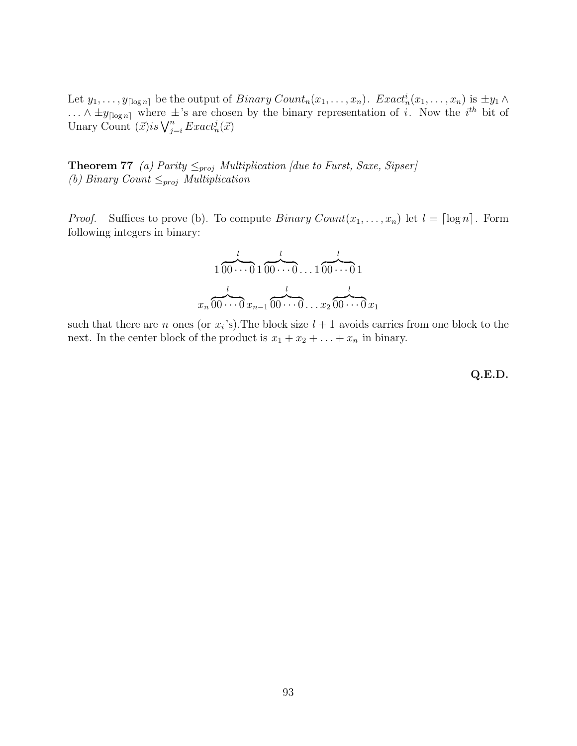Let $y_1, \ldots, y_{\lceil \log n \rceil}$ be the output of *Binary Count*$_n(x_1, \ldots, x_n)$. $Exact^i_n(x_1, \ldots, x_n)$ is $\pm y_1 \wedge \ldots \wedge \pm y_{\lceil \log n \rceil}$ where $\pm$'s are chosen by the binary representation of $i$. Now the $i^{th}$ bit of Unary Count $(\vec{x}) is \bigvee_{j=i}^{n} Exact^j_n(\vec{x})$

**Theorem 77** *(a) Parity $\leq_{proj}$ Multiplication [due to Furst, Saxe, Sipser]*
*(b) Binary Count $\leq_{proj}$ Multiplication*

*Proof.* Suffices to prove (b). To compute *Binary Count*$(x_1, \ldots, x_n)$ let $l = \lceil \log n \rceil$. Form following integers in binary:

$$1\overbrace{00\cdots0}^{l}1\overbrace{00\cdots0}^{l}\ldots1\overbrace{00\cdots0}^{l}1$$

$$x_n\overbrace{00\cdots0}^{l}x_{n-1}\overbrace{00\cdots0}^{l}\ldots x_2\overbrace{00\cdots0}^{l}x_1$$

such that there are $n$ ones (or $x_i$'s).The block size $l+1$ avoids carries from one block to the next. In the center block of the product is $x_1 + x_2 + \ldots + x_n$ in binary.

**Q.E.D.**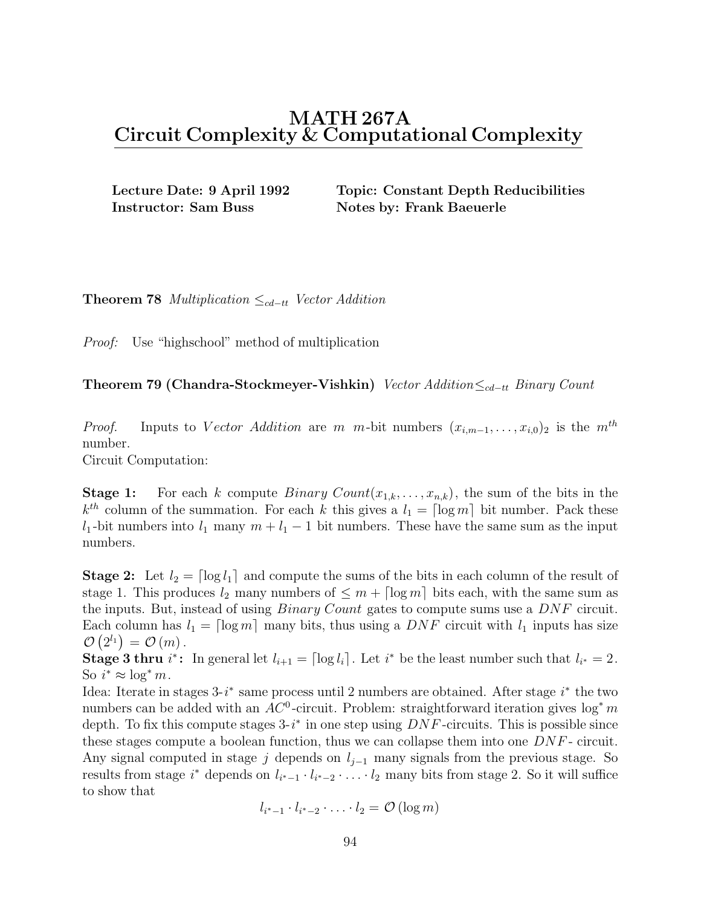# MATH 267A
# Circuit Complexity & Computational Complexity

**Lecture Date: 9 April 1992** **Topic: Constant Depth Reducibilities**
**Instructor: Sam Buss** **Notes by: Frank Baeuerle**

**Theorem 78** *Multiplication* $\leq_{cd-tt}$ *Vector Addition*

*Proof:* Use "highschool" method of multiplication

**Theorem 79 (Chandra-Stockmeyer-Vishkin)** *Vector Addition*$\leq_{cd-tt}$ *Binary Count*

*Proof.* Inputs to $Vector\ Addition$ are $m$ $m$-bit numbers $(x_{i,m-1}, \ldots, x_{i,0})_2$ is the $m^{th}$ number.
Circuit Computation:

**Stage 1:** For each $k$ compute $Binary\ Count(x_{1,k}, \ldots, x_{n,k})$, the sum of the bits in the $k^{th}$ column of the summation. For each $k$ this gives a $l_1 = \lceil \log m \rceil$ bit number. Pack these $l_1$-bit numbers into $l_1$ many $m + l_1 - 1$ bit numbers. These have the same sum as the input numbers.

**Stage 2:** Let $l_2 = \lceil \log l_1 \rceil$ and compute the sums of the bits in each column of the result of stage 1. This produces $l_2$ many numbers of $\leq m + \lceil \log m \rceil$ bits each, with the same sum as the inputs. But, instead of using $Binary\ Count$ gates to compute sums use a $DNF$ circuit. Each column has $l_1 = \lceil \log m \rceil$ many bits, thus using a $DNF$ circuit with $l_1$ inputs has size $\mathcal{O}\left(2^{l_1}\right) = \mathcal{O}\left(m\right)$.
**Stage 3 thru $i^*$:** In general let $l_{i+1} = \lceil \log l_i \rceil$. Let $i^*$ be the least number such that $l_{i^*} = 2$. So $i^* \approx \log^* m$.
Idea: Iterate in stages 3-$i^*$ same process until 2 numbers are obtained. After stage $i^*$ the two numbers can be added with an $AC^0$-circuit. Problem: straightforward iteration gives $\log^* m$ depth. To fix this compute stages 3-$i^*$ in one step using $DNF$-circuits. This is possible since these stages compute a boolean function, thus we can collapse them into one $DNF$- circuit. Any signal computed in stage $j$ depends on $l_{j-1}$ many signals from the previous stage. So results from stage $i^*$ depends on $l_{i^*-1} \cdot l_{i^*-2} \cdot \ldots \cdot l_2$ many bits from stage 2. So it will suffice to show that

$$l_{i^*-1} \cdot l_{i^*-2} \cdot \ldots \cdot l_2 = \mathcal{O}\left(\log m\right)$$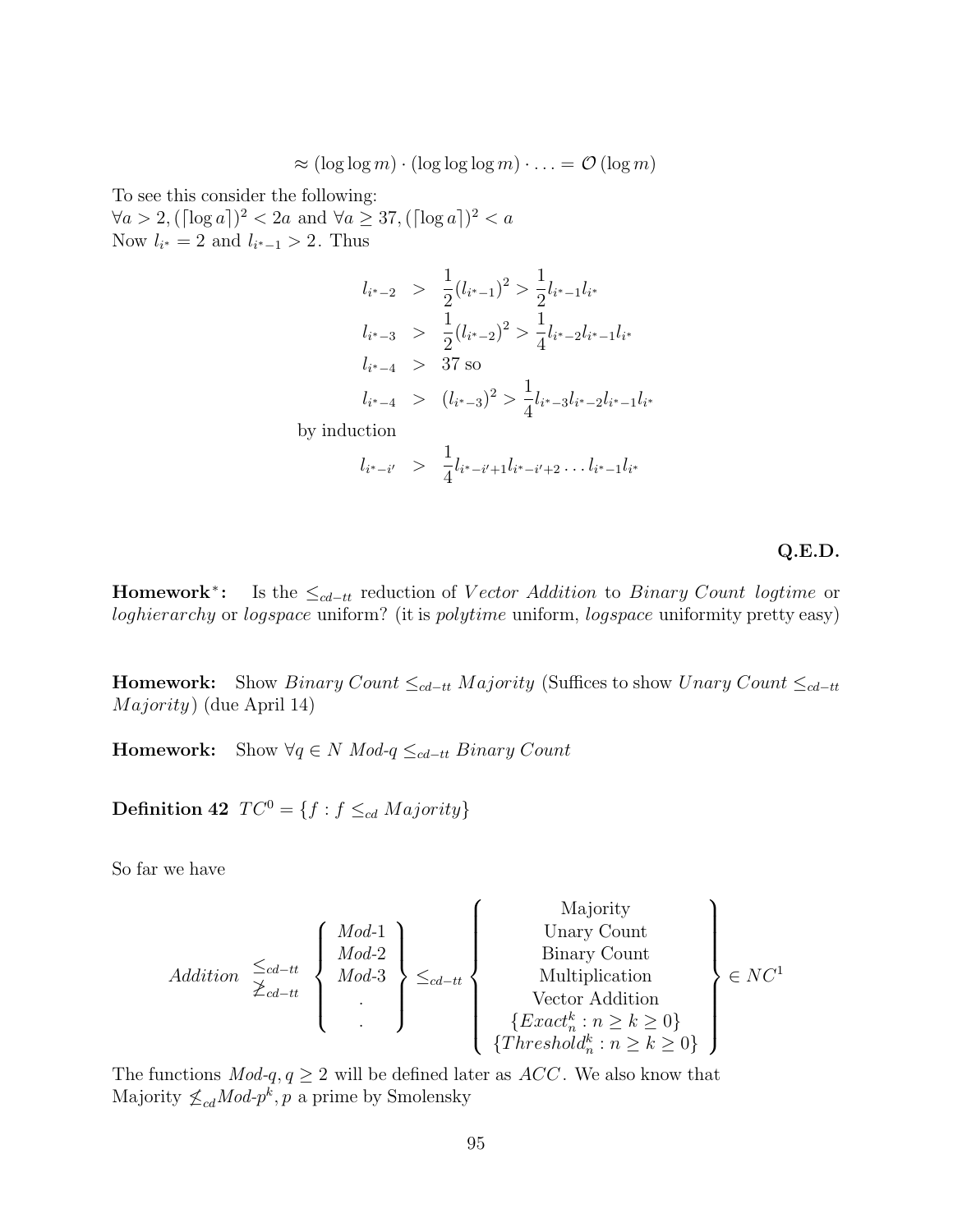$$\approx (\log\log m) \cdot (\log\log\log m) \cdot \ldots = \mathcal{O}(\log m)$$

To see this consider the following:
$\forall a > 2, (\lceil \log a \rceil)^2 < 2a$ and $\forall a \geq 37, (\lceil \log a \rceil)^2 < a$
Now $l_{i^*} = 2$ and $l_{i^*-1} > 2$. Thus

$$
\begin{aligned}
l_{i^*-2} &> \frac{1}{2}(l_{i^*-1})^2 > \frac{1}{2} l_{i^*-1} l_{i^*} \\
l_{i^*-3} &> \frac{1}{2}(l_{i^*-2})^2 > \frac{1}{4} l_{i^*-2} l_{i^*-1} l_{i^*} \\
l_{i^*-4} &> 37 \text{ so} \\
l_{i^*-4} &> (l_{i^*-3})^2 > \frac{1}{4} l_{i^*-3} l_{i^*-2} l_{i^*-1} l_{i^*}
\end{aligned}
$$

by induction

$$l_{i^*-i'} > \frac{1}{4} l_{i^*-i'+1} l_{i^*-i'+2} \ldots l_{i^*-1} l_{i^*}$$

**Q.E.D.**

**Homework$^*$:** Is the $\leq_{cd-tt}$ reduction of *Vector Addition* to *Binary Count* *logtime* or *loghierarchy* or *logspace* uniform? (it is *polytime* uniform, *logspace* uniformity pretty easy)

**Homework:** Show *Binary Count* $\leq_{cd-tt}$ *Majority* (Suffices to show *Unary Count* $\leq_{cd-tt}$ *Majority*) (due April 14)

**Homework:** Show $\forall q \in N$ *Mod-q* $\leq_{cd-tt}$ *Binary Count*

**Definition 42** $TC^0 = \{f : f \leq_{cd} Majority\}$

So far we have

$$
Addition \;\; \begin{matrix} \leq_{cd-tt} \\ \not\geq_{cd-tt} \end{matrix} \left\{ \begin{matrix} Mod\text{-}1 \\ Mod\text{-}2 \\ Mod\text{-}3 \\ . \\ . \end{matrix} \right\} \leq_{cd-tt} \left\{ \begin{matrix} \text{Majority} \\ \text{Unary Count} \\ \text{Binary Count} \\ \text{Multiplication} \\ \text{Vector Addition} \\ \{Exact_n^k : n \geq k \geq 0\} \\ \{Threshold_n^k : n \geq k \geq 0\} \end{matrix} \right\} \in NC^1
$$

The functions *Mod-q*, $q \geq 2$ will be defined later as $ACC$. We also know that Majority $\not\leq_{cd}$*Mod-*$p^k$, $p$ a prime by Smolensky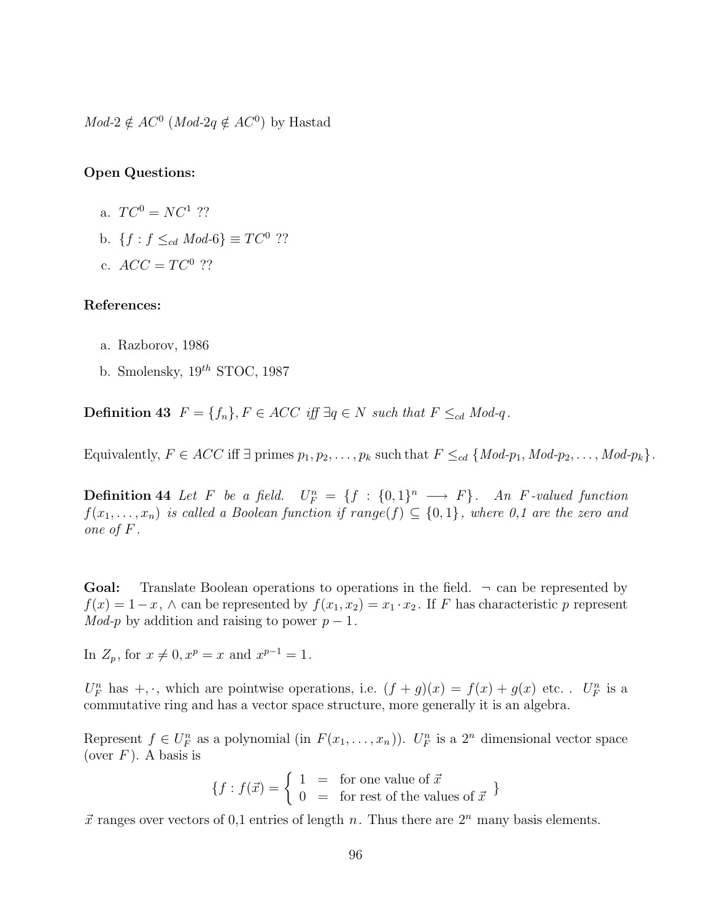$Mod\text{-}2 \notin AC^0$ ($Mod\text{-}2q \notin AC^0$) by Hastad

**Open Questions:**

a. $TC^0 = NC^1$ ??

b. $\{f : f \leq_{cd} Mod\text{-}6\} \equiv TC^0$ ??

c. $ACC = TC^0$ ??

**References:**

a. Razborov, 1986

b. Smolensky, $19^{th}$ STOC, 1987

**Definition 43** *$F = \{f_n\}, F \in ACC$ iff $\exists q \in N$ such that $F \leq_{cd} Mod\text{-}q$.*

Equivalently, $F \in ACC$ iff $\exists$ primes $p_1, p_2, \ldots, p_k$ such that $F \leq_{cd} \{Mod\text{-}p_1, Mod\text{-}p_2, \ldots, Mod\text{-}p_k\}$.

**Definition 44** *Let $F$ be a field. $U_F^n = \{f : \{0,1\}^n \longrightarrow F\}$. An $F$-valued function $f(x_1, \ldots, x_n)$ is called a Boolean function if $range(f) \subseteq \{0,1\}$, where 0,1 are the zero and one of $F$.*

**Goal:** Translate Boolean operations to operations in the field. $\neg$ can be represented by $f(x) = 1 - x$, $\wedge$ can be represented by $f(x_1, x_2) = x_1 \cdot x_2$. If $F$ has characteristic $p$ represent $Mod\text{-}p$ by addition and raising to power $p - 1$.

In $Z_p$, for $x \neq 0, x^p = x$ and $x^{p-1} = 1$.

$U_F^n$ has $+, \cdot$, which are pointwise operations, i.e. $(f + g)(x) = f(x) + g(x)$ etc. . $U_F^n$ is a commutative ring and has a vector space structure, more generally it is an algebra.

Represent $f \in U_F^n$ as a polynomial (in $F(x_1, \ldots, x_n)$). $U_F^n$ is a $2^n$ dimensional vector space (over $F$). A basis is

$$\{f : f(\vec{x}) = \begin{cases} 1 & = \text{ for one value of } \vec{x} \\ 0 & = \text{ for rest of the values of } \vec{x} \end{cases} \}$$

$\vec{x}$ ranges over vectors of 0,1 entries of length $n$. Thus there are $2^n$ many basis elements.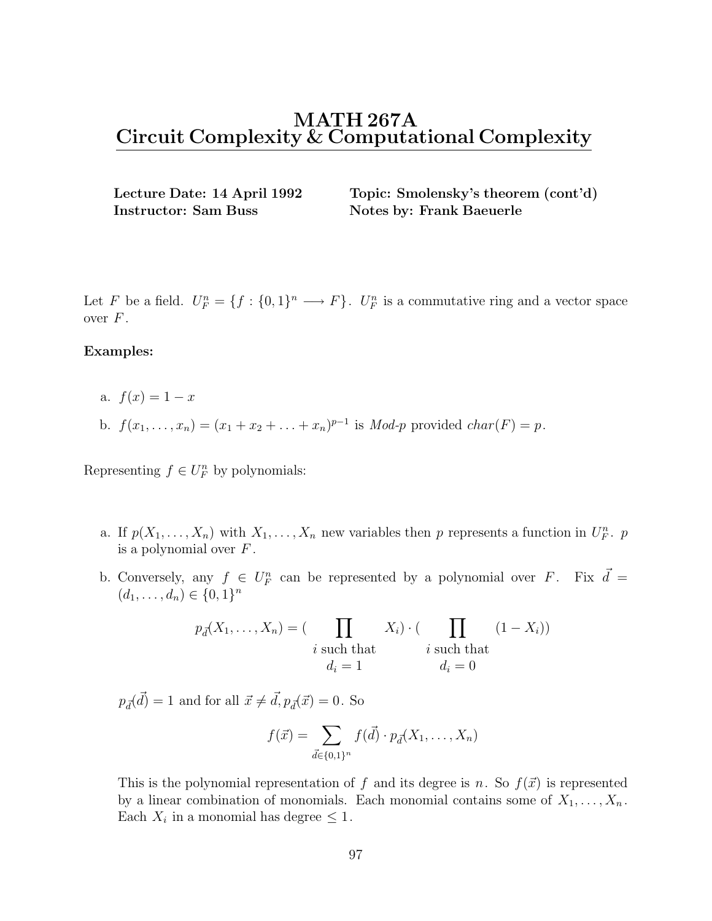# MATH 267A
# Circuit Complexity & Computational Complexity

**Lecture Date: 14 April 1992** **Topic: Smolensky's theorem (cont'd)**
**Instructor: Sam Buss** **Notes by: Frank Baeuerle**

Let $F$ be a field. $U_F^n = \{f : \{0,1\}^n \longrightarrow F\}$. $U_F^n$ is a commutative ring and a vector space over $F$.

**Examples:**

a. $f(x) = 1 - x$

b. $f(x_1, \ldots, x_n) = (x_1 + x_2 + \ldots + x_n)^{p-1}$ is *Mod-p* provided $char(F) = p$.

Representing $f \in U_F^n$ by polynomials:

a. If $p(X_1, \ldots, X_n)$ with $X_1, \ldots, X_n$ new variables then $p$ represents a function in $U_F^n$. $p$ is a polynomial over $F$.

b. Conversely, any $f \in U_F^n$ can be represented by a polynomial over $F$. Fix $\vec{d} = (d_1, \ldots, d_n) \in \{0,1\}^n$

$$p_{\vec{d}}(X_1, \ldots, X_n) = \Big(\prod_{\substack{i \text{ such that} \\ d_i = 1}} X_i\Big) \cdot \Big(\prod_{\substack{i \text{ such that} \\ d_i = 0}} (1 - X_i)\Big)$$

$p_{\vec{d}}(\vec{d}) = 1$ and for all $\vec{x} \neq \vec{d}, p_{\vec{d}}(\vec{x}) = 0$. So

$$f(\vec{x}) = \sum_{\vec{d} \in \{0,1\}^n} f(\vec{d}) \cdot p_{\vec{d}}(X_1, \ldots, X_n)$$

This is the polynomial representation of $f$ and its degree is $n$. So $f(\vec{x})$ is represented by a linear combination of monomials. Each monomial contains some of $X_1, \ldots, X_n$. Each $X_i$ in a monomial has degree $\leq 1$.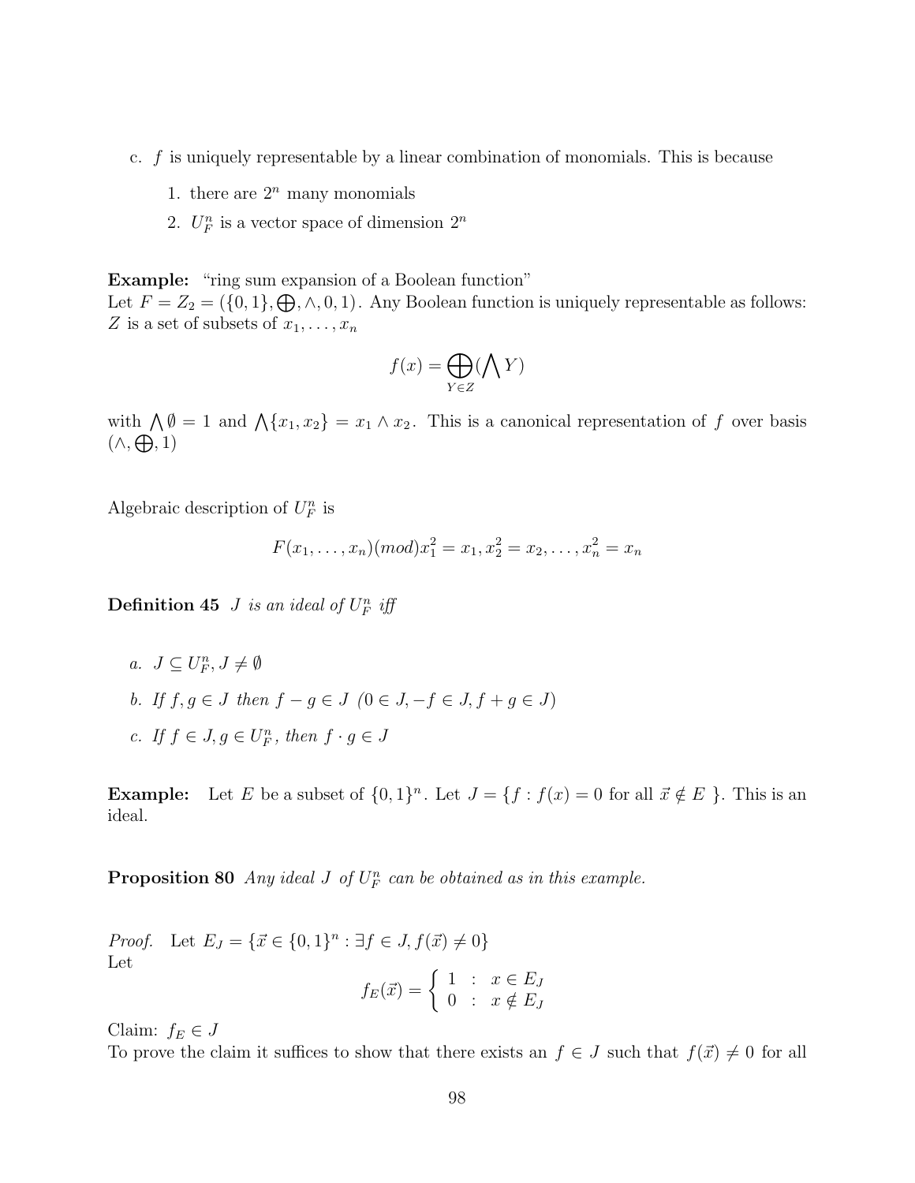c. $f$ is uniquely representable by a linear combination of monomials. This is because

   1. there are $2^n$ many monomials
   2. $U_F^n$ is a vector space of dimension $2^n$

**Example:** "ring sum expansion of a Boolean function"
Let $F = Z_2 = (\{0,1\}, \bigoplus, \wedge, 0, 1)$. Any Boolean function is uniquely representable as follows: $Z$ is a set of subsets of $x_1, \ldots, x_n$

$$f(x) = \bigoplus_{Y \in Z} (\bigwedge Y)$$

with $\bigwedge \emptyset = 1$ and $\bigwedge\{x_1, x_2\} = x_1 \wedge x_2$. This is a canonical representation of $f$ over basis $(\wedge, \bigoplus, 1)$

Algebraic description of $U_F^n$ is

$$F(x_1, \ldots, x_n)(mod) x_1^2 = x_1, x_2^2 = x_2, \ldots, x_n^2 = x_n$$

**Definition 45** *$J$ is an ideal of $U_F^n$ iff*

*a. $J \subseteq U_F^n, J \neq \emptyset$*

*b. If $f, g \in J$ then $f - g \in J$ $(0 \in J, -f \in J, f + g \in J)$*

*c. If $f \in J, g \in U_F^n$, then $f \cdot g \in J$*

**Example:** Let $E$ be a subset of $\{0,1\}^n$. Let $J = \{f : f(x) = 0 \text{ for all } \vec{x} \notin E\}$. This is an ideal.

**Proposition 80** *Any ideal $J$ of $U_F^n$ can be obtained as in this example.*

*Proof.* Let $E_J = \{\vec{x} \in \{0,1\}^n : \exists f \in J, f(\vec{x}) \neq 0\}$
Let

$$f_E(\vec{x}) = \begin{cases} 1 & : \ x \in E_J \\ 0 & : \ x \notin E_J \end{cases}$$

Claim: $f_E \in J$
To prove the claim it suffices to show that there exists an $f \in J$ such that $f(\vec{x}) \neq 0$ for all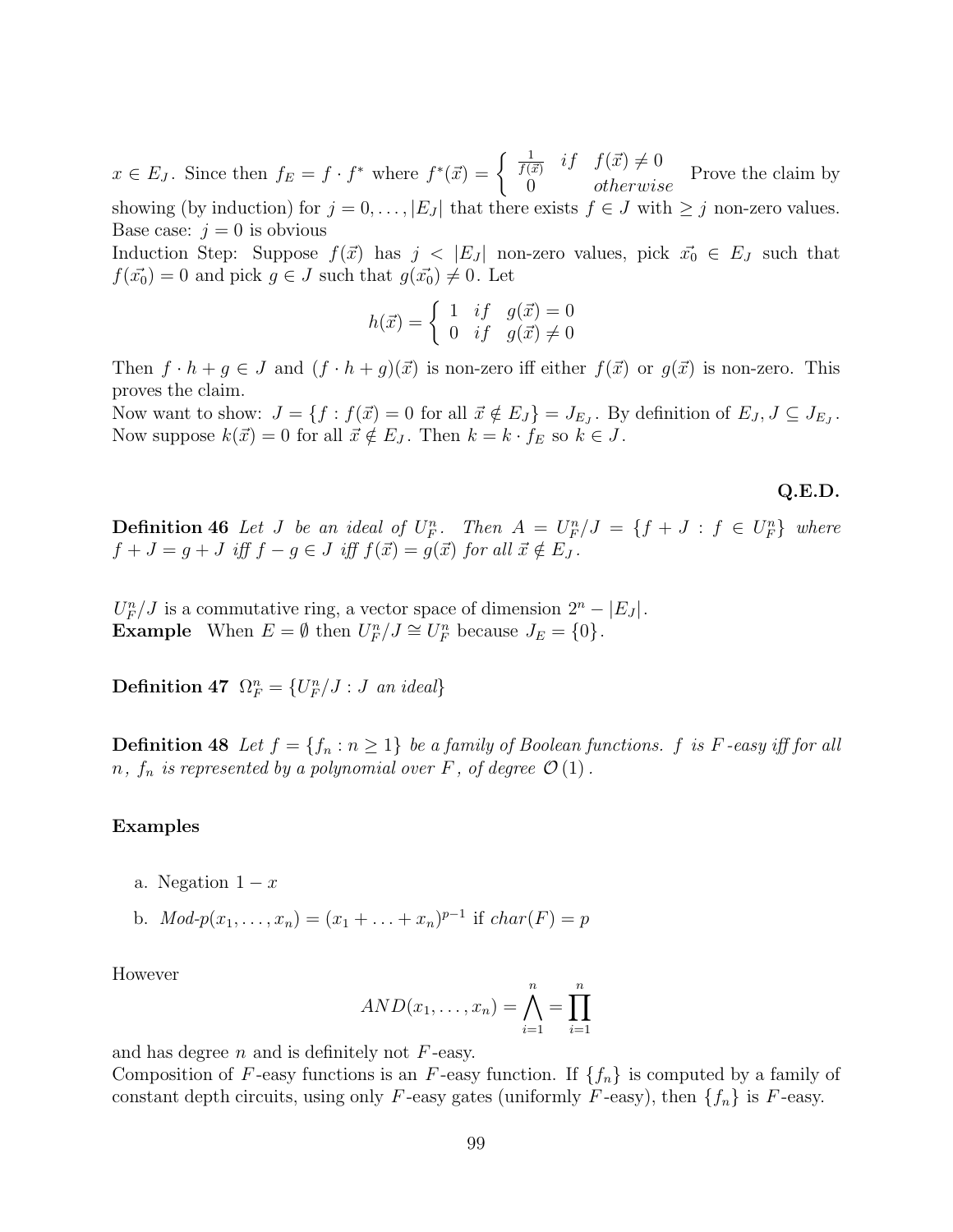$x \in E_J$. Since then $f_E = f \cdot f^*$ where $f^*(\vec{x}) = \begin{cases} \frac{1}{f(\vec{x})} & if \quad f(\vec{x}) \neq 0 \\ 0 & otherwise \end{cases}$ Prove the claim by showing (by induction) for $j = 0, \ldots, |E_J|$ that there exists $f \in J$ with $\geq j$ non-zero values.
Base case: $j = 0$ is obvious
Induction Step: Suppose $f(\vec{x})$ has $j < |E_J|$ non-zero values, pick $\vec{x_0} \in E_J$ such that $f(\vec{x_0}) = 0$ and pick $g \in J$ such that $g(\vec{x_0}) \neq 0$. Let

$$h(\vec{x}) = \begin{cases} 1 & if \quad g(\vec{x}) = 0 \\ 0 & if \quad g(\vec{x}) \neq 0 \end{cases}$$

Then $f \cdot h + g \in J$ and $(f \cdot h + g)(\vec{x})$ is non-zero iff either $f(\vec{x})$ or $g(\vec{x})$ is non-zero. This proves the claim.
Now want to show: $J = \{f : f(\vec{x}) = 0 \text{ for all } \vec{x} \notin E_J\} = J_{E_J}$. By definition of $E_J, J \subseteq J_{E_J}$. Now suppose $k(\vec{x}) = 0$ for all $\vec{x} \notin E_J$. Then $k = k \cdot f_E$ so $k \in J$.

**Q.E.D.**

**Definition 46** *Let $J$ be an ideal of $U_F^n$. Then $A = U_F^n/J = \{f + J : f \in U_F^n\}$ where $f + J = g + J$ iff $f - g \in J$ iff $f(\vec{x}) = g(\vec{x})$ for all $\vec{x} \notin E_J$.*

$U_F^n/J$ is a commutative ring, a vector space of dimension $2^n - |E_J|$.
**Example** When $E = \emptyset$ then $U_F^n/J \cong U_F^n$ because $J_E = \{0\}$.

**Definition 47** $\Omega_F^n = \{U_F^n/J : J$ *an ideal*$\}$

**Definition 48** *Let $f = \{f_n : n \geq 1\}$ be a family of Boolean functions. $f$ is $F$-easy iff for all $n$, $f_n$ is represented by a polynomial over $F$, of degree $\mathcal{O}(1)$.*

**Examples**

a. Negation $1 - x$

b. $Mod\text{-}p(x_1, \ldots, x_n) = (x_1 + \ldots + x_n)^{p-1}$ if $char(F) = p$

However

$$AND(x_1, \ldots, x_n) = \bigwedge_{i=1}^{n} = \prod_{i=1}^{n}$$

and has degree $n$ and is definitely not $F$-easy.
Composition of $F$-easy functions is an $F$-easy function. If $\{f_n\}$ is computed by a family of constant depth circuits, using only $F$-easy gates (uniformly $F$-easy), then $\{f_n\}$ is $F$-easy.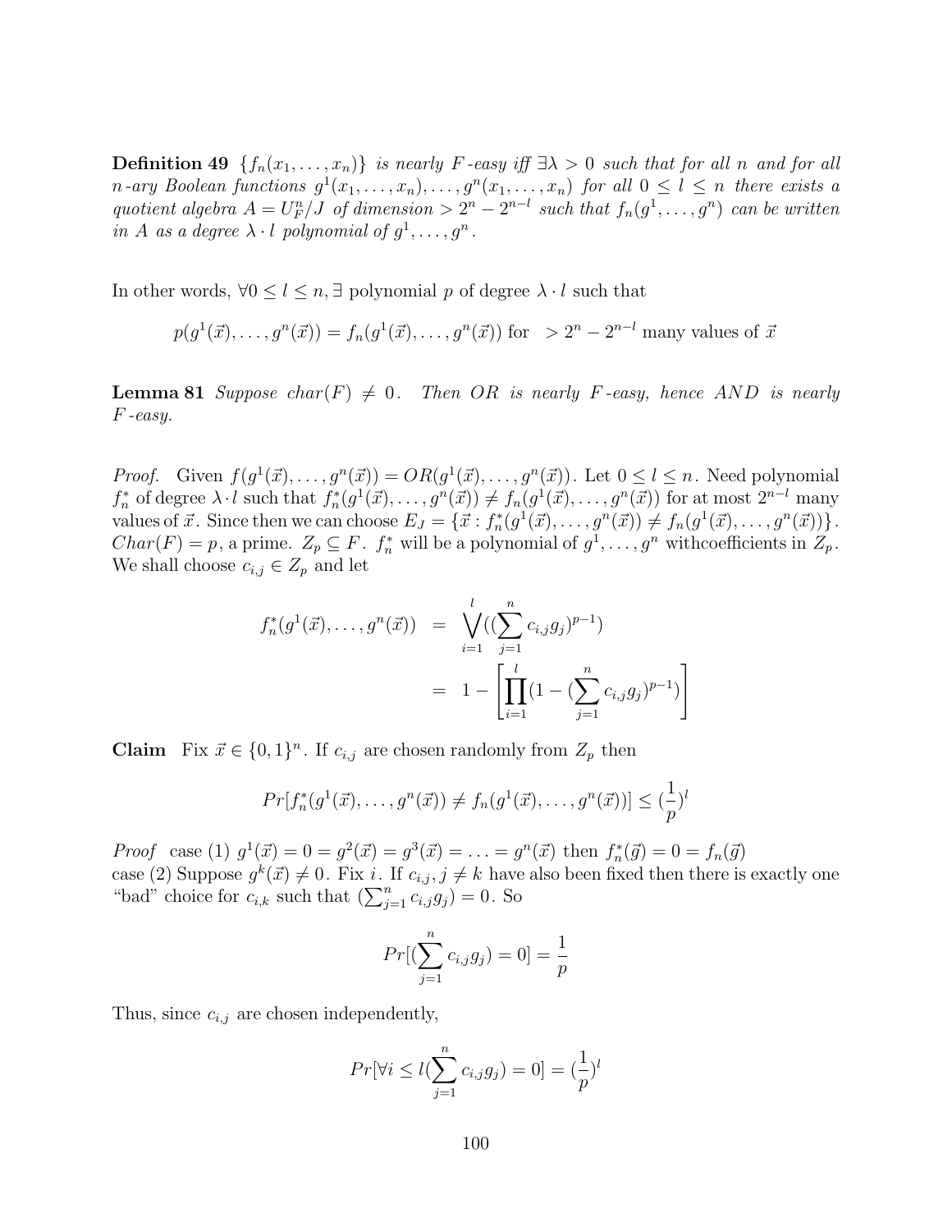**Definition 49** *$\{f_n(x_1, \ldots, x_n)\}$ is nearly $F$-easy iff $\exists \lambda > 0$ such that for all $n$ and for all $n$-ary Boolean functions $g^1(x_1, \ldots, x_n), \ldots, g^n(x_1, \ldots, x_n)$ for all $0 \leq l \leq n$ there exists a quotient algebra $A = U_F^n/J$ of dimension $> 2^n - 2^{n-l}$ such that $f_n(g^1, \ldots, g^n)$ can be written in $A$ as a degree $\lambda \cdot l$ polynomial of $g^1, \ldots, g^n$.*

In other words, $\forall 0 \leq l \leq n, \exists$ polynomial $p$ of degree $\lambda \cdot l$ such that

$$p(g^1(\vec{x}), \ldots, g^n(\vec{x})) = f_n(g^1(\vec{x}), \ldots, g^n(\vec{x})) \text{ for } > 2^n - 2^{n-l} \text{ many values of } \vec{x}$$

**Lemma 81** *Suppose $char(F) \neq 0$. Then $OR$ is nearly $F$-easy, hence $AND$ is nearly $F$-easy.*

*Proof.* Given $f(g^1(\vec{x}), \ldots, g^n(\vec{x})) = OR(g^1(\vec{x}), \ldots, g^n(\vec{x}))$. Let $0 \leq l \leq n$. Need polynomial $f_n^*$ of degree $\lambda \cdot l$ such that $f_n^*(g^1(\vec{x}), \ldots, g^n(\vec{x})) \neq f_n(g^1(\vec{x}), \ldots, g^n(\vec{x}))$ for at most $2^{n-l}$ many values of $\vec{x}$. Since then we can choose $E_J = \{\vec{x} : f_n^*(g^1(\vec{x}), \ldots, g^n(\vec{x})) \neq f_n(g^1(\vec{x}), \ldots, g^n(\vec{x}))\}$. $Char(F) = p$, a prime. $Z_p \subseteq F$. $f_n^*$ will be a polynomial of $g^1, \ldots, g^n$ withcoefficients in $Z_p$. We shall choose $c_{i,j} \in Z_p$ and let

$$\begin{aligned} f_n^*(g^1(\vec{x}), \ldots, g^n(\vec{x})) &= \bigvee_{i=1}^{l} ((\sum_{j=1}^{n} c_{i,j} g_j)^{p-1}) \\ &= 1 - \left[ \prod_{i=1}^{l} (1 - (\sum_{j=1}^{n} c_{i,j} g_j)^{p-1}) \right] \end{aligned}$$

**Claim** Fix $\vec{x} \in \{0,1\}^n$. If $c_{i,j}$ are chosen randomly from $Z_p$ then

$$Pr[f_n^*(g^1(\vec{x}), \ldots, g^n(\vec{x})) \neq f_n(g^1(\vec{x}), \ldots, g^n(\vec{x}))] \leq (\frac{1}{p})^l$$

*Proof* case (1) $g^1(\vec{x}) = 0 = g^2(\vec{x}) = g^3(\vec{x}) = \ldots = g^n(\vec{x})$ then $f_n^*(\vec{g}) = 0 = f_n(\vec{g})$
case (2) Suppose $g^k(\vec{x}) \neq 0$. Fix $i$. If $c_{i,j}, j \neq k$ have also been fixed then there is exactly one "bad" choice for $c_{i,k}$ such that $(\sum_{j=1}^{n} c_{i,j} g_j) = 0$. So

$$Pr[(\sum_{j=1}^{n} c_{i,j} g_j) = 0] = \frac{1}{p}$$

Thus, since $c_{i,j}$ are chosen independently,

$$Pr[\forall i \leq l (\sum_{j=1}^{n} c_{i,j} g_j) = 0] = (\frac{1}{p})^l$$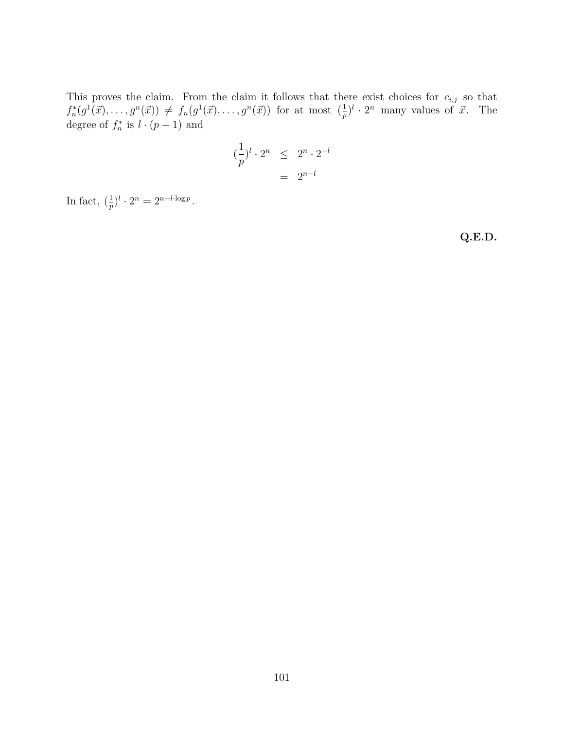This proves the claim. From the claim it follows that there exist choices for $c_{i,j}$ so that $f_n^*(g^1(\vec{x}), \ldots, g^n(\vec{x})) \neq f_n(g^1(\vec{x}), \ldots, g^n(\vec{x}))$ for at most $(\frac{1}{p})^l \cdot 2^n$ many values of $\vec{x}$. The degree of $f_n^*$ is $l \cdot (p-1)$ and

$$
\begin{aligned}
(\frac{1}{p})^l \cdot 2^n &\leq 2^n \cdot 2^{-l} \\
&= 2^{n-l}
\end{aligned}
$$

In fact, $(\frac{1}{p})^l \cdot 2^n = 2^{n-l \cdot \log p}$.

**Q.E.D.**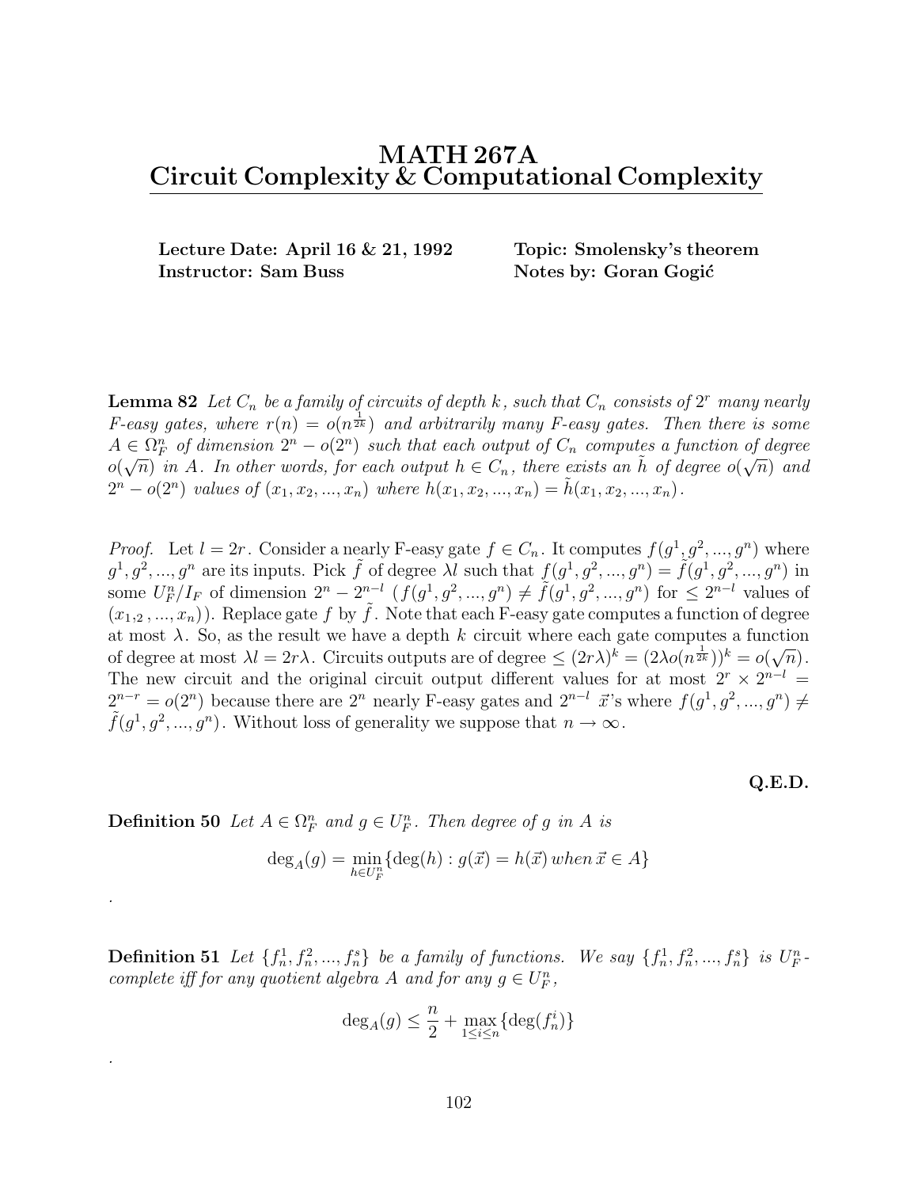# MATH 267A
# Circuit Complexity & Computational Complexity

**Lecture Date: April 16 & 21, 1992** **Topic: Smolensky's theorem**
**Instructor: Sam Buss** **Notes by: Goran Gogić**

**Lemma 82** *Let $C_n$ be a family of circuits of depth $k$, such that $C_n$ consists of $2^r$ many nearly F-easy gates, where $r(n) = o(n^{\frac{1}{2k}})$ and arbitrarily many F-easy gates. Then there is some $A \in \Omega_F^n$ of dimension $2^n - o(2^n)$ such that each output of $C_n$ computes a function of degree $o(\sqrt{n})$ in $A$. In other words, for each output $h \in C_n$, there exists an $\tilde{h}$ of degree $o(\sqrt{n})$ and $2^n - o(2^n)$ values of $(x_1, x_2, ..., x_n)$ where $h(x_1, x_2, ..., x_n) = \tilde{h}(x_1, x_2, ..., x_n)$.*

*Proof.* Let $l = 2r$. Consider a nearly F-easy gate $f \in C_n$. It computes $f(g^1, g^2, ..., g^n)$ where $g^1, g^2, ..., g^n$ are its inputs. Pick $\tilde{f}$ of degree $\lambda l$ such that $f(g^1, g^2, ..., g^n) = \tilde{f}(g^1, g^2, ..., g^n)$ in some $U_F^n/I_F$ of dimension $2^n - 2^{n-l}$ ($f(g^1, g^2, ..., g^n) \neq \tilde{f}(g^1, g^2, ..., g^n)$ for $\leq 2^{n-l}$ values of $(x_{1,2}, ..., x_n)$). Replace gate $f$ by $\tilde{f}$. Note that each F-easy gate computes a function of degree at most $\lambda$. So, as the result we have a depth $k$ circuit where each gate computes a function of degree at most $\lambda l = 2r\lambda$. Circuits outputs are of degree $\leq (2r\lambda)^k = (2\lambda o(n^{\frac{1}{2k}}))^k = o(\sqrt{n})$. The new circuit and the original circuit output different values for at most $2^r \times 2^{n-l} = 2^{n-r} = o(2^n)$ because there are $2^n$ nearly F-easy gates and $2^{n-l}$ $\vec{x}$'s where $f(g^1, g^2, ..., g^n) \neq \tilde{f}(g^1, g^2, ..., g^n)$. Without loss of generality we suppose that $n \to \infty$.

**Q.E.D.**

**Definition 50** *Let $A \in \Omega_F^n$ and $g \in U_F^n$. Then degree of $g$ in $A$ is*

$$\deg_A(g) = \min_{h \in U_F^n} \{\deg(h) : g(\vec{x}) = h(\vec{x}) \, when \, \vec{x} \in A\}$$

.

**Definition 51** *Let $\{f_n^1, f_n^2, ..., f_n^s\}$ be a family of functions. We say $\{f_n^1, f_n^2, ..., f_n^s\}$ is $U_F^n$-complete iff for any quotient algebra $A$ and for any $g \in U_F^n$,*

$$\deg_A(g) \leq \frac{n}{2} + \max_{1 \leq i \leq n} \{\deg(f_n^i)\}$$

.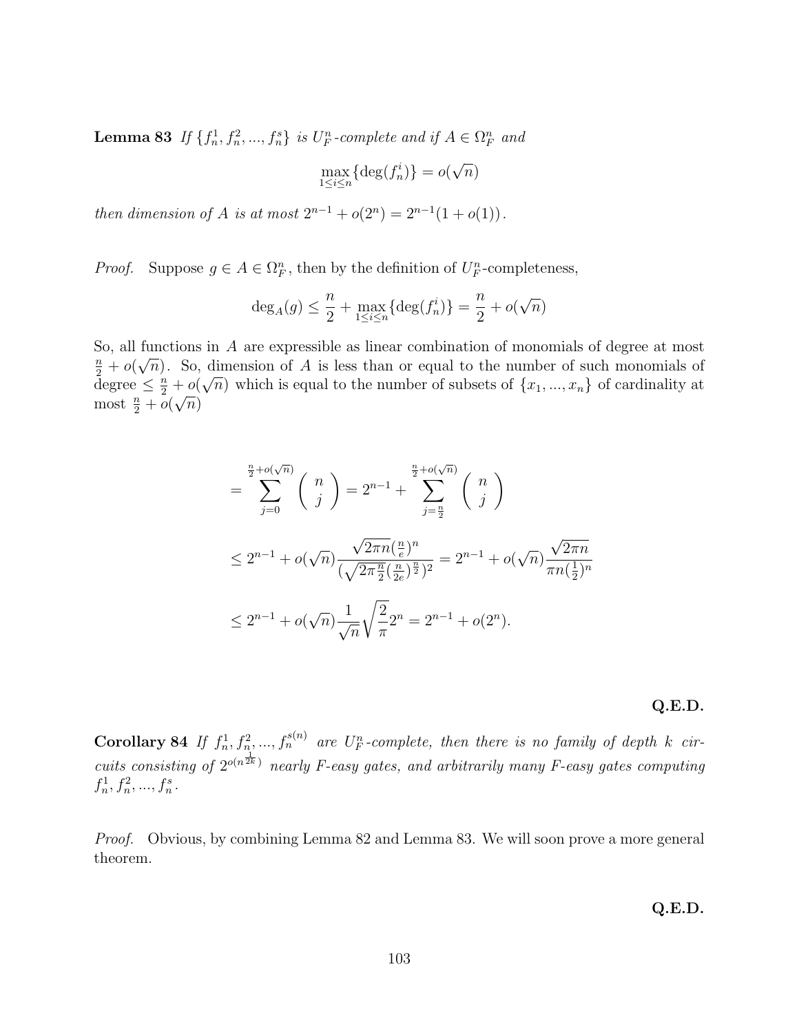**Lemma 83** *If $\{f_n^1, f_n^2, ..., f_n^s\}$ is $U_F^n$-complete and if $A \in \Omega_F^n$ and*

$$\max_{1 \le i \le n}\{\deg(f_n^i)\} = o(\sqrt{n})$$

*then dimension of $A$ is at most $2^{n-1} + o(2^n) = 2^{n-1}(1 + o(1))$.*

*Proof.* Suppose $g \in A \in \Omega_F^n$, then by the definition of $U_F^n$-completeness,

$$\deg_A(g) \le \frac{n}{2} + \max_{1 \le i \le n}\{\deg(f_n^i)\} = \frac{n}{2} + o(\sqrt{n})$$

So, all functions in $A$ are expressible as linear combination of monomials of degree at most $\frac{n}{2} + o(\sqrt{n})$. So, dimension of $A$ is less than or equal to the number of such monomials of degree $\le \frac{n}{2} + o(\sqrt{n})$ which is equal to the number of subsets of $\{x_1, ..., x_n\}$ of cardinality at most $\frac{n}{2} + o(\sqrt{n})$

$$= \sum_{j=0}^{\frac{n}{2}+o(\sqrt{n})} \binom{n}{j} = 2^{n-1} + \sum_{j=\frac{n}{2}}^{\frac{n}{2}+o(\sqrt{n})} \binom{n}{j}$$

$$\le 2^{n-1} + o(\sqrt{n}) \frac{\sqrt{2\pi n}(\frac{n}{e})^n}{(\sqrt{2\pi\frac{n}{2}}(\frac{n}{2e})^{\frac{n}{2}})^2} = 2^{n-1} + o(\sqrt{n}) \frac{\sqrt{2\pi n}}{\pi n (\frac{1}{2})^n}$$

$$\le 2^{n-1} + o(\sqrt{n}) \frac{1}{\sqrt{n}} \sqrt{\frac{2}{\pi}} 2^n = 2^{n-1} + o(2^n).$$

**Q.E.D.**

**Corollary 84** *If $f_n^1, f_n^2, ..., f_n^{s(n)}$ are $U_F^n$-complete, then there is no family of depth $k$ circuits consisting of $2^{o(n^{\frac{1}{2k}})}$ nearly F-easy gates, and arbitrarily many F-easy gates computing $f_n^1, f_n^2, ..., f_n^s$.*

*Proof.* Obvious, by combining Lemma 82 and Lemma 83. We will soon prove a more general theorem.

**Q.E.D.**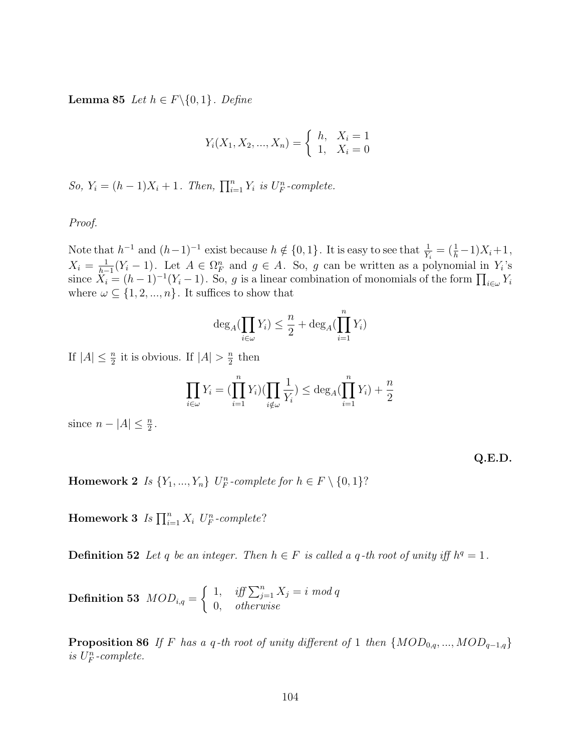**Lemma 85** *Let $h \in F \backslash \{0, 1\}$. Define*

$$Y_i(X_1, X_2, ..., X_n) = \begin{cases} h, & X_i = 1 \\ 1, & X_i = 0 \end{cases}$$

*So, $Y_i = (h-1)X_i + 1$. Then, $\prod_{i=1}^{n} Y_i$ is $U_F^n$-complete.*

*Proof.*

Note that $h^{-1}$ and $(h-1)^{-1}$ exist because $h \notin \{0, 1\}$. It is easy to see that $\frac{1}{Y_i} = (\frac{1}{h} - 1)X_i + 1$, $X_i = \frac{1}{h-1}(Y_i - 1)$. Let $A \in \Omega_F^n$ and $g \in A$. So, $g$ can be written as a polynomial in $Y_i$'s since $X_i = (h-1)^{-1}(Y_i - 1)$. So, $g$ is a linear combination of monomials of the form $\prod_{i \in \omega} Y_i$ where $\omega \subseteq \{1, 2, ..., n\}$. It suffices to show that

$$\deg_A(\prod_{i \in \omega} Y_i) \leq \frac{n}{2} + \deg_A(\prod_{i=1}^{n} Y_i)$$

If $|A| \leq \frac{n}{2}$ it is obvious. If $|A| > \frac{n}{2}$ then

$$\prod_{i \in \omega} Y_i = (\prod_{i=1}^{n} Y_i)(\prod_{i \notin \omega} \frac{1}{Y_i}) \leq \deg_A(\prod_{i=1}^{n} Y_i) + \frac{n}{2}$$

since $n - |A| \leq \frac{n}{2}$.

**Q.E.D.**

**Homework 2** *Is $\{Y_1, ..., Y_n\}$ $U_F^n$-complete for $h \in F \setminus \{0, 1\}$?*

**Homework 3** *Is $\prod_{i=1}^{n} X_i$ $U_F^n$-complete?*

**Definition 52** *Let $q$ be an integer. Then $h \in F$ is called a $q$-th root of unity iff $h^q = 1$.*

**Definition 53** $MOD_{i,q} = \begin{cases} 1, & \textit{iff } \sum_{j=1}^{n} X_j = i \bmod q \\ 0, & \textit{otherwise} \end{cases}$

**Proposition 86** *If $F$ has a $q$-th root of unity different of $1$ then $\{MOD_{0,q}, ..., MOD_{q-1,q}\}$ is $U_F^n$-complete.*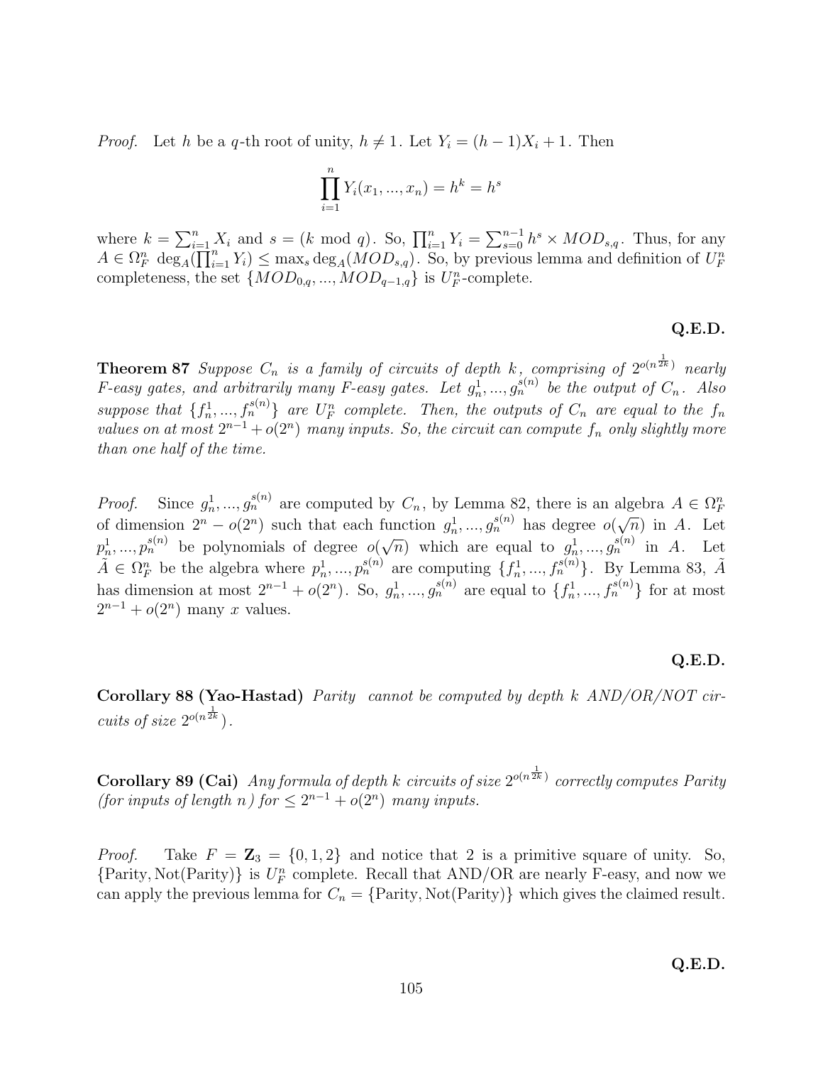*Proof.* Let $h$ be a $q$-th root of unity, $h \neq 1$. Let $Y_i = (h-1)X_i + 1$. Then

$$\prod_{i=1}^{n} Y_i(x_1, ..., x_n) = h^k = h^s$$

where $k = \sum_{i=1}^{n} X_i$ and $s = (k \bmod q)$. So, $\prod_{i=1}^{n} Y_i = \sum_{s=0}^{n-1} h^s \times MOD_{s,q}$. Thus, for any $A \in \Omega_F^n$ $\deg_A(\prod_{i=1}^{n} Y_i) \leq \max_s \deg_A(MOD_{s,q})$. So, by previous lemma and definition of $U_F^n$ completeness, the set $\{MOD_{0,q}, ..., MOD_{q-1,q}\}$ is $U_F^n$-complete.

**Q.E.D.**

**Theorem 87** *Suppose $C_n$ is a family of circuits of depth $k$, comprising of $2^{o(n^{\frac{1}{2k}})}$ nearly F-easy gates, and arbitrarily many F-easy gates. Let $g_n^1, ..., g_n^{s(n)}$ be the output of $C_n$. Also suppose that $\{f_n^1, ..., f_n^{s(n)}\}$ are $U_F^n$ complete. Then, the outputs of $C_n$ are equal to the $f_n$ values on at most $2^{n-1} + o(2^n)$ many inputs. So, the circuit can compute $f_n$ only slightly more than one half of the time.*

*Proof.* Since $g_n^1, ..., g_n^{s(n)}$ are computed by $C_n$, by Lemma 82, there is an algebra $A \in \Omega_F^n$ of dimension $2^n - o(2^n)$ such that each function $g_n^1, ..., g_n^{s(n)}$ has degree $o(\sqrt{n})$ in $A$. Let $p_n^1, ..., p_n^{s(n)}$ be polynomials of degree $o(\sqrt{n})$ which are equal to $g_n^1, ..., g_n^{s(n)}$ in $A$. Let $\tilde{A} \in \Omega_F^n$ be the algebra where $p_n^1, ..., p_n^{s(n)}$ are computing $\{f_n^1, ..., f_n^{s(n)}\}$. By Lemma 83, $\tilde{A}$ has dimension at most $2^{n-1} + o(2^n)$. So, $g_n^1, ..., g_n^{s(n)}$ are equal to $\{f_n^1, ..., f_n^{s(n)}\}$ for at most $2^{n-1} + o(2^n)$ many $x$ values.

**Q.E.D.**

**Corollary 88 (Yao-Hastad)** *Parity cannot be computed by depth $k$ AND/OR/NOT circuits of size $2^{o(n^{\frac{1}{2k}})}$.*

**Corollary 89 (Cai)** *Any formula of depth $k$ circuits of size $2^{o(n^{\frac{1}{2k}})}$ correctly computes Parity (for inputs of length $n$) for $\leq 2^{n-1} + o(2^n)$ many inputs.*

*Proof.* Take $F = \mathbf{Z}_3 = \{0, 1, 2\}$ and notice that 2 is a primitive square of unity. So, $\{\text{Parity}, \text{Not}(\text{Parity})\}$ is $U_F^n$ complete. Recall that AND/OR are nearly F-easy, and now we can apply the previous lemma for $C_n = \{\text{Parity}, \text{Not}(\text{Parity})\}$ which gives the claimed result.

**Q.E.D.**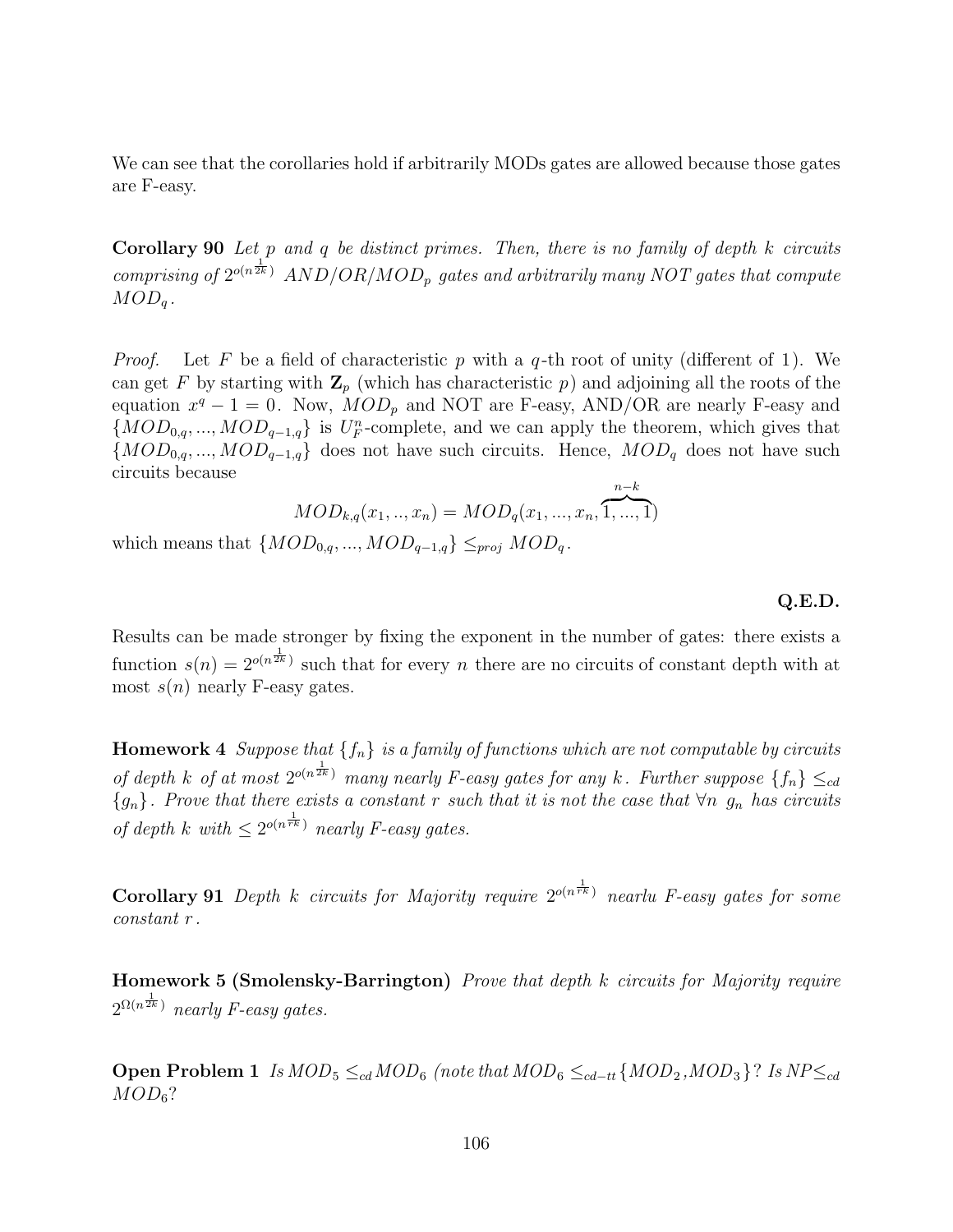We can see that the corollaries hold if arbitrarily MODs gates are allowed because those gates are F-easy.

**Corollary 90** *Let $p$ and $q$ be distinct primes. Then, there is no family of depth $k$ circuits comprising of $2^{o(n^{\frac{1}{2k}})}$ $AND/OR/MOD_p$ gates and arbitrarily many NOT gates that compute $MOD_q$.*

*Proof.* Let $F$ be a field of characteristic $p$ with a $q$-th root of unity (different of 1). We can get $F$ by starting with $\mathbf{Z}_p$ (which has characteristic $p$) and adjoining all the roots of the equation $x^q - 1 = 0$. Now, $MOD_p$ and NOT are F-easy, AND/OR are nearly F-easy and $\{MOD_{0,q}, ..., MOD_{q-1,q}\}$ is $U_F^n$-complete, and we can apply the theorem, which gives that $\{MOD_{0,q}, ..., MOD_{q-1,q}\}$ does not have such circuits. Hence, $MOD_q$ does not have such circuits because

$$MOD_{k,q}(x_1, .., x_n) = MOD_q(x_1, ..., x_n, \overbrace{1, ..., 1}^{n-k})$$

which means that $\{MOD_{0,q}, ..., MOD_{q-1,q}\} \leq_{proj} MOD_q$.

**Q.E.D.**

Results can be made stronger by fixing the exponent in the number of gates: there exists a function $s(n) = 2^{o(n^{\frac{1}{2k}})}$ such that for every $n$ there are no circuits of constant depth with at most $s(n)$ nearly F-easy gates.

**Homework 4** *Suppose that $\{f_n\}$ is a family of functions which are not computable by circuits of depth $k$ of at most $2^{o(n^{\frac{1}{2k}})}$ many nearly F-easy gates for any $k$. Further suppose $\{f_n\} \leq_{cd} \{g_n\}$. Prove that there exists a constant $r$ such that it is not the case that $\forall n$ $g_n$ has circuits of depth $k$ with $\leq 2^{o(n^{\frac{1}{rk}})}$ nearly F-easy gates.*

**Corollary 91** *Depth $k$ circuits for Majority require $2^{o(n^{\frac{1}{rk}})}$ nearlu F-easy gates for some constant $r$.*

**Homework 5 (Smolensky-Barrington)** *Prove that depth $k$ circuits for Majority require $2^{\Omega(n^{\frac{1}{2k}})}$ nearly F-easy gates.*

**Open Problem 1** *Is $MOD_5 \leq_{cd} MOD_6$ (note that $MOD_6 \leq_{cd-tt} \{MOD_2, MOD_3\}$? Is NP$\leq_{cd}$ $MOD_6$?*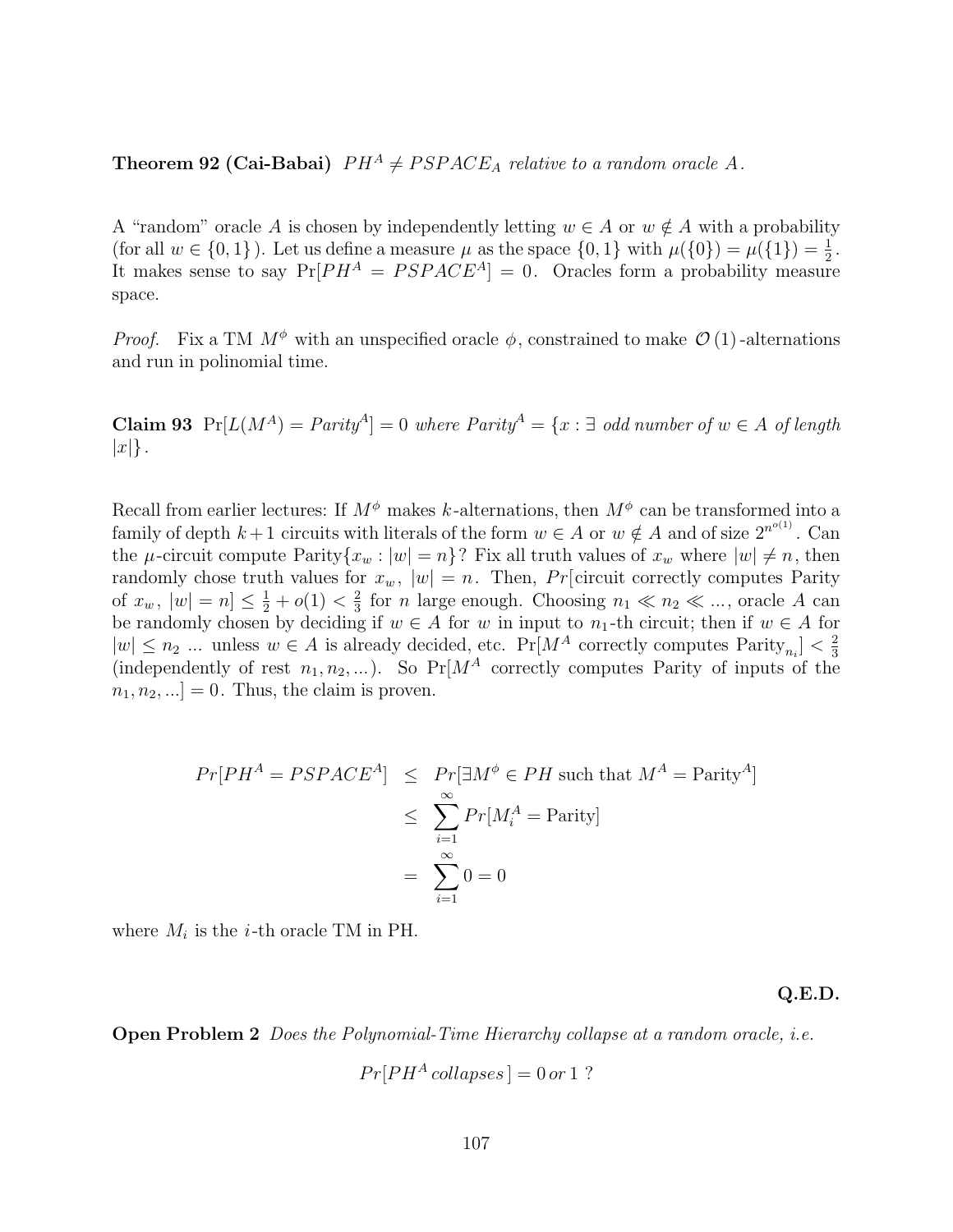**Theorem 92 (Cai-Babai)** *$PH^A \neq PSPACE_A$ relative to a random oracle $A$.*

A "random" oracle $A$ is chosen by independently letting $w \in A$ or $w \notin A$ with a probability (for all $w \in \{0,1\}$). Let us define a measure $\mu$ as the space $\{0,1\}$ with $\mu(\{0\}) = \mu(\{1\}) = \frac{1}{2}$. It makes sense to say $\Pr[PH^A = PSPACE^A] = 0$. Oracles form a probability measure space.

*Proof.* Fix a TM $M^\phi$ with an unspecified oracle $\phi$, constrained to make $\mathcal{O}(1)$-alternations and run in polinomial time.

**Claim 93** *$\Pr[L(M^A) = Parity^A] = 0$ where $Parity^A = \{x : \exists$ odd number of $w \in A$ of length $|x|\}$.*

Recall from earlier lectures: If $M^\phi$ makes $k$-alternations, then $M^\phi$ can be transformed into a family of depth $k+1$ circuits with literals of the form $w \in A$ or $w \notin A$ and of size $2^{n^{o(1)}}$. Can the $\mu$-circuit compute Parity$\{x_w : |w| = n\}$? Fix all truth values of $x_w$ where $|w| \neq n$, then randomly chose truth values for $x_w$, $|w| = n$. Then, $Pr$[circuit correctly computes Parity of $x_w$, $|w| = n$] $\leq \frac{1}{2} + o(1) < \frac{2}{3}$ for $n$ large enough. Choosing $n_1 \ll n_2 \ll \ldots$, oracle $A$ can be randomly chosen by deciding if $w \in A$ for $w$ in input to $n_1$-th circuit; then if $w \in A$ for $|w| \leq n_2$ ... unless $w \in A$ is already decided, etc. $\Pr[M^A$ correctly computes $\text{Parity}_{n_i}] < \frac{2}{3}$ (independently of rest $n_1, n_2, \ldots$). So $\Pr[M^A$ correctly computes Parity of inputs of the $n_1, n_2, \ldots] = 0$. Thus, the claim is proven.

$$
\begin{aligned}
Pr[PH^A = PSPACE^A] &\leq Pr[\exists M^\phi \in PH \text{ such that } M^A = \text{Parity}^A] \\
&\leq \sum_{i=1}^{\infty} Pr[M_i^A = \text{Parity}] \\
&= \sum_{i=1}^{\infty} 0 = 0
\end{aligned}
$$

where $M_i$ is the $i$-th oracle TM in PH.

**Q.E.D.**

**Open Problem 2** *Does the Polynomial-Time Hierarchy collapse at a random oracle, i.e.*

$$Pr[PH^A \, collapses\,] = 0 \, or \, 1 \; ?$$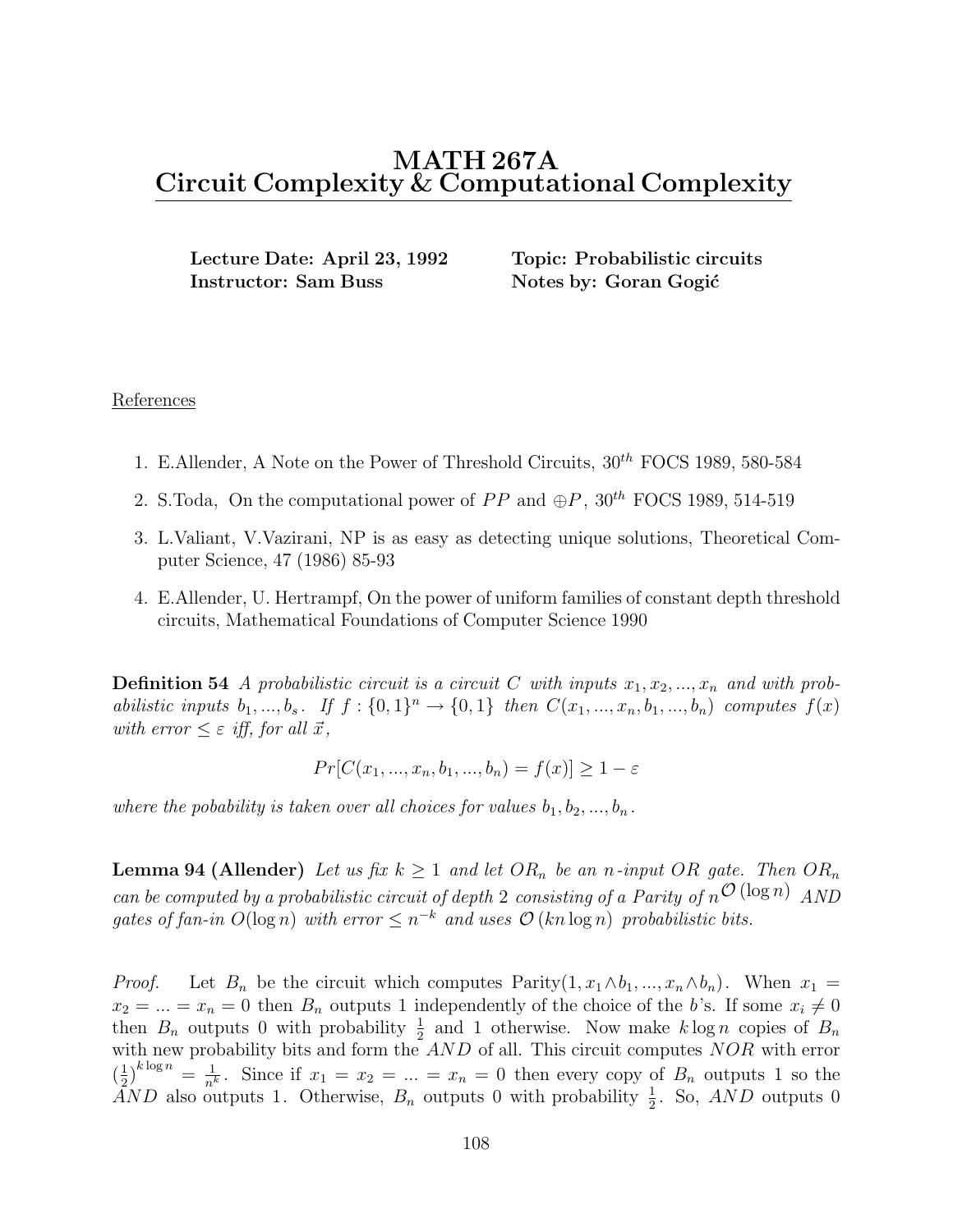# MATH 267A
# Circuit Complexity & Computational Complexity

**Lecture Date: April 23, 1992** **Topic: Probabilistic circuits**
**Instructor: Sam Buss** **Notes by: Goran Gogić**

References

1. E.Allender, A Note on the Power of Threshold Circuits, $30^{th}$ FOCS 1989, 580-584
2. S.Toda, On the computational power of $PP$ and $\oplus P$, $30^{th}$ FOCS 1989, 514-519
3. L.Valiant, V.Vazirani, NP is as easy as detecting unique solutions, Theoretical Computer Science, 47 (1986) 85-93
4. E.Allender, U. Hertrampf, On the power of uniform families of constant depth threshold circuits, Mathematical Foundations of Computer Science 1990

**Definition 54** *A probabilistic circuit is a circuit $C$ with inputs $x_1, x_2, ..., x_n$ and with probabilistic inputs $b_1, ..., b_s$. If $f : \{0,1\}^n \to \{0,1\}$ then $C(x_1, ..., x_n, b_1, ..., b_n)$ computes $f(x)$ with error $\leq \varepsilon$ iff, for all $\vec{x}$,*

$$Pr[C(x_1, ..., x_n, b_1, ..., b_n) = f(x)] \geq 1 - \varepsilon$$

*where the pobability is taken over all choices for values $b_1, b_2, ..., b_n$.*

**Lemma 94 (Allender)** *Let us fix $k \geq 1$ and let $OR_n$ be an $n$-input $OR$ gate. Then $OR_n$ can be computed by a probabilistic circuit of depth 2 consisting of a Parity of $n^{\mathcal{O}(\log n)}$ $AND$ gates of fan-in $O(\log n)$ with error $\leq n^{-k}$ and uses $\mathcal{O}(kn \log n)$ probabilistic bits.*

*Proof.* Let $B_n$ be the circuit which computes Parity$(1, x_1 \wedge b_1, ..., x_n \wedge b_n)$. When $x_1 = x_2 = ... = x_n = 0$ then $B_n$ outputs 1 independently of the choice of the $b$'s. If some $x_i \neq 0$ then $B_n$ outputs 0 with probability $\frac{1}{2}$ and 1 otherwise. Now make $k \log n$ copies of $B_n$ with new probability bits and form the $AND$ of all. This circuit computes $NOR$ with error $(\frac{1}{2})^{k \log n} = \frac{1}{n^k}$. Since if $x_1 = x_2 = ... = x_n = 0$ then every copy of $B_n$ outputs 1 so the $AND$ also outputs 1. Otherwise, $B_n$ outputs 0 with probability $\frac{1}{2}$. So, $AND$ outputs 0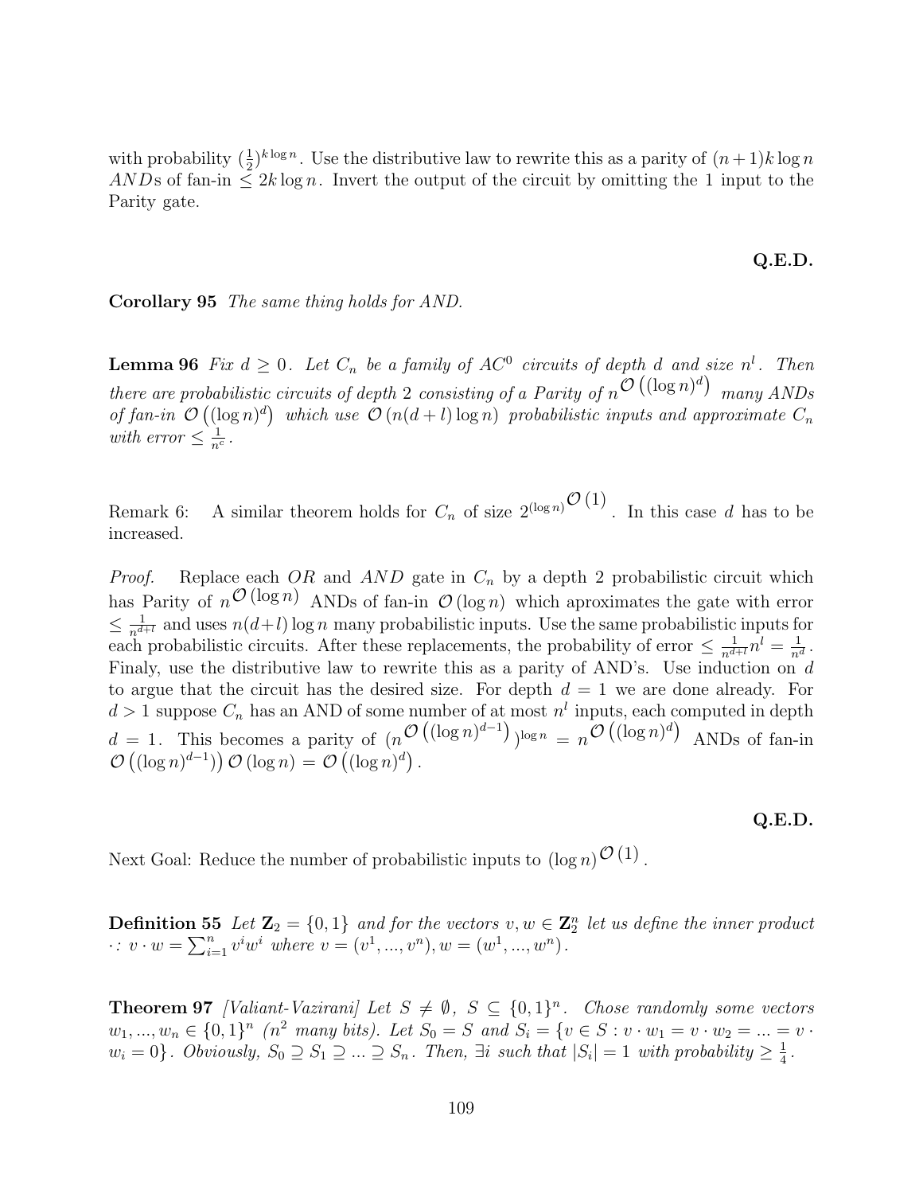with probability $(\frac{1}{2})^{k \log n}$. Use the distributive law to rewrite this as a parity of $(n+1)k \log n$ $AND$s of fan-in $\leq 2k \log n$. Invert the output of the circuit by omitting the 1 input to the Parity gate.

**Q.E.D.**

**Corollary 95** *The same thing holds for AND.*

**Lemma 96** *Fix $d \geq 0$. Let $C_n$ be a family of $AC^0$ circuits of depth $d$ and size $n^l$. Then there are probabilistic circuits of depth 2 consisting of a Parity of $n^{\mathcal{O}\left((\log n)^d\right)}$ many ANDs of fan-in $\mathcal{O}\left((\log n)^d\right)$ which use $\mathcal{O}\left(n(d+l)\log n\right)$ probabilistic inputs and approximate $C_n$ with error $\leq \frac{1}{n^c}$.*

Remark 6: A similar theorem holds for $C_n$ of size $2^{(\log n)^{\mathcal{O}(1)}}$. In this case $d$ has to be increased.

*Proof.* Replace each $OR$ and $AND$ gate in $C_n$ by a depth 2 probabilistic circuit which has Parity of $n^{\mathcal{O}(\log n)}$ ANDs of fan-in $\mathcal{O}(\log n)$ which aproximates the gate with error $\leq \frac{1}{n^{d+l}}$ and uses $n(d+l)\log n$ many probabilistic inputs. Use the same probabilistic inputs for each probabilistic circuits. After these replacements, the probability of error $\leq \frac{1}{n^{d+l}} n^l = \frac{1}{n^d}$. Finaly, use the distributive law to rewrite this as a parity of AND's. Use induction on $d$ to argue that the circuit has the desired size. For depth $d = 1$ we are done already. For $d > 1$ suppose $C_n$ has an AND of some number of at most $n^l$ inputs, each computed in depth $d = 1$. This becomes a parity of $(n^{\mathcal{O}\left((\log n)^{d-1}\right)})^{\log n} = n^{\mathcal{O}\left((\log n)^d\right)}$ ANDs of fan-in $\mathcal{O}\left((\log n)^{d-1}\right)\mathcal{O}(\log n) = \mathcal{O}\left((\log n)^d\right)$.

**Q.E.D.**

Next Goal: Reduce the number of probabilistic inputs to $(\log n)^{\mathcal{O}(1)}$.

**Definition 55** *Let $\mathbf{Z}_2 = \{0,1\}$ and for the vectors $v, w \in \mathbf{Z}_2^n$ let us define the inner product $\cdot$: $v \cdot w = \sum_{i=1}^n v^i w^i$ where $v = (v^1, ..., v^n), w = (w^1, ..., w^n)$.*

**Theorem 97** *[Valiant-Vazirani] Let $S \neq \emptyset$, $S \subseteq \{0,1\}^n$. Chose randomly some vectors $w_1, ..., w_n \in \{0,1\}^n$ ($n^2$ many bits). Let $S_0 = S$ and $S_i = \{v \in S : v \cdot w_1 = v \cdot w_2 = ... = v \cdot w_i = 0\}$. Obviously, $S_0 \supseteq S_1 \supseteq ... \supseteq S_n$. Then, $\exists i$ such that $|S_i| = 1$ with probability $\geq \frac{1}{4}$.*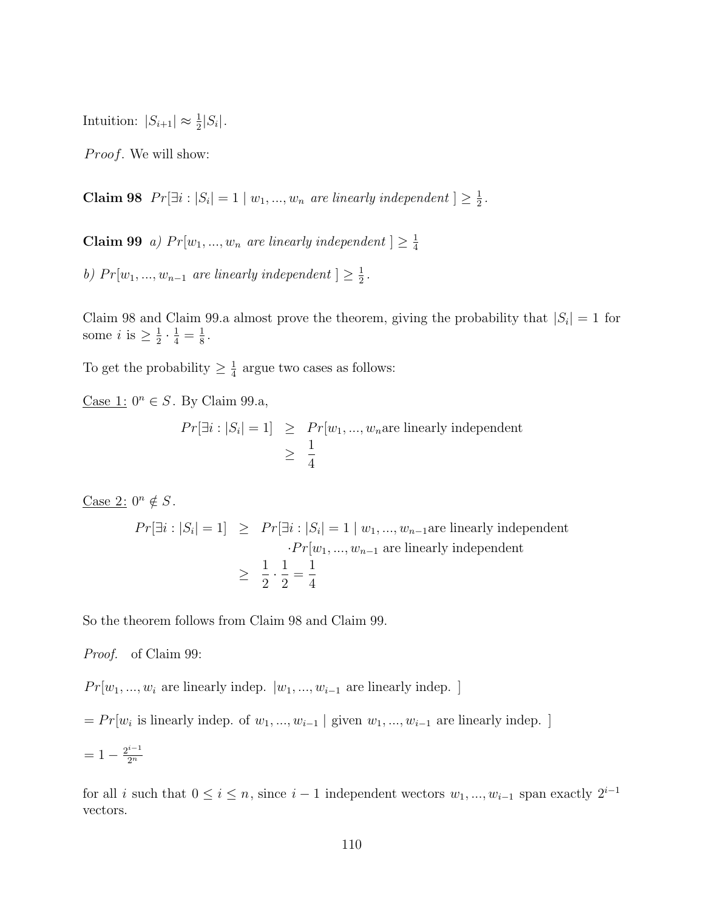Intuition: $|S_{i+1}| \approx \frac{1}{2}|S_i|$.

*Proof.* We will show:

**Claim 98** $Pr[\exists i : |S_i| = 1 \mid w_1, ..., w_n$ *are linearly independent* $] \geq \frac{1}{2}$.

**Claim 99** *a)* $Pr[w_1, ..., w_n$ *are linearly independent* $] \geq \frac{1}{4}$

*b)* $Pr[w_1, ..., w_{n-1}$ *are linearly independent* $] \geq \frac{1}{2}$.

Claim 98 and Claim 99.a almost prove the theorem, giving the probability that $|S_i| = 1$ for some $i$ is $\geq \frac{1}{2} \cdot \frac{1}{4} = \frac{1}{8}$.

To get the probability $\geq \frac{1}{4}$ argue two cases as follows:

<u>Case 1:</u> $0^n \in S$. By Claim 99.a,

$$
\begin{aligned}
Pr[\exists i : |S_i| = 1] &\geq Pr[w_1, ..., w_n \text{are linearly independent} \\
&\geq \frac{1}{4}
\end{aligned}
$$

<u>Case 2:</u> $0^n \notin S$.

$$
\begin{aligned}
Pr[\exists i : |S_i| = 1] &\geq Pr[\exists i : |S_i| = 1 \mid w_1, ..., w_{n-1} \text{are linearly independent} \\
&\qquad \cdot Pr[w_1, ..., w_{n-1} \text{ are linearly independent} \\
&\geq \frac{1}{2} \cdot \frac{1}{2} = \frac{1}{4}
\end{aligned}
$$

So the theorem follows from Claim 98 and Claim 99.

*Proof.* of Claim 99:

$Pr[w_1, ..., w_i$ are linearly indep. $|w_1, ..., w_{i-1}$ are linearly indep. $]$

$= Pr[w_i$ is linearly indep. of $w_1, ..., w_{i-1} \mid$ given $w_1, ..., w_{i-1}$ are linearly indep. $]$

$= 1 - \frac{2^{i-1}}{2^n}$

for all $i$ such that $0 \leq i \leq n$, since $i - 1$ independent wectors $w_1, ..., w_{i-1}$ span exactly $2^{i-1}$ vectors.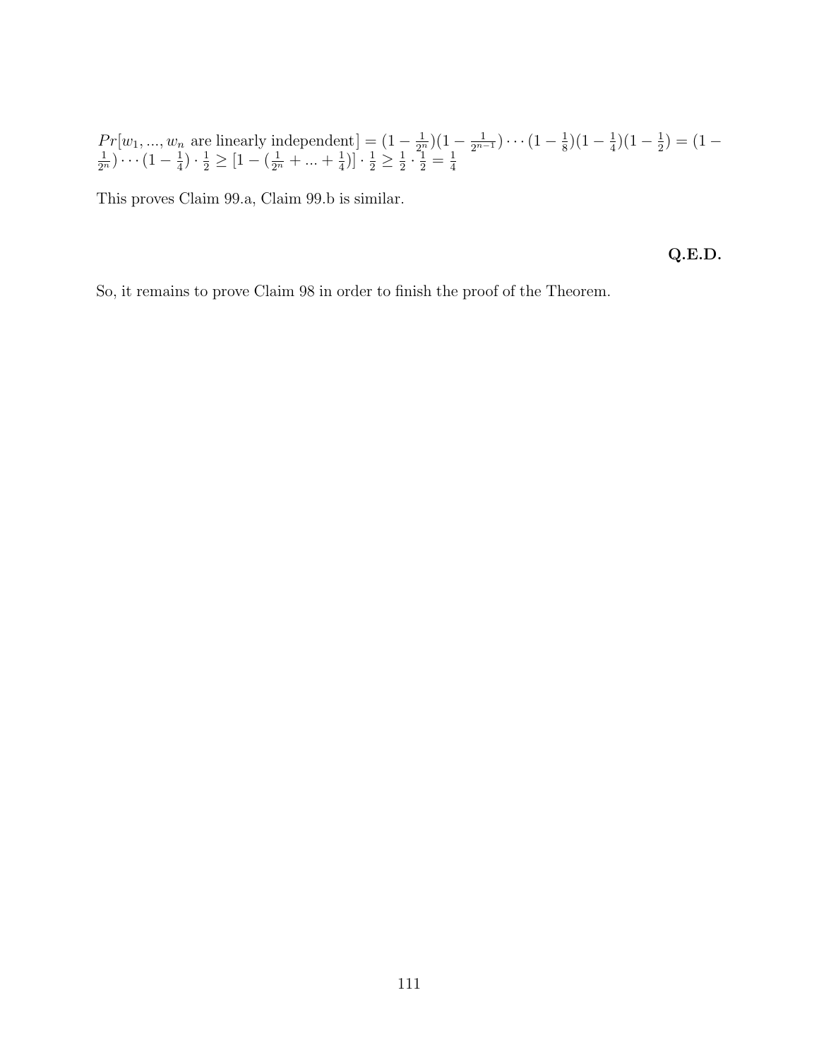$Pr[w_1, ..., w_n \text{ are linearly independent}] = (1 - \frac{1}{2^n})(1 - \frac{1}{2^{n-1}}) \cdots (1 - \frac{1}{8})(1 - \frac{1}{4})(1 - \frac{1}{2}) = (1 - \frac{1}{2^n}) \cdots (1 - \frac{1}{4}) \cdot \frac{1}{2} \geq [1 - (\frac{1}{2^n} + ... + \frac{1}{4})] \cdot \frac{1}{2} \geq \frac{1}{2} \cdot \frac{1}{2} = \frac{1}{4}$

This proves Claim 99.a, Claim 99.b is similar.

**Q.E.D.**

So, it remains to prove Claim 98 in order to finish the proof of the Theorem.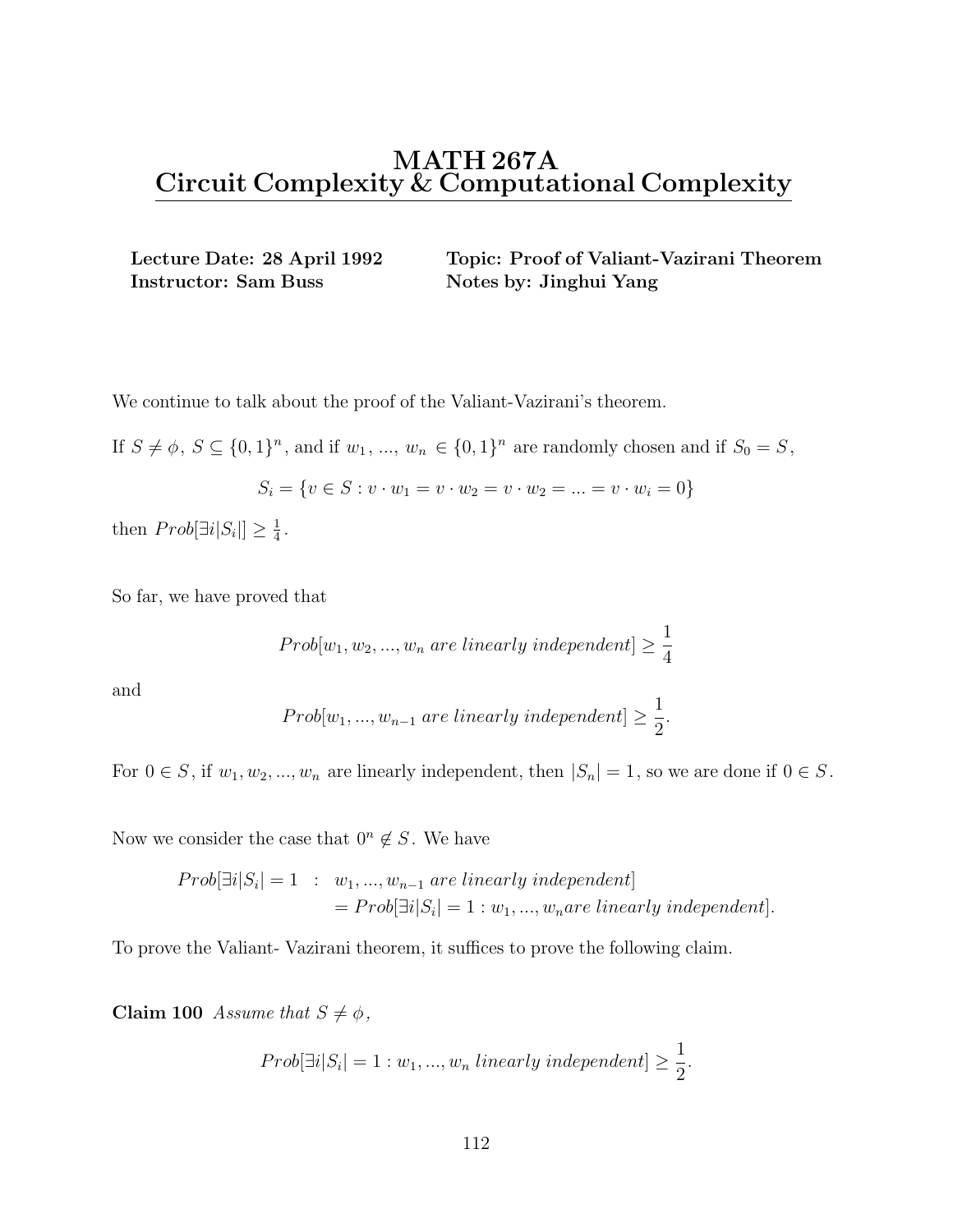# MATH 267A
# Circuit Complexity & Computational Complexity

**Lecture Date: 28 April 1992** **Topic: Proof of Valiant-Vazirani Theorem**
**Instructor: Sam Buss** **Notes by: Jinghui Yang**

We continue to talk about the proof of the Valiant-Vazirani's theorem.

If $S \neq \phi$, $S \subseteq \{0,1\}^n$, and if $w_1$, ..., $w_n \in \{0,1\}^n$ are randomly chosen and if $S_0 = S$,

$$S_i = \{v \in S : v \cdot w_1 = v \cdot w_2 = v \cdot w_2 = ... = v \cdot w_i = 0\}$$

then $Prob[\exists i |S_i|] \geq \frac{1}{4}$.

So far, we have proved that

$$Prob[w_1, w_2, ..., w_n \; are \; linearly \; independent] \geq \frac{1}{4}$$

and

$$Prob[w_1, ..., w_{n-1} \; are \; linearly \; independent] \geq \frac{1}{2}.$$

For $0 \in S$, if $w_1, w_2, ..., w_n$ are linearly independent, then $|S_n| = 1$, so we are done if $0 \in S$.

Now we consider the case that $0^n \notin S$. We have

$$\begin{aligned} Prob[\exists i |S_i| = 1 \;\; &: \;\; w_1, ..., w_{n-1} \; are \; linearly \; independent] \\ &= Prob[\exists i |S_i| = 1 : w_1, ..., w_n are \; linearly \; independent]. \end{aligned}$$

To prove the Valiant- Vazirani theorem, it suffices to prove the following claim.

**Claim 100** *Assume that $S \neq \phi$,*

$$Prob[\exists i |S_i| = 1 : w_1, ..., w_n \; linearly \; independent] \geq \frac{1}{2}.$$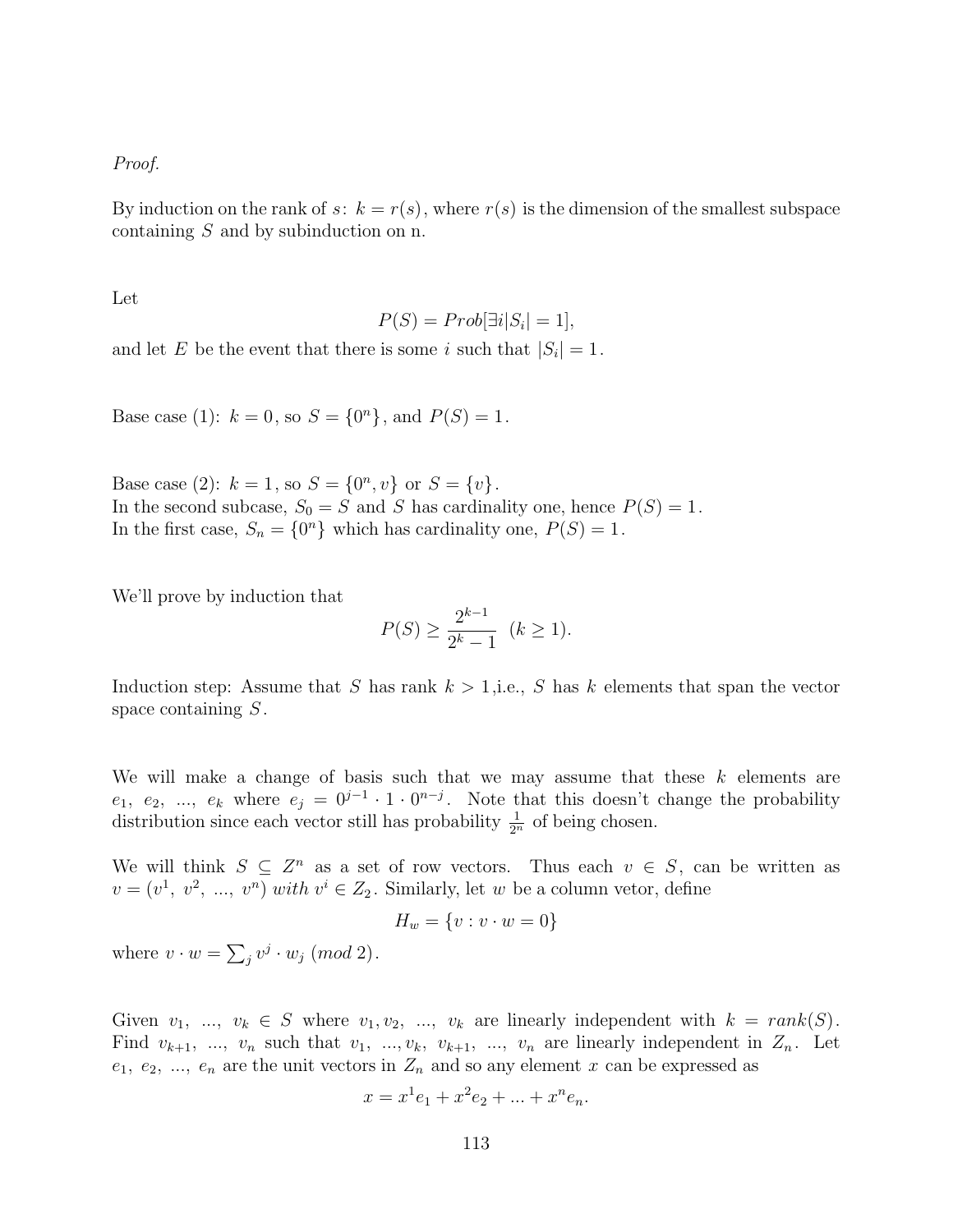*Proof.*

By induction on the rank of $s$: $k = r(s)$, where $r(s)$ is the dimension of the smallest subspace containing $S$ and by subinduction on n.

Let

$$P(S) = Prob[\exists i |S_i| = 1],$$

and let $E$ be the event that there is some $i$ such that $|S_i| = 1$.

Base case (1): $k = 0$, so $S = \{0^n\}$, and $P(S) = 1$.

Base case (2): $k = 1$, so $S = \{0^n, v\}$ or $S = \{v\}$.
In the second subcase, $S_0 = S$ and $S$ has cardinality one, hence $P(S) = 1$.
In the first case, $S_n = \{0^n\}$ which has cardinality one, $P(S) = 1$.

We'll prove by induction that

$$P(S) \geq \frac{2^{k-1}}{2^k - 1} \ \ (k \geq 1).$$

Induction step: Assume that $S$ has rank $k > 1$,i.e., $S$ has $k$ elements that span the vector space containing $S$.

We will make a change of basis such that we may assume that these $k$ elements are $e_1,\ e_2,\ ...,\ e_k$ where $e_j = 0^{j-1} \cdot 1 \cdot 0^{n-j}$. Note that this doesn't change the probability distribution since each vector still has probability $\frac{1}{2^n}$ of being chosen.

We will think $S \subseteq Z^n$ as a set of row vectors. Thus each $v \in S$, can be written as $v = (v^1,\ v^2,\ ...,\ v^n)\ with\ v^i \in Z_2$. Similarly, let $w$ be a column vetor, define

$$H_w = \{v : v \cdot w = 0\}$$

where $v \cdot w = \sum_j v^j \cdot w_j\ (mod\ 2)$.

Given $v_1,\ ...,\ v_k \in S$ where $v_1, v_2,\ ...,\ v_k$ are linearly independent with $k = rank(S)$. Find $v_{k+1},\ ...,\ v_n$ such that $v_1,\ ..., v_k,\ v_{k+1},\ ...,\ v_n$ are linearly independent in $Z_n$. Let $e_1,\ e_2,\ ...,\ e_n$ are the unit vectors in $Z_n$ and so any element $x$ can be expressed as

$$x = x^1 e_1 + x^2 e_2 + ... + x^n e_n.$$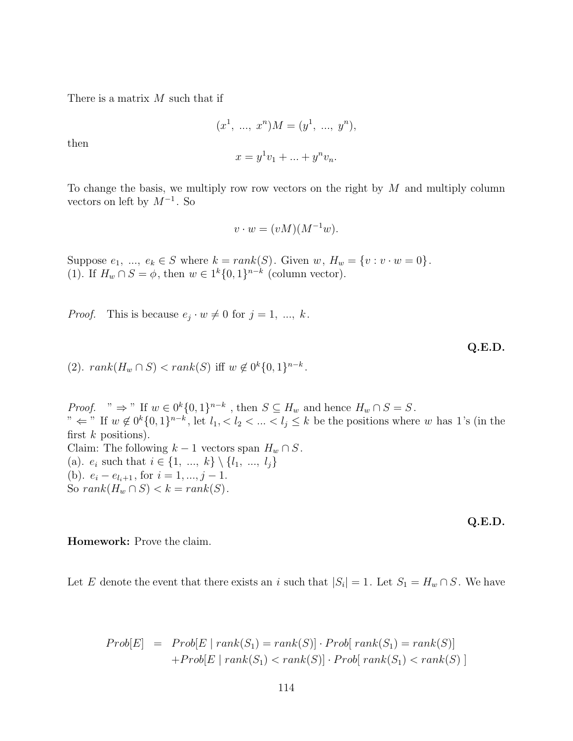There is a matrix $M$ such that if

$$(x^1,\ ...,\ x^n)M = (y^1,\ ...,\ y^n),$$

then

$$x = y^1 v_1 + ... + y^n v_n.$$

To change the basis, we multiply row row vectors on the right by $M$ and multiply column vectors on left by $M^{-1}$. So

$$v \cdot w = (vM)(M^{-1}w).$$

Suppose $e_1,\ ...,\ e_k \in S$ where $k = rank(S)$. Given $w$, $H_w = \{v : v \cdot w = 0\}$.
(1). If $H_w \cap S = \phi$, then $w \in 1^k\{0,1\}^{n-k}$ (column vector).

*Proof.* This is because $e_j \cdot w \neq 0$ for $j = 1,\ ...,\ k$.

**Q.E.D.**

(2). $rank(H_w \cap S) < rank(S)$ iff $w \notin 0^k\{0,1\}^{n-k}$.

*Proof.* " $\Rightarrow$ " If $w \in 0^k\{0,1\}^{n-k}$ , then $S \subseteq H_w$ and hence $H_w \cap S = S$.
" $\Leftarrow$ " If $w \notin 0^k\{0,1\}^{n-k}$, let $l_1, < l_2 < ... < l_j \leq k$ be the positions where $w$ has 1's (in the first $k$ positions).
Claim: The following $k-1$ vectors span $H_w \cap S$.
(a). $e_i$ such that $i \in \{1,\ ...,\ k\} \setminus \{l_1,\ ...,\ l_j\}$
(b). $e_i - e_{l_i+1}$, for $i = 1, ..., j-1$.
So $rank(H_w \cap S) < k = rank(S)$.

**Q.E.D.**

**Homework:** Prove the claim.

Let $E$ denote the event that there exists an $i$ such that $|S_i| = 1$. Let $S_1 = H_w \cap S$. We have

$$\begin{aligned} Prob[E] &= Prob[E \mid rank(S_1) = rank(S)] \cdot Prob[\ rank(S_1) = rank(S)] \\ &\quad + Prob[E \mid rank(S_1) < rank(S)] \cdot Prob[\ rank(S_1) < rank(S)\ ] \end{aligned}$$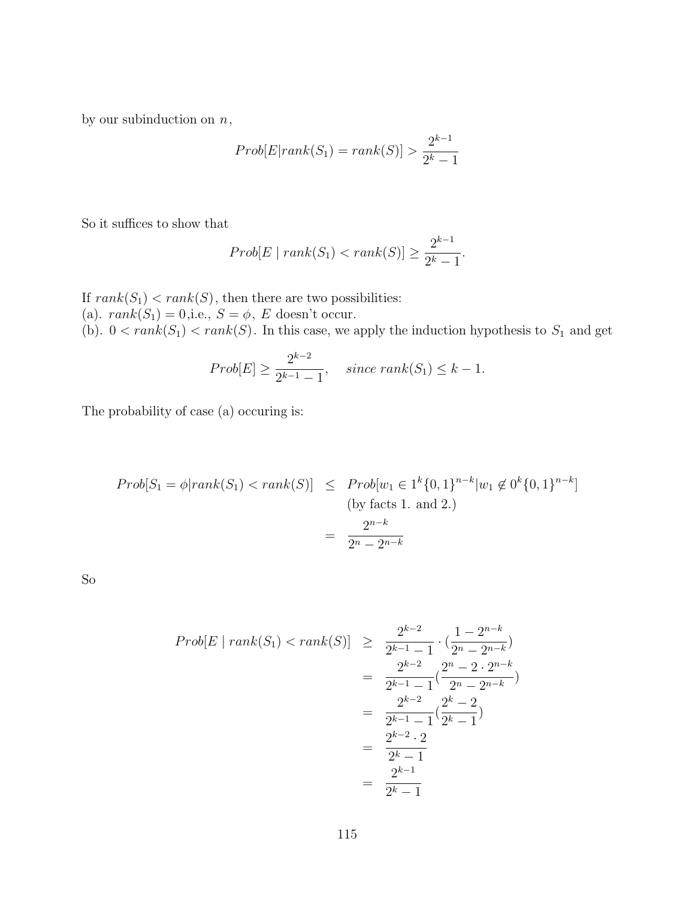by our subinduction on $n$,

$$Prob[E|rank(S_1) = rank(S)] > \frac{2^{k-1}}{2^k - 1}$$

So it suffices to show that

$$Prob[E \mid rank(S_1) < rank(S)] \geq \frac{2^{k-1}}{2^k - 1}.$$

If $rank(S_1) < rank(S)$, then there are two possibilities:
(a). $rank(S_1) = 0$,i.e., $S = \phi$, $E$ doesn't occur.
(b). $0 < rank(S_1) < rank(S)$. In this case, we apply the induction hypothesis to $S_1$ and get

$$Prob[E] \geq \frac{2^{k-2}}{2^{k-1} - 1}, \quad \textit{since } rank(S_1) \leq k - 1.$$

The probability of case (a) occuring is:

$$\begin{aligned}
Prob[S_1 = \phi | rank(S_1) < rank(S)] &\leq Prob[w_1 \in 1^k\{0,1\}^{n-k} | w_1 \notin 0^k\{0,1\}^{n-k}] \\
&\quad \text{(by facts 1. and 2.)} \\
&= \frac{2^{n-k}}{2^n - 2^{n-k}}
\end{aligned}$$

So

$$\begin{aligned}
Prob[E \mid rank(S_1) < rank(S)] &\geq \frac{2^{k-2}}{2^{k-1} - 1} \cdot \left(\frac{1 - 2^{n-k}}{2^n - 2^{n-k}}\right) \\
&= \frac{2^{k-2}}{2^{k-1} - 1}\left(\frac{2^n - 2 \cdot 2^{n-k}}{2^n - 2^{n-k}}\right) \\
&= \frac{2^{k-2}}{2^{k-1} - 1}\left(\frac{2^k - 2}{2^k - 1}\right) \\
&= \frac{2^{k-2} \cdot 2}{2^k - 1} \\
&= \frac{2^{k-1}}{2^k - 1}
\end{aligned}$$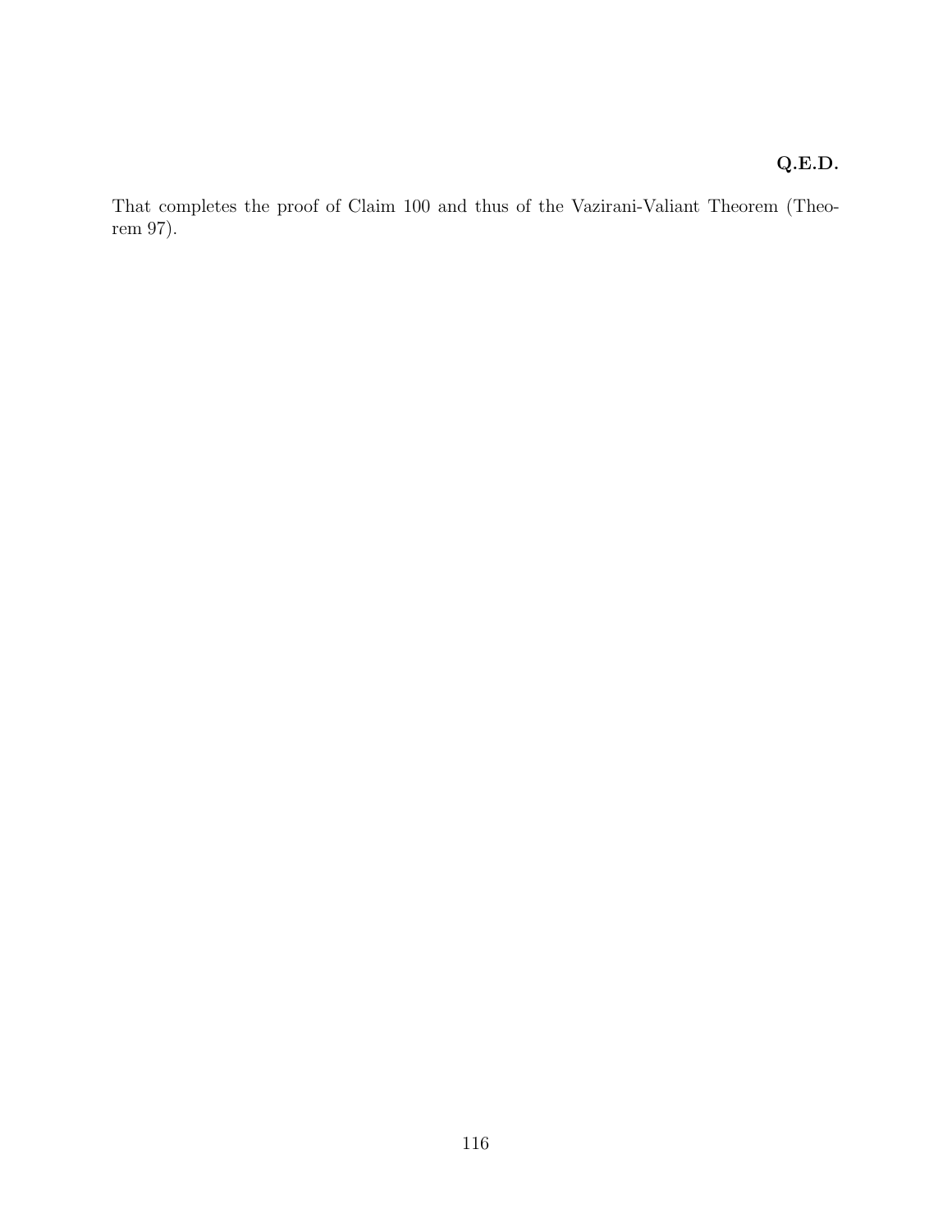**Q.E.D.**

That completes the proof of Claim 100 and thus of the Vazirani-Valiant Theorem (Theorem 97).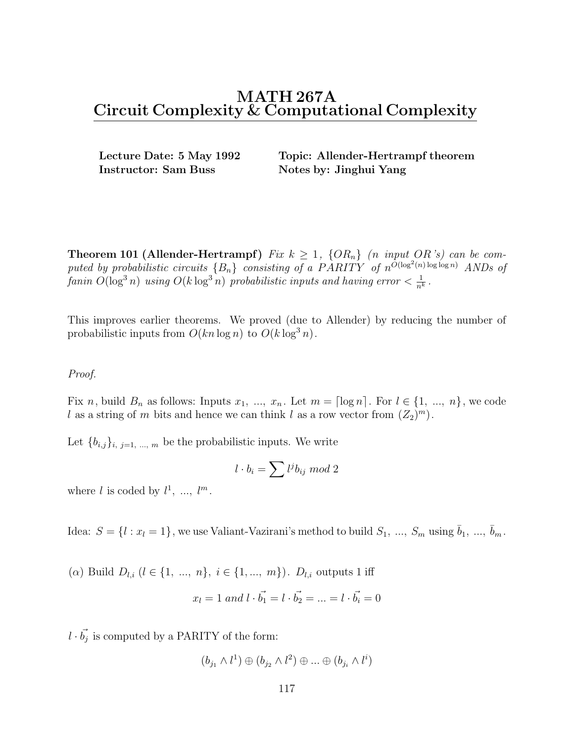# MATH 267A
# Circuit Complexity & Computational Complexity

**Lecture Date: 5 May 1992** **Topic: Allender-Hertrampf theorem**
**Instructor: Sam Buss** **Notes by: Jinghui Yang**

**Theorem 101 (Allender-Hertrampf)** *Fix $k \geq 1$, $\{OR_n\}$ ($n$ input OR's) can be computed by probabilistic circuits $\{B_n\}$ consisting of a PARITY of $n^{O(\log^2(n) \log\log n)}$ ANDs of fanin $O(\log^3 n)$ using $O(k \log^3 n)$ probabilistic inputs and having error $< \frac{1}{n^k}$.*

This improves earlier theorems. We proved (due to Allender) by reducing the number of probabilistic inputs from $O(kn \log n)$ to $O(k \log^3 n)$.

*Proof.*

Fix $n$, build $B_n$ as follows: Inputs $x_1, ..., x_n$. Let $m = \lceil \log n \rceil$. For $l \in \{1, ..., n\}$, we code $l$ as a string of $m$ bits and hence we can think $l$ as a row vector from $(Z_2)^m$).

Let $\{b_{i,j}\}_{i,\ j=1,\ ...,\ m}$ be the probabilistic inputs. We write

$$l \cdot b_i = \sum l^j b_{ij} \ mod\ 2$$

where $l$ is coded by $l^1, ..., l^m$.

Idea: $S = \{l : x_l = 1\}$, we use Valiant-Vazirani's method to build $S_1, ..., S_m$ using $\bar{b}_1, ..., \bar{b}_m$.

($\alpha$) Build $D_{l,i}$ ($l \in \{1, ..., n\}$, $i \in \{1, ..., m\}$). $D_{l,i}$ outputs 1 iff

$$x_l = 1 \ and \ l \cdot \vec{b_1} = l \cdot \vec{b_2} = ... = l \cdot \vec{b_i} = 0$$

$l \cdot \vec{b_j}$ is computed by a PARITY of the form:

$$(b_{j_1} \wedge l^1) \oplus (b_{j_2} \wedge l^2) \oplus ... \oplus (b_{j_i} \wedge l^i)$$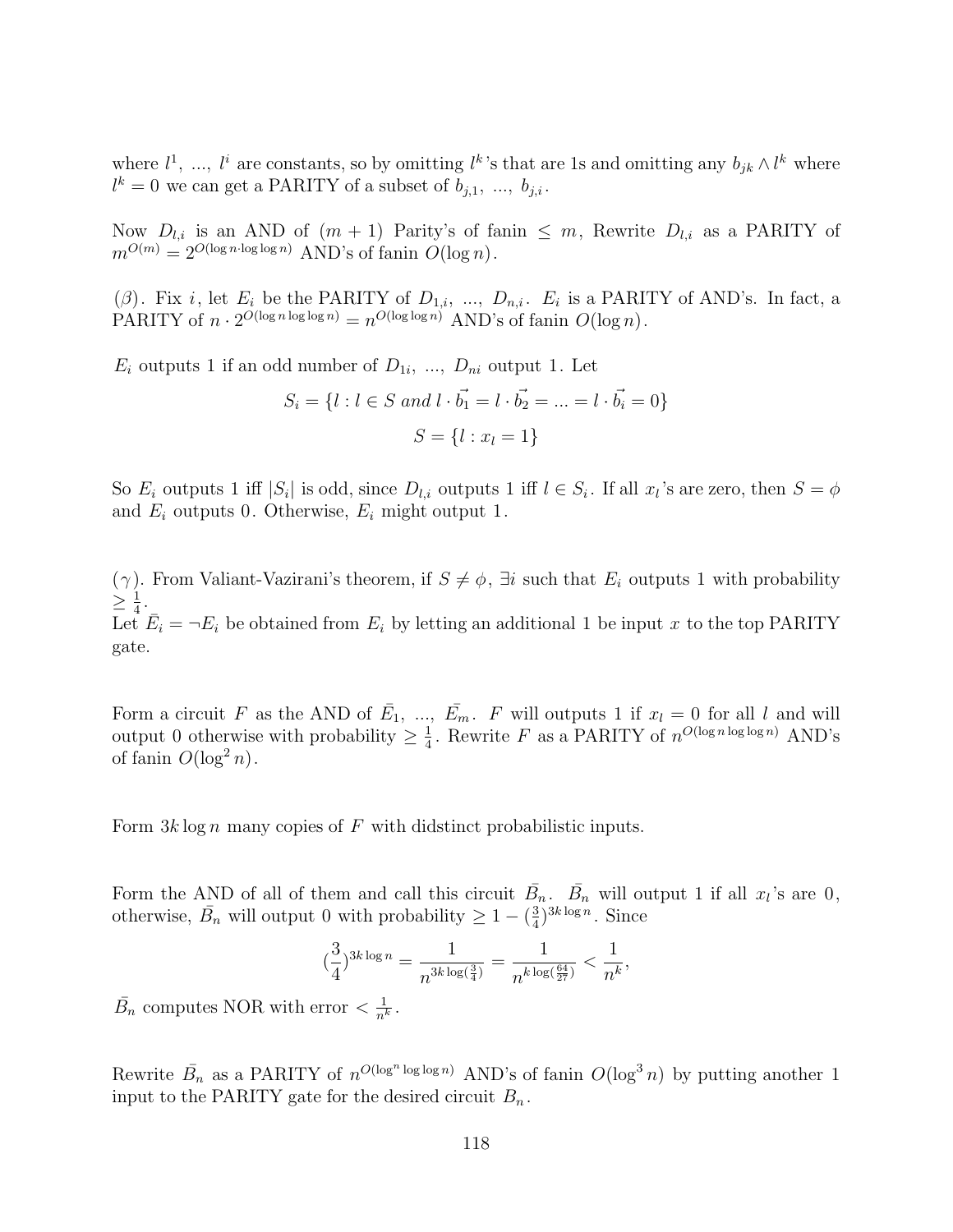where $l^1, ..., l^i$ are constants, so by omitting $l^k$'s that are 1s and omitting any $b_{jk} \wedge l^k$ where $l^k = 0$ we can get a PARITY of a subset of $b_{j,1}, ..., b_{j,i}$.

Now $D_{l,i}$ is an AND of $(m+1)$ Parity's of fanin $\leq m$, Rewrite $D_{l,i}$ as a PARITY of $m^{O(m)} = 2^{O(\log n \cdot \log \log n)}$ AND's of fanin $O(\log n)$.

$(\beta)$. Fix $i$, let $E_i$ be the PARITY of $D_{1,i}, ..., D_{n,i}$. $E_i$ is a PARITY of AND's. In fact, a PARITY of $n \cdot 2^{O(\log n \log \log n)} = n^{O(\log \log n)}$ AND's of fanin $O(\log n)$.

$E_i$ outputs 1 if an odd number of $D_{1i}, ..., D_{ni}$ output 1. Let

$$S_i = \{l : l \in S \; and \; l \cdot \vec{b_1} = l \cdot \vec{b_2} = ... = l \cdot \vec{b_i} = 0\}$$

$$S = \{l : x_l = 1\}$$

So $E_i$ outputs 1 iff $|S_i|$ is odd, since $D_{l,i}$ outputs 1 iff $l \in S_i$. If all $x_l$'s are zero, then $S = \phi$ and $E_i$ outputs 0. Otherwise, $E_i$ might output 1.

$(\gamma)$. From Valiant-Vazirani's theorem, if $S \neq \phi$, $\exists i$ such that $E_i$ outputs 1 with probability $\geq \frac{1}{4}$.
Let $\bar{E_i} = \neg E_i$ be obtained from $E_i$ by letting an additional 1 be input $x$ to the top PARITY gate.

Form a circuit $F$ as the AND of $\bar{E_1}, ..., \bar{E_m}$. $F$ will outputs 1 if $x_l = 0$ for all $l$ and will output 0 otherwise with probability $\geq \frac{1}{4}$. Rewrite $F$ as a PARITY of $n^{O(\log n \log \log n)}$ AND's of fanin $O(\log^2 n)$.

Form $3k \log n$ many copies of $F$ with didstinct probabilistic inputs.

Form the AND of all of them and call this circuit $\bar{B_n}$. $\bar{B_n}$ will output 1 if all $x_l$'s are 0, otherwise, $\bar{B_n}$ will output 0 with probability $\geq 1 - (\frac{3}{4})^{3k \log n}$. Since

$$(\frac{3}{4})^{3k \log n} = \frac{1}{n^{3k \log(\frac{3}{4})}} = \frac{1}{n^{k \log(\frac{64}{27})}} < \frac{1}{n^k},$$

$\bar{B_n}$ computes NOR with error $< \frac{1}{n^k}$.

Rewrite $\bar{B_n}$ as a PARITY of $n^{O(\log^n \log \log n)}$ AND's of fanin $O(\log^3 n)$ by putting another 1 input to the PARITY gate for the desired circuit $B_n$.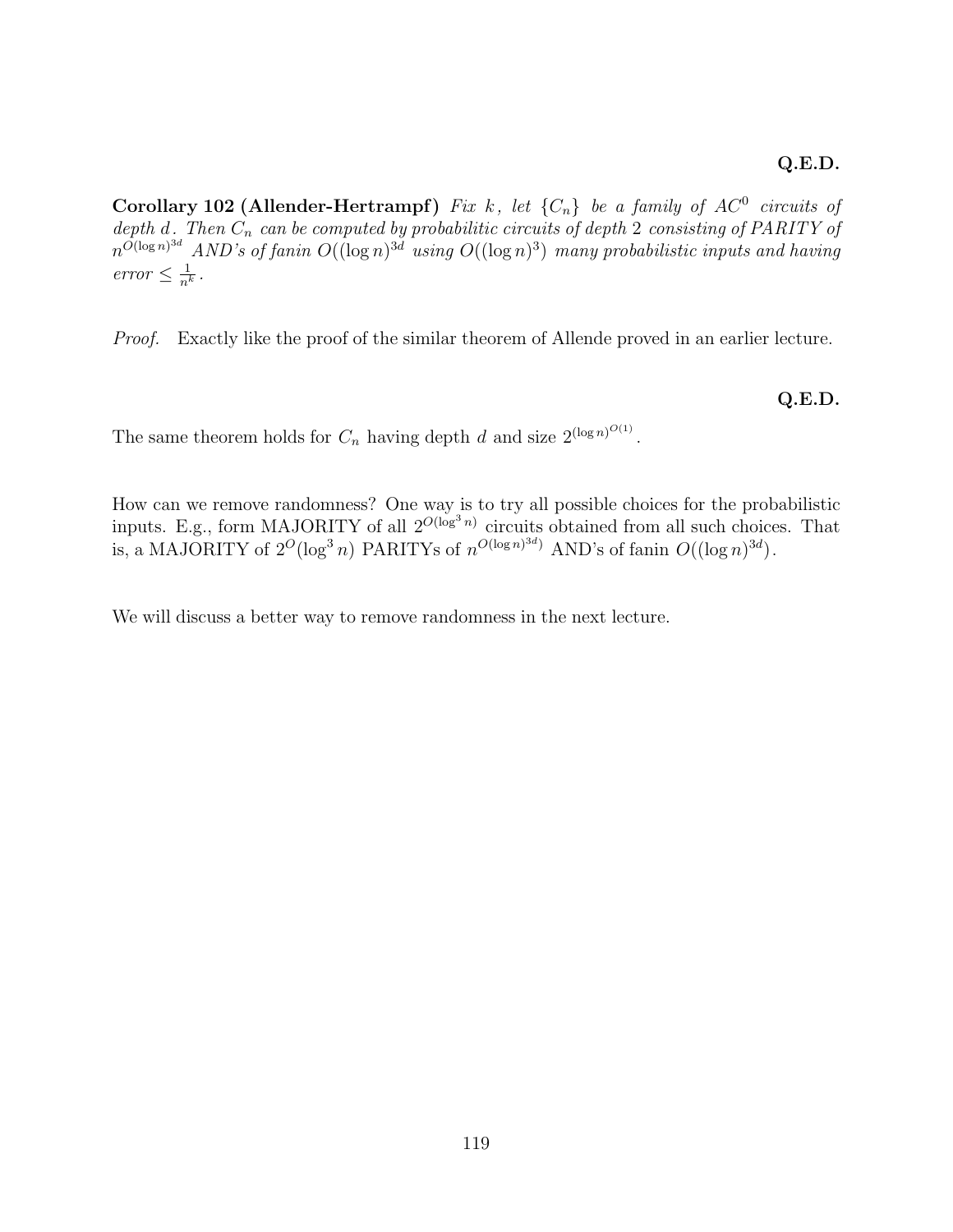**Q.E.D.**

**Corollary 102 (Allender-Hertrampf)** *Fix $k$, let $\{C_n\}$ be a family of $AC^0$ circuits of depth $d$. Then $C_n$ can be computed by probabilitic circuits of depth 2 consisting of PARITY of $n^{O(\log n)^{3d}}$ AND's of fanin $O((\log n)^{3d}$ using $O((\log n)^3)$ many probabilistic inputs and having error $\leq \frac{1}{n^k}$.*

*Proof.* Exactly like the proof of the similar theorem of Allende proved in an earlier lecture.

**Q.E.D.**

The same theorem holds for $C_n$ having depth $d$ and size $2^{(\log n)^{O(1)}}$.

How can we remove randomness? One way is to try all possible choices for the probabilistic inputs. E.g., form MAJORITY of all $2^{O(\log^3 n)}$ circuits obtained from all such choices. That is, a MAJORITY of $2^O(\log^3 n)$ PARITYs of $n^{O(\log n)^{3d})}$ AND's of fanin $O((\log n)^{3d})$.

We will discuss a better way to remove randomness in the next lecture.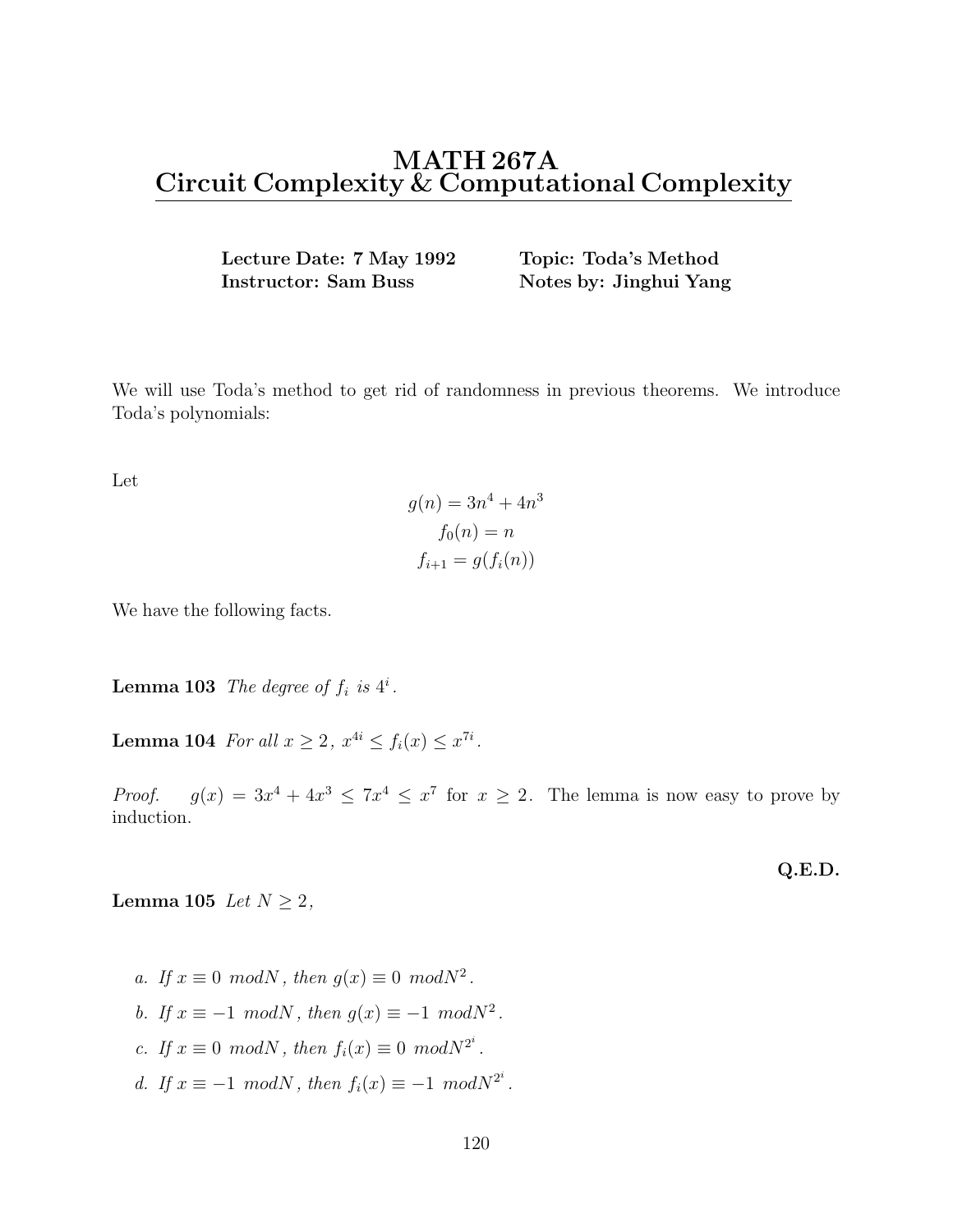# MATH 267A
# Circuit Complexity & Computational Complexity

**Lecture Date: 7 May 1992** &nbsp;&nbsp;&nbsp; **Topic: Toda's Method**
**Instructor: Sam Buss** &nbsp;&nbsp;&nbsp; **Notes by: Jinghui Yang**

We will use Toda's method to get rid of randomness in previous theorems. We introduce Toda's polynomials:

Let

$$g(n) = 3n^4 + 4n^3$$
$$f_0(n) = n$$
$$f_{i+1} = g(f_i(n))$$

We have the following facts.

**Lemma 103** *The degree of $f_i$ is $4^i$.*

**Lemma 104** *For all $x \geq 2$, $x^{4i} \leq f_i(x) \leq x^{7i}$.*

*Proof.* $g(x) = 3x^4 + 4x^3 \leq 7x^4 \leq x^7$ for $x \geq 2$. The lemma is now easy to prove by induction.

**Q.E.D.**

**Lemma 105** *Let $N \geq 2$,*

*a. If $x \equiv 0 \ modN$, then $g(x) \equiv 0 \ modN^2$.*

*b. If $x \equiv -1 \ modN$, then $g(x) \equiv -1 \ modN^2$.*

*c. If $x \equiv 0 \ modN$, then $f_i(x) \equiv 0 \ modN^{2^i}$.*

*d. If $x \equiv -1 \ modN$, then $f_i(x) \equiv -1 \ modN^{2^i}$.*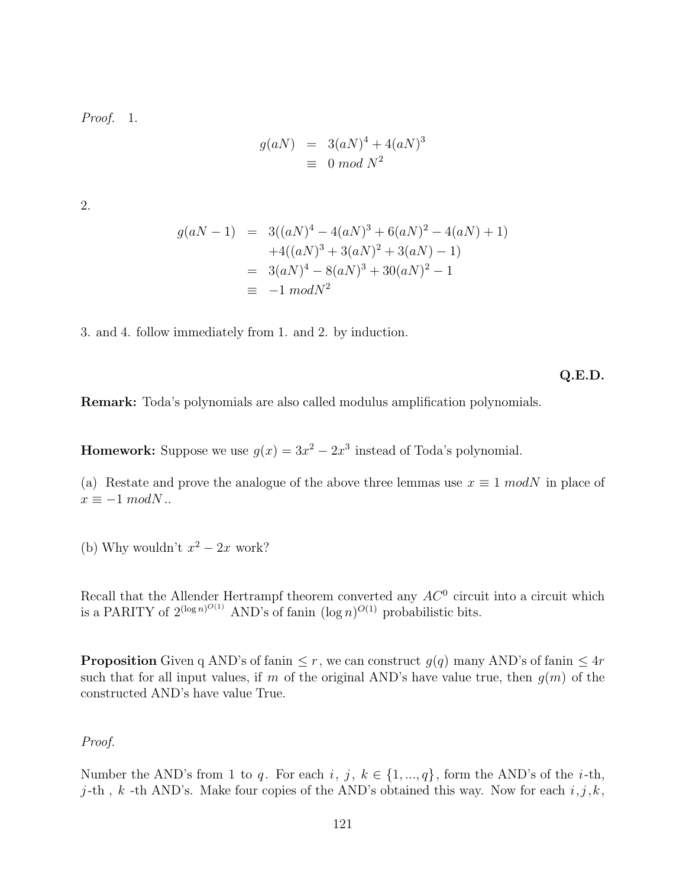*Proof.* 1.

$$\begin{aligned} g(aN) &= 3(aN)^4 + 4(aN)^3 \\ &\equiv 0 \; mod \; N^2 \end{aligned}$$

2.

$$\begin{aligned} g(aN-1) &= 3((aN)^4 - 4(aN)^3 + 6(aN)^2 - 4(aN) + 1) \\ &\quad +4((aN)^3 + 3(aN)^2 + 3(aN) - 1) \\ &= 3(aN)^4 - 8(aN)^3 + 30(aN)^2 - 1 \\ &\equiv -1 \; modN^2 \end{aligned}$$

3. and 4. follow immediately from 1. and 2. by induction.

**Q.E.D.**

**Remark:** Toda's polynomials are also called modulus amplification polynomials.

**Homework:** Suppose we use $g(x) = 3x^2 - 2x^3$ instead of Toda's polynomial.

(a) Restate and prove the analogue of the above three lemmas use $x \equiv 1 \; modN$ in place of $x \equiv -1 \; modN$..

(b) Why wouldn't $x^2 - 2x$ work?

Recall that the Allender Hertrampf theorem converted any $AC^0$ circuit into a circuit which is a PARITY of $2^{(\log n)^{O(1)}}$ AND's of fanin $(\log n)^{O(1)}$ probabilistic bits.

**Proposition** Given q AND's of fanin $\leq r$, we can construct $g(q)$ many AND's of fanin $\leq 4r$ such that for all input values, if $m$ of the original AND's have value true, then $g(m)$ of the constructed AND's have value True.

*Proof.*

Number the AND's from 1 to $q$. For each $i, \; j, \; k \in \{1, ..., q\}$, form the AND's of the $i$-th, $j$-th , $k$ -th AND's. Make four copies of the AND's obtained this way. Now for each $i$,$j$,$k$,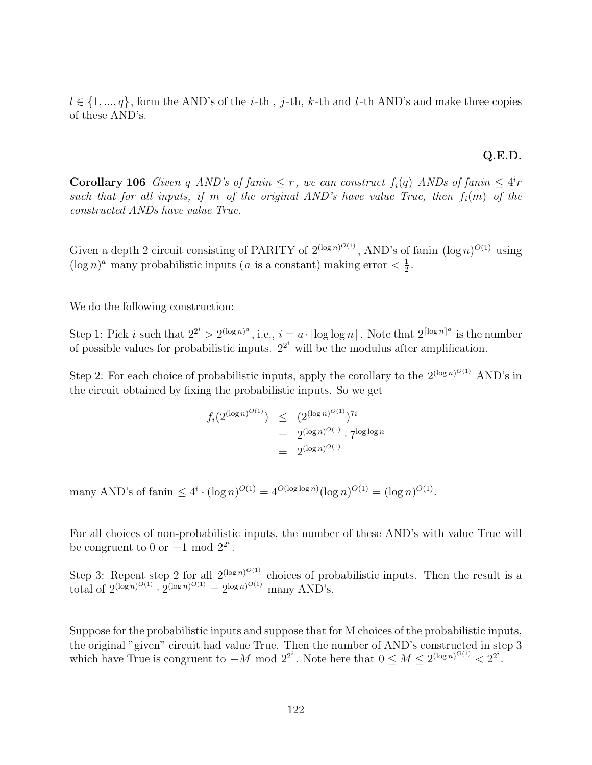$l \in \{1, ..., q\}$, form the AND's of the $i$-th , $j$-th, $k$-th and $l$-th AND's and make three copies of these AND's.

**Q.E.D.**

**Corollary 106** *Given $q$ AND's of fanin $\leq r$, we can construct $f_i(q)$ ANDs of fanin $\leq 4^i r$ such that for all inputs, if $m$ of the original AND's have value True, then $f_i(m)$ of the constructed ANDs have value True.*

Given a depth 2 circuit consisting of PARITY of $2^{(\log n)^{O(1)}}$, AND's of fanin $(\log n)^{O(1)}$ using $(\log n)^a$ many probabilistic inputs ($a$ is a constant) making error $< \frac{1}{2}$.

We do the following construction:

Step 1: Pick $i$ such that $2^{2^i} > 2^{(\log n)^a}$, i.e., $i = a \cdot \lceil \log \log n \rceil$. Note that $2^{\lceil \log n \rceil^a}$ is the number of possible values for probabilistic inputs. $2^{2^i}$ will be the modulus after amplification.

Step 2: For each choice of probabilistic inputs, apply the corollary to the $2^{(\log n)^{O(1)}}$ AND's in the circuit obtained by fixing the probabilistic inputs. So we get

$$
\begin{aligned}
f_i(2^{(\log n)^{O(1)}}) &\leq (2^{(\log n)^{O(1)}})^{7i} \\
&= 2^{(\log n)^{O(1)}} \cdot 7^{\log \log n} \\
&= 2^{(\log n)^{O(1)}}
\end{aligned}
$$

many AND's of fanin $\leq 4^i \cdot (\log n)^{O(1)} = 4^{O(\log \log n)} (\log n)^{O(1)} = (\log n)^{O(1)}$.

For all choices of non-probabilistic inputs, the number of these AND's with value True will be congruent to 0 or $-1 \mod 2^{2^i}$.

Step 3: Repeat step 2 for all $2^{(\log n)^{O(1)}}$ choices of probabilistic inputs. Then the result is a total of $2^{(\log n)^{O(1)}} \cdot 2^{(\log n)^{O(1)}} = 2^{\log n)^{O(1)}}$ many AND's.

Suppose for the probabilistic inputs and suppose that for M choices of the probabilistic inputs, the original "given" circuit had value True. Then the number of AND's constructed in step 3 which have True is congruent to $-M \mod 2^{2^i}$. Note here that $0 \leq M \leq 2^{(\log n)^{O(1)}} < 2^{2^i}$.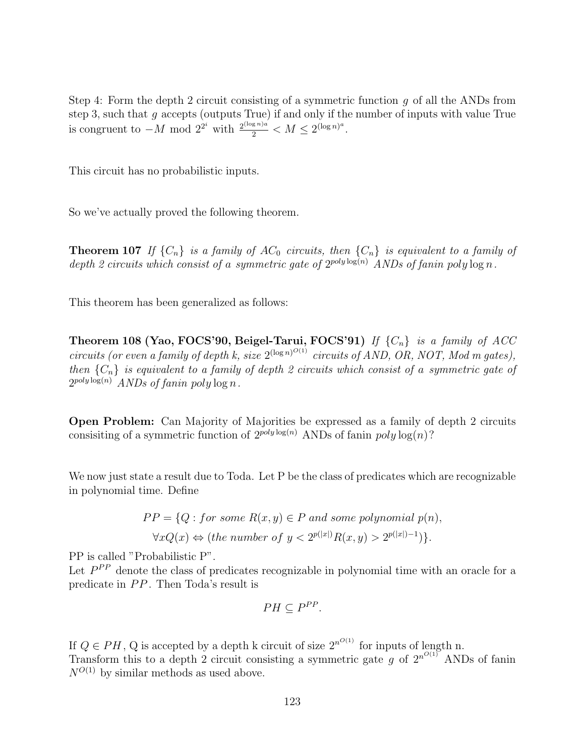Step 4: Form the depth 2 circuit consisting of a symmetric function $g$ of all the ANDs from step 3, such that $g$ accepts (outputs True) if and only if the number of inputs with value True is congruent to $-M \bmod 2^{2^i}$ with $\frac{2^{(\log n)^a}}{2} < M \leq 2^{(\log n)^a}$.

This circuit has no probabilistic inputs.

So we've actually proved the following theorem.

**Theorem 107** *If $\{C_n\}$ is a family of $AC_0$ circuits, then $\{C_n\}$ is equivalent to a family of depth 2 circuits which consist of a symmetric gate of $2^{poly \log(n)}$ ANDs of fanin $poly \log n$.*

This theorem has been generalized as follows:

**Theorem 108 (Yao, FOCS'90, Beigel-Tarui, FOCS'91)** *If $\{C_n\}$ is a family of ACC circuits (or even a family of depth k, size $2^{(\log n)^{O(1)}}$ circuits of AND, OR, NOT, Mod m gates), then $\{C_n\}$ is equivalent to a family of depth 2 circuits which consist of a symmetric gate of $2^{poly \log(n)}$ ANDs of fanin $poly \log n$.*

**Open Problem:** Can Majority of Majorities be expressed as a family of depth 2 circuits consisiting of a symmetric function of $2^{poly \log(n)}$ ANDs of fanin $poly \log(n)$?

We now just state a result due to Toda. Let P be the class of predicates which are recognizable in polynomial time. Define

$$PP = \{Q : for\ some\ R(x,y) \in P\ and\ some\ polynomial\ p(n),$$
$$\forall x Q(x) \Leftrightarrow (the\ number\ of\ y < 2^{p(|x|)} R(x,y) > 2^{p(|x|)-1})\}.$$

PP is called "Probabilistic P".
Let $P^{PP}$ denote the class of predicates recognizable in polynomial time with an oracle for a predicate in $PP$. Then Toda's result is

$$PH \subseteq P^{PP}.$$

If $Q \in PH$, Q is accepted by a depth k circuit of size $2^{n^{O(1)}}$ for inputs of length n.
Transform this to a depth 2 circuit consisting a symmetric gate $g$ of $2^{n^{O(1)}}$ ANDs of fanin $N^{O(1)}$ by similar methods as used above.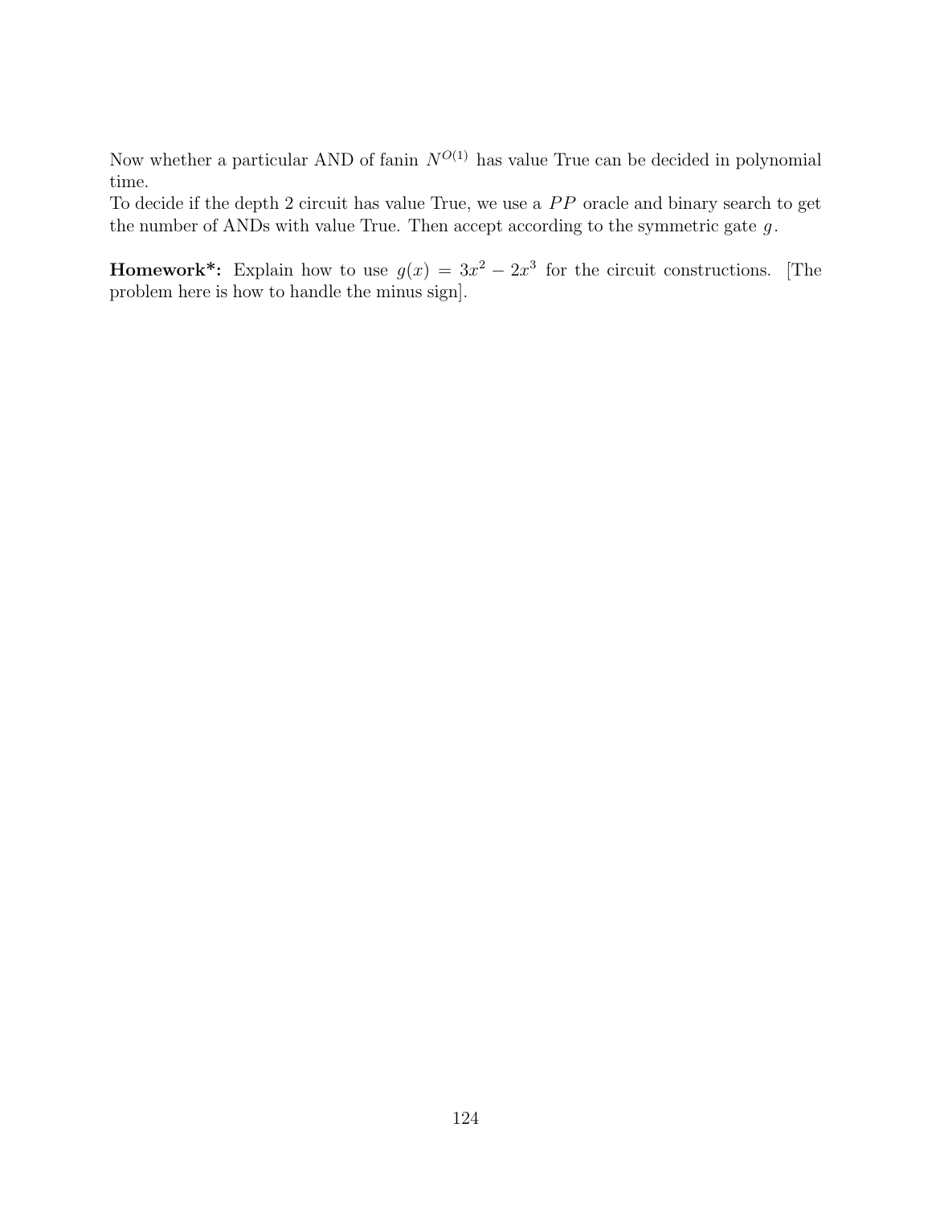Now whether a particular AND of fanin $N^{O(1)}$ has value True can be decided in polynomial time.
To decide if the depth 2 circuit has value True, we use a $PP$ oracle and binary search to get the number of ANDs with value True. Then accept according to the symmetric gate $g$.

**Homework*:** Explain how to use $g(x) = 3x^2 - 2x^3$ for the circuit constructions. [The problem here is how to handle the minus sign].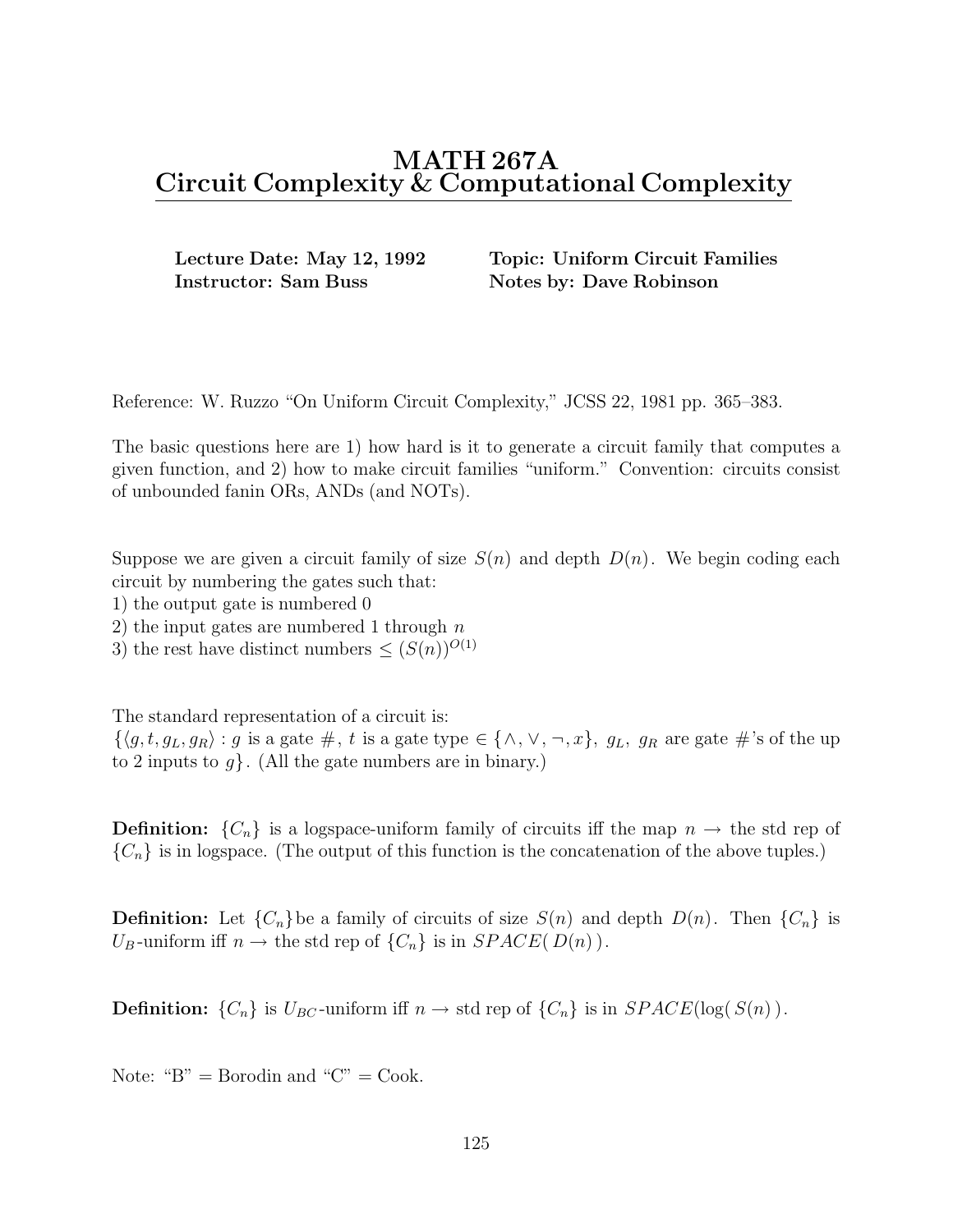# MATH 267A
# Circuit Complexity & Computational Complexity

**Lecture Date: May 12, 1992**
**Instructor: Sam Buss**

**Topic: Uniform Circuit Families**
**Notes by: Dave Robinson**

Reference: W. Ruzzo "On Uniform Circuit Complexity," JCSS 22, 1981 pp. 365–383.

The basic questions here are 1) how hard is it to generate a circuit family that computes a given function, and 2) how to make circuit families "uniform." Convention: circuits consist of unbounded fanin ORs, ANDs (and NOTs).

Suppose we are given a circuit family of size $S(n)$ and depth $D(n)$. We begin coding each circuit by numbering the gates such that:
1) the output gate is numbered 0
2) the input gates are numbered 1 through $n$
3) the rest have distinct numbers $\leq (S(n))^{O(1)}$

The standard representation of a circuit is:
$\{\langle g, t, g_L, g_R \rangle : g$ is a gate #, $t$ is a gate type $\in \{\wedge, \vee, \neg, x\}$, $g_L$, $g_R$ are gate #'s of the up to 2 inputs to $g\}$. (All the gate numbers are in binary.)

**Definition:** $\{C_n\}$ is a logspace-uniform family of circuits iff the map $n \rightarrow$ the std rep of $\{C_n\}$ is in logspace. (The output of this function is the concatenation of the above tuples.)

**Definition:** Let $\{C_n\}$ be a family of circuits of size $S(n)$ and depth $D(n)$. Then $\{C_n\}$ is $U_B$-uniform iff $n \rightarrow$ the std rep of $\{C_n\}$ is in $SPACE(\,D(n)\,)$.

**Definition:** $\{C_n\}$ is $U_{BC}$-uniform iff $n \rightarrow$ std rep of $\{C_n\}$ is in $SPACE(\log(\,S(n)\,)$.

Note: "B" = Borodin and "C" = Cook.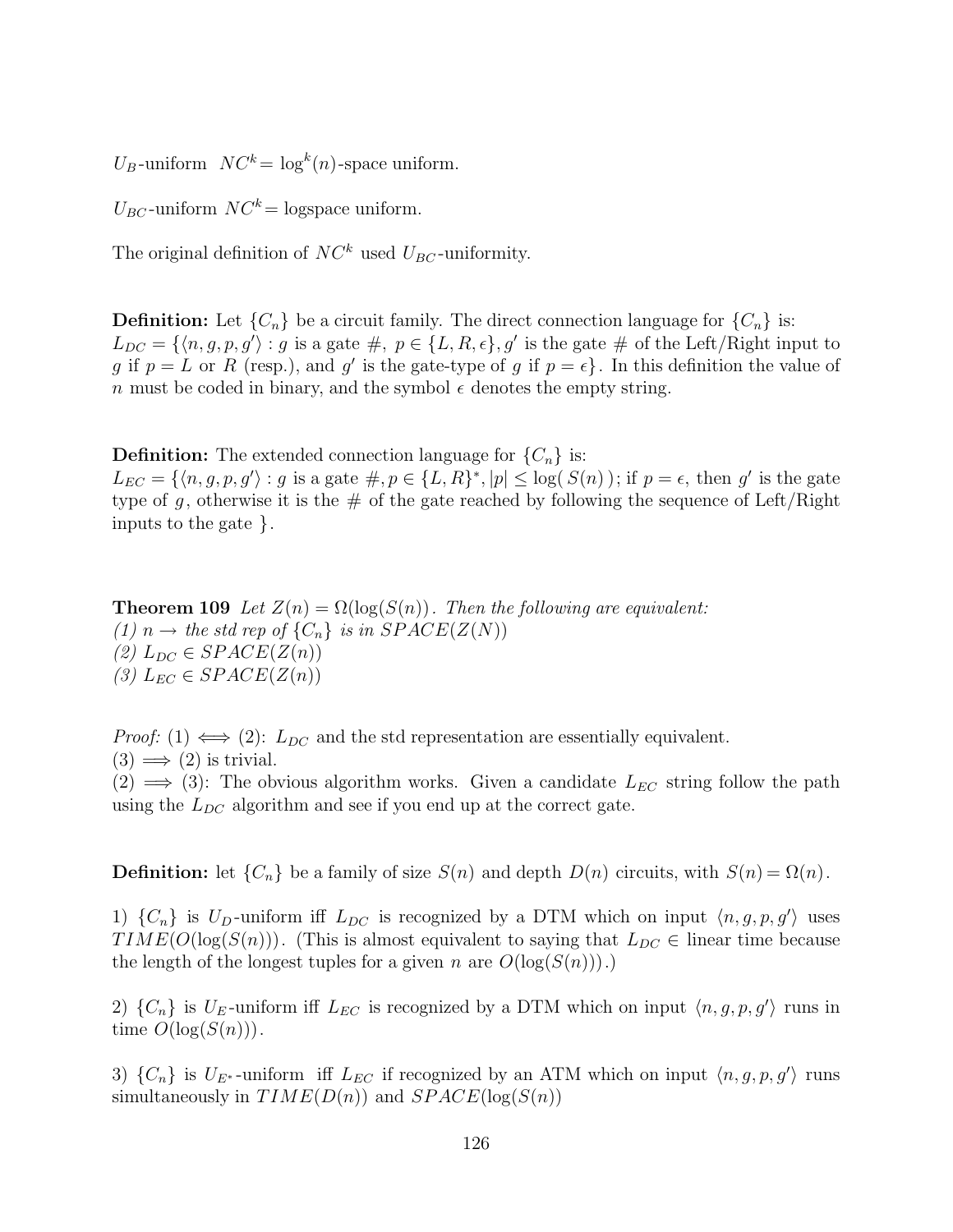$U_B$-uniform $NC^k$ = $\log^k(n)$-space uniform.

$U_{BC}$-uniform $NC^k$ = logspace uniform.

The original definition of $NC^k$ used $U_{BC}$-uniformity.

**Definition:** Let $\{C_n\}$ be a circuit family. The direct connection language for $\{C_n\}$ is: $L_{DC} = \{\langle n, g, p, g' \rangle : g$ is a gate $\#$, $p \in \{L, R, \epsilon\}$, $g'$ is the gate $\#$ of the Left/Right input to $g$ if $p = L$ or $R$ (resp.), and $g'$ is the gate-type of $g$ if $p = \epsilon\}$. In this definition the value of $n$ must be coded in binary, and the symbol $\epsilon$ denotes the empty string.

**Definition:** The extended connection language for $\{C_n\}$ is: $L_{EC} = \{\langle n, g, p, g' \rangle : g$ is a gate $\#, p \in \{L, R\}^*, |p| \leq \log(\, S(n)\,)$; if $p = \epsilon$, then $g'$ is the gate type of $g$, otherwise it is the $\#$ of the gate reached by following the sequence of Left/Right inputs to the gate $\}$.

**Theorem 109** *Let $Z(n) = \Omega(\log(S(n))$. Then the following are equivalent:*
*(1) $n \rightarrow$ the std rep of $\{C_n\}$ is in $SPACE(Z(N))$*
*(2) $L_{DC} \in SPACE(Z(n))$*
*(3) $L_{EC} \in SPACE(Z(n))$*

*Proof:* (1) $\iff$ (2): $L_{DC}$ and the std representation are essentially equivalent.
(3) $\implies$ (2) is trivial.
(2) $\implies$ (3): The obvious algorithm works. Given a candidate $L_{EC}$ string follow the path using the $L_{DC}$ algorithm and see if you end up at the correct gate.

**Definition:** let $\{C_n\}$ be a family of size $S(n)$ and depth $D(n)$ circuits, with $S(n) = \Omega(n)$.

1) $\{C_n\}$ is $U_D$-uniform iff $L_{DC}$ is recognized by a DTM which on input $\langle n, g, p, g' \rangle$ uses $TIME(O(\log(S(n)))$. (This is almost equivalent to saying that $L_{DC} \in$ linear time because the length of the longest tuples for a given $n$ are $O(\log(S(n)))$.)

2) $\{C_n\}$ is $U_E$-uniform iff $L_{EC}$ is recognized by a DTM which on input $\langle n, g, p, g' \rangle$ runs in time $O(\log(S(n)))$.

3) $\{C_n\}$ is $U_{E^*}$-uniform iff $L_{EC}$ if recognized by an ATM which on input $\langle n, g, p, g' \rangle$ runs simultaneously in $TIME(D(n))$ and $SPACE(\log(S(n))$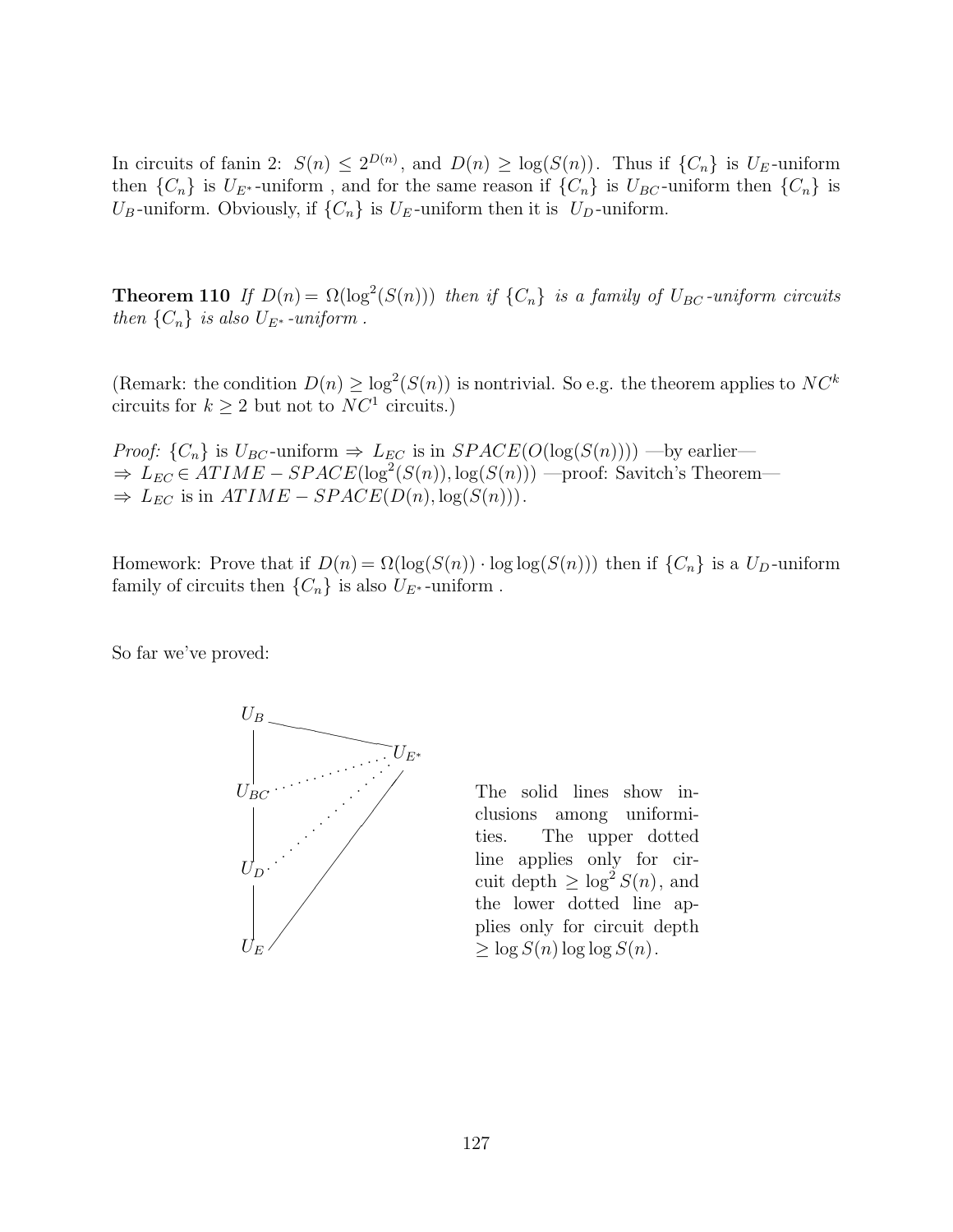In circuits of fanin 2: $S(n) \leq 2^{D(n)}$, and $D(n) \geq \log(S(n))$. Thus if $\{C_n\}$ is $U_E$-uniform then $\{C_n\}$ is $U_{E^*}$-uniform , and for the same reason if $\{C_n\}$ is $U_{BC}$-uniform then $\{C_n\}$ is $U_B$-uniform. Obviously, if $\{C_n\}$ is $U_E$-uniform then it is $U_D$-uniform.

**Theorem 110** *If $D(n) = \Omega(\log^2(S(n)))$ then if $\{C_n\}$ is a family of $U_{BC}$-uniform circuits then $\{C_n\}$ is also $U_{E^*}$-uniform .*

(Remark: the condition $D(n) \geq \log^2(S(n))$ is nontrivial. So e.g. the theorem applies to $NC^k$ circuits for $k \geq 2$ but not to $NC^1$ circuits.)

*Proof:* $\{C_n\}$ is $U_{BC}$-uniform $\Rightarrow$ $L_{EC}$ is in $SPACE(O(\log(S(n))))$ —by earlier—
$\Rightarrow$ $L_{EC} \in ATIME-SPACE(\log^2(S(n)), \log(S(n)))$ —proof: Savitch's Theorem—
$\Rightarrow$ $L_{EC}$ is in $ATIME-SPACE(D(n), \log(S(n)))$.

Homework: Prove that if $D(n) = \Omega(\log(S(n)) \cdot \log\log(S(n)))$ then if $\{C_n\}$ is a $U_D$-uniform family of circuits then $\{C_n\}$ is also $U_{E^*}$-uniform .

So far we've proved:

The solid lines show inclusions among uniformities. The upper dotted line applies only for circuit depth $\geq \log^2 S(n)$, and the lower dotted line applies only for circuit depth $\geq \log S(n) \log\log S(n)$.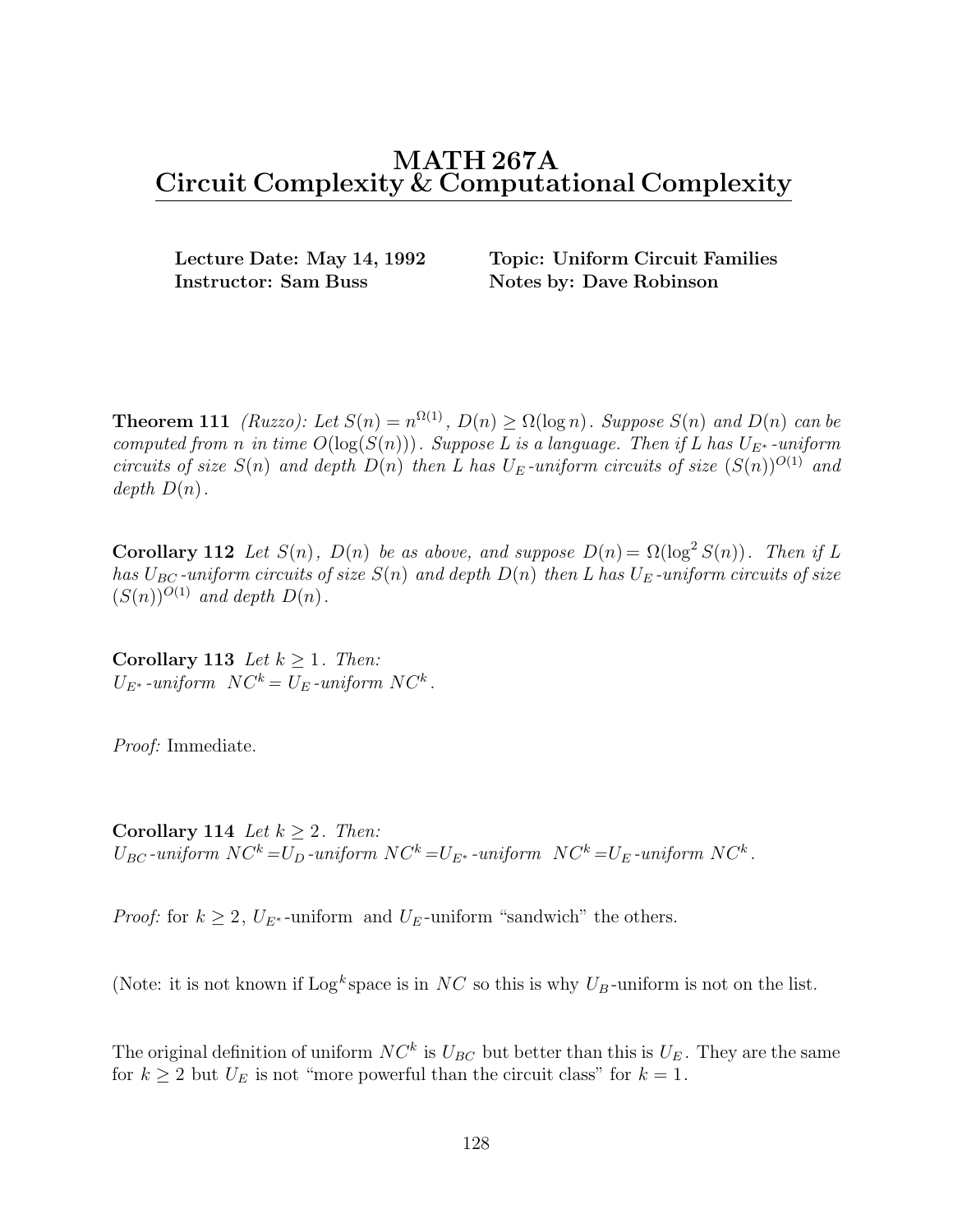# MATH 267A
# Circuit Complexity & Computational Complexity

**Lecture Date: May 14, 1992** **Topic: Uniform Circuit Families**
**Instructor: Sam Buss** **Notes by: Dave Robinson**

**Theorem 111** *(Ruzzo): Let $S(n) = n^{\Omega(1)}$, $D(n) \geq \Omega(\log n)$. Suppose $S(n)$ and $D(n)$ can be computed from $n$ in time $O(\log(S(n)))$. Suppose $L$ is a language. Then if $L$ has $U_{E^*}$-uniform circuits of size $S(n)$ and depth $D(n)$ then $L$ has $U_E$-uniform circuits of size $(S(n))^{O(1)}$ and depth $D(n)$.*

**Corollary 112** *Let $S(n)$, $D(n)$ be as above, and suppose $D(n) = \Omega(\log^2 S(n))$. Then if $L$ has $U_{BC}$-uniform circuits of size $S(n)$ and depth $D(n)$ then $L$ has $U_E$-uniform circuits of size $(S(n))^{O(1)}$ and depth $D(n)$.*

**Corollary 113** *Let $k \geq 1$. Then:*
*$U_{E^*}$-uniform $NC^k = U_E$-uniform $NC^k$.*

*Proof:* Immediate.

**Corollary 114** *Let $k \geq 2$. Then:*
*$U_{BC}$-uniform $NC^k = U_D$-uniform $NC^k = U_{E^*}$-uniform $NC^k = U_E$-uniform $NC^k$.*

*Proof:* for $k \geq 2$, $U_{E^*}$-uniform and $U_E$-uniform "sandwich" the others.

(Note: it is not known if $\text{Log}^k$space is in $NC$ so this is why $U_B$-uniform is not on the list.

The original definition of uniform $NC^k$ is $U_{BC}$ but better than this is $U_E$. They are the same for $k \geq 2$ but $U_E$ is not "more powerful than the circuit class" for $k = 1$.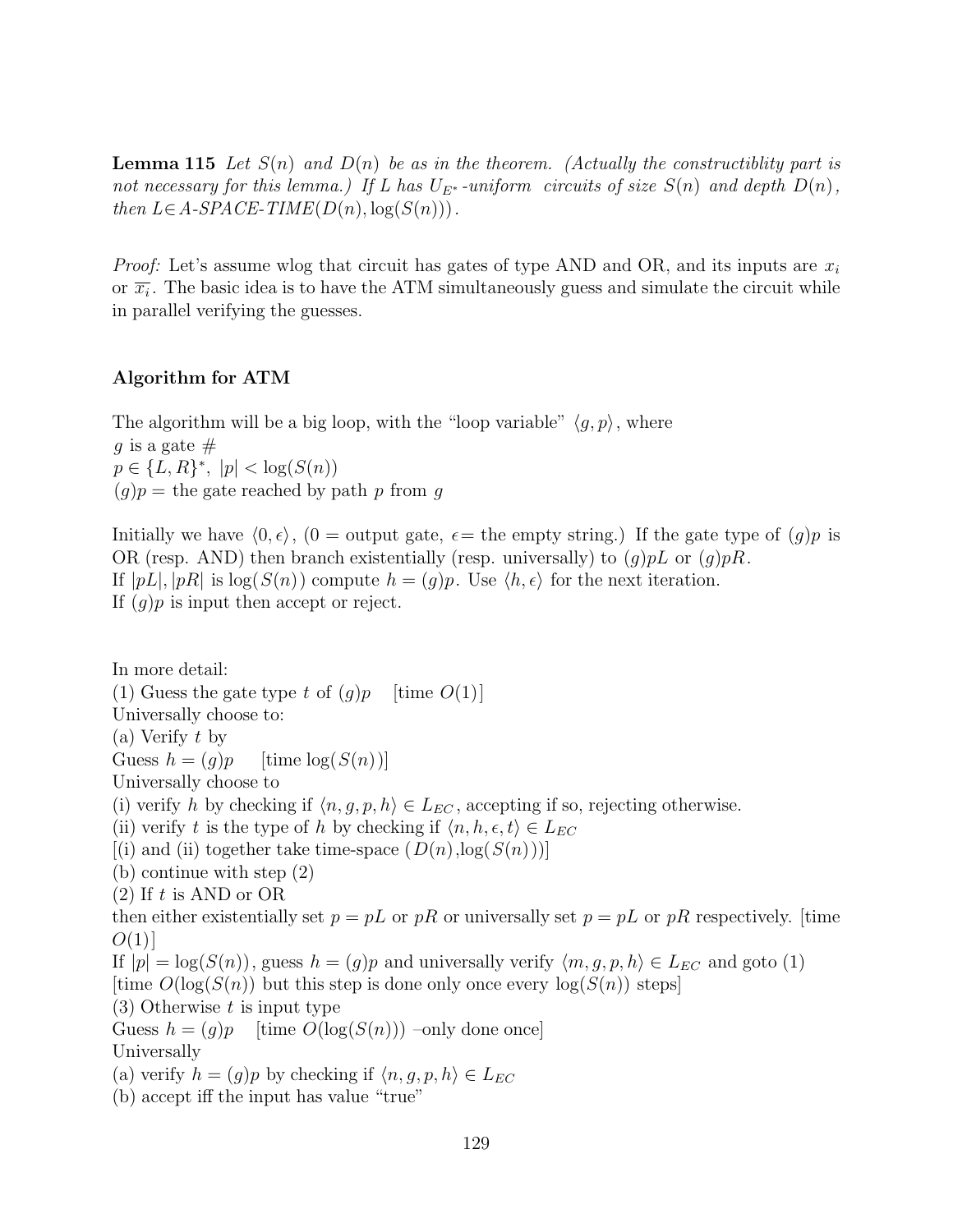**Lemma 115** *Let $S(n)$ and $D(n)$ be as in the theorem. (Actually the constructiblity part is not necessary for this lemma.) If $L$ has $U_{E^*}$-uniform circuits of size $S(n)$ and depth $D(n)$, then $L \in$ A-SPACE-TIME$(D(n), \log(S(n)))$.*

*Proof:* Let's assume wlog that circuit has gates of type AND and OR, and its inputs are $x_i$ or $\overline{x_i}$. The basic idea is to have the ATM simultaneously guess and simulate the circuit while in parallel verifying the guesses.

### Algorithm for ATM

The algorithm will be a big loop, with the "loop variable" $\langle g, p \rangle$, where
$g$ is a gate #
$p \in \{L, R\}^*$, $|p| < \log(S(n))$
$(g)p =$ the gate reached by path $p$ from $g$

Initially we have $\langle 0, \epsilon \rangle$, (0 = output gate, $\epsilon$= the empty string.) If the gate type of $(g)p$ is OR (resp. AND) then branch existentially (resp. universally) to $(g)pL$ or $(g)pR$.
If $|pL|, |pR|$ is $\log(S(n))$ compute $h = (g)p$. Use $\langle h, \epsilon \rangle$ for the next iteration.
If $(g)p$ is input then accept or reject.

In more detail:
(1) Guess the gate type $t$ of $(g)p$ [time $O(1)$]
Universally choose to:
(a) Verify $t$ by
Guess $h = (g)p$ [time $\log(S(n))$]
Universally choose to
(i) verify $h$ by checking if $\langle n, g, p, h \rangle \in L_{EC}$, accepting if so, rejecting otherwise.
(ii) verify $t$ is the type of $h$ by checking if $\langle n, h, \epsilon, t \rangle \in L_{EC}$
[(i) and (ii) together take time-space ($D(n)$,$\log(S(n))$)]
(b) continue with step (2)
(2) If $t$ is AND or OR
then either existentially set $p = pL$ or $pR$ or universally set $p = pL$ or $pR$ respectively. [time $O(1)$]
If $|p| = \log(S(n))$, guess $h = (g)p$ and universally verify $\langle m, g, p, h \rangle \in L_{EC}$ and goto (1)
[time $O(\log(S(n))$ but this step is done only once every $\log(S(n))$ steps]
(3) Otherwise $t$ is input type
Guess $h = (g)p$ [time $O(\log(S(n)))$ –only done once]
Universally
(a) verify $h = (g)p$ by checking if $\langle n, g, p, h \rangle \in L_{EC}$
(b) accept iff the input has value "true"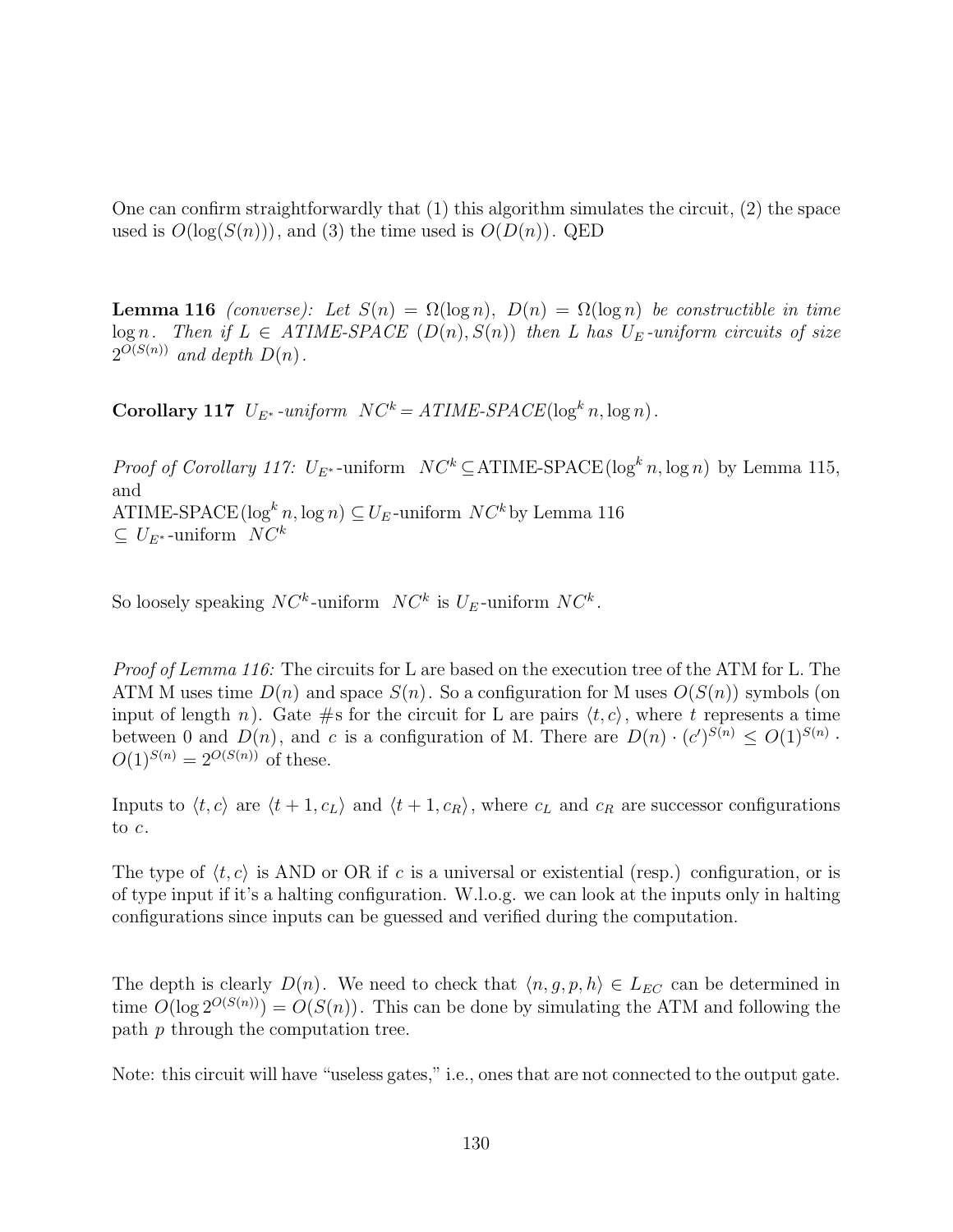One can confirm straightforwardly that (1) this algorithm simulates the circuit, (2) the space used is $O(\log(S(n)))$, and (3) the time used is $O(D(n))$. QED

**Lemma 116** *(converse): Let $S(n) = \Omega(\log n)$, $D(n) = \Omega(\log n)$ be constructible in time $\log n$. Then if $L \in$ ATIME-SPACE $(D(n), S(n))$ then L has $U_E$-uniform circuits of size $2^{O(S(n))}$ and depth $D(n)$.*

**Corollary 117** *$U_{E^*}$-uniform $NC^k$ = ATIME-SPACE$(\log^k n, \log n)$.*

*Proof of Corollary 117:* $U_{E^*}$-uniform $NC^k \subseteq$ATIME-SPACE$(\log^k n, \log n)$ by Lemma 115, and
ATIME-SPACE$(\log^k n, \log n) \subseteq U_E$-uniform $NC^k$ by Lemma 116
$\subseteq$ $U_{E^*}$-uniform $NC^k$

So loosely speaking $NC^k$-uniform $NC^k$ is $U_E$-uniform $NC^k$.

*Proof of Lemma 116:* The circuits for L are based on the execution tree of the ATM for L. The ATM M uses time $D(n)$ and space $S(n)$. So a configuration for M uses $O(S(n))$ symbols (on input of length $n$). Gate #s for the circuit for L are pairs $\langle t, c\rangle$, where $t$ represents a time between 0 and $D(n)$, and $c$ is a configuration of M. There are $D(n) \cdot (c')^{S(n)} \leq O(1)^{S(n)} \cdot O(1)^{S(n)} = 2^{O(S(n))}$ of these.

Inputs to $\langle t, c\rangle$ are $\langle t+1, c_L\rangle$ and $\langle t+1, c_R\rangle$, where $c_L$ and $c_R$ are successor configurations to $c$.

The type of $\langle t, c\rangle$ is AND or OR if $c$ is a universal or existential (resp.) configuration, or is of type input if it's a halting configuration. W.l.o.g. we can look at the inputs only in halting configurations since inputs can be guessed and verified during the computation.

The depth is clearly $D(n)$. We need to check that $\langle n, g, p, h\rangle \in L_{EC}$ can be determined in time $O(\log 2^{O(S(n))}) = O(S(n))$. This can be done by simulating the ATM and following the path $p$ through the computation tree.

Note: this circuit will have "useless gates," i.e., ones that are not connected to the output gate.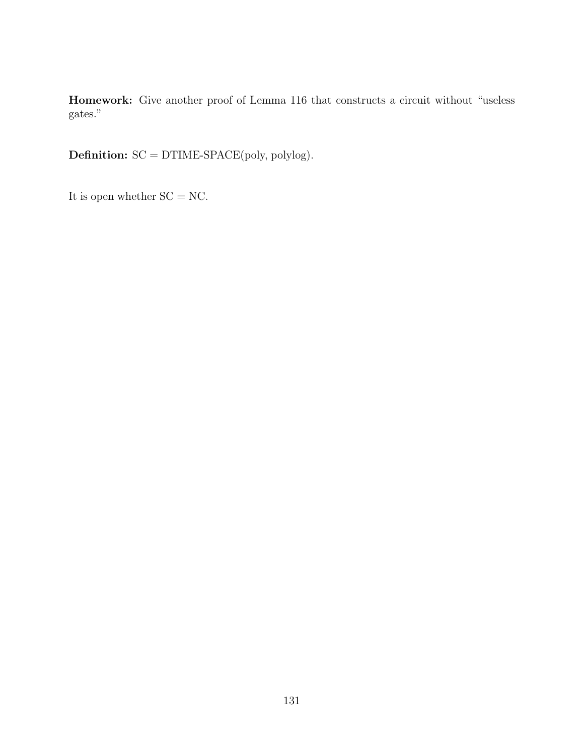**Homework:** Give another proof of Lemma 116 that constructs a circuit without "useless gates."

**Definition:** SC = DTIME-SPACE(poly, polylog).

It is open whether SC = NC.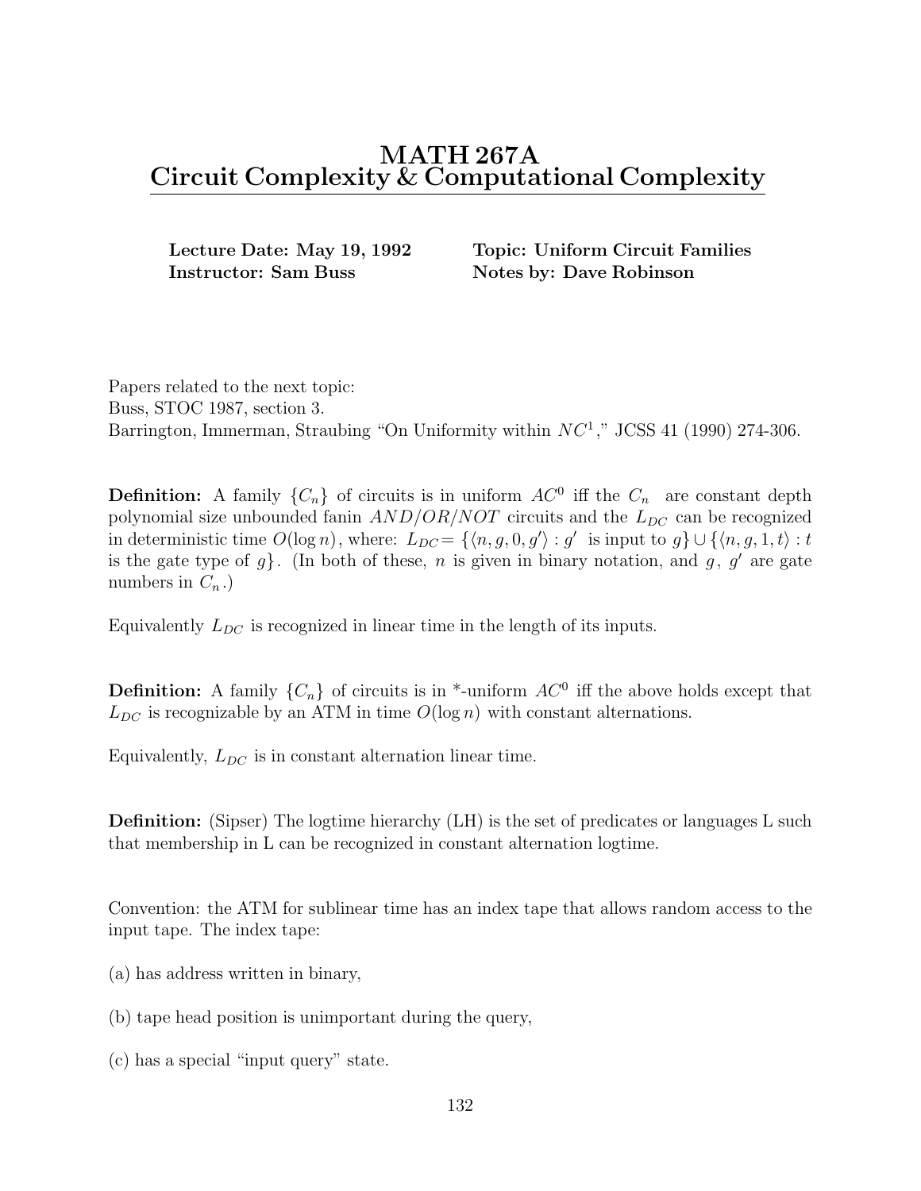# MATH 267A
# Circuit Complexity & Computational Complexity

**Lecture Date: May 19, 1992** **Topic: Uniform Circuit Families**
**Instructor: Sam Buss** **Notes by: Dave Robinson**

Papers related to the next topic:
Buss, STOC 1987, section 3.
Barrington, Immerman, Straubing "On Uniformity within $NC^1$," JCSS 41 (1990) 274-306.

**Definition:** A family $\{C_n\}$ of circuits is in uniform $AC^0$ iff the $C_n$ are constant depth polynomial size unbounded fanin $AND/OR/NOT$ circuits and the $L_{DC}$ can be recognized in deterministic time $O(\log n)$, where: $L_{DC} = \{\langle n, g, 0, g' \rangle : g'$ is input to $g\} \cup \{\langle n, g, 1, t \rangle : t$ is the gate type of $g\}$. (In both of these, $n$ is given in binary notation, and $g$, $g'$ are gate numbers in $C_n$.)

Equivalently $L_{DC}$ is recognized in linear time in the length of its inputs.

**Definition:** A family $\{C_n\}$ of circuits is in *-uniform $AC^0$ iff the above holds except that $L_{DC}$ is recognizable by an ATM in time $O(\log n)$ with constant alternations.

Equivalently, $L_{DC}$ is in constant alternation linear time.

**Definition:** (Sipser) The logtime hierarchy (LH) is the set of predicates or languages L such that membership in L can be recognized in constant alternation logtime.

Convention: the ATM for sublinear time has an index tape that allows random access to the input tape. The index tape:

(a) has address written in binary,

(b) tape head position is unimportant during the query,

(c) has a special "input query" state.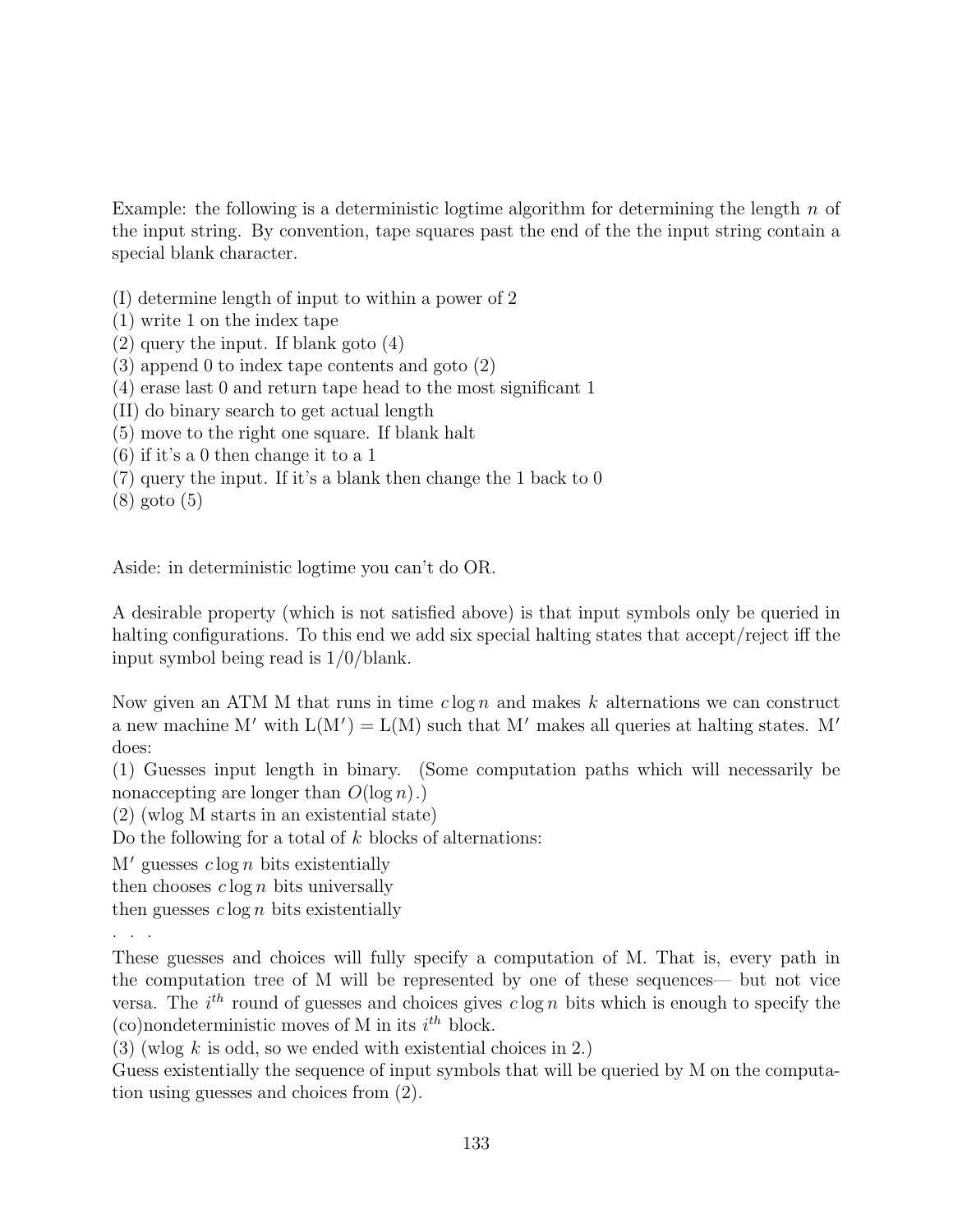Example: the following is a deterministic logtime algorithm for determining the length $n$ of the input string. By convention, tape squares past the end of the the input string contain a special blank character.

(I) determine length of input to within a power of 2
(1) write 1 on the index tape
(2) query the input. If blank goto (4)
(3) append 0 to index tape contents and goto (2)
(4) erase last 0 and return tape head to the most significant 1
(II) do binary search to get actual length
(5) move to the right one square. If blank halt
(6) if it's a 0 then change it to a 1
(7) query the input. If it's a blank then change the 1 back to 0
(8) goto (5)

Aside: in deterministic logtime you can't do OR.

A desirable property (which is not satisfied above) is that input symbols only be queried in halting configurations. To this end we add six special halting states that accept/reject iff the input symbol being read is 1/0/blank.

Now given an ATM M that runs in time $c \log n$ and makes $k$ alternations we can construct a new machine M′ with L(M′) = L(M) such that M′ makes all queries at halting states. M′ does:
(1) Guesses input length in binary. (Some computation paths which will necessarily be nonaccepting are longer than $O(\log n)$.)
(2) (wlog M starts in an existential state)
Do the following for a total of $k$ blocks of alternations:
M′ guesses $c \log n$ bits existentially
then chooses $c \log n$ bits universally
then guesses $c \log n$ bits existentially
. . .
These guesses and choices will fully specify a computation of M. That is, every path in the computation tree of M will be represented by one of these sequences— but not vice versa. The $i^{th}$ round of guesses and choices gives $c \log n$ bits which is enough to specify the (co)nondeterministic moves of M in its $i^{th}$ block.
(3) (wlog $k$ is odd, so we ended with existential choices in 2.)
Guess existentially the sequence of input symbols that will be queried by M on the computation using guesses and choices from (2).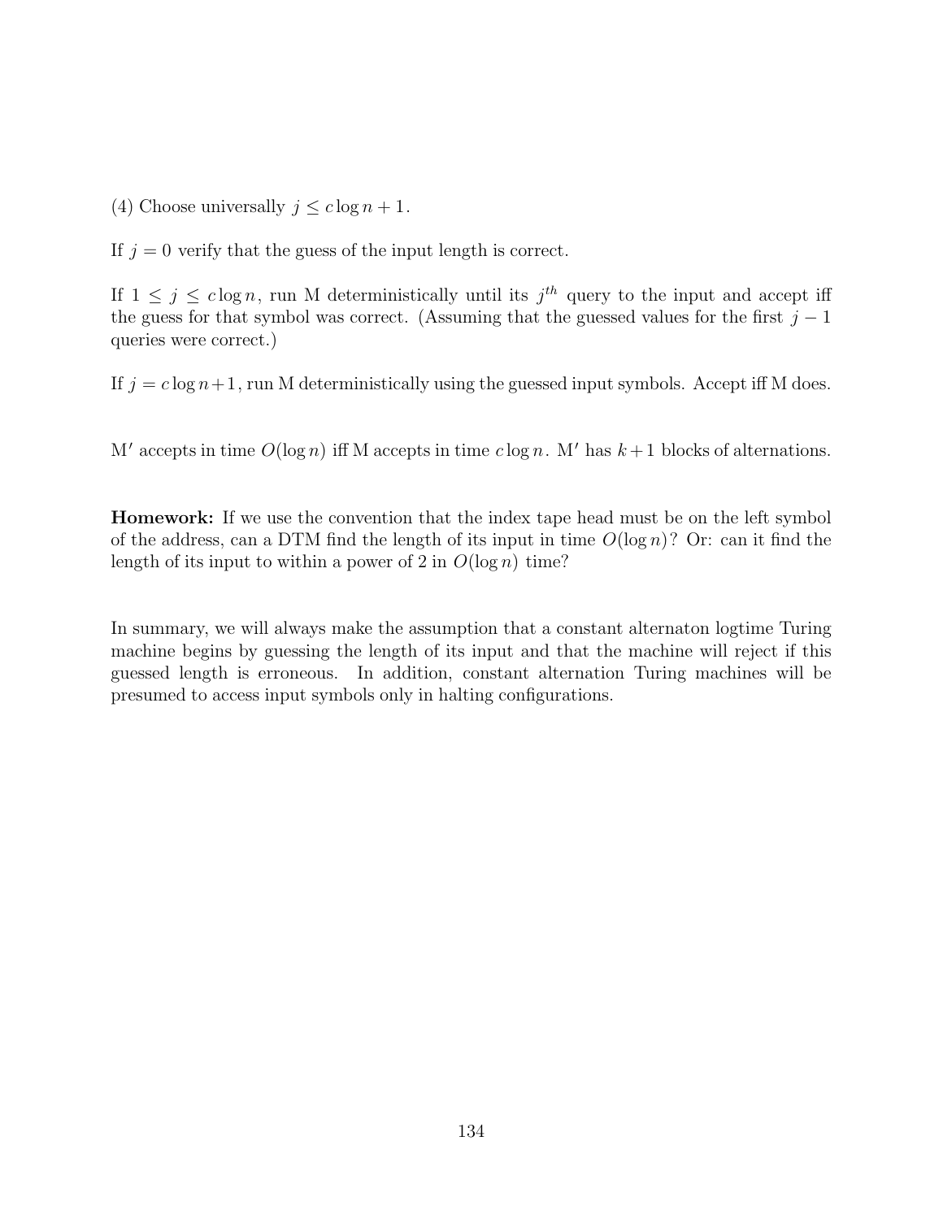(4) Choose universally $j \leq c \log n + 1$.

If $j = 0$ verify that the guess of the input length is correct.

If $1 \leq j \leq c \log n$, run M deterministically until its $j^{th}$ query to the input and accept iff the guess for that symbol was correct. (Assuming that the guessed values for the first $j-1$ queries were correct.)

If $j = c \log n + 1$, run M deterministically using the guessed input symbols. Accept iff M does.

M$'$ accepts in time $O(\log n)$ iff M accepts in time $c \log n$. M$'$ has $k+1$ blocks of alternations.

**Homework:** If we use the convention that the index tape head must be on the left symbol of the address, can a DTM find the length of its input in time $O(\log n)$? Or: can it find the length of its input to within a power of 2 in $O(\log n)$ time?

In summary, we will always make the assumption that a constant alternaton logtime Turing machine begins by guessing the length of its input and that the machine will reject if this guessed length is erroneous. In addition, constant alternation Turing machines will be presumed to access input symbols only in halting configurations.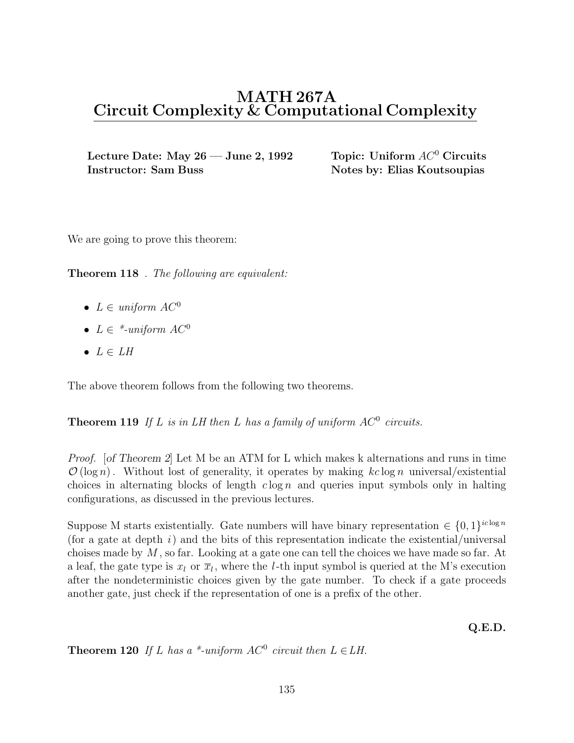# MATH 267A
# Circuit Complexity & Computational Complexity

**Lecture Date: May 26 — June 2, 1992**
**Instructor: Sam Buss**

**Topic: Uniform $AC^0$ Circuits**
**Notes by: Elias Koutsoupias**

We are going to prove this theorem:

**Theorem 118** . *The following are equivalent:*

- $L \in$ *uniform* $AC^0$
- $L \in$ *\*-uniform* $AC^0$
- $L \in$ *LH*

The above theorem follows from the following two theorems.

**Theorem 119** *If* $L$ *is in LH then* $L$ *has a family of uniform* $AC^0$ *circuits.*

*Proof.* [*of Theorem 2*] Let M be an ATM for L which makes k alternations and runs in time $\mathcal{O}(\log n)$. Without lost of generality, it operates by making $kc \log n$ universal/existential choices in alternating blocks of length $c \log n$ and queries input symbols only in halting configurations, as discussed in the previous lectures.

Suppose M starts existentially. Gate numbers will have binary representation $\in \{0,1\}^{ic \log n}$ (for a gate at depth $i$) and the bits of this representation indicate the existential/universal choises made by $M$, so far. Looking at a gate one can tell the choices we have made so far. At a leaf, the gate type is $x_l$ or $\overline{x}_l$, where the $l$-th input symbol is queried at the M's execution after the nondeterministic choices given by the gate number. To check if a gate proceeds another gate, just check if the representation of one is a prefix of the other.

**Q.E.D.**

**Theorem 120** *If* $L$ *has a \*-uniform* $AC^0$ *circuit then* $L \in$ *LH.*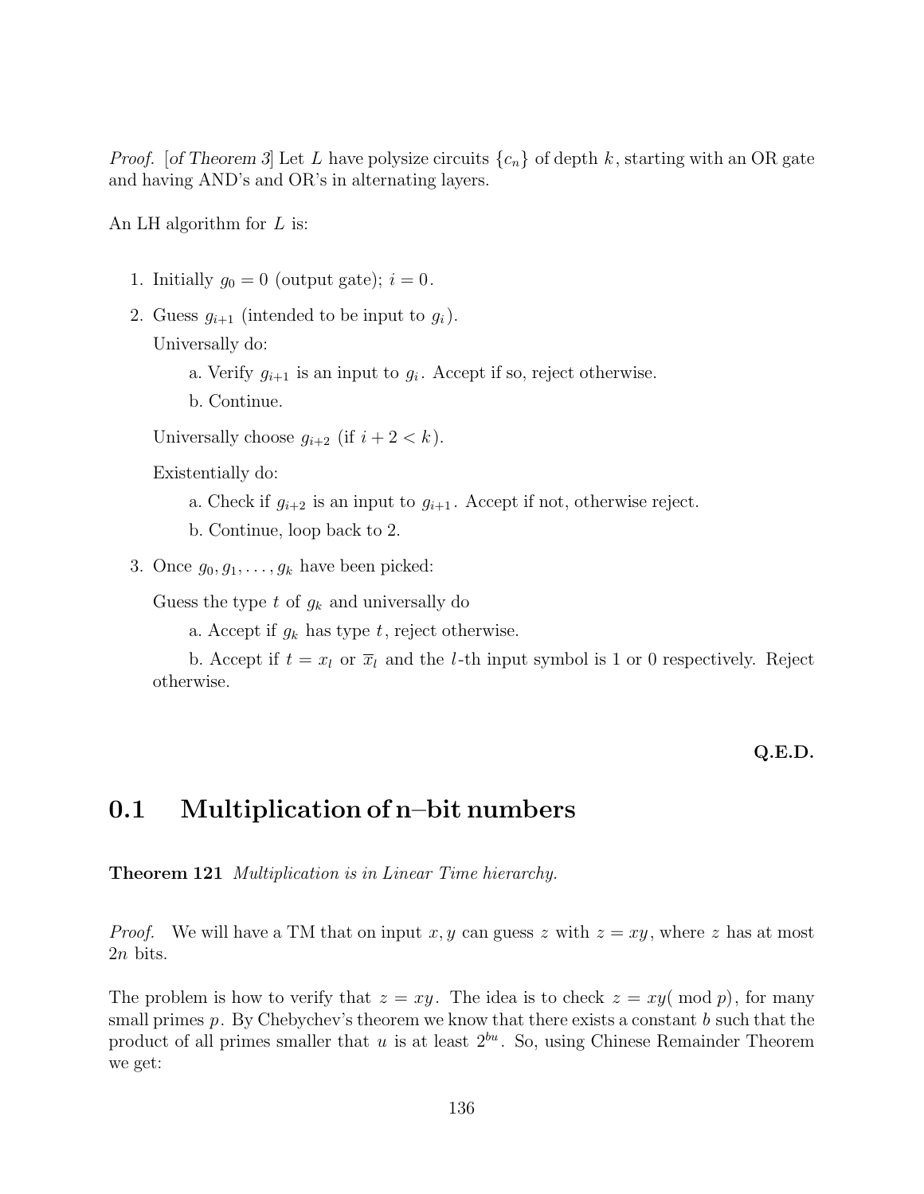*Proof.* [*of Theorem 3*] Let $L$ have polysize circuits $\{c_n\}$ of depth $k$, starting with an OR gate and having AND's and OR's in alternating layers.

An LH algorithm for $L$ is:

1. Initially $g_0 = 0$ (output gate); $i = 0$.
2. Guess $g_{i+1}$ (intended to be input to $g_i$).

   Universally do:

   a. Verify $g_{i+1}$ is an input to $g_i$. Accept if so, reject otherwise.

   b. Continue.

   Universally choose $g_{i+2}$ (if $i + 2 < k$).

   Existentially do:

   a. Check if $g_{i+2}$ is an input to $g_{i+1}$. Accept if not, otherwise reject.

   b. Continue, loop back to 2.
3. Once $g_0, g_1, \ldots, g_k$ have been picked:

   Guess the type $t$ of $g_k$ and universally do

   a. Accept if $g_k$ has type $t$, reject otherwise.

   b. Accept if $t = x_l$ or $\overline{x}_l$ and the $l$-th input symbol is 1 or 0 respectively. Reject otherwise.

**Q.E.D.**

## 0.1 Multiplication of n–bit numbers

**Theorem 121** *Multiplication is in Linear Time hierarchy.*

*Proof.* We will have a TM that on input $x, y$ can guess $z$ with $z = xy$, where $z$ has at most $2n$ bits.

The problem is how to verify that $z = xy$. The idea is to check $z = xy (\bmod p)$, for many small primes $p$. By Chebychev's theorem we know that there exists a constant $b$ such that the product of all primes smaller that $u$ is at least $2^{bu}$. So, using Chinese Remainder Theorem we get: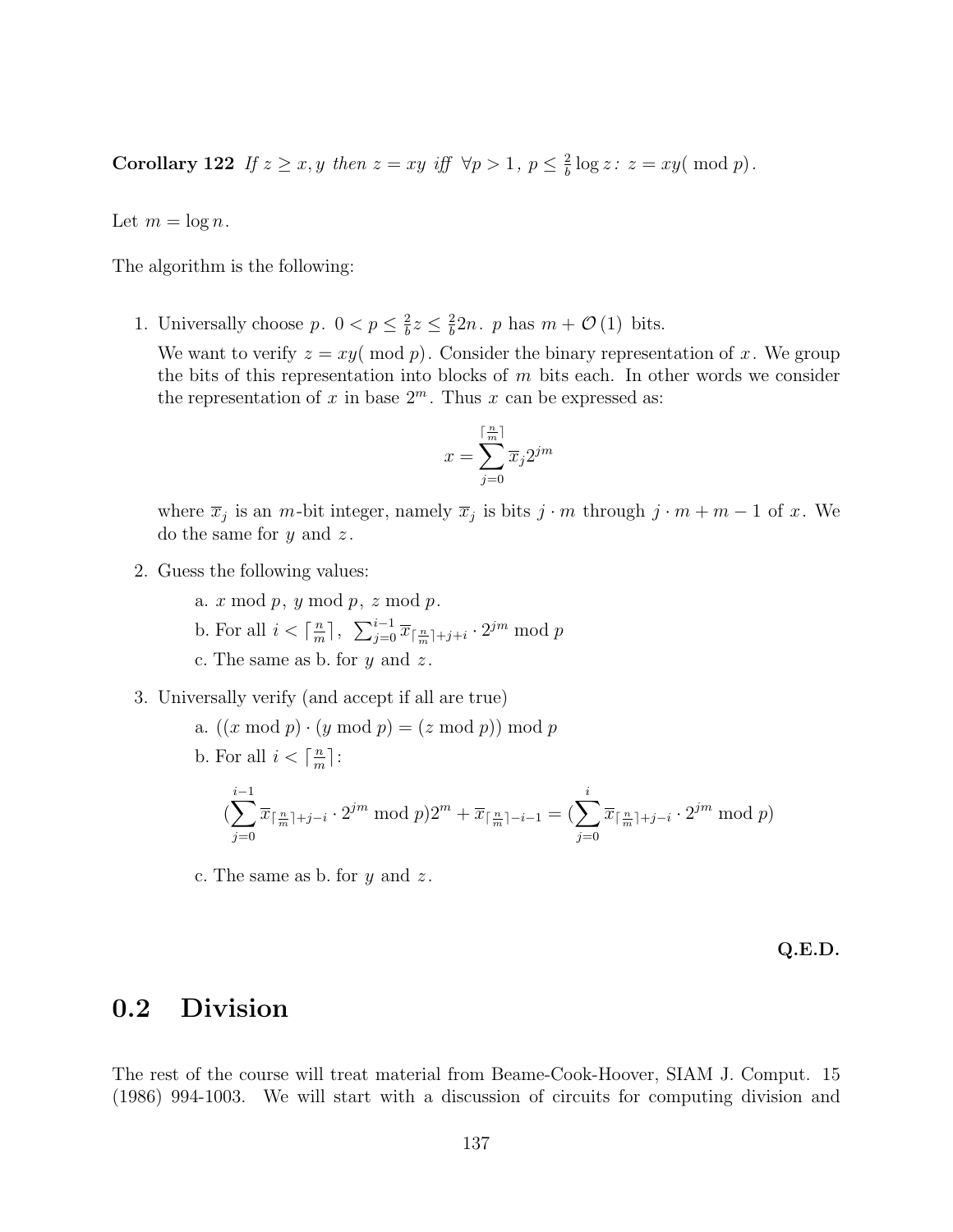**Corollary 122** *If $z \geq x, y$ then $z = xy$ iff $\forall p > 1,\ p \leq \frac{2}{b} \log z$: $z = xy(\bmod p)$.*

Let $m = \log n$.

The algorithm is the following:

1. Universally choose $p$. $0 < p \leq \frac{2}{b} z \leq \frac{2}{b} 2n$. $p$ has $m + \mathcal{O}(1)$ bits.

   We want to verify $z = xy(\bmod p)$. Consider the binary representation of $x$. We group the bits of this representation into blocks of $m$ bits each. In other words we consider the representation of $x$ in base $2^m$. Thus $x$ can be expressed as:

   $$x = \sum_{j=0}^{\lceil \frac{n}{m} \rceil} \overline{x}_j 2^{jm}$$

   where $\overline{x}_j$ is an $m$-bit integer, namely $\overline{x}_j$ is bits $j \cdot m$ through $j \cdot m + m - 1$ of $x$. We do the same for $y$ and $z$.

2. Guess the following values:

   a. $x \bmod p$, $y \bmod p$, $z \bmod p$.

   b. For all $i < \lceil \frac{n}{m} \rceil$, $\sum_{j=0}^{i-1} \overline{x}_{\lceil \frac{n}{m} \rceil + j + i} \cdot 2^{jm} \bmod p$

   c. The same as b. for $y$ and $z$.

3. Universally verify (and accept if all are true)

   a. $((x \bmod p) \cdot (y \bmod p) = (z \bmod p)) \bmod p$

   b. For all $i < \lceil \frac{n}{m} \rceil$:

   $$(\sum_{j=0}^{i-1} \overline{x}_{\lceil \frac{n}{m} \rceil + j - i} \cdot 2^{jm} \bmod p) 2^m + \overline{x}_{\lceil \frac{n}{m} \rceil - i - 1} = (\sum_{j=0}^{i} \overline{x}_{\lceil \frac{n}{m} \rceil + j - i} \cdot 2^{jm} \bmod p)$$

   c. The same as b. for $y$ and $z$.

**Q.E.D.**

## 0.2 Division

The rest of the course will treat material from Beame-Cook-Hoover, SIAM J. Comput. 15 (1986) 994-1003. We will start with a discussion of circuits for computing division and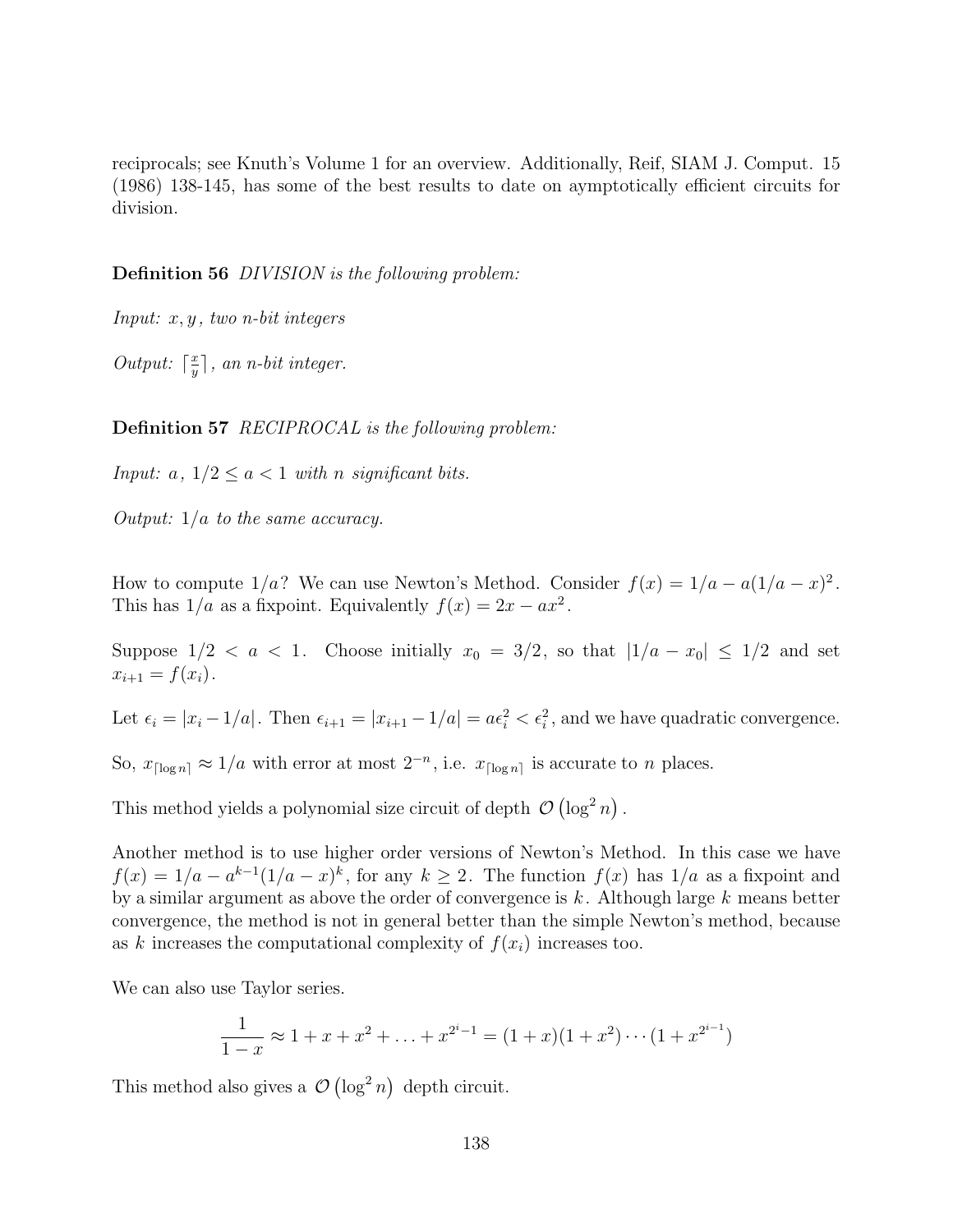reciprocals; see Knuth's Volume 1 for an overview. Additionally, Reif, SIAM J. Comput. 15 (1986) 138-145, has some of the best results to date on aymptotically efficient circuits for division.

**Definition 56** *DIVISION is the following problem:*

*Input: $x, y$, two n-bit integers*

*Output: $\lceil \frac{x}{y} \rceil$, an n-bit integer.*

**Definition 57** *RECIPROCAL is the following problem:*

*Input: $a$, $1/2 \leq a < 1$ with $n$ significant bits.*

*Output: $1/a$ to the same accuracy.*

How to compute $1/a$? We can use Newton's Method. Consider $f(x) = 1/a - a(1/a - x)^2$. This has $1/a$ as a fixpoint. Equivalently $f(x) = 2x - ax^2$.

Suppose $1/2 < a < 1$. Choose initially $x_0 = 3/2$, so that $|1/a - x_0| \leq 1/2$ and set $x_{i+1} = f(x_i)$.

Let $\epsilon_i = |x_i - 1/a|$. Then $\epsilon_{i+1} = |x_{i+1} - 1/a| = a\epsilon_i^2 < \epsilon_i^2$, and we have quadratic convergence.

So, $x_{\lceil \log n \rceil} \approx 1/a$ with error at most $2^{-n}$, i.e. $x_{\lceil \log n \rceil}$ is accurate to $n$ places.

This method yields a polynomial size circuit of depth $\mathcal{O}\left(\log^2 n\right)$.

Another method is to use higher order versions of Newton's Method. In this case we have $f(x) = 1/a - a^{k-1}(1/a - x)^k$, for any $k \geq 2$. The function $f(x)$ has $1/a$ as a fixpoint and by a similar argument as above the order of convergence is $k$. Although large $k$ means better convergence, the method is not in general better than the simple Newton's method, because as $k$ increases the computational complexity of $f(x_i)$ increases too.

We can also use Taylor series.

$$\frac{1}{1-x} \approx 1 + x + x^2 + \ldots + x^{2^i - 1} = (1+x)(1+x^2)\cdots(1+x^{2^{i-1}})$$

This method also gives a $\mathcal{O}\left(\log^2 n\right)$ depth circuit.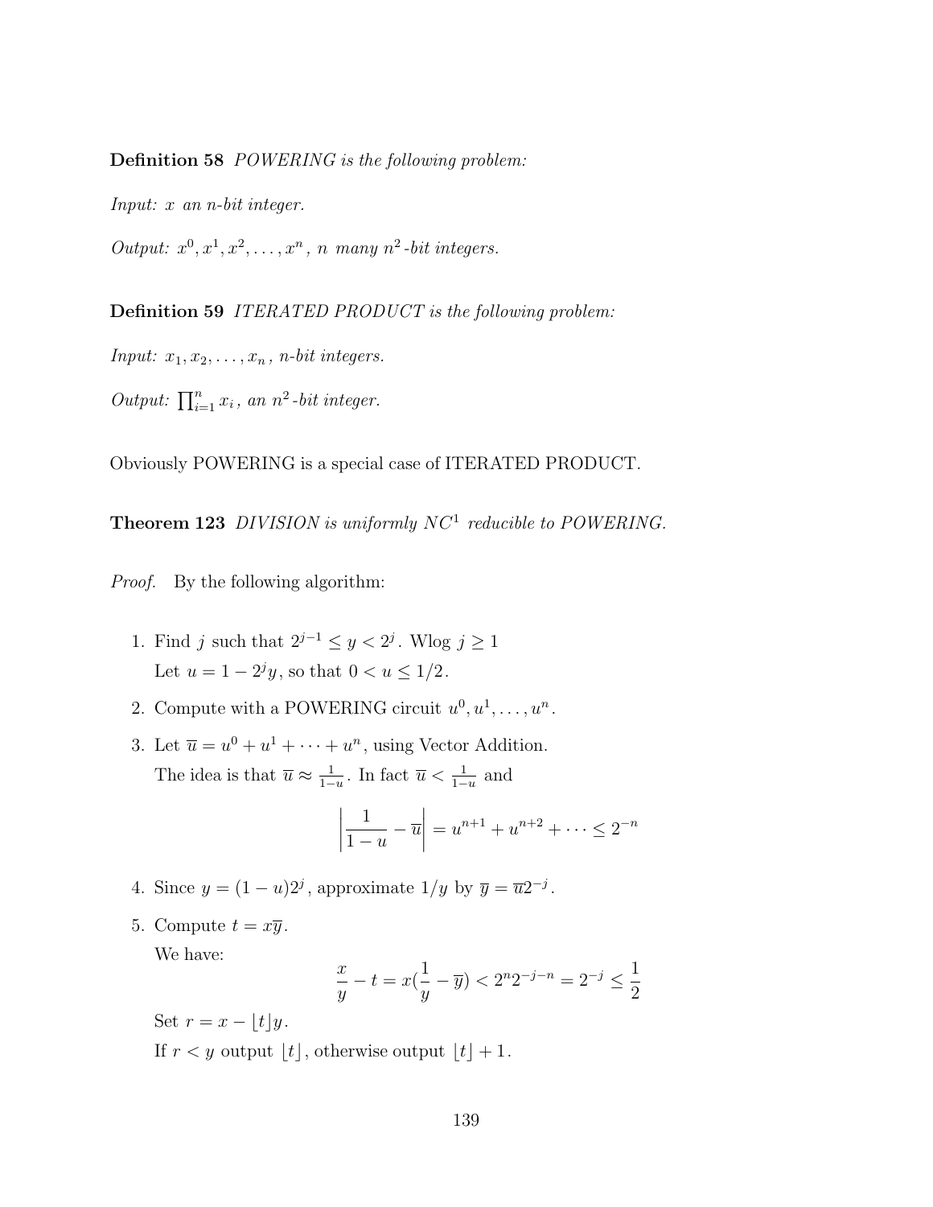**Definition 58** *POWERING is the following problem:*

*Input:* $x$ *an* $n$*-bit integer.*

*Output:* $x^0, x^1, x^2, \ldots, x^n$*,* $n$ *many* $n^2$*-bit integers.*

**Definition 59** *ITERATED PRODUCT is the following problem:*

*Input:* $x_1, x_2, \ldots, x_n$*,* $n$*-bit integers.*

*Output:* $\prod_{i=1}^{n} x_i$*, an* $n^2$*-bit integer.*

Obviously POWERING is a special case of ITERATED PRODUCT.

**Theorem 123** *DIVISION is uniformly* $NC^1$ *reducible to POWERING.*

*Proof.* By the following algorithm:

1. Find $j$ such that $2^{j-1} \le y < 2^j$. Wlog $j \ge 1$
   Let $u = 1 - 2^j y$, so that $0 < u \le 1/2$.

2. Compute with a POWERING circuit $u^0, u^1, \ldots, u^n$.

3. Let $\overline{u} = u^0 + u^1 + \cdots + u^n$, using Vector Addition.
   The idea is that $\overline{u} \approx \frac{1}{1-u}$. In fact $\overline{u} < \frac{1}{1-u}$ and

   $$\left| \frac{1}{1-u} - \overline{u} \right| = u^{n+1} + u^{n+2} + \cdots \le 2^{-n}$$

4. Since $y = (1-u)2^j$, approximate $1/y$ by $\overline{y} = \overline{u}2^{-j}$.

5. Compute $t = x\overline{y}$.
   We have:

   $$\frac{x}{y} - t = x\left(\frac{1}{y} - \overline{y}\right) < 2^n 2^{-j-n} = 2^{-j} \le \frac{1}{2}$$

   Set $r = x - \lfloor t \rfloor y$.
   If $r < y$ output $\lfloor t \rfloor$, otherwise output $\lfloor t \rfloor + 1$.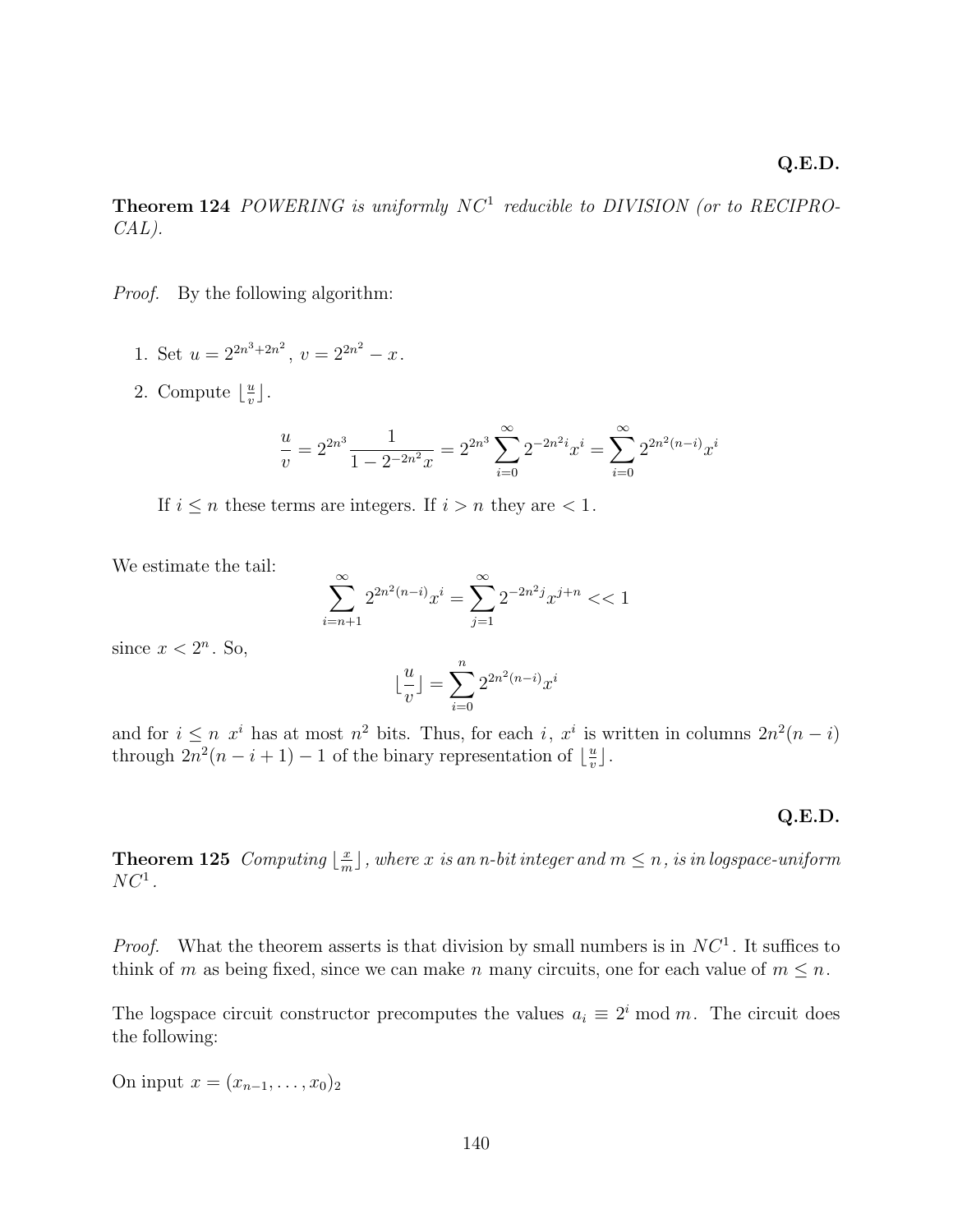**Q.E.D.**

**Theorem 124** *POWERING is uniformly $NC^1$ reducible to DIVISION (or to RECIPROCAL).*

*Proof.* By the following algorithm:

1. Set $u = 2^{2n^3+2n^2}$, $v = 2^{2n^2} - x$.
2. Compute $\lfloor \frac{u}{v} \rfloor$.

$$\frac{u}{v} = 2^{2n^3} \frac{1}{1 - 2^{-2n^2}x} = 2^{2n^3} \sum_{i=0}^{\infty} 2^{-2n^2 i} x^i = \sum_{i=0}^{\infty} 2^{2n^2(n-i)} x^i$$

If $i \leq n$ these terms are integers. If $i > n$ they are $< 1$.

We estimate the tail:
$$\sum_{i=n+1}^{\infty} 2^{2n^2(n-i)} x^i = \sum_{j=1}^{\infty} 2^{-2n^2 j} x^{j+n} << 1$$

since $x < 2^n$. So,
$$\lfloor \frac{u}{v} \rfloor = \sum_{i=0}^{n} 2^{2n^2(n-i)} x^i$$

and for $i \leq n$ $x^i$ has at most $n^2$ bits. Thus, for each $i$, $x^i$ is written in columns $2n^2(n-i)$ through $2n^2(n-i+1)-1$ of the binary representation of $\lfloor \frac{u}{v} \rfloor$.

**Q.E.D.**

**Theorem 125** *Computing $\lfloor \frac{x}{m} \rfloor$, where $x$ is an $n$-bit integer and $m \leq n$, is in logspace-uniform $NC^1$.*

*Proof.* What the theorem asserts is that division by small numbers is in $NC^1$. It suffices to think of $m$ as being fixed, since we can make $n$ many circuits, one for each value of $m \leq n$.

The logspace circuit constructor precomputes the values $a_i \equiv 2^i \bmod m$. The circuit does the following:

On input $x = (x_{n-1}, \ldots, x_0)_2$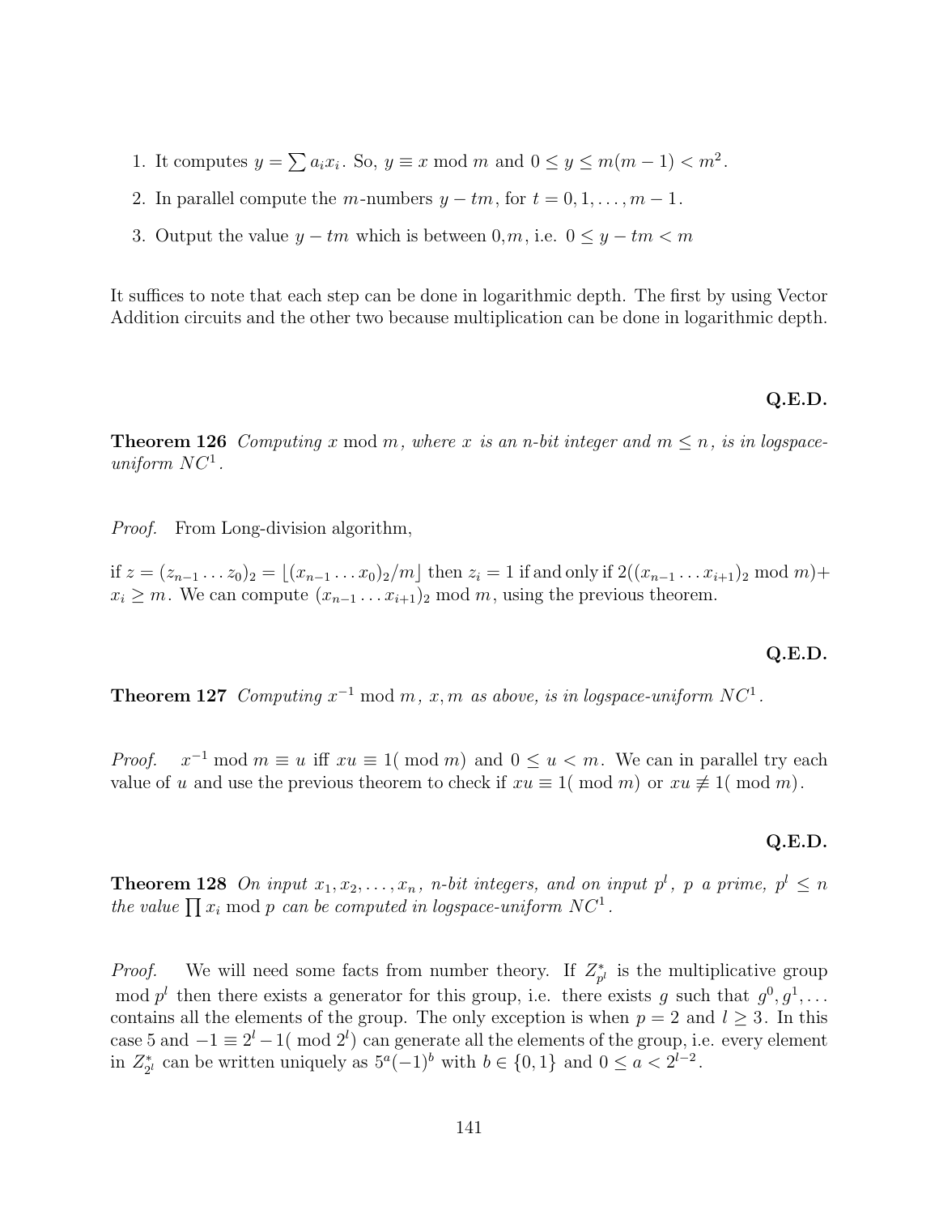1. It computes $y = \sum a_i x_i$. So, $y \equiv x \bmod m$ and $0 \leq y \leq m(m-1) < m^2$.
2. In parallel compute the $m$-numbers $y - tm$, for $t = 0, 1, \ldots, m-1$.
3. Output the value $y - tm$ which is between $0, m$, i.e. $0 \leq y - tm < m$

It suffices to note that each step can be done in logarithmic depth. The first by using Vector Addition circuits and the other two because multiplication can be done in logarithmic depth.

**Q.E.D.**

**Theorem 126** *Computing $x \bmod m$, where $x$ is an $n$-bit integer and $m \leq n$, is in logspace-uniform $NC^1$.*

*Proof.* From Long-division algorithm,

if $z = (z_{n-1} \ldots z_0)_2 = \lfloor (x_{n-1} \ldots x_0)_2 / m \rfloor$ then $z_i = 1$ if and only if $2((x_{n-1} \ldots x_{i+1})_2 \bmod m) + x_i \geq m$. We can compute $(x_{n-1} \ldots x_{i+1})_2 \bmod m$, using the previous theorem.

**Q.E.D.**

**Theorem 127** *Computing $x^{-1} \bmod m$, $x, m$ as above, is in logspace-uniform $NC^1$.*

*Proof.* $x^{-1} \bmod m \equiv u$ iff $xu \equiv 1(\bmod m)$ and $0 \leq u < m$. We can in parallel try each value of $u$ and use the previous theorem to check if $xu \equiv 1(\bmod m)$ or $xu \not\equiv 1(\bmod m)$.

**Q.E.D.**

**Theorem 128** *On input $x_1, x_2, \ldots, x_n$, $n$-bit integers, and on input $p^l$, $p$ a prime, $p^l \leq n$ the value $\prod x_i \bmod p$ can be computed in logspace-uniform $NC^1$.*

*Proof.* We will need some facts from number theory. If $Z^*_{p^l}$ is the multiplicative group $\bmod p^l$ then there exists a generator for this group, i.e. there exists $g$ such that $g^0, g^1, \ldots$ contains all the elements of the group. The only exception is when $p = 2$ and $l \geq 3$. In this case 5 and $-1 \equiv 2^l - 1(\bmod 2^l)$ can generate all the elements of the group, i.e. every element in $Z^*_{2^l}$ can be written uniquely as $5^a(-1)^b$ with $b \in \{0, 1\}$ and $0 \leq a < 2^{l-2}$.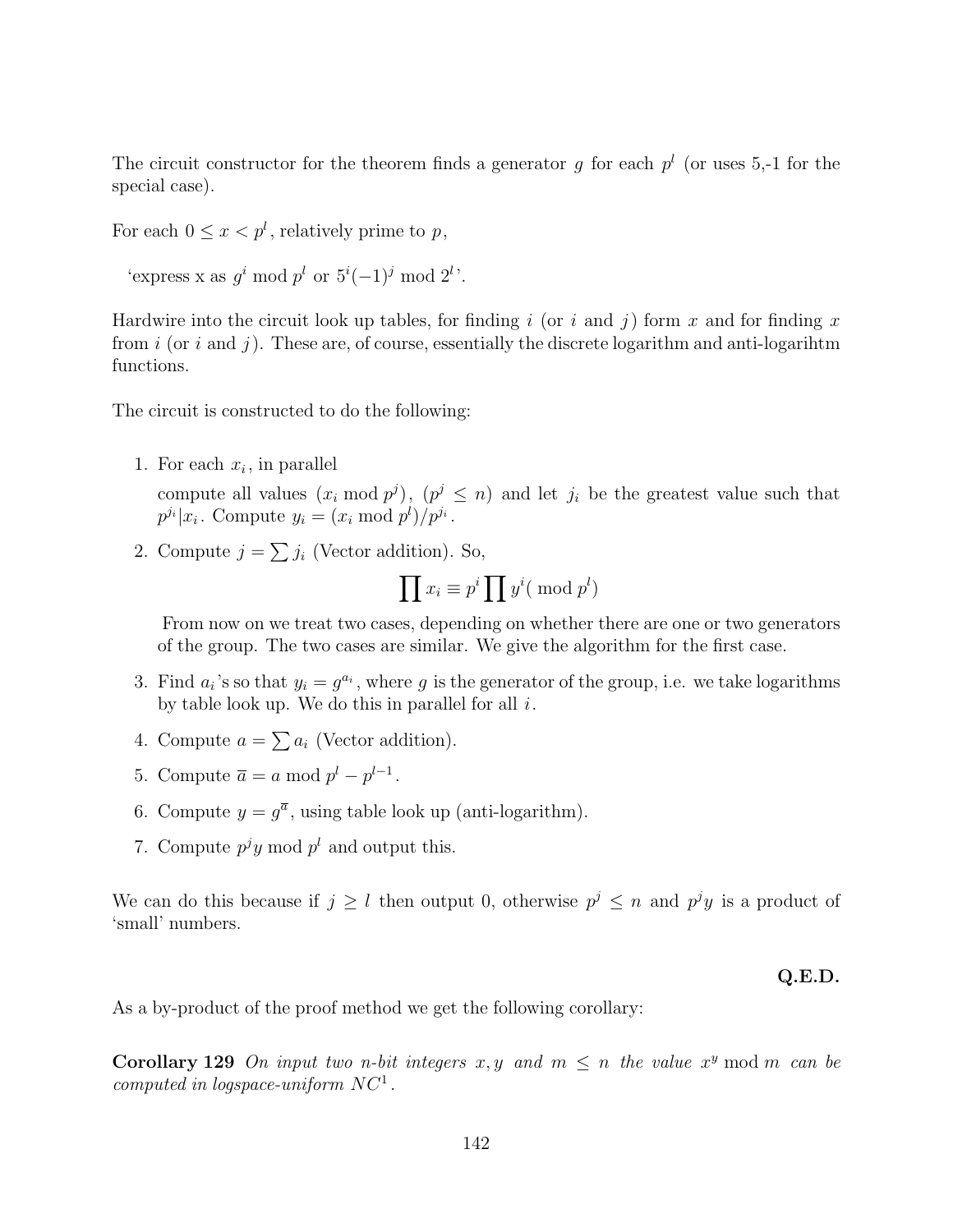The circuit constructor for the theorem finds a generator $g$ for each $p^l$ (or uses 5,-1 for the special case).

For each $0 \leq x < p^l$, relatively prime to $p$,

'express x as $g^i \bmod p^l$ or $5^i(-1)^j \bmod 2^l$'.

Hardwire into the circuit look up tables, for finding $i$ (or $i$ and $j$) form $x$ and for finding $x$ from $i$ (or $i$ and $j$). These are, of course, essentially the discrete logarithm and anti-logarihtm functions.

The circuit is constructed to do the following:

1. For each $x_i$, in parallel

   compute all values $(x_i \bmod p^j)$, $(p^j \leq n)$ and let $j_i$ be the greatest value such that $p^{j_i}|x_i$. Compute $y_i = (x_i \bmod p^l)/p^{j_i}$.

2. Compute $j = \sum j_i$ (Vector addition). So,

   $$\prod x_i \equiv p^i \prod y^i (\bmod p^l)$$

   From now on we treat two cases, depending on whether there are one or two generators of the group. The two cases are similar. We give the algorithm for the first case.

3. Find $a_i$'s so that $y_i = g^{a_i}$, where $g$ is the generator of the group, i.e. we take logarithms by table look up. We do this in parallel for all $i$.

4. Compute $a = \sum a_i$ (Vector addition).

5. Compute $\overline{a} = a \bmod p^l - p^{l-1}$.

6. Compute $y = g^{\overline{a}}$, using table look up (anti-logarithm).

7. Compute $p^j y \bmod p^l$ and output this.

We can do this because if $j \geq l$ then output 0, otherwise $p^j \leq n$ and $p^j y$ is a product of 'small' numbers.

**Q.E.D.**

As a by-product of the proof method we get the following corollary:

**Corollary 129** *On input two n-bit integers $x, y$ and $m \leq n$ the value $x^y \bmod m$ can be computed in logspace-uniform $NC^1$.*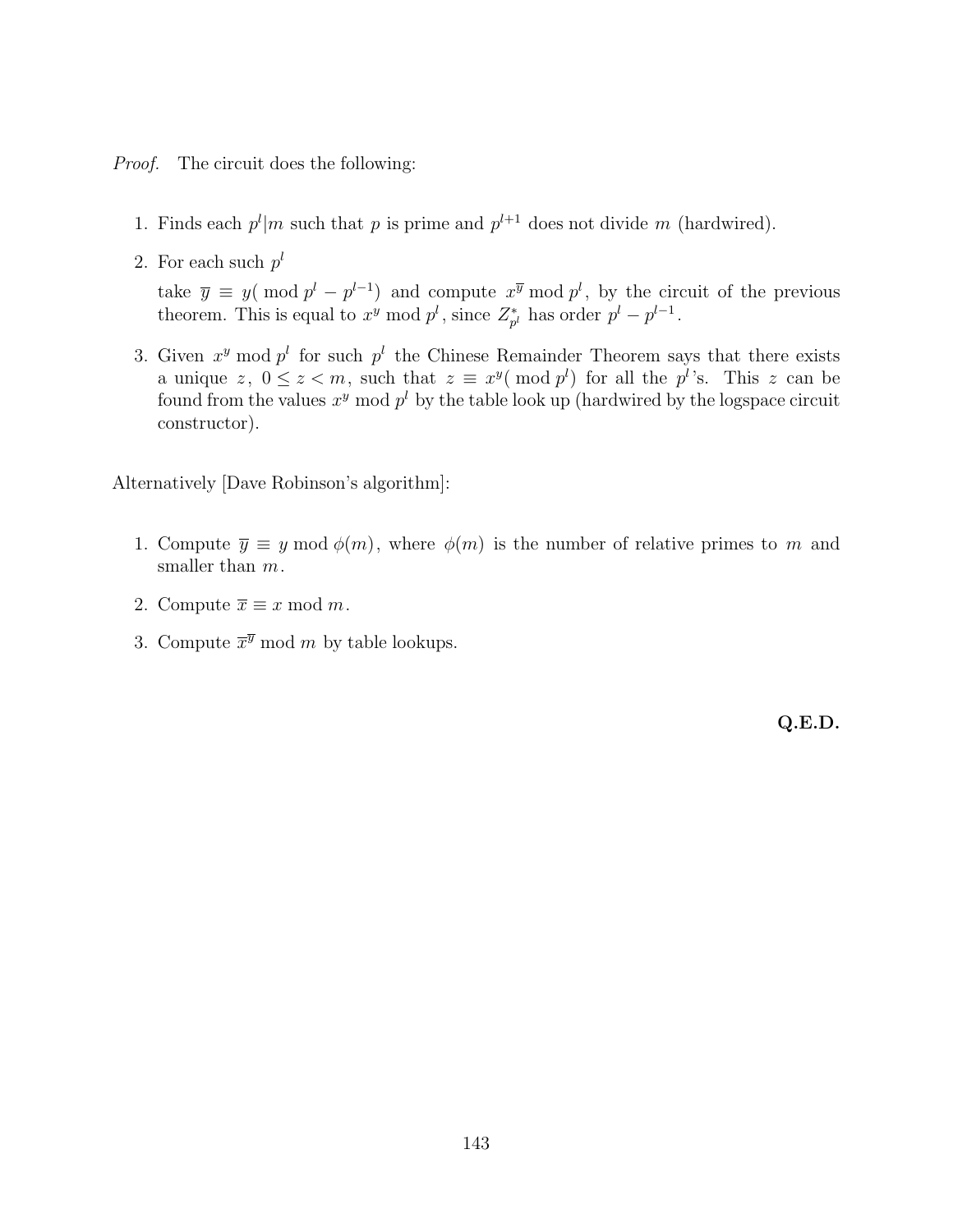*Proof.* The circuit does the following:

1. Finds each $p^l | m$ such that $p$ is prime and $p^{l+1}$ does not divide $m$ (hardwired).
2. For each such $p^l$

   take $\overline{y} \equiv y(\bmod p^l - p^{l-1})$ and compute $x^{\overline{y}} \bmod p^l$, by the circuit of the previous theorem. This is equal to $x^y \bmod p^l$, since $Z^*_{p^l}$ has order $p^l - p^{l-1}$.
3. Given $x^y \bmod p^l$ for such $p^l$ the Chinese Remainder Theorem says that there exists a unique $z$, $0 \leq z < m$, such that $z \equiv x^y(\bmod p^l)$ for all the $p^l$'s. This $z$ can be found from the values $x^y \bmod p^l$ by the table look up (hardwired by the logspace circuit constructor).

Alternatively [Dave Robinson's algorithm]:

1. Compute $\overline{y} \equiv y \bmod \phi(m)$, where $\phi(m)$ is the number of relative primes to $m$ and smaller than $m$.
2. Compute $\overline{x} \equiv x \bmod m$.
3. Compute $\overline{x}^{\overline{y}} \bmod m$ by table lookups.

**Q.E.D.**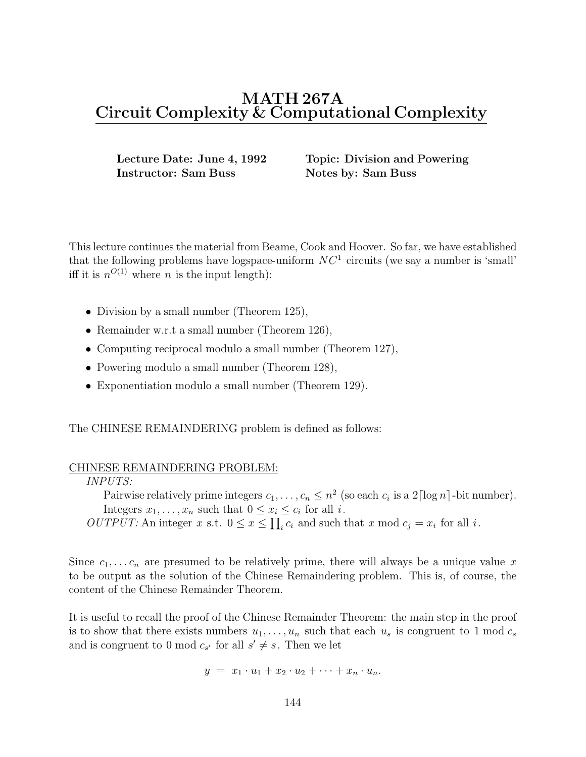# MATH 267A
# Circuit Complexity & Computational Complexity

**Lecture Date: June 4, 1992** **Topic: Division and Powering**
**Instructor: Sam Buss** **Notes by: Sam Buss**

This lecture continues the material from Beame, Cook and Hoover. So far, we have established that the following problems have logspace-uniform $NC^1$ circuits (we say a number is 'small' iff it is $n^{O(1)}$ where $n$ is the input length):

- Division by a small number (Theorem 125),
- Remainder w.r.t a small number (Theorem 126),
- Computing reciprocal modulo a small number (Theorem 127),
- Powering modulo a small number (Theorem 128),
- Exponentiation modulo a small number (Theorem 129).

The CHINESE REMAINDERING problem is defined as follows:

<u>CHINESE REMAINDERING PROBLEM:</u>

*INPUTS:*

Pairwise relatively prime integers $c_1, \ldots, c_n \le n^2$ (so each $c_i$ is a $2\lceil \log n \rceil$-bit number).

Integers $x_1, \ldots, x_n$ such that $0 \le x_i \le c_i$ for all $i$.

*OUTPUT:* An integer $x$ s.t. $0 \le x \le \prod_i c_i$ and such that $x \bmod c_j = x_i$ for all $i$.

Since $c_1, \ldots c_n$ are presumed to be relatively prime, there will always be a unique value $x$ to be output as the solution of the Chinese Remaindering problem. This is, of course, the content of the Chinese Remainder Theorem.

It is useful to recall the proof of the Chinese Remainder Theorem: the main step in the proof is to show that there exists numbers $u_1, \ldots, u_n$ such that each $u_s$ is congruent to 1 mod $c_s$ and is congruent to 0 mod $c_{s'}$ for all $s' \neq s$. Then we let

$$y \;=\; x_1 \cdot u_1 + x_2 \cdot u_2 + \cdots + x_n \cdot u_n.$$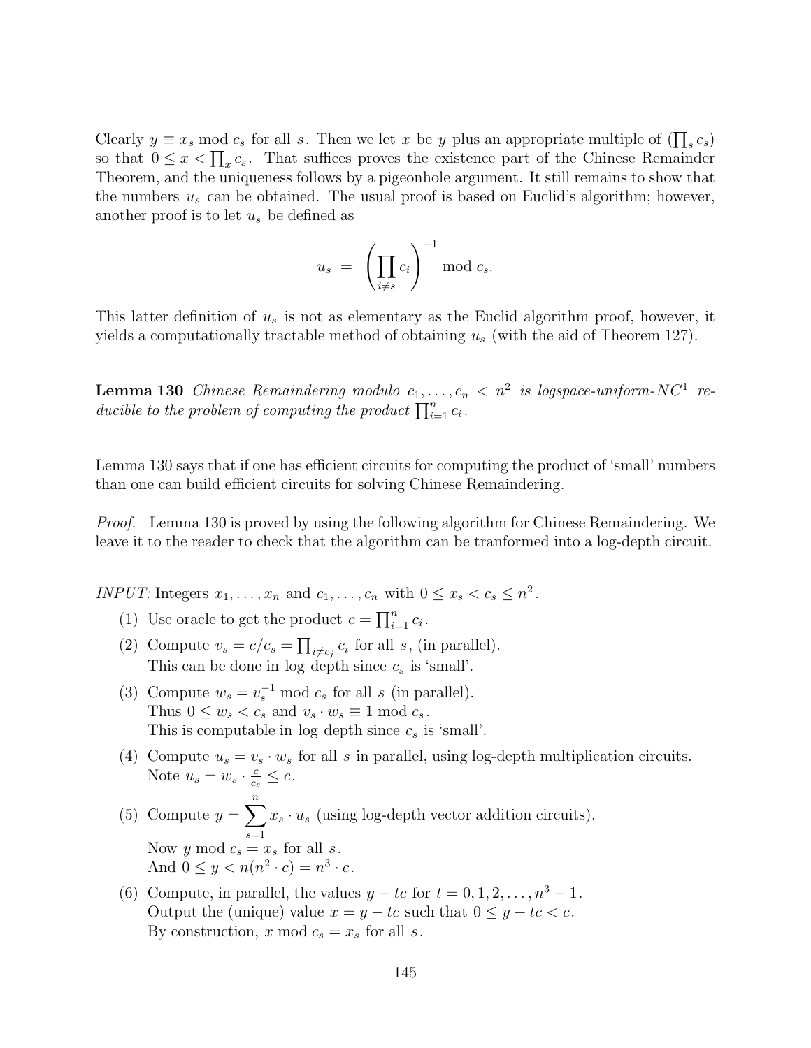Clearly $y \equiv x_s \bmod c_s$ for all $s$. Then we let $x$ be $y$ plus an appropriate multiple of $(\prod_s c_s)$ so that $0 \le x < \prod_x c_s$. That suffices proves the existence part of the Chinese Remainder Theorem, and the uniqueness follows by a pigeonhole argument. It still remains to show that the numbers $u_s$ can be obtained. The usual proof is based on Euclid's algorithm; however, another proof is to let $u_s$ be defined as

$$u_s \;=\; \left(\prod_{i \neq s} c_i\right)^{-1} \bmod c_s.$$

This latter definition of $u_s$ is not as elementary as the Euclid algorithm proof, however, it yields a computationally tractable method of obtaining $u_s$ (with the aid of Theorem 127).

**Lemma 130** *Chinese Remaindering modulo $c_1, \ldots, c_n < n^2$ is logspace-uniform-$NC^1$ reducible to the problem of computing the product $\prod_{i=1}^n c_i$.*

Lemma 130 says that if one has efficient circuits for computing the product of 'small' numbers than one can build efficient circuits for solving Chinese Remaindering.

*Proof.* Lemma 130 is proved by using the following algorithm for Chinese Remaindering. We leave it to the reader to check that the algorithm can be tranformed into a log-depth circuit.

*INPUT:* Integers $x_1, \ldots, x_n$ and $c_1, \ldots, c_n$ with $0 \le x_s < c_s \le n^2$.

(1) Use oracle to get the product $c = \prod_{i=1}^n c_i$.

(2) Compute $v_s = c/c_s = \prod_{i \neq c_j} c_i$ for all $s$, (in parallel).
This can be done in log depth since $c_s$ is 'small'.

(3) Compute $w_s = v_s^{-1} \bmod c_s$ for all $s$ (in parallel).
Thus $0 \le w_s < c_s$ and $v_s \cdot w_s \equiv 1 \bmod c_s$.
This is computable in log depth since $c_s$ is 'small'.

(4) Compute $u_s = v_s \cdot w_s$ for all $s$ in parallel, using log-depth multiplication circuits.
Note $u_s = w_s \cdot \frac{c}{c_s} \le c$.

(5) Compute $y = \sum_{s=1}^n x_s \cdot u_s$ (using log-depth vector addition circuits).
Now $y \bmod c_s = x_s$ for all $s$.
And $0 \le y < n(n^2 \cdot c) = n^3 \cdot c$.

(6) Compute, in parallel, the values $y - tc$ for $t = 0, 1, 2, \ldots, n^3 - 1$.
Output the (unique) value $x = y - tc$ such that $0 \le y - tc < c$.
By construction, $x \bmod c_s = x_s$ for all $s$.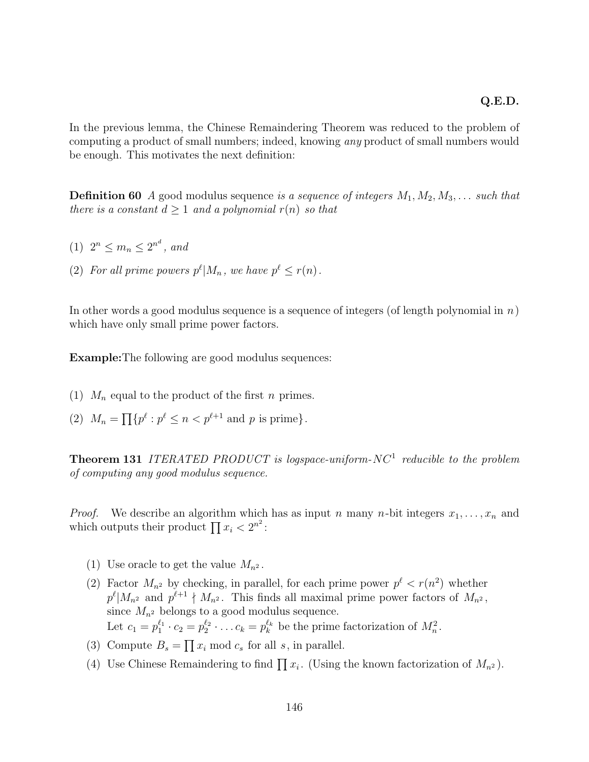**Q.E.D.**

In the previous lemma, the Chinese Remaindering Theorem was reduced to the problem of computing a product of small numbers; indeed, knowing *any* product of small numbers would be enough. This motivates the next definition:

**Definition 60** *A* good modulus sequence *is a sequence of integers $M_1, M_2, M_3, \ldots$ such that there is a constant $d \geq 1$ and a polynomial $r(n)$ so that*

(1) $2^n \leq m_n \leq 2^{n^d}$*, and*

(2) *For all prime powers $p^\ell | M_n$, we have $p^\ell \leq r(n)$.*

In other words a good modulus sequence is a sequence of integers (of length polynomial in $n$) which have only small prime power factors.

**Example:**The following are good modulus sequences:

(1) $M_n$ equal to the product of the first $n$ primes.

(2) $M_n = \prod\{p^\ell : p^\ell \leq n < p^{\ell+1} \text{ and } p \text{ is prime}\}$.

**Theorem 131** *ITERATED PRODUCT is logspace-uniform-$NC^1$ reducible to the problem of computing any good modulus sequence.*

*Proof.* We describe an algorithm which has as input $n$ many $n$-bit integers $x_1, \ldots, x_n$ and which outputs their product $\prod x_i < 2^{n^2}$:

(1) Use oracle to get the value $M_{n^2}$.

(2) Factor $M_{n^2}$ by checking, in parallel, for each prime power $p^\ell < r(n^2)$ whether $p^\ell | M_{n^2}$ and $p^{\ell+1} \nmid M_{n^2}$. This finds all maximal prime power factors of $M_{n^2}$, since $M_{n^2}$ belongs to a good modulus sequence.
Let $c_1 = p_1^{\ell_1} \cdot c_2 = p_2^{\ell_2} \cdot \ldots c_k = p_k^{\ell_k}$ be the prime factorization of $M_n^2$.

(3) Compute $B_s = \prod x_i \bmod c_s$ for all $s$, in parallel.

(4) Use Chinese Remaindering to find $\prod x_i$. (Using the known factorization of $M_{n^2}$).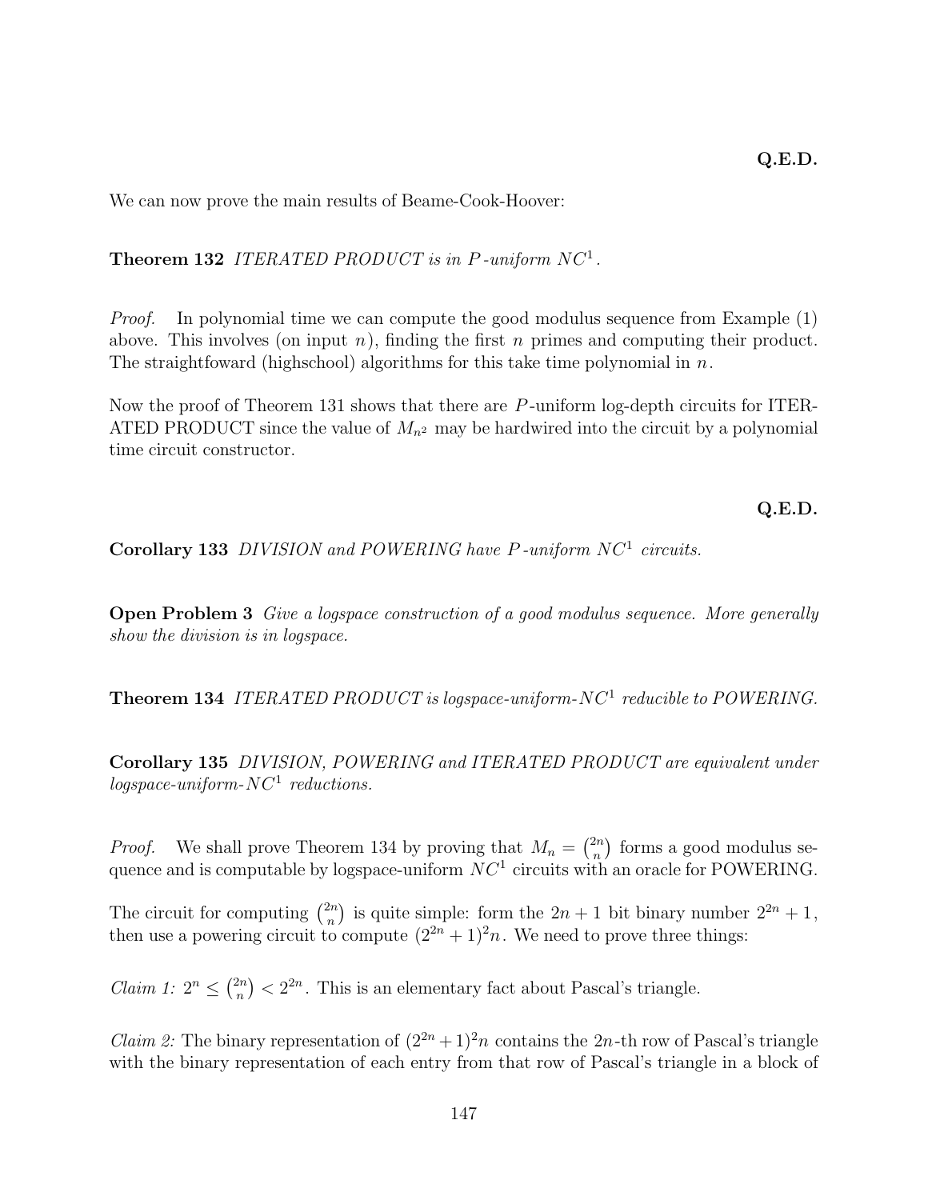**Q.E.D.**

We can now prove the main results of Beame-Cook-Hoover:

**Theorem 132** *ITERATED PRODUCT is in $P$-uniform $NC^1$.*

*Proof.* In polynomial time we can compute the good modulus sequence from Example (1) above. This involves (on input $n$), finding the first $n$ primes and computing their product. The straightfoward (highschool) algorithms for this take time polynomial in $n$.

Now the proof of Theorem 131 shows that there are $P$-uniform log-depth circuits for ITERATED PRODUCT since the value of $M_{n^2}$ may be hardwired into the circuit by a polynomial time circuit constructor.

**Q.E.D.**

**Corollary 133** *DIVISION and POWERING have $P$-uniform $NC^1$ circuits.*

**Open Problem 3** *Give a logspace construction of a good modulus sequence. More generally show the division is in logspace.*

**Theorem 134** *ITERATED PRODUCT is logspace-uniform-$NC^1$ reducible to POWERING.*

**Corollary 135** *DIVISION, POWERING and ITERATED PRODUCT are equivalent under logspace-uniform-$NC^1$ reductions.*

*Proof.* We shall prove Theorem 134 by proving that $M_n = \binom{2n}{n}$ forms a good modulus sequence and is computable by logspace-uniform $NC^1$ circuits with an oracle for POWERING.

The circuit for computing $\binom{2n}{n}$ is quite simple: form the $2n+1$ bit binary number $2^{2n}+1$, then use a powering circuit to compute $(2^{2n}+1)^2 n$. We need to prove three things:

*Claim 1:* $2^n \leq \binom{2n}{n} < 2^{2n}$. This is an elementary fact about Pascal's triangle.

*Claim 2:* The binary representation of $(2^{2n}+1)^2 n$ contains the $2n$-th row of Pascal's triangle with the binary representation of each entry from that row of Pascal's triangle in a block of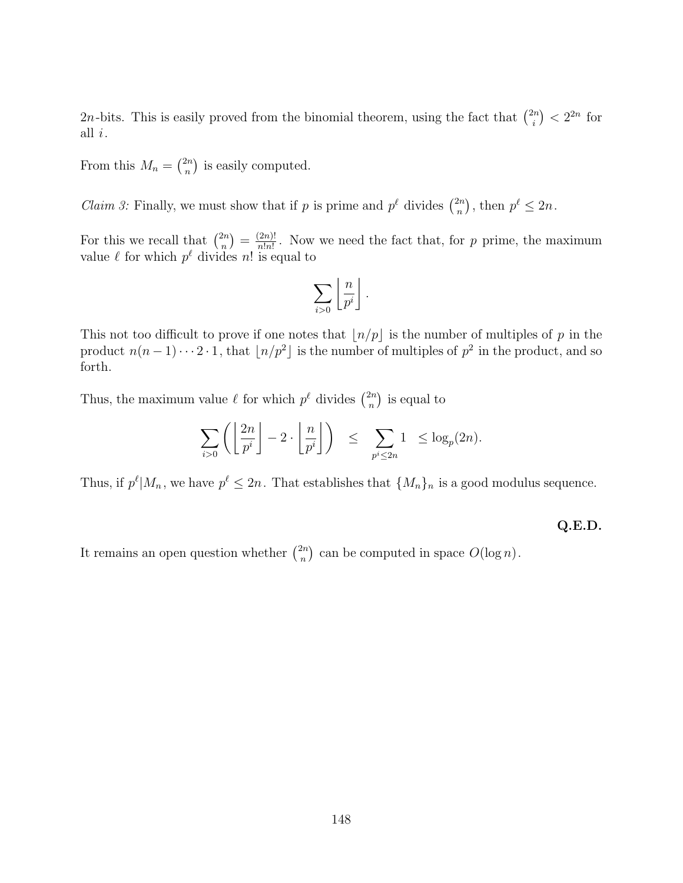$2n$-bits. This is easily proved from the binomial theorem, using the fact that $\binom{2n}{i} < 2^{2n}$ for all $i$.

From this $M_n = \binom{2n}{n}$ is easily computed.

*Claim 3:* Finally, we must show that if $p$ is prime and $p^\ell$ divides $\binom{2n}{n}$, then $p^\ell \leq 2n$.

For this we recall that $\binom{2n}{n} = \frac{(2n)!}{n!n!}$. Now we need the fact that, for $p$ prime, the maximum value $\ell$ for which $p^\ell$ divides $n!$ is equal to

$$\sum_{i>0} \left\lfloor \frac{n}{p^i} \right\rfloor.$$

This not too difficult to prove if one notes that $\lfloor n/p \rfloor$ is the number of multiples of $p$ in the product $n(n-1)\cdots 2 \cdot 1$, that $\lfloor n/p^2 \rfloor$ is the number of multiples of $p^2$ in the product, and so forth.

Thus, the maximum value $\ell$ for which $p^\ell$ divides $\binom{2n}{n}$ is equal to

$$\sum_{i>0} \left( \left\lfloor \frac{2n}{p^i} \right\rfloor - 2 \cdot \left\lfloor \frac{n}{p^i} \right\rfloor \right) \quad \leq \quad \sum_{p^i \leq 2n} 1 \quad \leq \log_p(2n).$$

Thus, if $p^\ell | M_n$, we have $p^\ell \leq 2n$. That establishes that $\{M_n\}_n$ is a good modulus sequence.

**Q.E.D.**

It remains an open question whether $\binom{2n}{n}$ can be computed in space $O(\log n)$.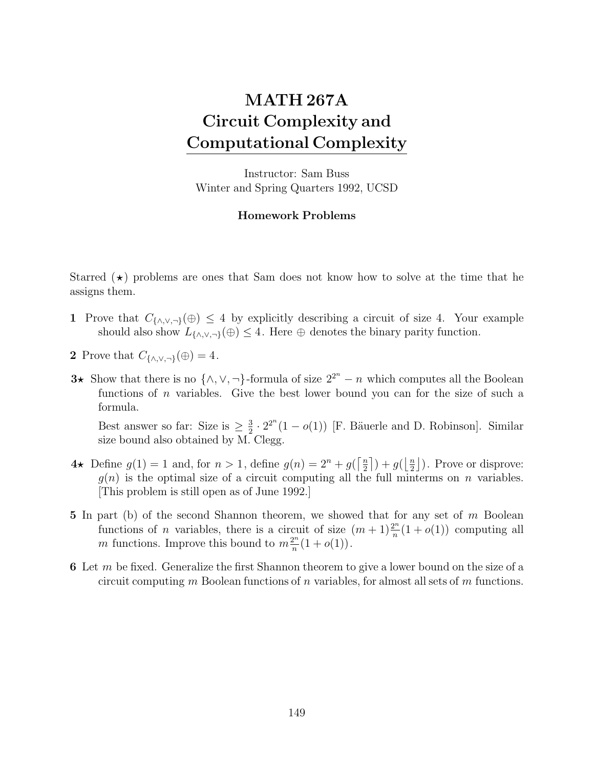# MATH 267A
# Circuit Complexity and Computational Complexity

Instructor: Sam Buss
Winter and Spring Quarters 1992, UCSD

### Homework Problems

Starred ($\star$) problems are ones that Sam does not know how to solve at the time that he assigns them.

**1** Prove that $C_{\{\wedge,\vee,\neg\}}(\oplus) \leq 4$ by explicitly describing a circuit of size 4. Your example should also show $L_{\{\wedge,\vee,\neg\}}(\oplus) \leq 4$. Here $\oplus$ denotes the binary parity function.

**2** Prove that $C_{\{\wedge,\vee,\neg\}}(\oplus) = 4$.

**3**$\star$ Show that there is no $\{\wedge,\vee,\neg\}$-formula of size $2^{2^n} - n$ which computes all the Boolean functions of $n$ variables. Give the best lower bound you can for the size of such a formula.

Best answer so far: Size is $\geq \frac{3}{2} \cdot 2^{2^n}(1 - o(1))$ [F. Bäuerle and D. Robinson]. Similar size bound also obtained by M. Clegg.

**4**$\star$ Define $g(1) = 1$ and, for $n > 1$, define $g(n) = 2^n + g(\lceil \frac{n}{2} \rceil) + g(\lfloor \frac{n}{2} \rfloor)$. Prove or disprove: $g(n)$ is the optimal size of a circuit computing all the full minterms on $n$ variables. [This problem is still open as of June 1992.]

**5** In part (b) of the second Shannon theorem, we showed that for any set of $m$ Boolean functions of $n$ variables, there is a circuit of size $(m+1)\frac{2^n}{n}(1+o(1))$ computing all $m$ functions. Improve this bound to $m\frac{2^n}{n}(1+o(1))$.

**6** Let $m$ be fixed. Generalize the first Shannon theorem to give a lower bound on the size of a circuit computing $m$ Boolean functions of $n$ variables, for almost all sets of $m$ functions.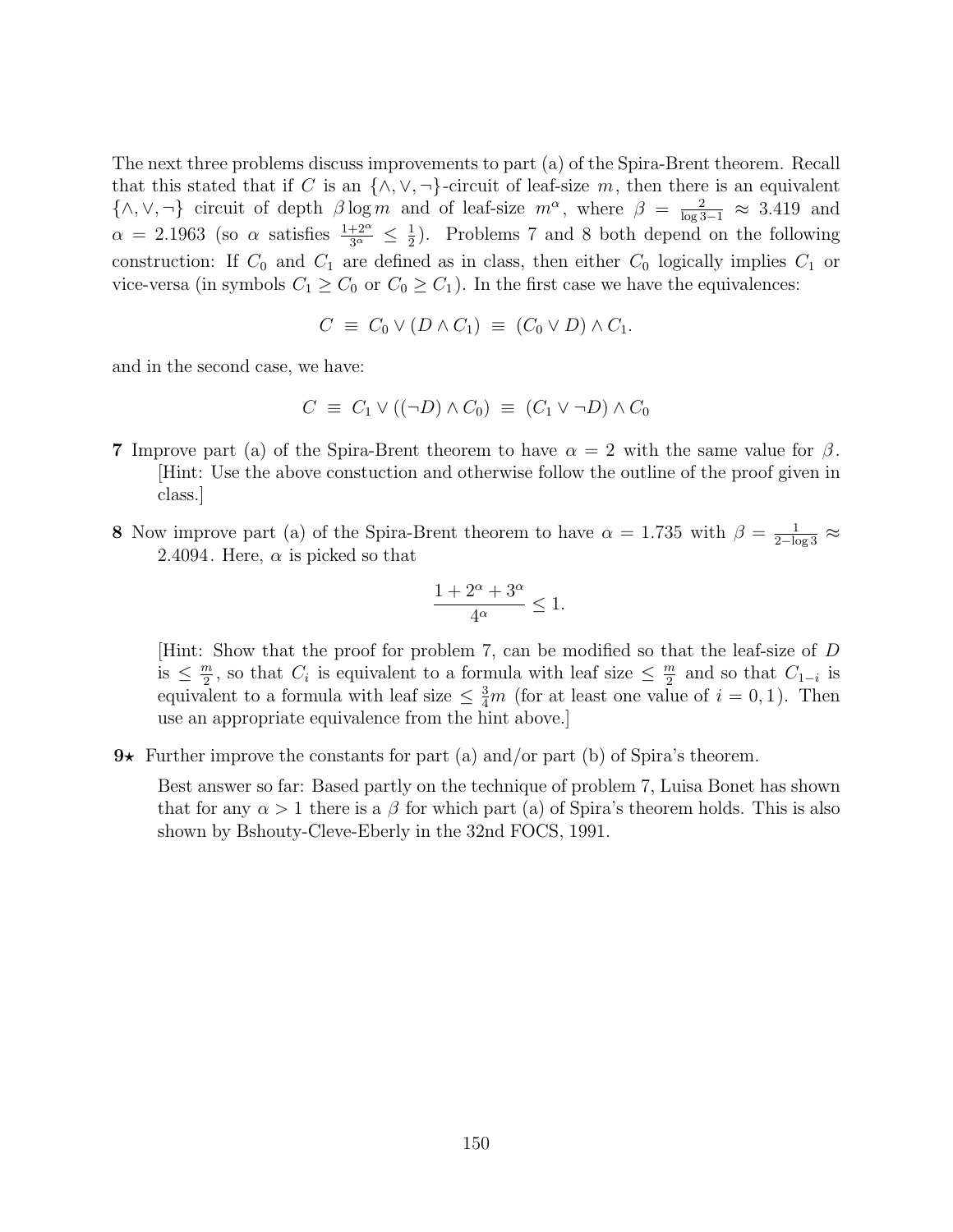The next three problems discuss improvements to part (a) of the Spira-Brent theorem. Recall that this stated that if $C$ is an $\{\wedge, \vee, \neg\}$-circuit of leaf-size $m$, then there is an equivalent $\{\wedge, \vee, \neg\}$ circuit of depth $\beta \log m$ and of leaf-size $m^\alpha$, where $\beta = \frac{2}{\log 3 - 1} \approx 3.419$ and $\alpha = 2.1963$ (so $\alpha$ satisfies $\frac{1+2^\alpha}{3^\alpha} \leq \frac{1}{2}$). Problems 7 and 8 both depend on the following construction: If $C_0$ and $C_1$ are defined as in class, then either $C_0$ logically implies $C_1$ or vice-versa (in symbols $C_1 \geq C_0$ or $C_0 \geq C_1$). In the first case we have the equivalences:

$$C \equiv C_0 \vee (D \wedge C_1) \equiv (C_0 \vee D) \wedge C_1.$$

and in the second case, we have:

$$C \equiv C_1 \vee ((\neg D) \wedge C_0) \equiv (C_1 \vee \neg D) \wedge C_0$$

**7** Improve part (a) of the Spira-Brent theorem to have $\alpha = 2$ with the same value for $\beta$. [Hint: Use the above constuction and otherwise follow the outline of the proof given in class.]

**8** Now improve part (a) of the Spira-Brent theorem to have $\alpha = 1.735$ with $\beta = \frac{1}{2 - \log 3} \approx 2.4094$. Here, $\alpha$ is picked so that

$$\frac{1 + 2^\alpha + 3^\alpha}{4^\alpha} \leq 1.$$

[Hint: Show that the proof for problem 7, can be modified so that the leaf-size of $D$ is $\leq \frac{m}{2}$, so that $C_i$ is equivalent to a formula with leaf size $\leq \frac{m}{2}$ and so that $C_{1-i}$ is equivalent to a formula with leaf size $\leq \frac{3}{4}m$ (for at least one value of $i = 0, 1$). Then use an appropriate equivalence from the hint above.]

**9⋆** Further improve the constants for part (a) and/or part (b) of Spira's theorem.

Best answer so far: Based partly on the technique of problem 7, Luisa Bonet has shown that for any $\alpha > 1$ there is a $\beta$ for which part (a) of Spira's theorem holds. This is also shown by Bshouty-Cleve-Eberly in the 32nd FOCS, 1991.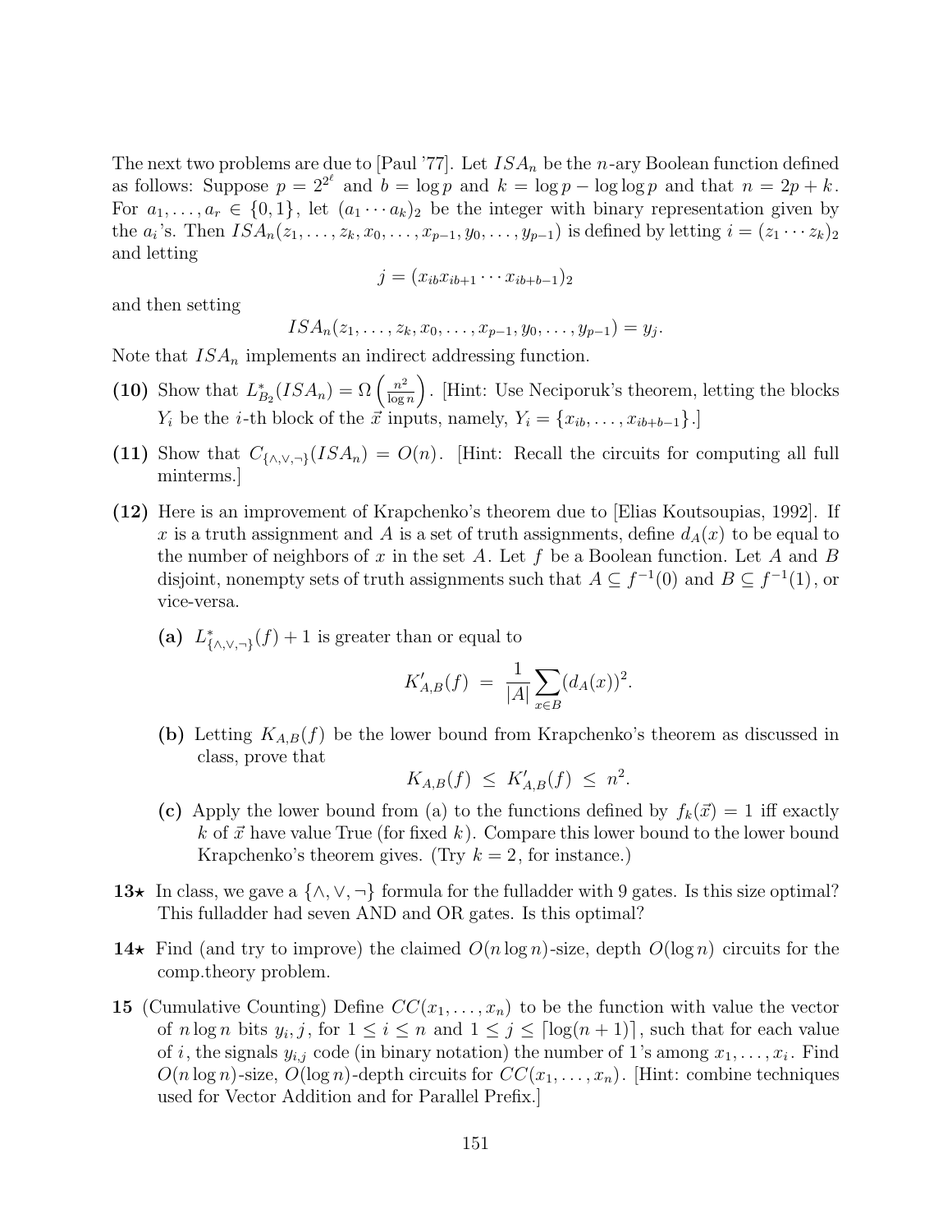The next two problems are due to [Paul '77]. Let $ISA_n$ be the $n$-ary Boolean function defined as follows: Suppose $p = 2^{2^\ell}$ and $b = \log p$ and $k = \log p - \log\log p$ and that $n = 2p + k$. For $a_1, \ldots, a_r \in \{0,1\}$, let $(a_1 \cdots a_k)_2$ be the integer with binary representation given by the $a_i$'s. Then $ISA_n(z_1, \ldots, z_k, x_0, \ldots, x_{p-1}, y_0, \ldots, y_{p-1})$ is defined by letting $i = (z_1 \cdots z_k)_2$ and letting

$$j = (x_{ib} x_{ib+1} \cdots x_{ib+b-1})_2$$

and then setting

$$ISA_n(z_1, \ldots, z_k, x_0, \ldots, x_{p-1}, y_0, \ldots, y_{p-1}) = y_j.$$

Note that $ISA_n$ implements an indirect addressing function.

**(10)** Show that $L^*_{B_2}(ISA_n) = \Omega\left(\frac{n^2}{\log n}\right)$. [Hint: Use Neciporuk's theorem, letting the blocks $Y_i$ be the $i$-th block of the $\vec{x}$ inputs, namely, $Y_i = \{x_{ib}, \ldots, x_{ib+b-1}\}$.]

**(11)** Show that $C_{\{\wedge,\vee,\neg\}}(ISA_n) = O(n)$. [Hint: Recall the circuits for computing all full minterms.]

**(12)** Here is an improvement of Krapchenko's theorem due to [Elias Koutsoupias, 1992]. If $x$ is a truth assignment and $A$ is a set of truth assignments, define $d_A(x)$ to be equal to the number of neighbors of $x$ in the set $A$. Let $f$ be a Boolean function. Let $A$ and $B$ disjoint, nonempty sets of truth assignments such that $A \subseteq f^{-1}(0)$ and $B \subseteq f^{-1}(1)$, or vice-versa.

- **(a)** $L^*_{\{\wedge,\vee,\neg\}}(f) + 1$ is greater than or equal to

$$K'_{A,B}(f) \;=\; \frac{1}{|A|}\sum_{x \in B}(d_A(x))^2.$$

- **(b)** Letting $K_{A,B}(f)$ be the lower bound from Krapchenko's theorem as discussed in class, prove that

$$K_{A,B}(f) \;\leq\; K'_{A,B}(f) \;\leq\; n^2.$$

- **(c)** Apply the lower bound from (a) to the functions defined by $f_k(\vec{x}) = 1$ iff exactly $k$ of $\vec{x}$ have value True (for fixed $k$). Compare this lower bound to the lower bound Krapchenko's theorem gives. (Try $k = 2$, for instance.)

**13★** In class, we gave a $\{\wedge,\vee,\neg\}$ formula for the fulladder with 9 gates. Is this size optimal? This fulladder had seven AND and OR gates. Is this optimal?

**14★** Find (and try to improve) the claimed $O(n\log n)$-size, depth $O(\log n)$ circuits for the comp.theory problem.

**15** (Cumulative Counting) Define $CC(x_1, \ldots, x_n)$ to be the function with value the vector of $n\log n$ bits $y_i, j$, for $1 \leq i \leq n$ and $1 \leq j \leq \lceil \log(n+1) \rceil$, such that for each value of $i$, the signals $y_{i,j}$ code (in binary notation) the number of 1's among $x_1, \ldots, x_i$. Find $O(n\log n)$-size, $O(\log n)$-depth circuits for $CC(x_1, \ldots, x_n)$. [Hint: combine techniques used for Vector Addition and for Parallel Prefix.]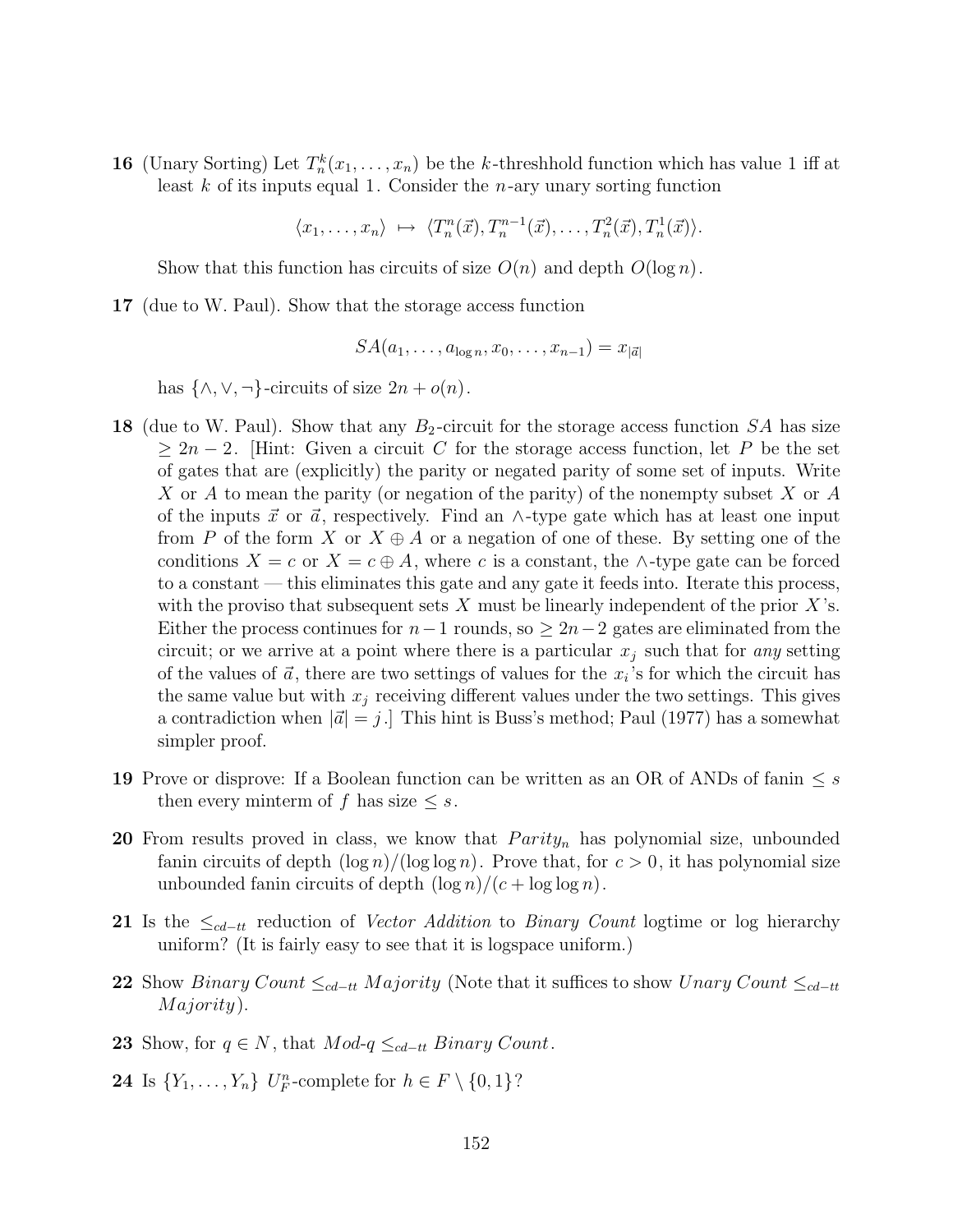**16** (Unary Sorting) Let $T_n^k(x_1, \ldots, x_n)$ be the $k$-threshhold function which has value 1 iff at least $k$ of its inputs equal 1. Consider the $n$-ary unary sorting function

$$\langle x_1, \ldots, x_n \rangle \;\mapsto\; \langle T_n^n(\vec{x}), T_n^{n-1}(\vec{x}), \ldots, T_n^2(\vec{x}), T_n^1(\vec{x}) \rangle.$$

Show that this function has circuits of size $O(n)$ and depth $O(\log n)$.

**17** (due to W. Paul). Show that the storage access function

$$SA(a_1, \ldots, a_{\log n}, x_0, \ldots, x_{n-1}) = x_{|\vec{a}|}$$

has $\{\wedge, \vee, \neg\}$-circuits of size $2n + o(n)$.

**18** (due to W. Paul). Show that any $B_2$-circuit for the storage access function $SA$ has size $\geq 2n - 2$. [Hint: Given a circuit $C$ for the storage access function, let $P$ be the set of gates that are (explicitly) the parity or negated parity of some set of inputs. Write $X$ or $A$ to mean the parity (or negation of the parity) of the nonempty subset $X$ or $A$ of the inputs $\vec{x}$ or $\vec{a}$, respectively. Find an $\wedge$-type gate which has at least one input from $P$ of the form $X$ or $X \oplus A$ or a negation of one of these. By setting one of the conditions $X = c$ or $X = c \oplus A$, where $c$ is a constant, the $\wedge$-type gate can be forced to a constant — this eliminates this gate and any gate it feeds into. Iterate this process, with the proviso that subsequent sets $X$ must be linearly independent of the prior $X$'s. Either the process continues for $n-1$ rounds, so $\geq 2n-2$ gates are eliminated from the circuit; or we arrive at a point where there is a particular $x_j$ such that for *any* setting of the values of $\vec{a}$, there are two settings of values for the $x_i$'s for which the circuit has the same value but with $x_j$ receiving different values under the two settings. This gives a contradiction when $|\vec{a}| = j$.] This hint is Buss's method; Paul (1977) has a somewhat simpler proof.

**19** Prove or disprove: If a Boolean function can be written as an OR of ANDs of fanin $\leq s$ then every minterm of $f$ has size $\leq s$.

**20** From results proved in class, we know that $Parity_n$ has polynomial size, unbounded fanin circuits of depth $(\log n)/(\log \log n)$. Prove that, for $c > 0$, it has polynomial size unbounded fanin circuits of depth $(\log n)/(c + \log \log n)$.

**21** Is the $\leq_{cd-tt}$ reduction of *Vector Addition* to *Binary Count* logtime or log hierarchy uniform? (It is fairly easy to see that it is logspace uniform.)

**22** Show *Binary Count* $\leq_{cd-tt}$ *Majority* (Note that it suffices to show *Unary Count* $\leq_{cd-tt}$ *Majority*).

**23** Show, for $q \in N$, that *Mod-q* $\leq_{cd-tt}$ *Binary Count*.

**24** Is $\{Y_1, \ldots, Y_n\}$ $U_F^n$-complete for $h \in F \setminus \{0, 1\}$?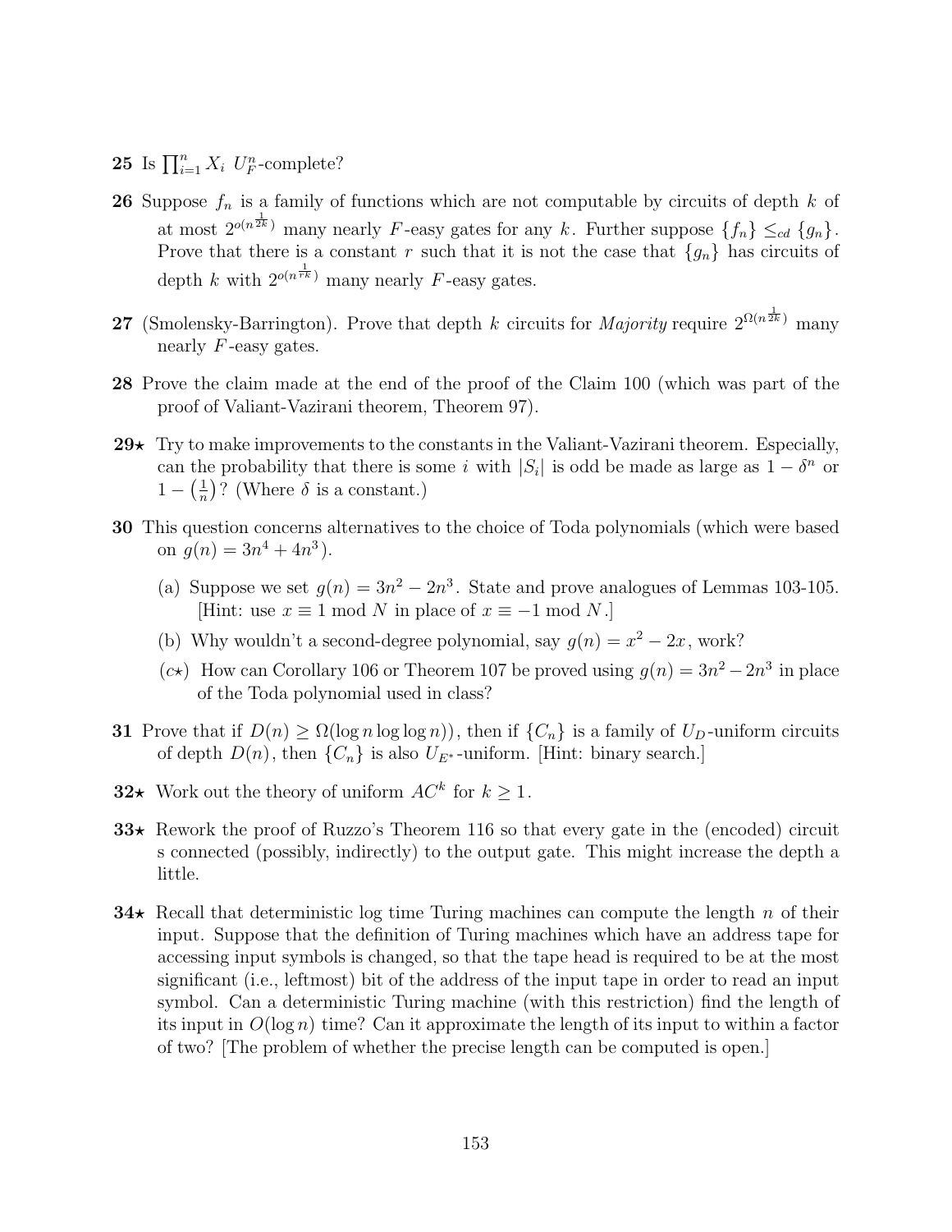**25** Is $\prod_{i=1}^{n} X_i$ $U_F^n$-complete?

**26** Suppose $f_n$ is a family of functions which are not computable by circuits of depth $k$ of at most $2^{o(n^{\frac{1}{2k}})}$ many nearly $F$-easy gates for any $k$. Further suppose $\{f_n\} \leq_{cd} \{g_n\}$. Prove that there is a constant $r$ such that it is not the case that $\{g_n\}$ has circuits of depth $k$ with $2^{o(n^{\frac{1}{rk}})}$ many nearly $F$-easy gates.

**27** (Smolensky-Barrington). Prove that depth $k$ circuits for *Majority* require $2^{\Omega(n^{\frac{1}{2k}})}$ many nearly $F$-easy gates.

**28** Prove the claim made at the end of the proof of the Claim 100 (which was part of the proof of Valiant-Vazirani theorem, Theorem 97).

**29**$\star$ Try to make improvements to the constants in the Valiant-Vazirani theorem. Especially, can the probability that there is some $i$ with $|S_i|$ is odd be made as large as $1 - \delta^n$ or $1 - \left(\frac{1}{n}\right)$? (Where $\delta$ is a constant.)

**30** This question concerns alternatives to the choice of Toda polynomials (which were based on $g(n) = 3n^4 + 4n^3$).

(a) Suppose we set $g(n) = 3n^2 - 2n^3$. State and prove analogues of Lemmas 103-105. [Hint: use $x \equiv 1 \bmod N$ in place of $x \equiv -1 \bmod N$.]

(b) Why wouldn't a second-degree polynomial, say $g(n) = x^2 - 2x$, work?

($c\star$) How can Corollary 106 or Theorem 107 be proved using $g(n) = 3n^2 - 2n^3$ in place of the Toda polynomial used in class?

**31** Prove that if $D(n) \geq \Omega(\log n \log \log n))$, then if $\{C_n\}$ is a family of $U_D$-uniform circuits of depth $D(n)$, then $\{C_n\}$ is also $U_{E^*}$-uniform. [Hint: binary search.]

**32**$\star$ Work out the theory of uniform $AC^k$ for $k \geq 1$.

**33**$\star$ Rework the proof of Ruzzo's Theorem 116 so that every gate in the (encoded) circuit s connected (possibly, indirectly) to the output gate. This might increase the depth a little.

**34**$\star$ Recall that deterministic log time Turing machines can compute the length $n$ of their input. Suppose that the definition of Turing machines which have an address tape for accessing input symbols is changed, so that the tape head is required to be at the most significant (i.e., leftmost) bit of the address of the input tape in order to read an input symbol. Can a deterministic Turing machine (with this restriction) find the length of its input in $O(\log n)$ time? Can it approximate the length of its input to within a factor of two? [The problem of whether the precise length can be computed is open.]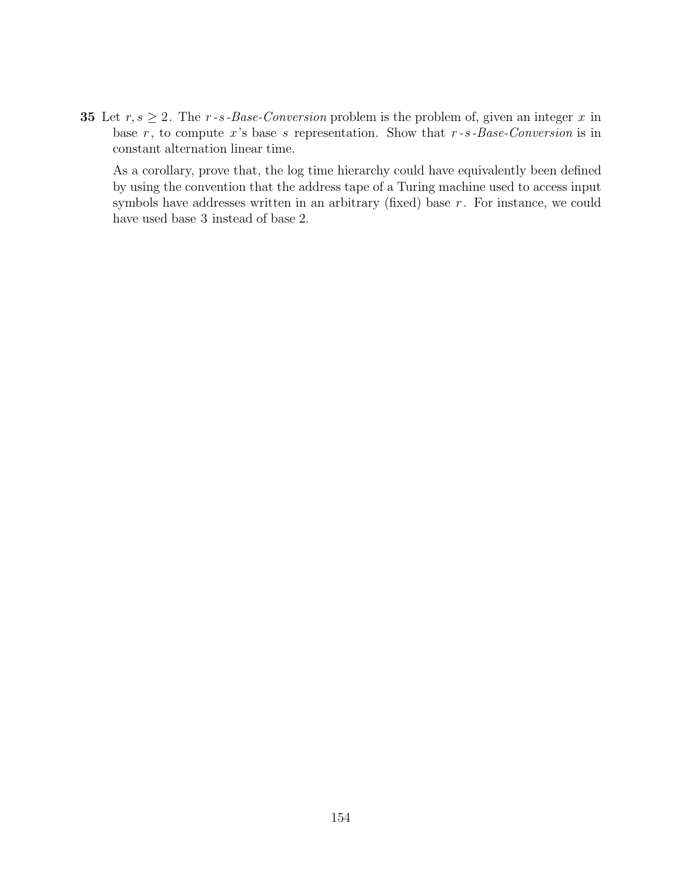**35** Let $r, s \geq 2$. The $r$-$s$-*Base-Conversion* problem is the problem of, given an integer $x$ in base $r$, to compute $x$'s base $s$ representation. Show that $r$-$s$-*Base-Conversion* is in constant alternation linear time.

As a corollary, prove that, the log time hierarchy could have equivalently been defined by using the convention that the address tape of a Turing machine used to access input symbols have addresses written in an arbitrary (fixed) base $r$. For instance, we could have used base 3 instead of base 2.